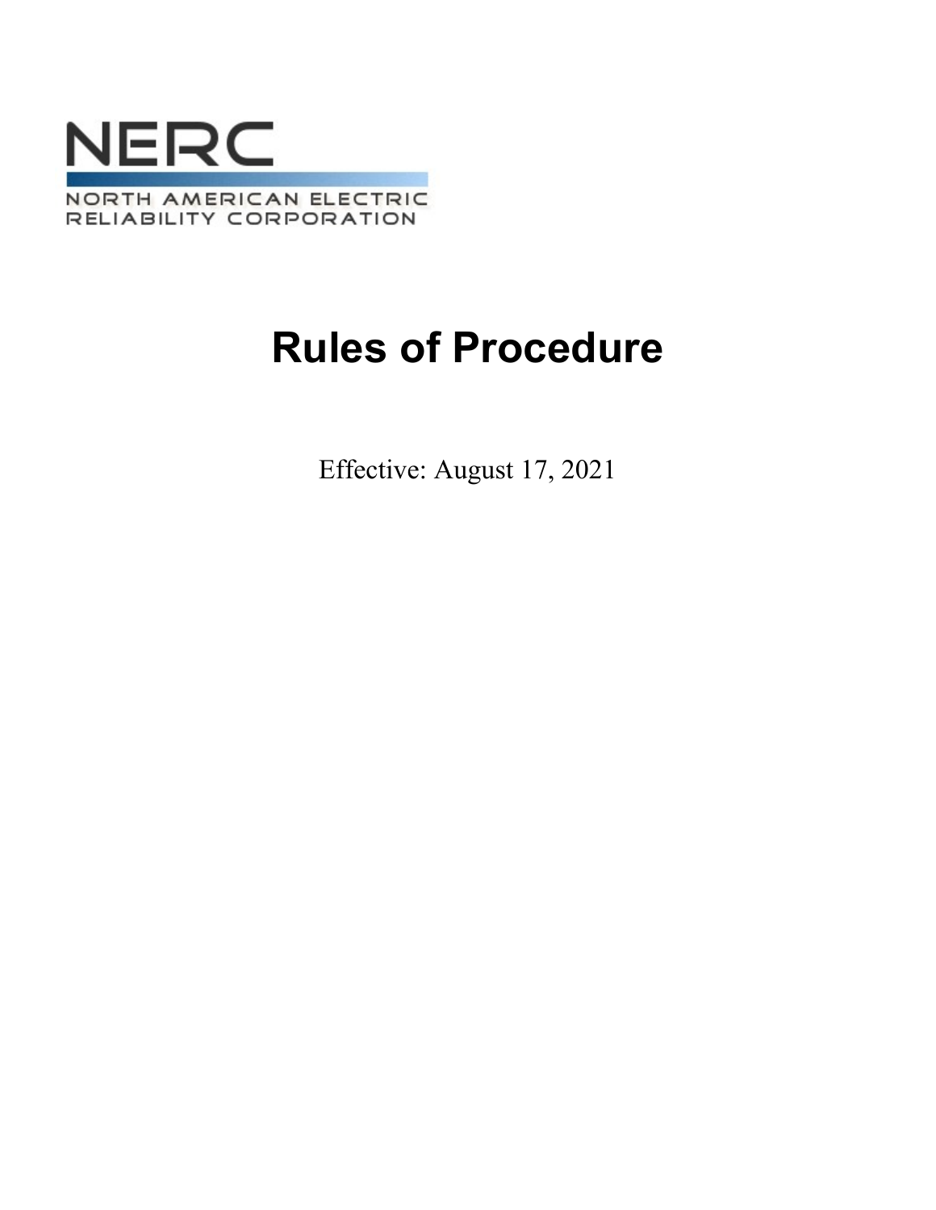NERC

NORTH AMERICAN ELECTRIC RELIABILITY CORPORATION

# Rules of Procedure

Effective: August 17, 2021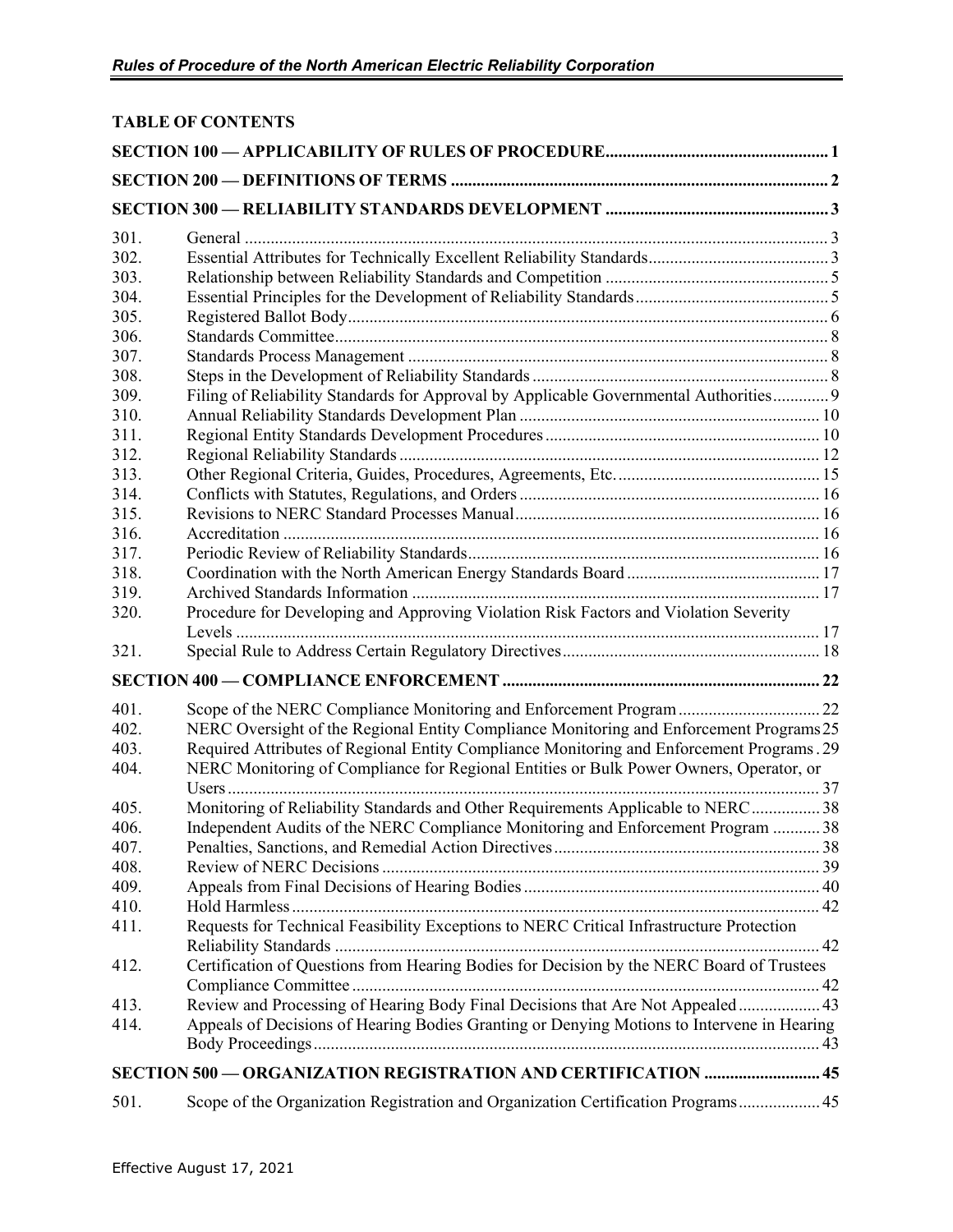**TABLE OF CONTENTS**

| | | |
|---|---|---|
| **SECTION 100 — APPLICABILITY OF RULES OF PROCEDURE** | | **1** |
| **SECTION 200 — DEFINITIONS OF TERMS** | | **2** |
| **SECTION 300 — RELIABILITY STANDARDS DEVELOPMENT** | | **3** |
| 301. | General | 3 |
| 302. | Essential Attributes for Technically Excellent Reliability Standards | 3 |
| 303. | Relationship between Reliability Standards and Competition | 5 |
| 304. | Essential Principles for the Development of Reliability Standards | 5 |
| 305. | Registered Ballot Body | 6 |
| 306. | Standards Committee | 8 |
| 307. | Standards Process Management | 8 |
| 308. | Steps in the Development of Reliability Standards | 8 |
| 309. | Filing of Reliability Standards for Approval by Applicable Governmental Authorities | 9 |
| 310. | Annual Reliability Standards Development Plan | 10 |
| 311. | Regional Entity Standards Development Procedures | 10 |
| 312. | Regional Reliability Standards | 12 |
| 313. | Other Regional Criteria, Guides, Procedures, Agreements, Etc. | 15 |
| 314. | Conflicts with Statutes, Regulations, and Orders | 16 |
| 315. | Revisions to NERC Standard Processes Manual | 16 |
| 316. | Accreditation | 16 |
| 317. | Periodic Review of Reliability Standards | 16 |
| 318. | Coordination with the North American Energy Standards Board | 17 |
| 319. | Archived Standards Information | 17 |
| 320. | Procedure for Developing and Approving Violation Risk Factors and Violation Severity Levels | 17 |
| 321. | Special Rule to Address Certain Regulatory Directives | 18 |
| **SECTION 400 — COMPLIANCE ENFORCEMENT** | | **22** |
| 401. | Scope of the NERC Compliance Monitoring and Enforcement Program | 22 |
| 402. | NERC Oversight of the Regional Entity Compliance Monitoring and Enforcement Programs | 25 |
| 403. | Required Attributes of Regional Entity Compliance Monitoring and Enforcement Programs | 29 |
| 404. | NERC Monitoring of Compliance for Regional Entities or Bulk Power Owners, Operator, or Users | 37 |
| 405. | Monitoring of Reliability Standards and Other Requirements Applicable to NERC | 38 |
| 406. | Independent Audits of the NERC Compliance Monitoring and Enforcement Program | 38 |
| 407. | Penalties, Sanctions, and Remedial Action Directives | 38 |
| 408. | Review of NERC Decisions | 39 |
| 409. | Appeals from Final Decisions of Hearing Bodies | 40 |
| 410. | Hold Harmless | 42 |
| 411. | Requests for Technical Feasibility Exceptions to NERC Critical Infrastructure Protection Reliability Standards | 42 |
| 412. | Certification of Questions from Hearing Bodies for Decision by the NERC Board of Trustees Compliance Committee | 42 |
| 413. | Review and Processing of Hearing Body Final Decisions that Are Not Appealed | 43 |
| 414. | Appeals of Decisions of Hearing Bodies Granting or Denying Motions to Intervene in Hearing Body Proceedings | 43 |
| **SECTION 500 — ORGANIZATION REGISTRATION AND CERTIFICATION** | | **45** |
| 501. | Scope of the Organization Registration and Organization Certification Programs | 45 |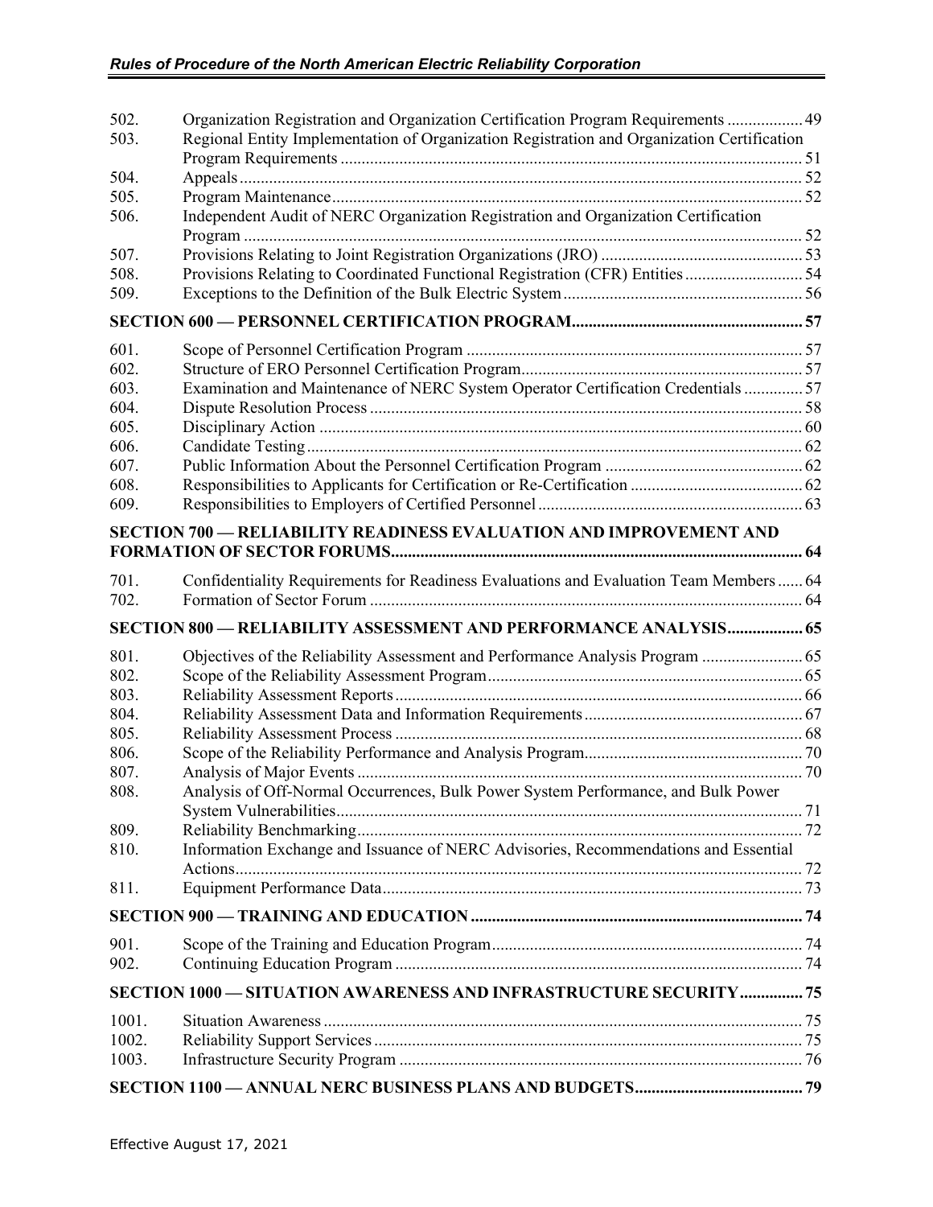| | | |
|---|---|---|
| 502. | Organization Registration and Organization Certification Program Requirements | 49 |
| 503. | Regional Entity Implementation of Organization Registration and Organization Certification Program Requirements | 51 |
| 504. | Appeals | 52 |
| 505. | Program Maintenance | 52 |
| 506. | Independent Audit of NERC Organization Registration and Organization Certification Program | 52 |
| 507. | Provisions Relating to Joint Registration Organizations (JRO) | 53 |
| 508. | Provisions Relating to Coordinated Functional Registration (CFR) Entities | 54 |
| 509. | Exceptions to the Definition of the Bulk Electric System | 56 |

**SECTION 600 — PERSONNEL CERTIFICATION PROGRAM ... 57**

| | | |
|---|---|---|
| 601. | Scope of Personnel Certification Program | 57 |
| 602. | Structure of ERO Personnel Certification Program | 57 |
| 603. | Examination and Maintenance of NERC System Operator Certification Credentials | 57 |
| 604. | Dispute Resolution Process | 58 |
| 605. | Disciplinary Action | 60 |
| 606. | Candidate Testing | 62 |
| 607. | Public Information About the Personnel Certification Program | 62 |
| 608. | Responsibilities to Applicants for Certification or Re-Certification | 62 |
| 609. | Responsibilities to Employers of Certified Personnel | 63 |

**SECTION 700 — RELIABILITY READINESS EVALUATION AND IMPROVEMENT AND FORMATION OF SECTOR FORUMS ... 64**

| | | |
|---|---|---|
| 701. | Confidentiality Requirements for Readiness Evaluations and Evaluation Team Members | 64 |
| 702. | Formation of Sector Forum | 64 |

**SECTION 800 — RELIABILITY ASSESSMENT AND PERFORMANCE ANALYSIS ... 65**

| | | |
|---|---|---|
| 801. | Objectives of the Reliability Assessment and Performance Analysis Program | 65 |
| 802. | Scope of the Reliability Assessment Program | 65 |
| 803. | Reliability Assessment Reports | 66 |
| 804. | Reliability Assessment Data and Information Requirements | 67 |
| 805. | Reliability Assessment Process | 68 |
| 806. | Scope of the Reliability Performance and Analysis Program | 70 |
| 807. | Analysis of Major Events | 70 |
| 808. | Analysis of Off-Normal Occurrences, Bulk Power System Performance, and Bulk Power System Vulnerabilities | 71 |
| 809. | Reliability Benchmarking | 72 |
| 810. | Information Exchange and Issuance of NERC Advisories, Recommendations and Essential Actions | 72 |
| 811. | Equipment Performance Data | 73 |

**SECTION 900 — TRAINING AND EDUCATION ... 74**

| | | |
|---|---|---|
| 901. | Scope of the Training and Education Program | 74 |
| 902. | Continuing Education Program | 74 |

**SECTION 1000 — SITUATION AWARENESS AND INFRASTRUCTURE SECURITY ... 75**

| | | |
|---|---|---|
| 1001. | Situation Awareness | 75 |
| 1002. | Reliability Support Services | 75 |
| 1003. | Infrastructure Security Program | 76 |

**SECTION 1100 — ANNUAL NERC BUSINESS PLANS AND BUDGETS ... 79**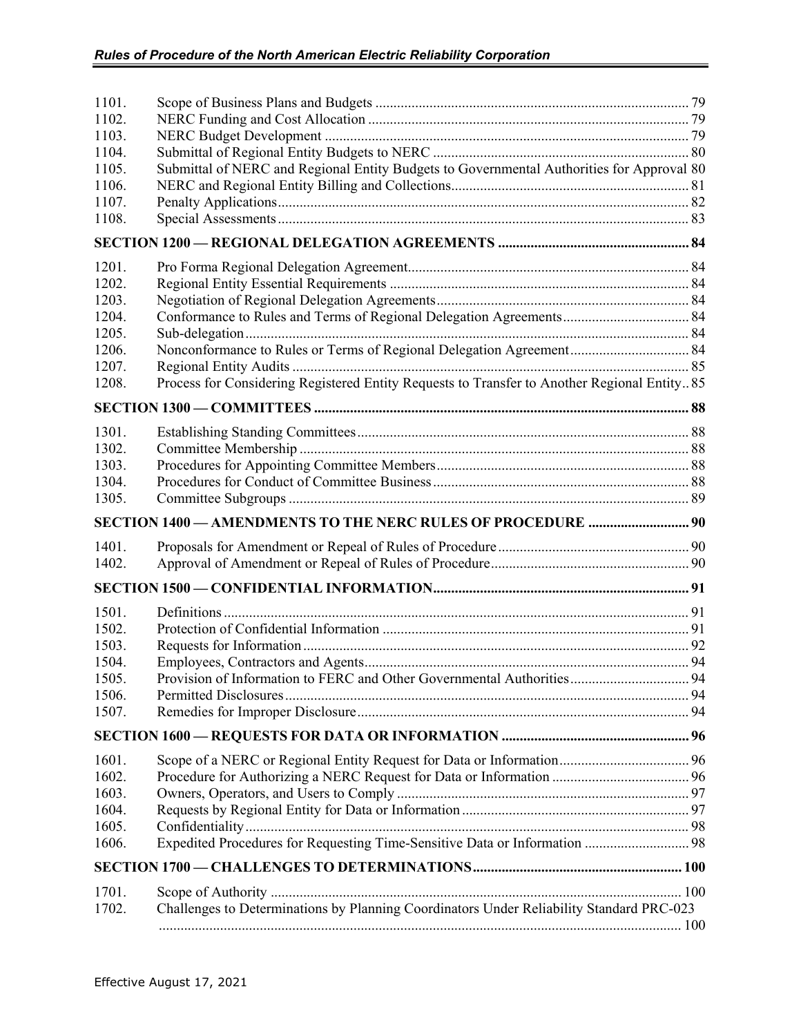| | | |
|---|---|---|
| 1101. | Scope of Business Plans and Budgets | 79 |
| 1102. | NERC Funding and Cost Allocation | 79 |
| 1103. | NERC Budget Development | 79 |
| 1104. | Submittal of Regional Entity Budgets to NERC | 80 |
| 1105. | Submittal of NERC and Regional Entity Budgets to Governmental Authorities for Approval | 80 |
| 1106. | NERC and Regional Entity Billing and Collections | 81 |
| 1107. | Penalty Applications | 82 |
| 1108. | Special Assessments | 83 |

**SECTION 1200 — REGIONAL DELEGATION AGREEMENTS** ..... 84

| | | |
|---|---|---|
| 1201. | Pro Forma Regional Delegation Agreement | 84 |
| 1202. | Regional Entity Essential Requirements | 84 |
| 1203. | Negotiation of Regional Delegation Agreements | 84 |
| 1204. | Conformance to Rules and Terms of Regional Delegation Agreements | 84 |
| 1205. | Sub-delegation | 84 |
| 1206. | Nonconformance to Rules or Terms of Regional Delegation Agreement | 84 |
| 1207. | Regional Entity Audits | 85 |
| 1208. | Process for Considering Registered Entity Requests to Transfer to Another Regional Entity | 85 |

**SECTION 1300 — COMMITTEES** ..... 88

| | | |
|---|---|---|
| 1301. | Establishing Standing Committees | 88 |
| 1302. | Committee Membership | 88 |
| 1303. | Procedures for Appointing Committee Members | 88 |
| 1304. | Procedures for Conduct of Committee Business | 88 |
| 1305. | Committee Subgroups | 89 |

**SECTION 1400 — AMENDMENTS TO THE NERC RULES OF PROCEDURE** ..... 90

| | | |
|---|---|---|
| 1401. | Proposals for Amendment or Repeal of Rules of Procedure | 90 |
| 1402. | Approval of Amendment or Repeal of Rules of Procedure | 90 |

**SECTION 1500 — CONFIDENTIAL INFORMATION** ..... 91

| | | |
|---|---|---|
| 1501. | Definitions | 91 |
| 1502. | Protection of Confidential Information | 91 |
| 1503. | Requests for Information | 92 |
| 1504. | Employees, Contractors and Agents | 94 |
| 1505. | Provision of Information to FERC and Other Governmental Authorities | 94 |
| 1506. | Permitted Disclosures | 94 |
| 1507. | Remedies for Improper Disclosure | 94 |

**SECTION 1600 — REQUESTS FOR DATA OR INFORMATION** ..... 96

| | | |
|---|---|---|
| 1601. | Scope of a NERC or Regional Entity Request for Data or Information | 96 |
| 1602. | Procedure for Authorizing a NERC Request for Data or Information | 96 |
| 1603. | Owners, Operators, and Users to Comply | 97 |
| 1604. | Requests by Regional Entity for Data or Information | 97 |
| 1605. | Confidentiality | 98 |
| 1606. | Expedited Procedures for Requesting Time-Sensitive Data or Information | 98 |

**SECTION 1700 — CHALLENGES TO DETERMINATIONS** ..... 100

| | | |
|---|---|---|
| 1701. | Scope of Authority | 100 |
| 1702. | Challenges to Determinations by Planning Coordinators Under Reliability Standard PRC-023 | 100 |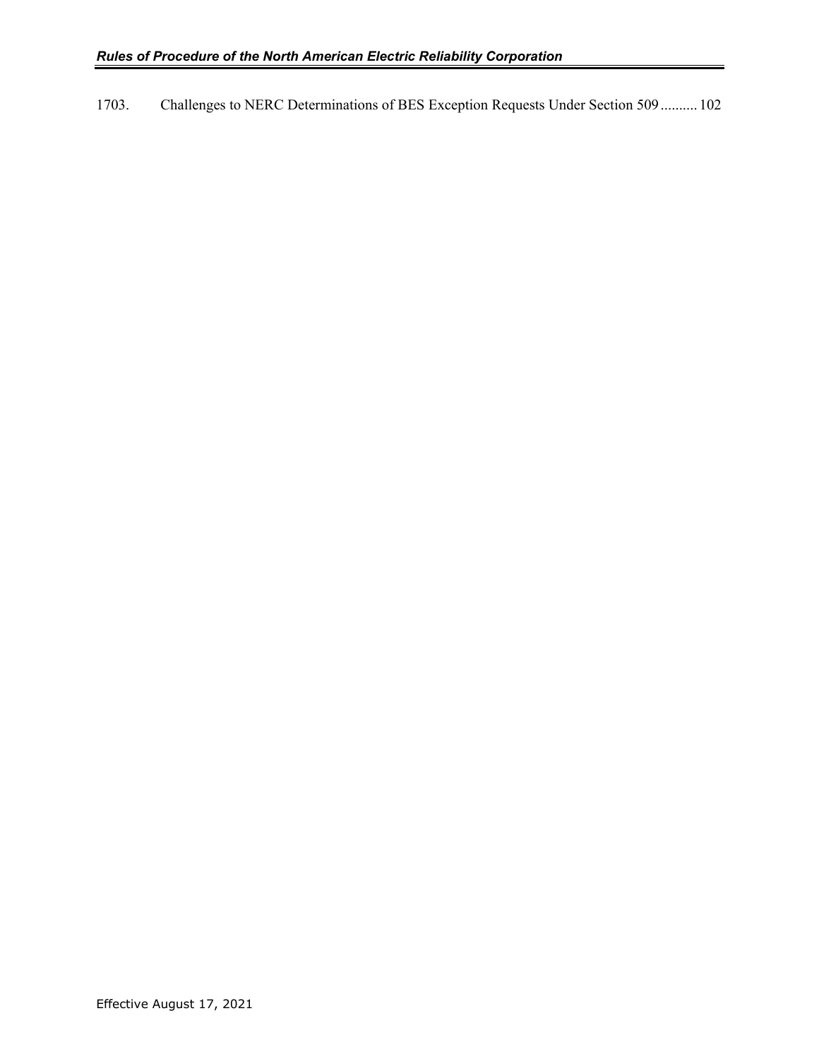1703. Challenges to NERC Determinations of BES Exception Requests Under Section 509 .......... 102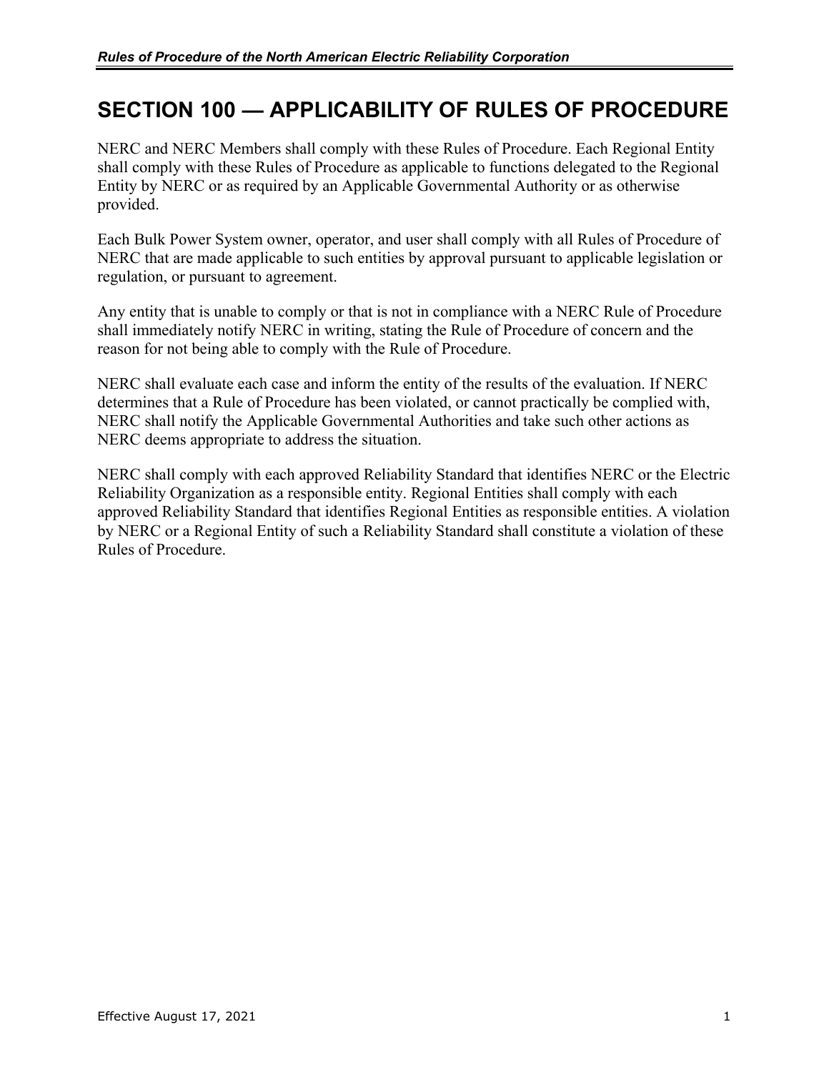# SECTION 100 — APPLICABILITY OF RULES OF PROCEDURE

NERC and NERC Members shall comply with these Rules of Procedure. Each Regional Entity shall comply with these Rules of Procedure as applicable to functions delegated to the Regional Entity by NERC or as required by an Applicable Governmental Authority or as otherwise provided.

Each Bulk Power System owner, operator, and user shall comply with all Rules of Procedure of NERC that are made applicable to such entities by approval pursuant to applicable legislation or regulation, or pursuant to agreement.

Any entity that is unable to comply or that is not in compliance with a NERC Rule of Procedure shall immediately notify NERC in writing, stating the Rule of Procedure of concern and the reason for not being able to comply with the Rule of Procedure.

NERC shall evaluate each case and inform the entity of the results of the evaluation. If NERC determines that a Rule of Procedure has been violated, or cannot practically be complied with, NERC shall notify the Applicable Governmental Authorities and take such other actions as NERC deems appropriate to address the situation.

NERC shall comply with each approved Reliability Standard that identifies NERC or the Electric Reliability Organization as a responsible entity. Regional Entities shall comply with each approved Reliability Standard that identifies Regional Entities as responsible entities. A violation by NERC or a Regional Entity of such a Reliability Standard shall constitute a violation of these Rules of Procedure.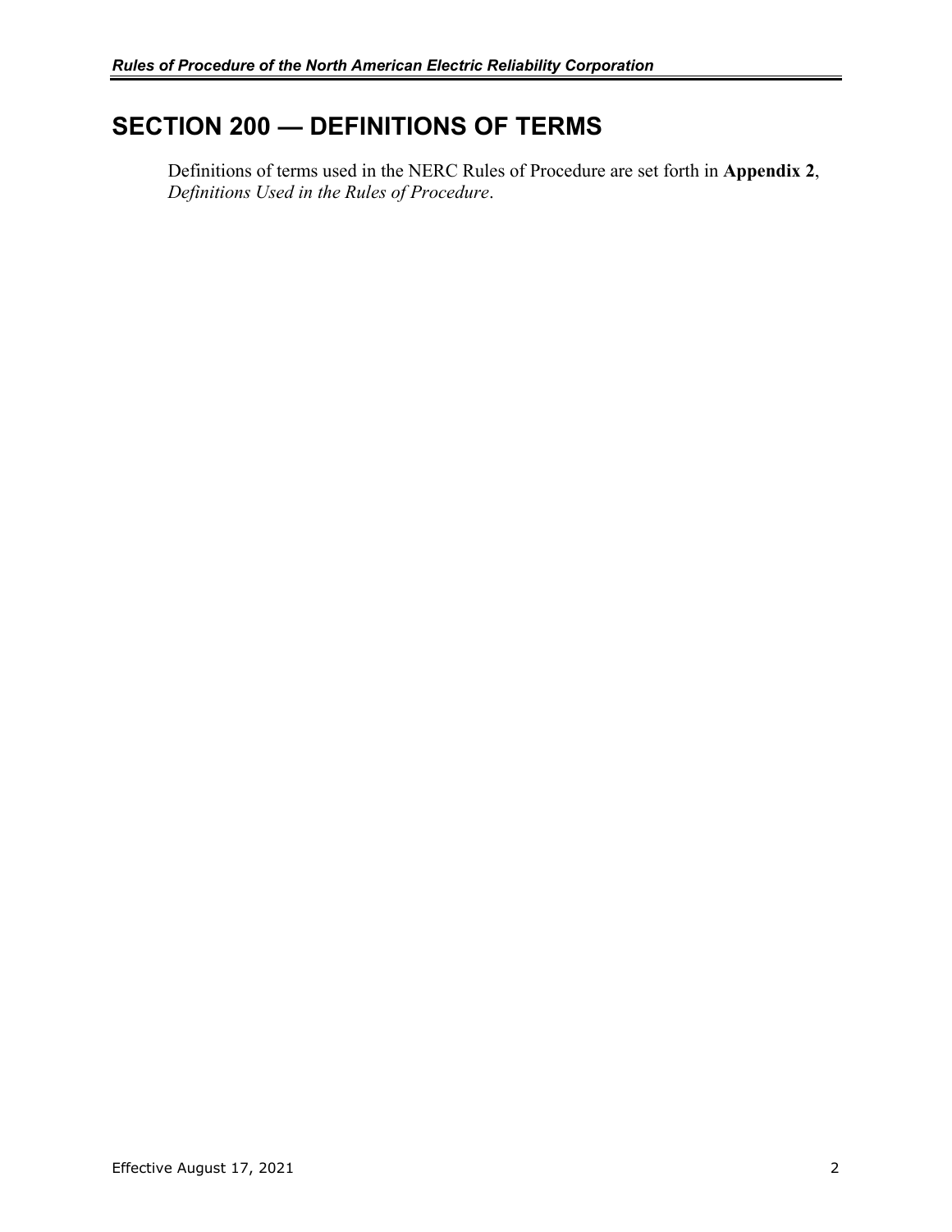# SECTION 200 — DEFINITIONS OF TERMS

Definitions of terms used in the NERC Rules of Procedure are set forth in **Appendix 2**, *Definitions Used in the Rules of Procedure*.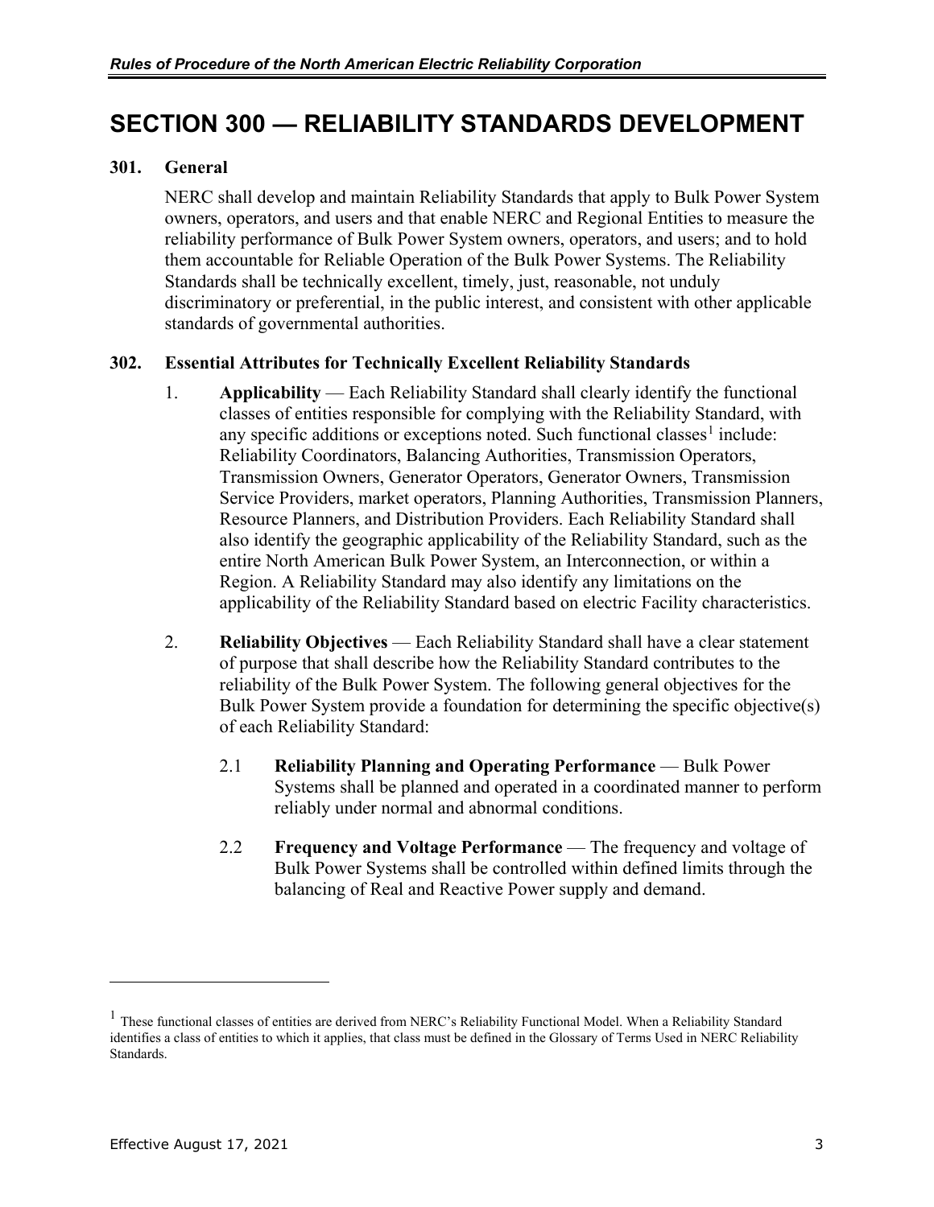# SECTION 300 — RELIABILITY STANDARDS DEVELOPMENT

## 301. General

NERC shall develop and maintain Reliability Standards that apply to Bulk Power System owners, operators, and users and that enable NERC and Regional Entities to measure the reliability performance of Bulk Power System owners, operators, and users; and to hold them accountable for Reliable Operation of the Bulk Power Systems. The Reliability Standards shall be technically excellent, timely, just, reasonable, not unduly discriminatory or preferential, in the public interest, and consistent with other applicable standards of governmental authorities.

## 302. Essential Attributes for Technically Excellent Reliability Standards

1. **Applicability** — Each Reliability Standard shall clearly identify the functional classes of entities responsible for complying with the Reliability Standard, with any specific additions or exceptions noted. Such functional classes[1] include: Reliability Coordinators, Balancing Authorities, Transmission Operators, Transmission Owners, Generator Operators, Generator Owners, Transmission Service Providers, market operators, Planning Authorities, Transmission Planners, Resource Planners, and Distribution Providers. Each Reliability Standard shall also identify the geographic applicability of the Reliability Standard, such as the entire North American Bulk Power System, an Interconnection, or within a Region. A Reliability Standard may also identify any limitations on the applicability of the Reliability Standard based on electric Facility characteristics.

2. **Reliability Objectives** — Each Reliability Standard shall have a clear statement of purpose that shall describe how the Reliability Standard contributes to the reliability of the Bulk Power System. The following general objectives for the Bulk Power System provide a foundation for determining the specific objective(s) of each Reliability Standard:

   2.1 **Reliability Planning and Operating Performance** — Bulk Power Systems shall be planned and operated in a coordinated manner to perform reliably under normal and abnormal conditions.

   2.2 **Frequency and Voltage Performance** — The frequency and voltage of Bulk Power Systems shall be controlled within defined limits through the balancing of Real and Reactive Power supply and demand.

[1] These functional classes of entities are derived from NERC's Reliability Functional Model. When a Reliability Standard identifies a class of entities to which it applies, that class must be defined in the Glossary of Terms Used in NERC Reliability Standards.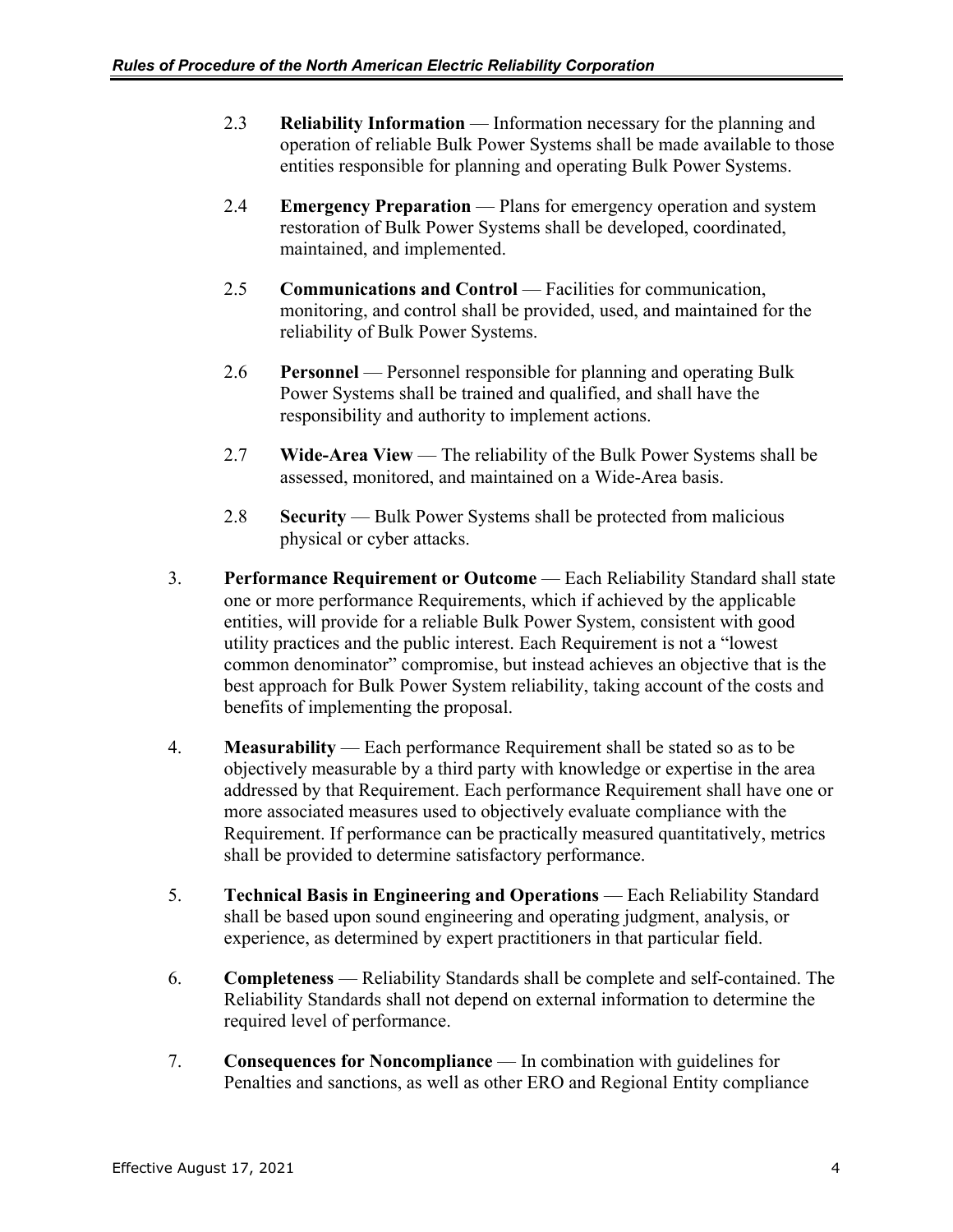2.3 **Reliability Information** — Information necessary for the planning and operation of reliable Bulk Power Systems shall be made available to those entities responsible for planning and operating Bulk Power Systems.

2.4 **Emergency Preparation** — Plans for emergency operation and system restoration of Bulk Power Systems shall be developed, coordinated, maintained, and implemented.

2.5 **Communications and Control** — Facilities for communication, monitoring, and control shall be provided, used, and maintained for the reliability of Bulk Power Systems.

2.6 **Personnel** — Personnel responsible for planning and operating Bulk Power Systems shall be trained and qualified, and shall have the responsibility and authority to implement actions.

2.7 **Wide-Area View** — The reliability of the Bulk Power Systems shall be assessed, monitored, and maintained on a Wide-Area basis.

2.8 **Security** — Bulk Power Systems shall be protected from malicious physical or cyber attacks.

3. **Performance Requirement or Outcome** — Each Reliability Standard shall state one or more performance Requirements, which if achieved by the applicable entities, will provide for a reliable Bulk Power System, consistent with good utility practices and the public interest. Each Requirement is not a "lowest common denominator" compromise, but instead achieves an objective that is the best approach for Bulk Power System reliability, taking account of the costs and benefits of implementing the proposal.

4. **Measurability** — Each performance Requirement shall be stated so as to be objectively measurable by a third party with knowledge or expertise in the area addressed by that Requirement. Each performance Requirement shall have one or more associated measures used to objectively evaluate compliance with the Requirement. If performance can be practically measured quantitatively, metrics shall be provided to determine satisfactory performance.

5. **Technical Basis in Engineering and Operations** — Each Reliability Standard shall be based upon sound engineering and operating judgment, analysis, or experience, as determined by expert practitioners in that particular field.

6. **Completeness** — Reliability Standards shall be complete and self-contained. The Reliability Standards shall not depend on external information to determine the required level of performance.

7. **Consequences for Noncompliance** — In combination with guidelines for Penalties and sanctions, as well as other ERO and Regional Entity compliance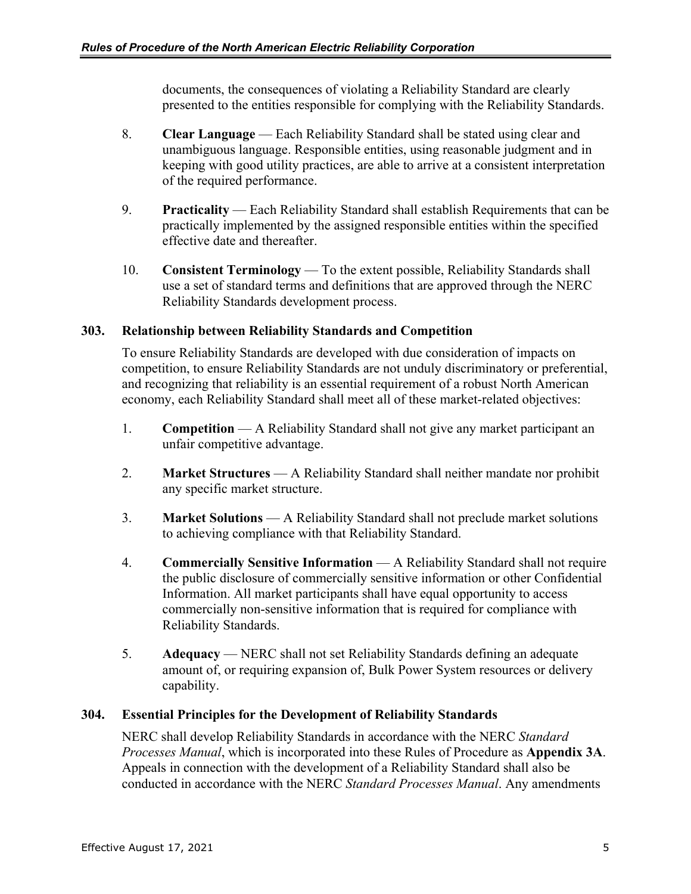documents, the consequences of violating a Reliability Standard are clearly presented to the entities responsible for complying with the Reliability Standards.

8. **Clear Language** — Each Reliability Standard shall be stated using clear and unambiguous language. Responsible entities, using reasonable judgment and in keeping with good utility practices, are able to arrive at a consistent interpretation of the required performance.

9. **Practicality** — Each Reliability Standard shall establish Requirements that can be practically implemented by the assigned responsible entities within the specified effective date and thereafter.

10. **Consistent Terminology** — To the extent possible, Reliability Standards shall use a set of standard terms and definitions that are approved through the NERC Reliability Standards development process.

## 303. Relationship between Reliability Standards and Competition

To ensure Reliability Standards are developed with due consideration of impacts on competition, to ensure Reliability Standards are not unduly discriminatory or preferential, and recognizing that reliability is an essential requirement of a robust North American economy, each Reliability Standard shall meet all of these market-related objectives:

1. **Competition** — A Reliability Standard shall not give any market participant an unfair competitive advantage.

2. **Market Structures** — A Reliability Standard shall neither mandate nor prohibit any specific market structure.

3. **Market Solutions** — A Reliability Standard shall not preclude market solutions to achieving compliance with that Reliability Standard.

4. **Commercially Sensitive Information** — A Reliability Standard shall not require the public disclosure of commercially sensitive information or other Confidential Information. All market participants shall have equal opportunity to access commercially non-sensitive information that is required for compliance with Reliability Standards.

5. **Adequacy** — NERC shall not set Reliability Standards defining an adequate amount of, or requiring expansion of, Bulk Power System resources or delivery capability.

## 304. Essential Principles for the Development of Reliability Standards

NERC shall develop Reliability Standards in accordance with the NERC *Standard Processes Manual*, which is incorporated into these Rules of Procedure as **Appendix 3A**. Appeals in connection with the development of a Reliability Standard shall also be conducted in accordance with the NERC *Standard Processes Manual*. Any amendments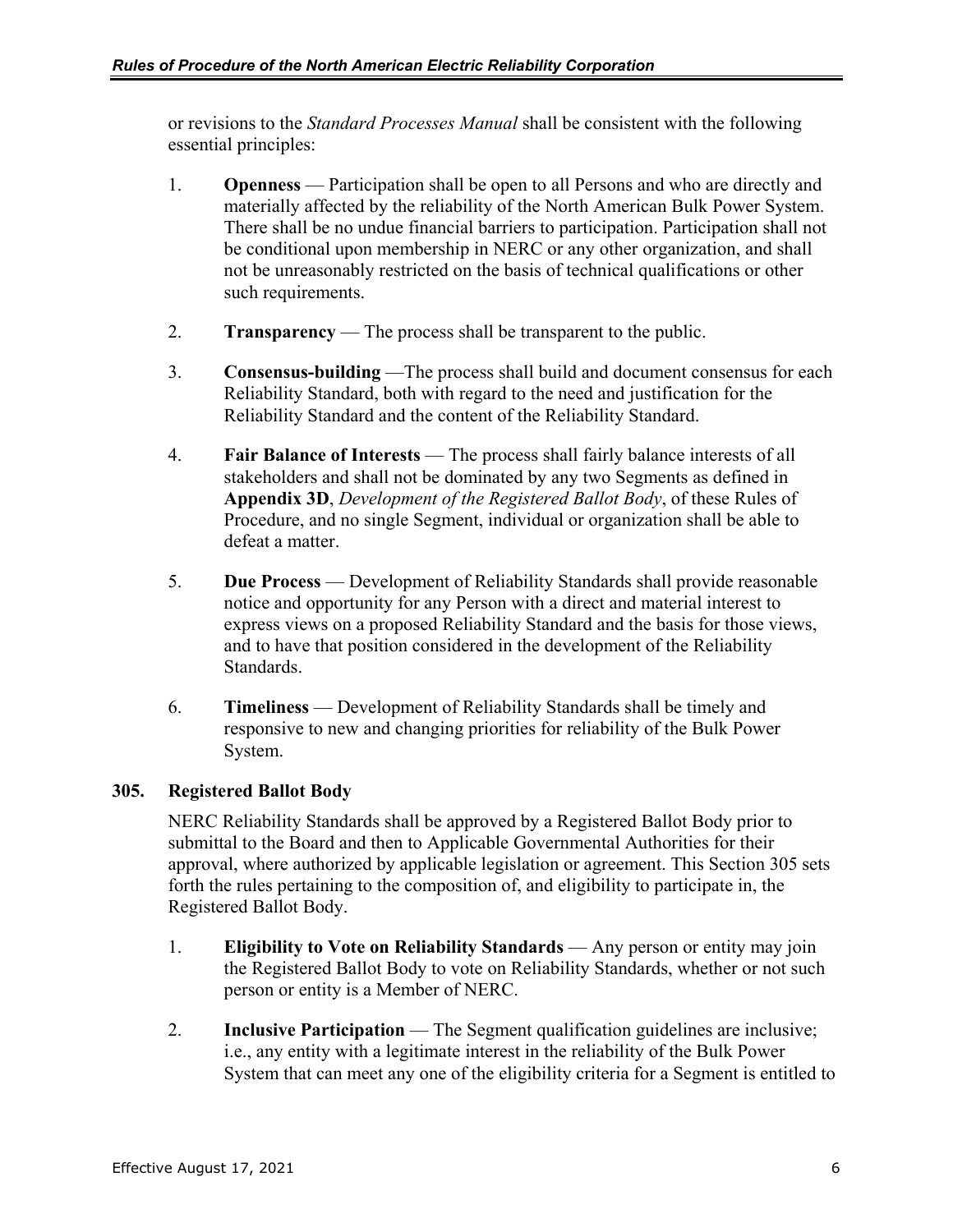or revisions to the *Standard Processes Manual* shall be consistent with the following essential principles:

1. **Openness** — Participation shall be open to all Persons and who are directly and materially affected by the reliability of the North American Bulk Power System. There shall be no undue financial barriers to participation. Participation shall not be conditional upon membership in NERC or any other organization, and shall not be unreasonably restricted on the basis of technical qualifications or other such requirements.

2. **Transparency** — The process shall be transparent to the public.

3. **Consensus-building** —The process shall build and document consensus for each Reliability Standard, both with regard to the need and justification for the Reliability Standard and the content of the Reliability Standard.

4. **Fair Balance of Interests** — The process shall fairly balance interests of all stakeholders and shall not be dominated by any two Segments as defined in **Appendix 3D**, *Development of the Registered Ballot Body*, of these Rules of Procedure, and no single Segment, individual or organization shall be able to defeat a matter.

5. **Due Process** — Development of Reliability Standards shall provide reasonable notice and opportunity for any Person with a direct and material interest to express views on a proposed Reliability Standard and the basis for those views, and to have that position considered in the development of the Reliability Standards.

6. **Timeliness** — Development of Reliability Standards shall be timely and responsive to new and changing priorities for reliability of the Bulk Power System.

## 305. Registered Ballot Body

NERC Reliability Standards shall be approved by a Registered Ballot Body prior to submittal to the Board and then to Applicable Governmental Authorities for their approval, where authorized by applicable legislation or agreement. This Section 305 sets forth the rules pertaining to the composition of, and eligibility to participate in, the Registered Ballot Body.

1. **Eligibility to Vote on Reliability Standards** — Any person or entity may join the Registered Ballot Body to vote on Reliability Standards, whether or not such person or entity is a Member of NERC.

2. **Inclusive Participation** — The Segment qualification guidelines are inclusive; i.e., any entity with a legitimate interest in the reliability of the Bulk Power System that can meet any one of the eligibility criteria for a Segment is entitled to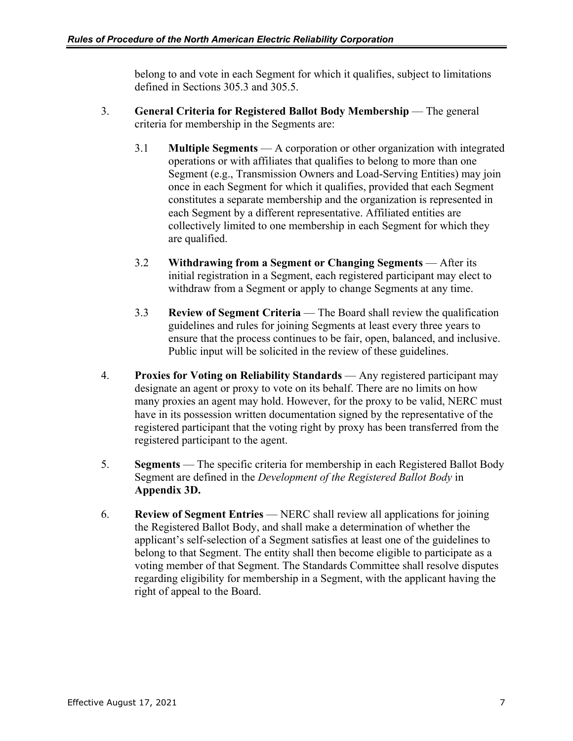belong to and vote in each Segment for which it qualifies, subject to limitations defined in Sections 305.3 and 305.5.

3. **General Criteria for Registered Ballot Body Membership** — The general criteria for membership in the Segments are:

   3.1 **Multiple Segments** — A corporation or other organization with integrated operations or with affiliates that qualifies to belong to more than one Segment (e.g., Transmission Owners and Load-Serving Entities) may join once in each Segment for which it qualifies, provided that each Segment constitutes a separate membership and the organization is represented in each Segment by a different representative. Affiliated entities are collectively limited to one membership in each Segment for which they are qualified.

   3.2 **Withdrawing from a Segment or Changing Segments** — After its initial registration in a Segment, each registered participant may elect to withdraw from a Segment or apply to change Segments at any time.

   3.3 **Review of Segment Criteria** — The Board shall review the qualification guidelines and rules for joining Segments at least every three years to ensure that the process continues to be fair, open, balanced, and inclusive. Public input will be solicited in the review of these guidelines.

4. **Proxies for Voting on Reliability Standards** — Any registered participant may designate an agent or proxy to vote on its behalf. There are no limits on how many proxies an agent may hold. However, for the proxy to be valid, NERC must have in its possession written documentation signed by the representative of the registered participant that the voting right by proxy has been transferred from the registered participant to the agent.

5. **Segments** — The specific criteria for membership in each Registered Ballot Body Segment are defined in the *Development of the Registered Ballot Body* in **Appendix 3D.**

6. **Review of Segment Entries** — NERC shall review all applications for joining the Registered Ballot Body, and shall make a determination of whether the applicant's self-selection of a Segment satisfies at least one of the guidelines to belong to that Segment. The entity shall then become eligible to participate as a voting member of that Segment. The Standards Committee shall resolve disputes regarding eligibility for membership in a Segment, with the applicant having the right of appeal to the Board.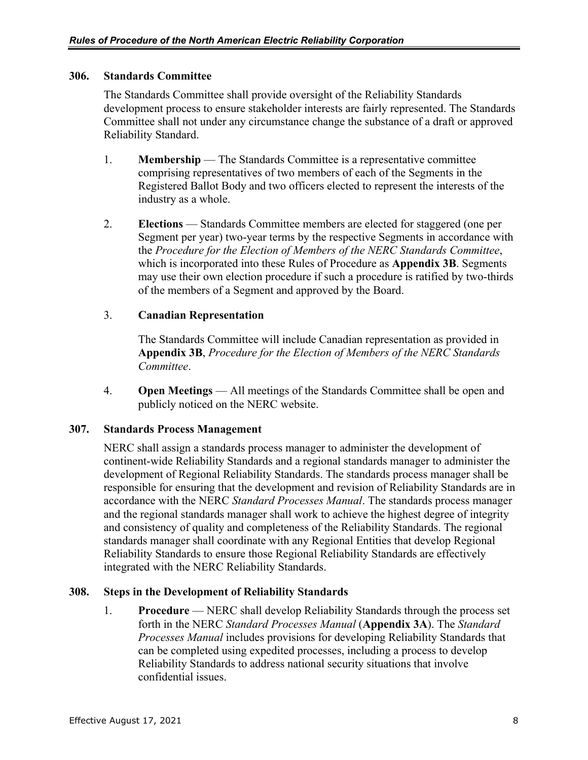## 306. Standards Committee

The Standards Committee shall provide oversight of the Reliability Standards development process to ensure stakeholder interests are fairly represented. The Standards Committee shall not under any circumstance change the substance of a draft or approved Reliability Standard.

1. **Membership** — The Standards Committee is a representative committee comprising representatives of two members of each of the Segments in the Registered Ballot Body and two officers elected to represent the interests of the industry as a whole.

2. **Elections** — Standards Committee members are elected for staggered (one per Segment per year) two-year terms by the respective Segments in accordance with the *Procedure for the Election of Members of the NERC Standards Committee*, which is incorporated into these Rules of Procedure as **Appendix 3B**. Segments may use their own election procedure if such a procedure is ratified by two-thirds of the members of a Segment and approved by the Board.

3. **Canadian Representation**

   The Standards Committee will include Canadian representation as provided in **Appendix 3B**, *Procedure for the Election of Members of the NERC Standards Committee*.

4. **Open Meetings** — All meetings of the Standards Committee shall be open and publicly noticed on the NERC website.

## 307. Standards Process Management

NERC shall assign a standards process manager to administer the development of continent-wide Reliability Standards and a regional standards manager to administer the development of Regional Reliability Standards. The standards process manager shall be responsible for ensuring that the development and revision of Reliability Standards are in accordance with the NERC *Standard Processes Manual*. The standards process manager and the regional standards manager shall work to achieve the highest degree of integrity and consistency of quality and completeness of the Reliability Standards. The regional standards manager shall coordinate with any Regional Entities that develop Regional Reliability Standards to ensure those Regional Reliability Standards are effectively integrated with the NERC Reliability Standards.

## 308. Steps in the Development of Reliability Standards

1. **Procedure** — NERC shall develop Reliability Standards through the process set forth in the NERC *Standard Processes Manual* (**Appendix 3A**). The *Standard Processes Manual* includes provisions for developing Reliability Standards that can be completed using expedited processes, including a process to develop Reliability Standards to address national security situations that involve confidential issues.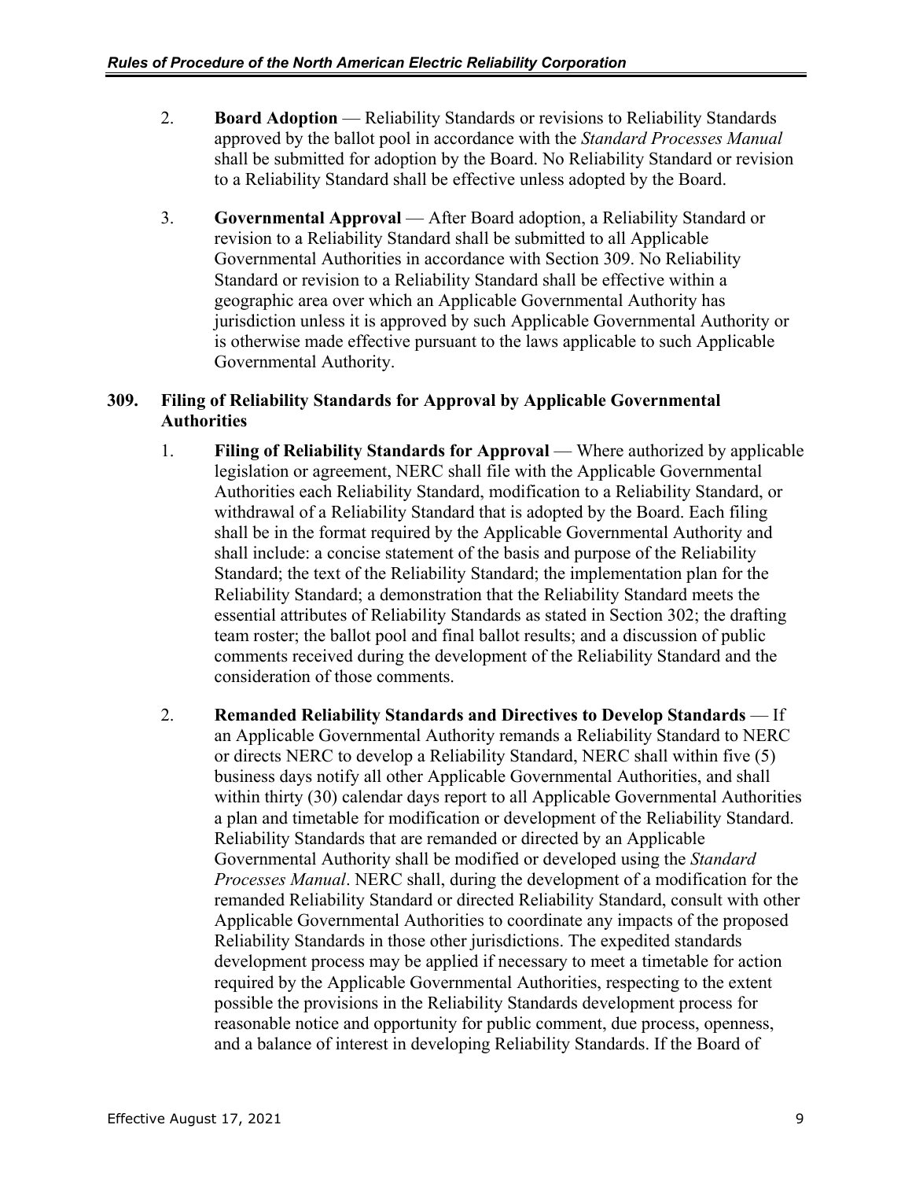2. **Board Adoption** — Reliability Standards or revisions to Reliability Standards approved by the ballot pool in accordance with the *Standard Processes Manual* shall be submitted for adoption by the Board. No Reliability Standard or revision to a Reliability Standard shall be effective unless adopted by the Board.

3. **Governmental Approval** — After Board adoption, a Reliability Standard or revision to a Reliability Standard shall be submitted to all Applicable Governmental Authorities in accordance with Section 309. No Reliability Standard or revision to a Reliability Standard shall be effective within a geographic area over which an Applicable Governmental Authority has jurisdiction unless it is approved by such Applicable Governmental Authority or is otherwise made effective pursuant to the laws applicable to such Applicable Governmental Authority.

### 309. Filing of Reliability Standards for Approval by Applicable Governmental Authorities

1. **Filing of Reliability Standards for Approval** — Where authorized by applicable legislation or agreement, NERC shall file with the Applicable Governmental Authorities each Reliability Standard, modification to a Reliability Standard, or withdrawal of a Reliability Standard that is adopted by the Board. Each filing shall be in the format required by the Applicable Governmental Authority and shall include: a concise statement of the basis and purpose of the Reliability Standard; the text of the Reliability Standard; the implementation plan for the Reliability Standard; a demonstration that the Reliability Standard meets the essential attributes of Reliability Standards as stated in Section 302; the drafting team roster; the ballot pool and final ballot results; and a discussion of public comments received during the development of the Reliability Standard and the consideration of those comments.

2. **Remanded Reliability Standards and Directives to Develop Standards** — If an Applicable Governmental Authority remands a Reliability Standard to NERC or directs NERC to develop a Reliability Standard, NERC shall within five (5) business days notify all other Applicable Governmental Authorities, and shall within thirty (30) calendar days report to all Applicable Governmental Authorities a plan and timetable for modification or development of the Reliability Standard. Reliability Standards that are remanded or directed by an Applicable Governmental Authority shall be modified or developed using the *Standard Processes Manual*. NERC shall, during the development of a modification for the remanded Reliability Standard or directed Reliability Standard, consult with other Applicable Governmental Authorities to coordinate any impacts of the proposed Reliability Standards in those other jurisdictions. The expedited standards development process may be applied if necessary to meet a timetable for action required by the Applicable Governmental Authorities, respecting to the extent possible the provisions in the Reliability Standards development process for reasonable notice and opportunity for public comment, due process, openness, and a balance of interest in developing Reliability Standards. If the Board of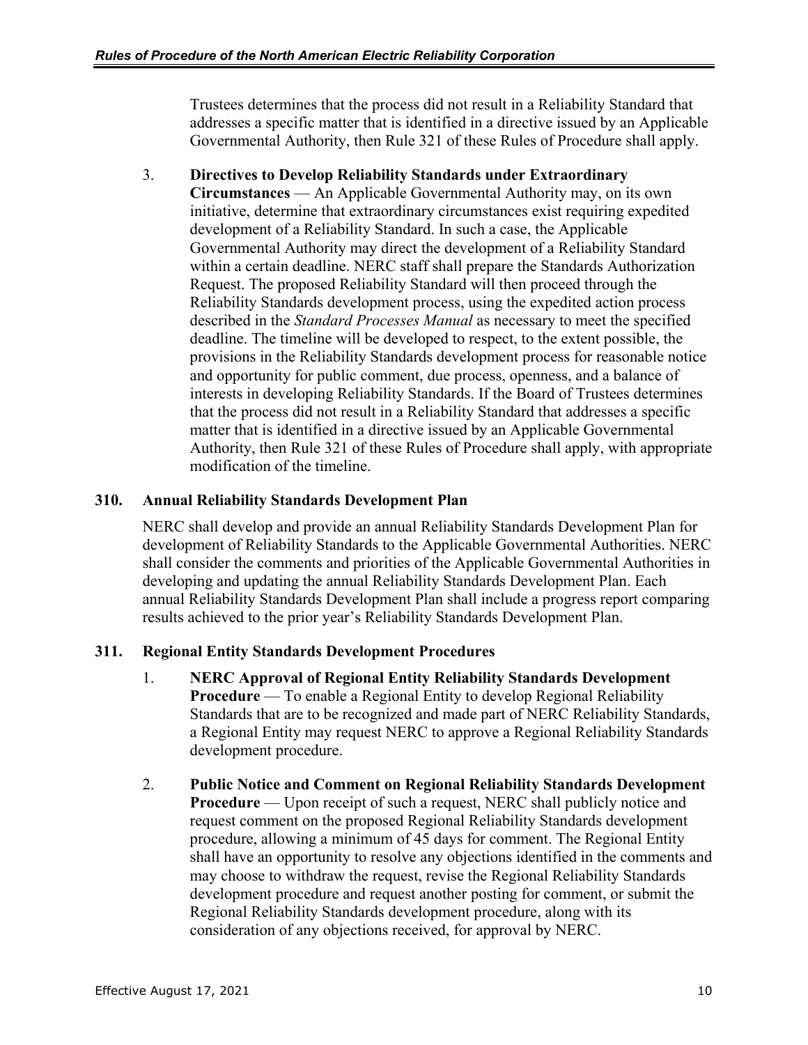Trustees determines that the process did not result in a Reliability Standard that addresses a specific matter that is identified in a directive issued by an Applicable Governmental Authority, then Rule 321 of these Rules of Procedure shall apply.

3. **Directives to Develop Reliability Standards under Extraordinary Circumstances** — An Applicable Governmental Authority may, on its own initiative, determine that extraordinary circumstances exist requiring expedited development of a Reliability Standard. In such a case, the Applicable Governmental Authority may direct the development of a Reliability Standard within a certain deadline. NERC staff shall prepare the Standards Authorization Request. The proposed Reliability Standard will then proceed through the Reliability Standards development process, using the expedited action process described in the *Standard Processes Manual* as necessary to meet the specified deadline. The timeline will be developed to respect, to the extent possible, the provisions in the Reliability Standards development process for reasonable notice and opportunity for public comment, due process, openness, and a balance of interests in developing Reliability Standards. If the Board of Trustees determines that the process did not result in a Reliability Standard that addresses a specific matter that is identified in a directive issued by an Applicable Governmental Authority, then Rule 321 of these Rules of Procedure shall apply, with appropriate modification of the timeline.

## 310. Annual Reliability Standards Development Plan

NERC shall develop and provide an annual Reliability Standards Development Plan for development of Reliability Standards to the Applicable Governmental Authorities. NERC shall consider the comments and priorities of the Applicable Governmental Authorities in developing and updating the annual Reliability Standards Development Plan. Each annual Reliability Standards Development Plan shall include a progress report comparing results achieved to the prior year's Reliability Standards Development Plan.

## 311. Regional Entity Standards Development Procedures

1. **NERC Approval of Regional Entity Reliability Standards Development Procedure** — To enable a Regional Entity to develop Regional Reliability Standards that are to be recognized and made part of NERC Reliability Standards, a Regional Entity may request NERC to approve a Regional Reliability Standards development procedure.

2. **Public Notice and Comment on Regional Reliability Standards Development Procedure** — Upon receipt of such a request, NERC shall publicly notice and request comment on the proposed Regional Reliability Standards development procedure, allowing a minimum of 45 days for comment. The Regional Entity shall have an opportunity to resolve any objections identified in the comments and may choose to withdraw the request, revise the Regional Reliability Standards development procedure and request another posting for comment, or submit the Regional Reliability Standards development procedure, along with its consideration of any objections received, for approval by NERC.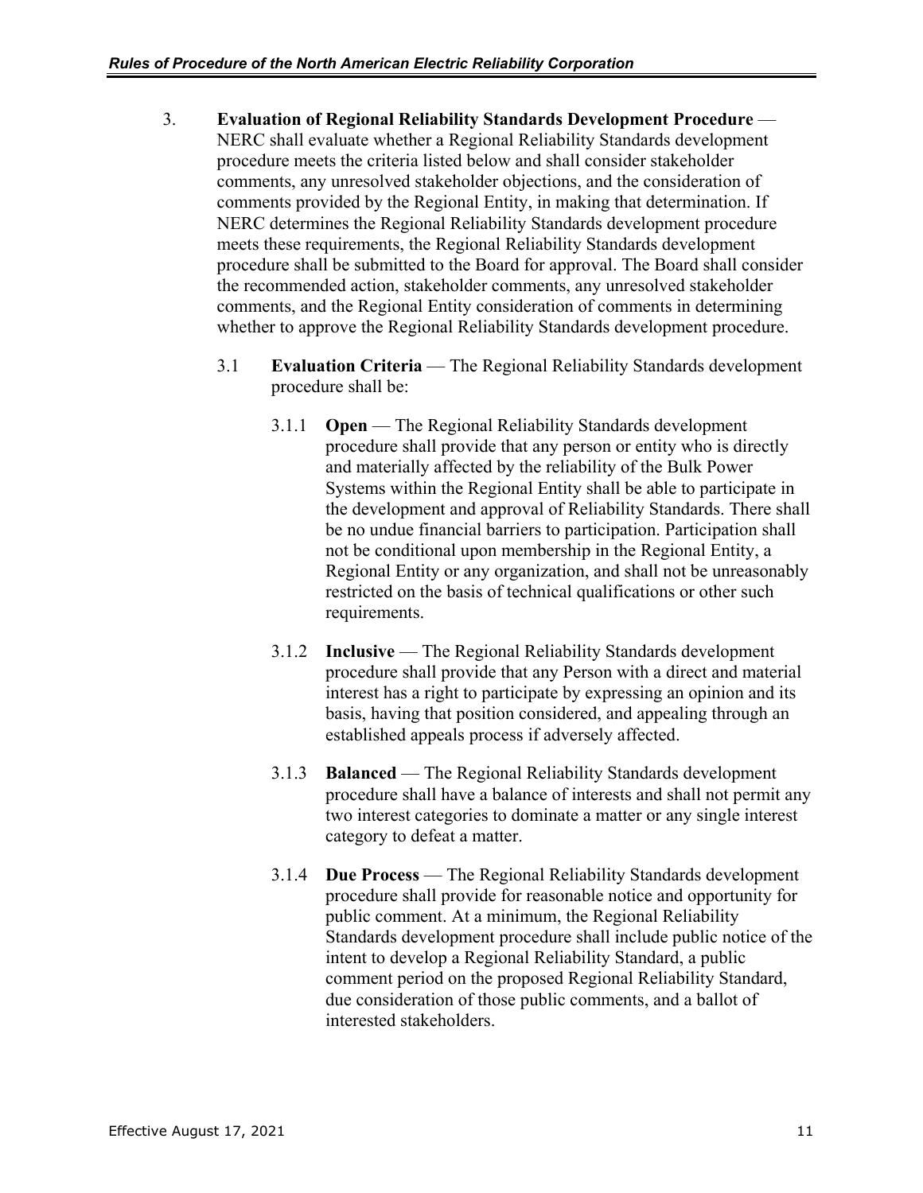3. **Evaluation of Regional Reliability Standards Development Procedure** — NERC shall evaluate whether a Regional Reliability Standards development procedure meets the criteria listed below and shall consider stakeholder comments, any unresolved stakeholder objections, and the consideration of comments provided by the Regional Entity, in making that determination. If NERC determines the Regional Reliability Standards development procedure meets these requirements, the Regional Reliability Standards development procedure shall be submitted to the Board for approval. The Board shall consider the recommended action, stakeholder comments, any unresolved stakeholder comments, and the Regional Entity consideration of comments in determining whether to approve the Regional Reliability Standards development procedure.

   3.1 **Evaluation Criteria** — The Regional Reliability Standards development procedure shall be:

      3.1.1 **Open** — The Regional Reliability Standards development procedure shall provide that any person or entity who is directly and materially affected by the reliability of the Bulk Power Systems within the Regional Entity shall be able to participate in the development and approval of Reliability Standards. There shall be no undue financial barriers to participation. Participation shall not be conditional upon membership in the Regional Entity, a Regional Entity or any organization, and shall not be unreasonably restricted on the basis of technical qualifications or other such requirements.

      3.1.2 **Inclusive** — The Regional Reliability Standards development procedure shall provide that any Person with a direct and material interest has a right to participate by expressing an opinion and its basis, having that position considered, and appealing through an established appeals process if adversely affected.

      3.1.3 **Balanced** — The Regional Reliability Standards development procedure shall have a balance of interests and shall not permit any two interest categories to dominate a matter or any single interest category to defeat a matter.

      3.1.4 **Due Process** — The Regional Reliability Standards development procedure shall provide for reasonable notice and opportunity for public comment. At a minimum, the Regional Reliability Standards development procedure shall include public notice of the intent to develop a Regional Reliability Standard, a public comment period on the proposed Regional Reliability Standard, due consideration of those public comments, and a ballot of interested stakeholders.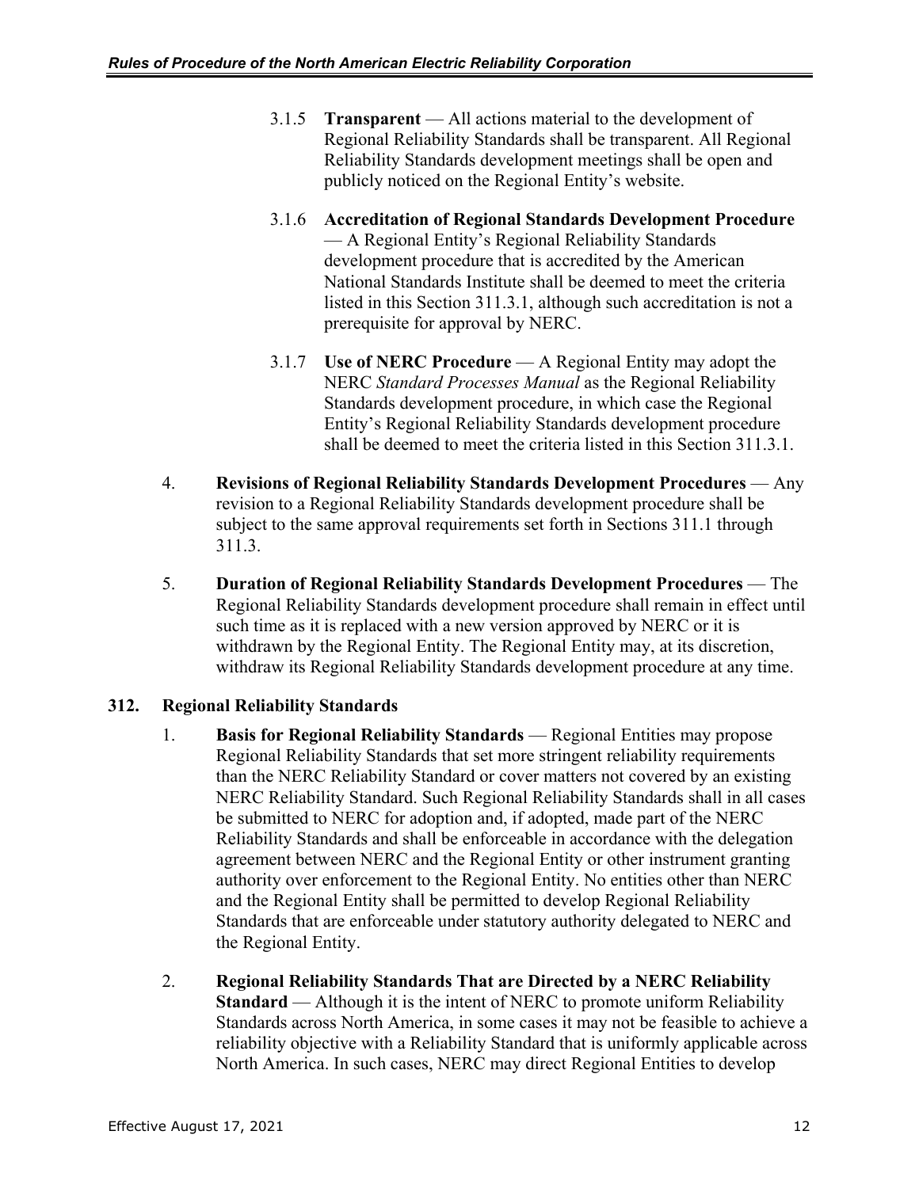3.1.5 **Transparent** — All actions material to the development of Regional Reliability Standards shall be transparent. All Regional Reliability Standards development meetings shall be open and publicly noticed on the Regional Entity's website.

3.1.6 **Accreditation of Regional Standards Development Procedure** — A Regional Entity's Regional Reliability Standards development procedure that is accredited by the American National Standards Institute shall be deemed to meet the criteria listed in this Section 311.3.1, although such accreditation is not a prerequisite for approval by NERC.

3.1.7 **Use of NERC Procedure** — A Regional Entity may adopt the NERC *Standard Processes Manual* as the Regional Reliability Standards development procedure, in which case the Regional Entity's Regional Reliability Standards development procedure shall be deemed to meet the criteria listed in this Section 311.3.1.

4. **Revisions of Regional Reliability Standards Development Procedures** — Any revision to a Regional Reliability Standards development procedure shall be subject to the same approval requirements set forth in Sections 311.1 through 311.3.

5. **Duration of Regional Reliability Standards Development Procedures** — The Regional Reliability Standards development procedure shall remain in effect until such time as it is replaced with a new version approved by NERC or it is withdrawn by the Regional Entity. The Regional Entity may, at its discretion, withdraw its Regional Reliability Standards development procedure at any time.

## 312. Regional Reliability Standards

1. **Basis for Regional Reliability Standards** — Regional Entities may propose Regional Reliability Standards that set more stringent reliability requirements than the NERC Reliability Standard or cover matters not covered by an existing NERC Reliability Standard. Such Regional Reliability Standards shall in all cases be submitted to NERC for adoption and, if adopted, made part of the NERC Reliability Standards and shall be enforceable in accordance with the delegation agreement between NERC and the Regional Entity or other instrument granting authority over enforcement to the Regional Entity. No entities other than NERC and the Regional Entity shall be permitted to develop Regional Reliability Standards that are enforceable under statutory authority delegated to NERC and the Regional Entity.

2. **Regional Reliability Standards That are Directed by a NERC Reliability Standard** — Although it is the intent of NERC to promote uniform Reliability Standards across North America, in some cases it may not be feasible to achieve a reliability objective with a Reliability Standard that is uniformly applicable across North America. In such cases, NERC may direct Regional Entities to develop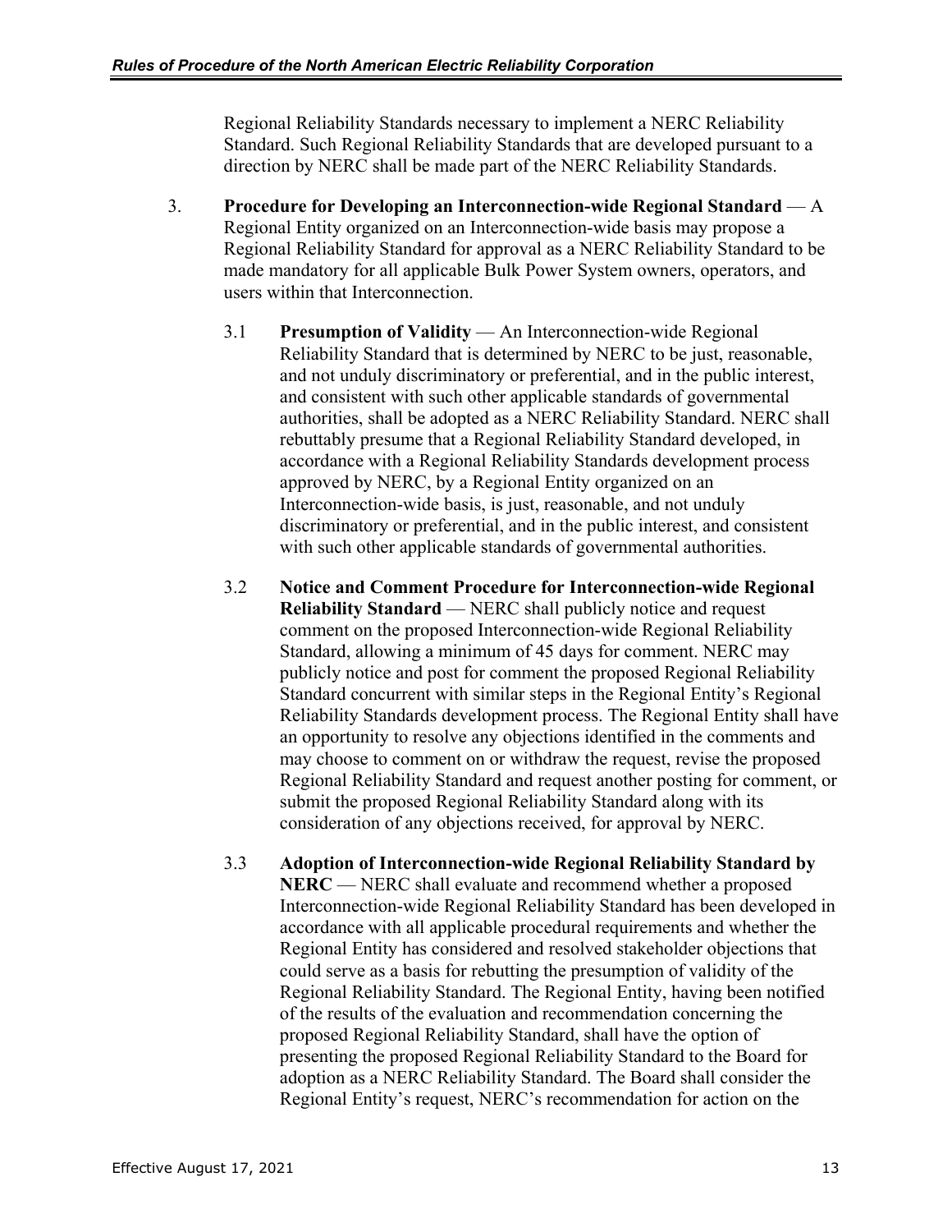Regional Reliability Standards necessary to implement a NERC Reliability Standard. Such Regional Reliability Standards that are developed pursuant to a direction by NERC shall be made part of the NERC Reliability Standards.

3. **Procedure for Developing an Interconnection-wide Regional Standard** — A Regional Entity organized on an Interconnection-wide basis may propose a Regional Reliability Standard for approval as a NERC Reliability Standard to be made mandatory for all applicable Bulk Power System owners, operators, and users within that Interconnection.

   3.1 **Presumption of Validity** — An Interconnection-wide Regional Reliability Standard that is determined by NERC to be just, reasonable, and not unduly discriminatory or preferential, and in the public interest, and consistent with such other applicable standards of governmental authorities, shall be adopted as a NERC Reliability Standard. NERC shall rebuttably presume that a Regional Reliability Standard developed, in accordance with a Regional Reliability Standards development process approved by NERC, by a Regional Entity organized on an Interconnection-wide basis, is just, reasonable, and not unduly discriminatory or preferential, and in the public interest, and consistent with such other applicable standards of governmental authorities.

   3.2 **Notice and Comment Procedure for Interconnection-wide Regional Reliability Standard** — NERC shall publicly notice and request comment on the proposed Interconnection-wide Regional Reliability Standard, allowing a minimum of 45 days for comment. NERC may publicly notice and post for comment the proposed Regional Reliability Standard concurrent with similar steps in the Regional Entity's Regional Reliability Standards development process. The Regional Entity shall have an opportunity to resolve any objections identified in the comments and may choose to comment on or withdraw the request, revise the proposed Regional Reliability Standard and request another posting for comment, or submit the proposed Regional Reliability Standard along with its consideration of any objections received, for approval by NERC.

   3.3 **Adoption of Interconnection-wide Regional Reliability Standard by NERC** — NERC shall evaluate and recommend whether a proposed Interconnection-wide Regional Reliability Standard has been developed in accordance with all applicable procedural requirements and whether the Regional Entity has considered and resolved stakeholder objections that could serve as a basis for rebutting the presumption of validity of the Regional Reliability Standard. The Regional Entity, having been notified of the results of the evaluation and recommendation concerning the proposed Regional Reliability Standard, shall have the option of presenting the proposed Regional Reliability Standard to the Board for adoption as a NERC Reliability Standard. The Board shall consider the Regional Entity's request, NERC's recommendation for action on the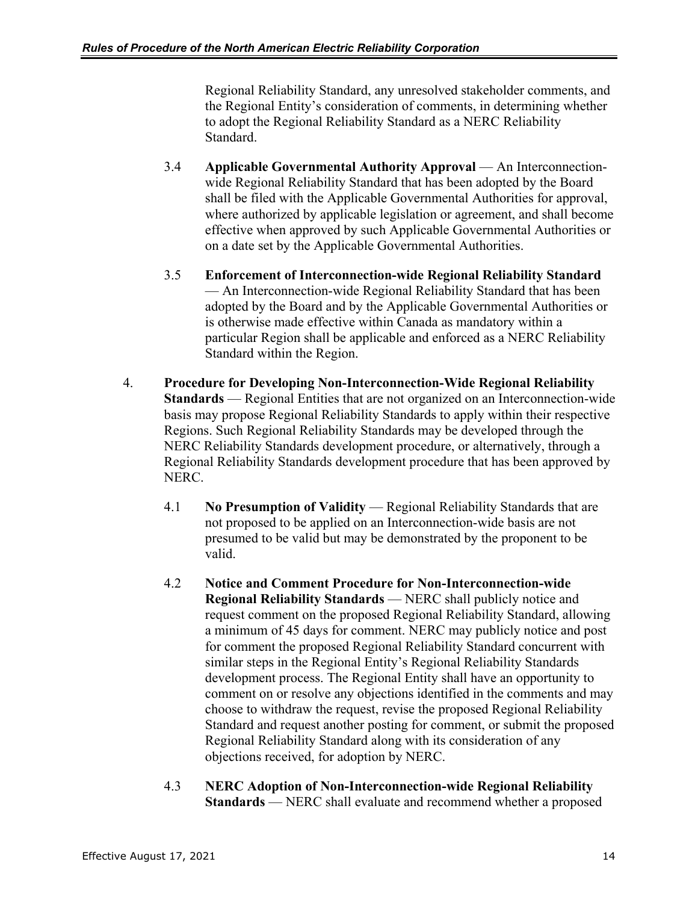Regional Reliability Standard, any unresolved stakeholder comments, and the Regional Entity's consideration of comments, in determining whether to adopt the Regional Reliability Standard as a NERC Reliability Standard.

3.4 **Applicable Governmental Authority Approval** — An Interconnection-wide Regional Reliability Standard that has been adopted by the Board shall be filed with the Applicable Governmental Authorities for approval, where authorized by applicable legislation or agreement, and shall become effective when approved by such Applicable Governmental Authorities or on a date set by the Applicable Governmental Authorities.

3.5 **Enforcement of Interconnection-wide Regional Reliability Standard** — An Interconnection-wide Regional Reliability Standard that has been adopted by the Board and by the Applicable Governmental Authorities or is otherwise made effective within Canada as mandatory within a particular Region shall be applicable and enforced as a NERC Reliability Standard within the Region.

4. **Procedure for Developing Non-Interconnection-Wide Regional Reliability Standards** — Regional Entities that are not organized on an Interconnection-wide basis may propose Regional Reliability Standards to apply within their respective Regions. Such Regional Reliability Standards may be developed through the NERC Reliability Standards development procedure, or alternatively, through a Regional Reliability Standards development procedure that has been approved by NERC.

4.1 **No Presumption of Validity** — Regional Reliability Standards that are not proposed to be applied on an Interconnection-wide basis are not presumed to be valid but may be demonstrated by the proponent to be valid.

4.2 **Notice and Comment Procedure for Non-Interconnection-wide Regional Reliability Standards** — NERC shall publicly notice and request comment on the proposed Regional Reliability Standard, allowing a minimum of 45 days for comment. NERC may publicly notice and post for comment the proposed Regional Reliability Standard concurrent with similar steps in the Regional Entity's Regional Reliability Standards development process. The Regional Entity shall have an opportunity to comment on or resolve any objections identified in the comments and may choose to withdraw the request, revise the proposed Regional Reliability Standard and request another posting for comment, or submit the proposed Regional Reliability Standard along with its consideration of any objections received, for adoption by NERC.

4.3 **NERC Adoption of Non-Interconnection-wide Regional Reliability Standards** — NERC shall evaluate and recommend whether a proposed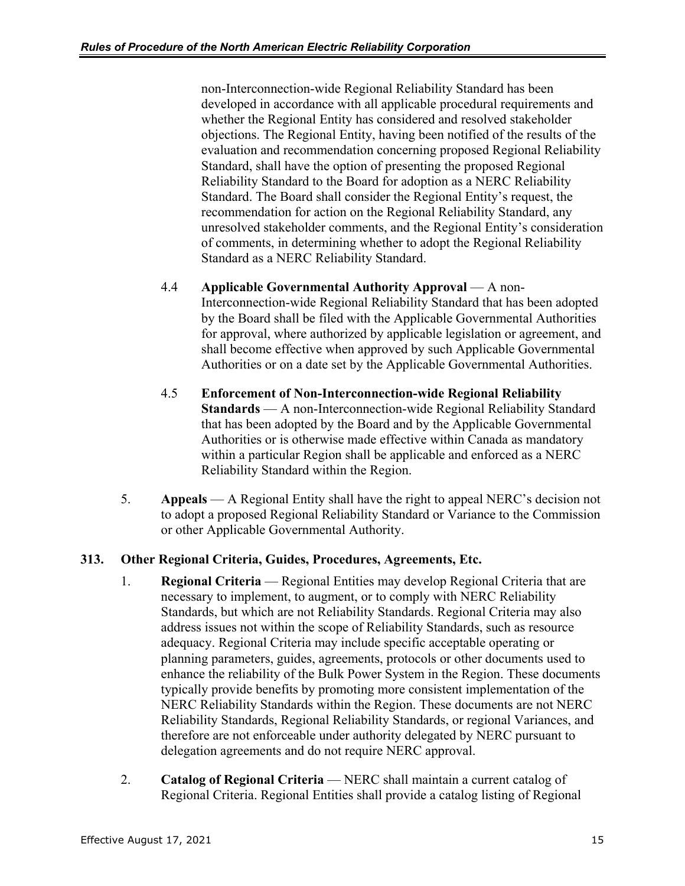non-Interconnection-wide Regional Reliability Standard has been developed in accordance with all applicable procedural requirements and whether the Regional Entity has considered and resolved stakeholder objections. The Regional Entity, having been notified of the results of the evaluation and recommendation concerning proposed Regional Reliability Standard, shall have the option of presenting the proposed Regional Reliability Standard to the Board for adoption as a NERC Reliability Standard. The Board shall consider the Regional Entity's request, the recommendation for action on the Regional Reliability Standard, any unresolved stakeholder comments, and the Regional Entity's consideration of comments, in determining whether to adopt the Regional Reliability Standard as a NERC Reliability Standard.

4.4 **Applicable Governmental Authority Approval** — A non-Interconnection-wide Regional Reliability Standard that has been adopted by the Board shall be filed with the Applicable Governmental Authorities for approval, where authorized by applicable legislation or agreement, and shall become effective when approved by such Applicable Governmental Authorities or on a date set by the Applicable Governmental Authorities.

4.5 **Enforcement of Non-Interconnection-wide Regional Reliability Standards** — A non-Interconnection-wide Regional Reliability Standard that has been adopted by the Board and by the Applicable Governmental Authorities or is otherwise made effective within Canada as mandatory within a particular Region shall be applicable and enforced as a NERC Reliability Standard within the Region.

5. **Appeals** — A Regional Entity shall have the right to appeal NERC's decision not to adopt a proposed Regional Reliability Standard or Variance to the Commission or other Applicable Governmental Authority.

## 313. Other Regional Criteria, Guides, Procedures, Agreements, Etc.

1. **Regional Criteria** — Regional Entities may develop Regional Criteria that are necessary to implement, to augment, or to comply with NERC Reliability Standards, but which are not Reliability Standards. Regional Criteria may also address issues not within the scope of Reliability Standards, such as resource adequacy. Regional Criteria may include specific acceptable operating or planning parameters, guides, agreements, protocols or other documents used to enhance the reliability of the Bulk Power System in the Region. These documents typically provide benefits by promoting more consistent implementation of the NERC Reliability Standards within the Region. These documents are not NERC Reliability Standards, Regional Reliability Standards, or regional Variances, and therefore are not enforceable under authority delegated by NERC pursuant to delegation agreements and do not require NERC approval.

2. **Catalog of Regional Criteria** — NERC shall maintain a current catalog of Regional Criteria. Regional Entities shall provide a catalog listing of Regional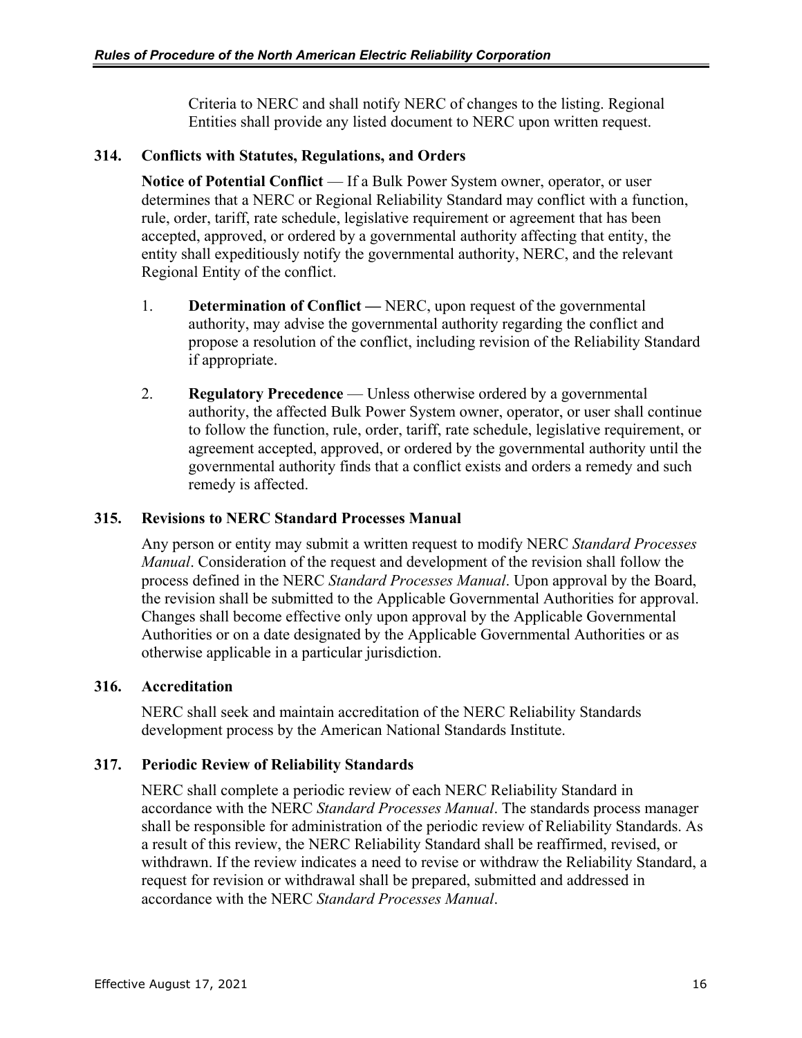Criteria to NERC and shall notify NERC of changes to the listing. Regional Entities shall provide any listed document to NERC upon written request.

### 314. Conflicts with Statutes, Regulations, and Orders

**Notice of Potential Conflict** — If a Bulk Power System owner, operator, or user determines that a NERC or Regional Reliability Standard may conflict with a function, rule, order, tariff, rate schedule, legislative requirement or agreement that has been accepted, approved, or ordered by a governmental authority affecting that entity, the entity shall expeditiously notify the governmental authority, NERC, and the relevant Regional Entity of the conflict.

1. **Determination of Conflict —** NERC, upon request of the governmental authority, may advise the governmental authority regarding the conflict and propose a resolution of the conflict, including revision of the Reliability Standard if appropriate.

2. **Regulatory Precedence** — Unless otherwise ordered by a governmental authority, the affected Bulk Power System owner, operator, or user shall continue to follow the function, rule, order, tariff, rate schedule, legislative requirement, or agreement accepted, approved, or ordered by the governmental authority until the governmental authority finds that a conflict exists and orders a remedy and such remedy is affected.

### 315. Revisions to NERC Standard Processes Manual

Any person or entity may submit a written request to modify NERC *Standard Processes Manual*. Consideration of the request and development of the revision shall follow the process defined in the NERC *Standard Processes Manual*. Upon approval by the Board, the revision shall be submitted to the Applicable Governmental Authorities for approval. Changes shall become effective only upon approval by the Applicable Governmental Authorities or on a date designated by the Applicable Governmental Authorities or as otherwise applicable in a particular jurisdiction.

### 316. Accreditation

NERC shall seek and maintain accreditation of the NERC Reliability Standards development process by the American National Standards Institute.

### 317. Periodic Review of Reliability Standards

NERC shall complete a periodic review of each NERC Reliability Standard in accordance with the NERC *Standard Processes Manual*. The standards process manager shall be responsible for administration of the periodic review of Reliability Standards. As a result of this review, the NERC Reliability Standard shall be reaffirmed, revised, or withdrawn. If the review indicates a need to revise or withdraw the Reliability Standard, a request for revision or withdrawal shall be prepared, submitted and addressed in accordance with the NERC *Standard Processes Manual*.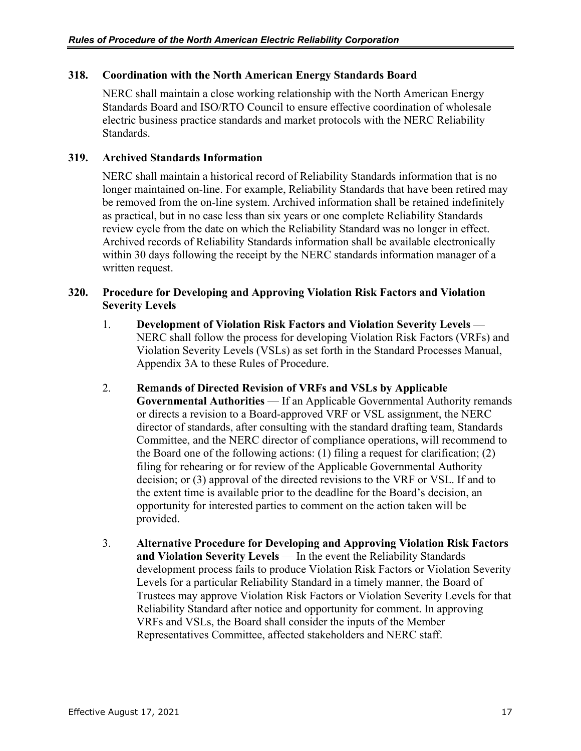## 318. Coordination with the North American Energy Standards Board

NERC shall maintain a close working relationship with the North American Energy Standards Board and ISO/RTO Council to ensure effective coordination of wholesale electric business practice standards and market protocols with the NERC Reliability Standards.

## 319. Archived Standards Information

NERC shall maintain a historical record of Reliability Standards information that is no longer maintained on-line. For example, Reliability Standards that have been retired may be removed from the on-line system. Archived information shall be retained indefinitely as practical, but in no case less than six years or one complete Reliability Standards review cycle from the date on which the Reliability Standard was no longer in effect. Archived records of Reliability Standards information shall be available electronically within 30 days following the receipt by the NERC standards information manager of a written request.

## 320. Procedure for Developing and Approving Violation Risk Factors and Violation Severity Levels

1. **Development of Violation Risk Factors and Violation Severity Levels** — NERC shall follow the process for developing Violation Risk Factors (VRFs) and Violation Severity Levels (VSLs) as set forth in the Standard Processes Manual, Appendix 3A to these Rules of Procedure.

2. **Remands of Directed Revision of VRFs and VSLs by Applicable Governmental Authorities** — If an Applicable Governmental Authority remands or directs a revision to a Board-approved VRF or VSL assignment, the NERC director of standards, after consulting with the standard drafting team, Standards Committee, and the NERC director of compliance operations, will recommend to the Board one of the following actions: (1) filing a request for clarification; (2) filing for rehearing or for review of the Applicable Governmental Authority decision; or (3) approval of the directed revisions to the VRF or VSL. If and to the extent time is available prior to the deadline for the Board's decision, an opportunity for interested parties to comment on the action taken will be provided.

3. **Alternative Procedure for Developing and Approving Violation Risk Factors and Violation Severity Levels** — In the event the Reliability Standards development process fails to produce Violation Risk Factors or Violation Severity Levels for a particular Reliability Standard in a timely manner, the Board of Trustees may approve Violation Risk Factors or Violation Severity Levels for that Reliability Standard after notice and opportunity for comment. In approving VRFs and VSLs, the Board shall consider the inputs of the Member Representatives Committee, affected stakeholders and NERC staff.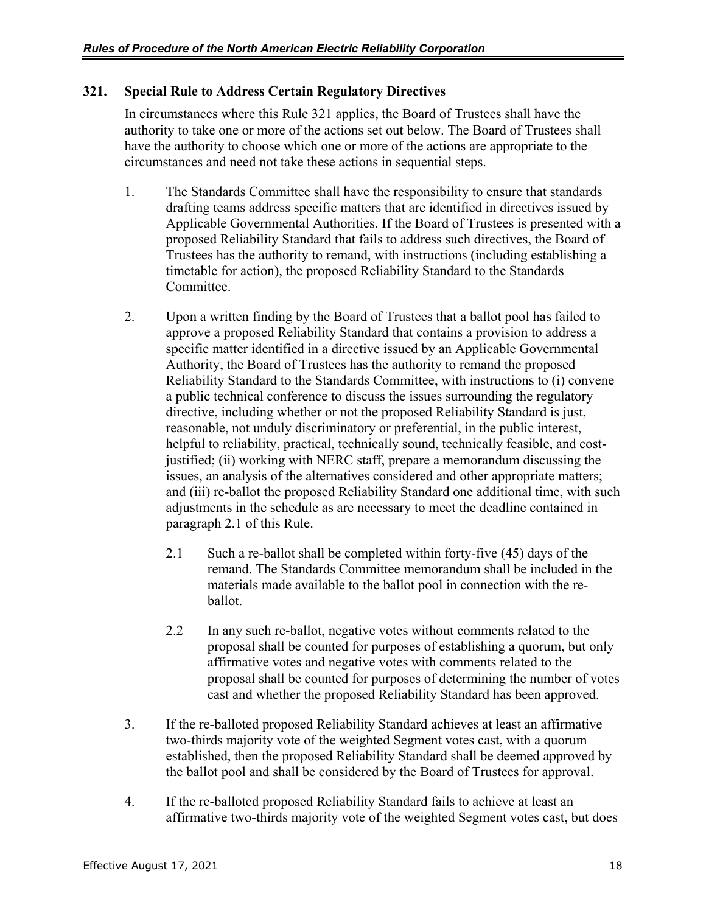### 321. Special Rule to Address Certain Regulatory Directives

In circumstances where this Rule 321 applies, the Board of Trustees shall have the authority to take one or more of the actions set out below. The Board of Trustees shall have the authority to choose which one or more of the actions are appropriate to the circumstances and need not take these actions in sequential steps.

1. The Standards Committee shall have the responsibility to ensure that standards drafting teams address specific matters that are identified in directives issued by Applicable Governmental Authorities. If the Board of Trustees is presented with a proposed Reliability Standard that fails to address such directives, the Board of Trustees has the authority to remand, with instructions (including establishing a timetable for action), the proposed Reliability Standard to the Standards Committee.

2. Upon a written finding by the Board of Trustees that a ballot pool has failed to approve a proposed Reliability Standard that contains a provision to address a specific matter identified in a directive issued by an Applicable Governmental Authority, the Board of Trustees has the authority to remand the proposed Reliability Standard to the Standards Committee, with instructions to (i) convene a public technical conference to discuss the issues surrounding the regulatory directive, including whether or not the proposed Reliability Standard is just, reasonable, not unduly discriminatory or preferential, in the public interest, helpful to reliability, practical, technically sound, technically feasible, and cost-justified; (ii) working with NERC staff, prepare a memorandum discussing the issues, an analysis of the alternatives considered and other appropriate matters; and (iii) re-ballot the proposed Reliability Standard one additional time, with such adjustments in the schedule as are necessary to meet the deadline contained in paragraph 2.1 of this Rule.

   2.1 Such a re-ballot shall be completed within forty-five (45) days of the remand. The Standards Committee memorandum shall be included in the materials made available to the ballot pool in connection with the re-ballot.

   2.2 In any such re-ballot, negative votes without comments related to the proposal shall be counted for purposes of establishing a quorum, but only affirmative votes and negative votes with comments related to the proposal shall be counted for purposes of determining the number of votes cast and whether the proposed Reliability Standard has been approved.

3. If the re-balloted proposed Reliability Standard achieves at least an affirmative two-thirds majority vote of the weighted Segment votes cast, with a quorum established, then the proposed Reliability Standard shall be deemed approved by the ballot pool and shall be considered by the Board of Trustees for approval.

4. If the re-balloted proposed Reliability Standard fails to achieve at least an affirmative two-thirds majority vote of the weighted Segment votes cast, but does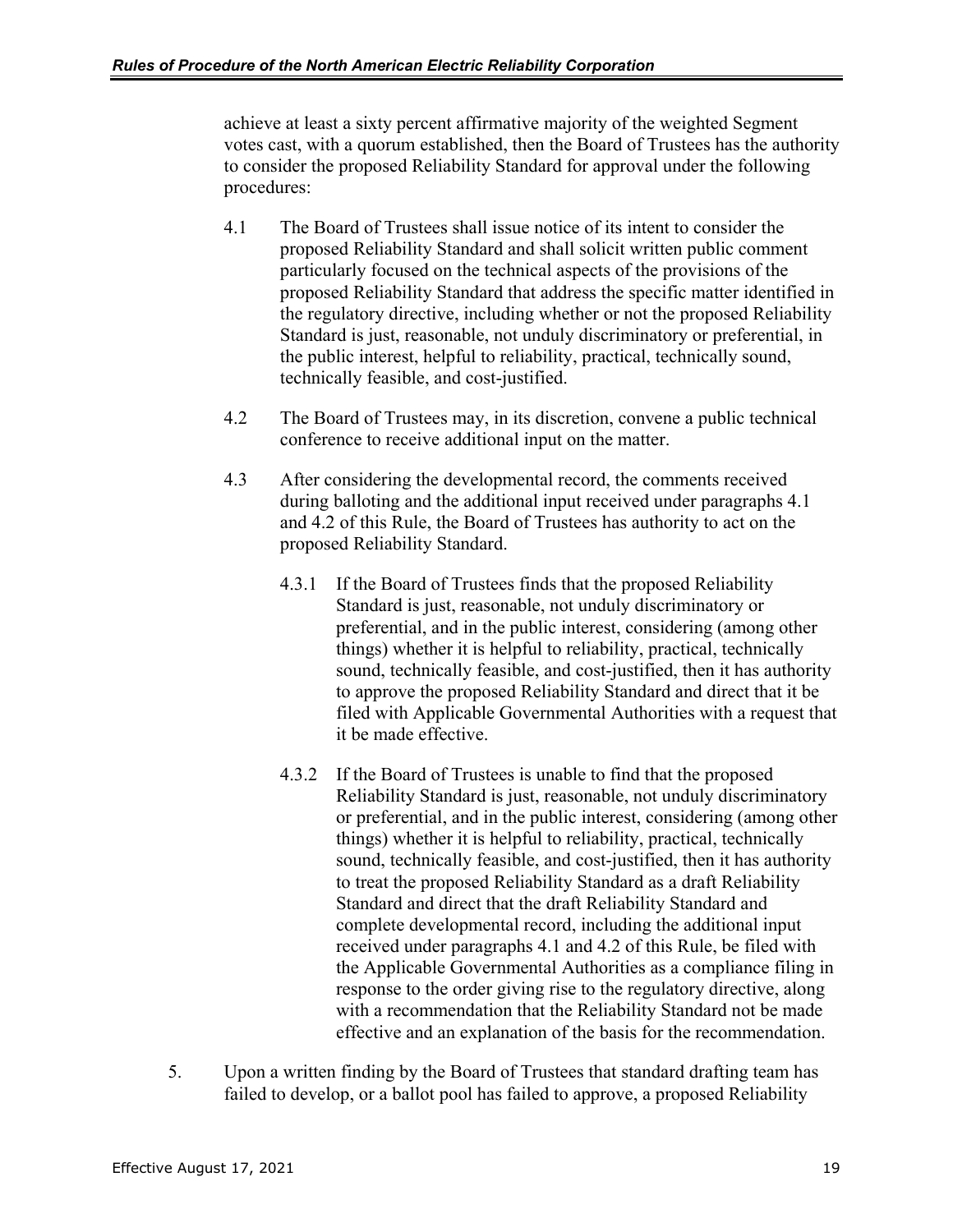achieve at least a sixty percent affirmative majority of the weighted Segment votes cast, with a quorum established, then the Board of Trustees has the authority to consider the proposed Reliability Standard for approval under the following procedures:

4.1 The Board of Trustees shall issue notice of its intent to consider the proposed Reliability Standard and shall solicit written public comment particularly focused on the technical aspects of the provisions of the proposed Reliability Standard that address the specific matter identified in the regulatory directive, including whether or not the proposed Reliability Standard is just, reasonable, not unduly discriminatory or preferential, in the public interest, helpful to reliability, practical, technically sound, technically feasible, and cost-justified.

4.2 The Board of Trustees may, in its discretion, convene a public technical conference to receive additional input on the matter.

4.3 After considering the developmental record, the comments received during balloting and the additional input received under paragraphs 4.1 and 4.2 of this Rule, the Board of Trustees has authority to act on the proposed Reliability Standard.

4.3.1 If the Board of Trustees finds that the proposed Reliability Standard is just, reasonable, not unduly discriminatory or preferential, and in the public interest, considering (among other things) whether it is helpful to reliability, practical, technically sound, technically feasible, and cost-justified, then it has authority to approve the proposed Reliability Standard and direct that it be filed with Applicable Governmental Authorities with a request that it be made effective.

4.3.2 If the Board of Trustees is unable to find that the proposed Reliability Standard is just, reasonable, not unduly discriminatory or preferential, and in the public interest, considering (among other things) whether it is helpful to reliability, practical, technically sound, technically feasible, and cost-justified, then it has authority to treat the proposed Reliability Standard as a draft Reliability Standard and direct that the draft Reliability Standard and complete developmental record, including the additional input received under paragraphs 4.1 and 4.2 of this Rule, be filed with the Applicable Governmental Authorities as a compliance filing in response to the order giving rise to the regulatory directive, along with a recommendation that the Reliability Standard not be made effective and an explanation of the basis for the recommendation.

5. Upon a written finding by the Board of Trustees that standard drafting team has failed to develop, or a ballot pool has failed to approve, a proposed Reliability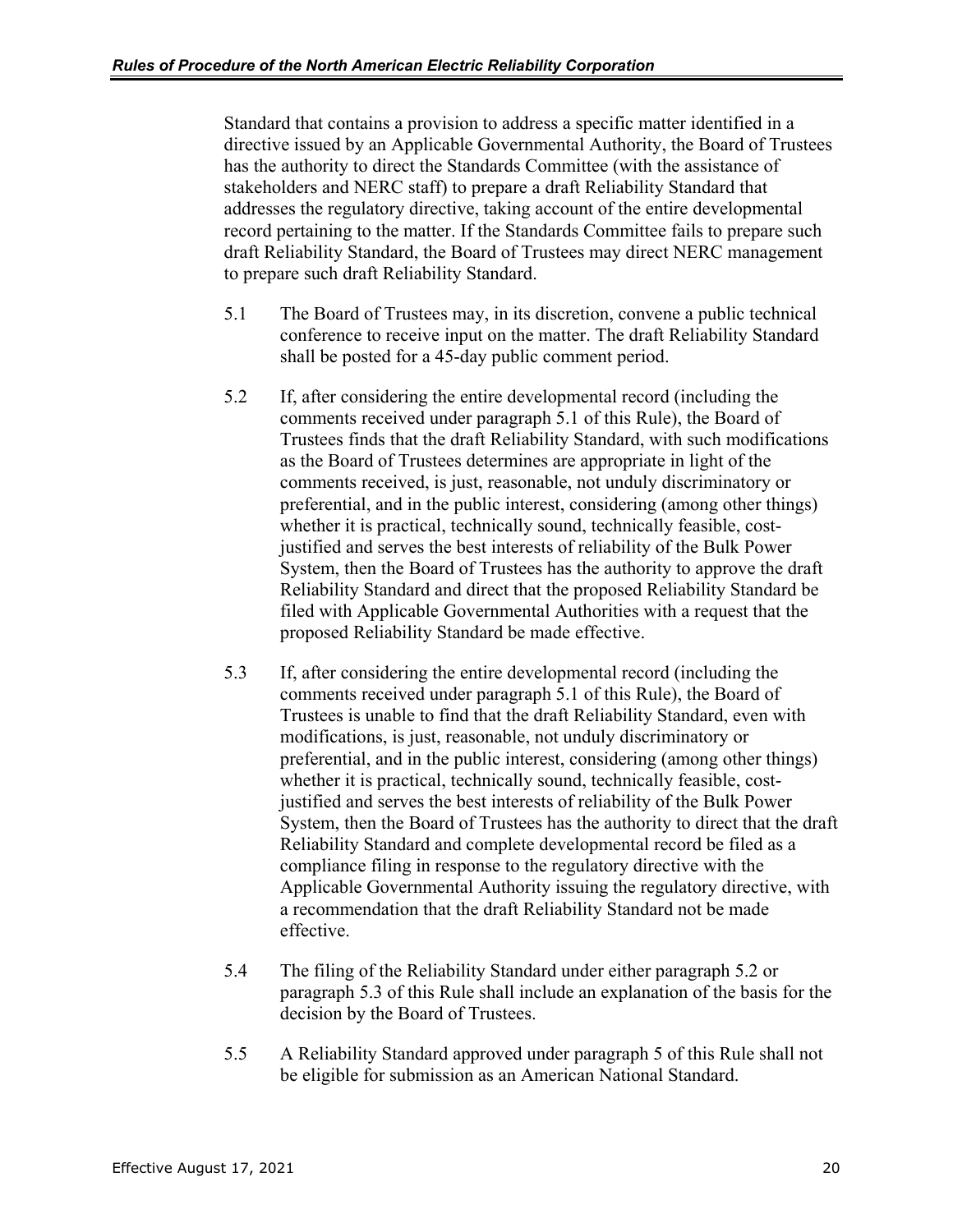Standard that contains a provision to address a specific matter identified in a directive issued by an Applicable Governmental Authority, the Board of Trustees has the authority to direct the Standards Committee (with the assistance of stakeholders and NERC staff) to prepare a draft Reliability Standard that addresses the regulatory directive, taking account of the entire developmental record pertaining to the matter. If the Standards Committee fails to prepare such draft Reliability Standard, the Board of Trustees may direct NERC management to prepare such draft Reliability Standard.

5.1 The Board of Trustees may, in its discretion, convene a public technical conference to receive input on the matter. The draft Reliability Standard shall be posted for a 45-day public comment period.

5.2 If, after considering the entire developmental record (including the comments received under paragraph 5.1 of this Rule), the Board of Trustees finds that the draft Reliability Standard, with such modifications as the Board of Trustees determines are appropriate in light of the comments received, is just, reasonable, not unduly discriminatory or preferential, and in the public interest, considering (among other things) whether it is practical, technically sound, technically feasible, cost-justified and serves the best interests of reliability of the Bulk Power System, then the Board of Trustees has the authority to approve the draft Reliability Standard and direct that the proposed Reliability Standard be filed with Applicable Governmental Authorities with a request that the proposed Reliability Standard be made effective.

5.3 If, after considering the entire developmental record (including the comments received under paragraph 5.1 of this Rule), the Board of Trustees is unable to find that the draft Reliability Standard, even with modifications, is just, reasonable, not unduly discriminatory or preferential, and in the public interest, considering (among other things) whether it is practical, technically sound, technically feasible, cost-justified and serves the best interests of reliability of the Bulk Power System, then the Board of Trustees has the authority to direct that the draft Reliability Standard and complete developmental record be filed as a compliance filing in response to the regulatory directive with the Applicable Governmental Authority issuing the regulatory directive, with a recommendation that the draft Reliability Standard not be made effective.

5.4 The filing of the Reliability Standard under either paragraph 5.2 or paragraph 5.3 of this Rule shall include an explanation of the basis for the decision by the Board of Trustees.

5.5 A Reliability Standard approved under paragraph 5 of this Rule shall not be eligible for submission as an American National Standard.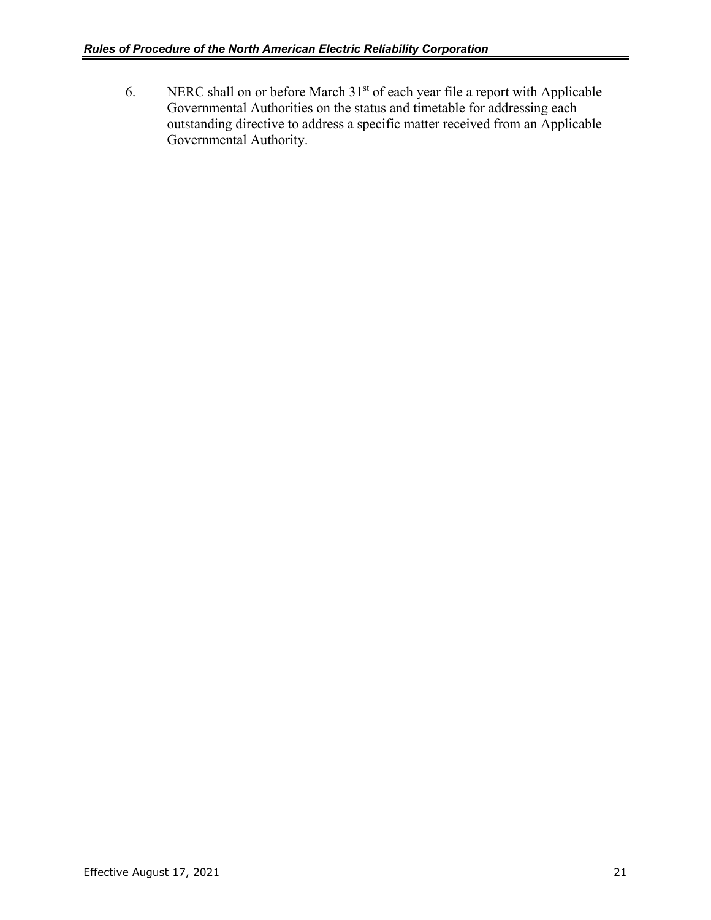6. NERC shall on or before March 31st of each year file a report with Applicable Governmental Authorities on the status and timetable for addressing each outstanding directive to address a specific matter received from an Applicable Governmental Authority.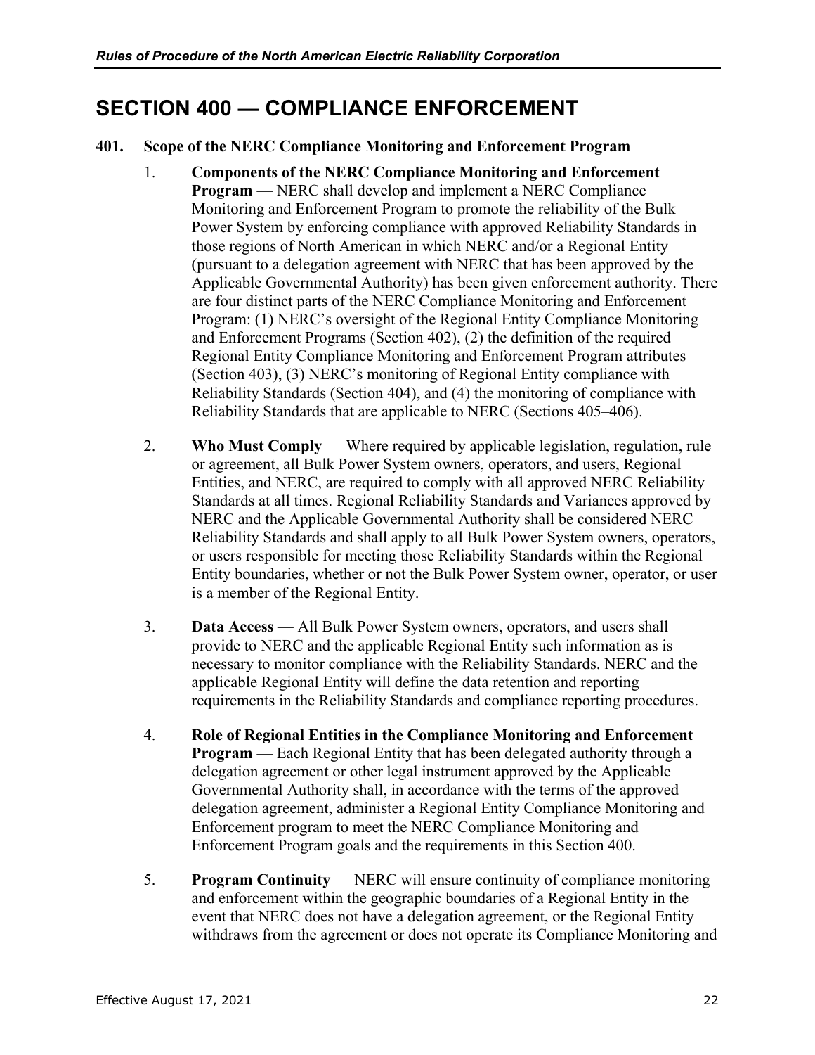# SECTION 400 — COMPLIANCE ENFORCEMENT

## 401. Scope of the NERC Compliance Monitoring and Enforcement Program

1. **Components of the NERC Compliance Monitoring and Enforcement Program** — NERC shall develop and implement a NERC Compliance Monitoring and Enforcement Program to promote the reliability of the Bulk Power System by enforcing compliance with approved Reliability Standards in those regions of North American in which NERC and/or a Regional Entity (pursuant to a delegation agreement with NERC that has been approved by the Applicable Governmental Authority) has been given enforcement authority. There are four distinct parts of the NERC Compliance Monitoring and Enforcement Program: (1) NERC's oversight of the Regional Entity Compliance Monitoring and Enforcement Programs (Section 402), (2) the definition of the required Regional Entity Compliance Monitoring and Enforcement Program attributes (Section 403), (3) NERC's monitoring of Regional Entity compliance with Reliability Standards (Section 404), and (4) the monitoring of compliance with Reliability Standards that are applicable to NERC (Sections 405–406).

2. **Who Must Comply** — Where required by applicable legislation, regulation, rule or agreement, all Bulk Power System owners, operators, and users, Regional Entities, and NERC, are required to comply with all approved NERC Reliability Standards at all times. Regional Reliability Standards and Variances approved by NERC and the Applicable Governmental Authority shall be considered NERC Reliability Standards and shall apply to all Bulk Power System owners, operators, or users responsible for meeting those Reliability Standards within the Regional Entity boundaries, whether or not the Bulk Power System owner, operator, or user is a member of the Regional Entity.

3. **Data Access** — All Bulk Power System owners, operators, and users shall provide to NERC and the applicable Regional Entity such information as is necessary to monitor compliance with the Reliability Standards. NERC and the applicable Regional Entity will define the data retention and reporting requirements in the Reliability Standards and compliance reporting procedures.

4. **Role of Regional Entities in the Compliance Monitoring and Enforcement Program** — Each Regional Entity that has been delegated authority through a delegation agreement or other legal instrument approved by the Applicable Governmental Authority shall, in accordance with the terms of the approved delegation agreement, administer a Regional Entity Compliance Monitoring and Enforcement program to meet the NERC Compliance Monitoring and Enforcement Program goals and the requirements in this Section 400.

5. **Program Continuity** — NERC will ensure continuity of compliance monitoring and enforcement within the geographic boundaries of a Regional Entity in the event that NERC does not have a delegation agreement, or the Regional Entity withdraws from the agreement or does not operate its Compliance Monitoring and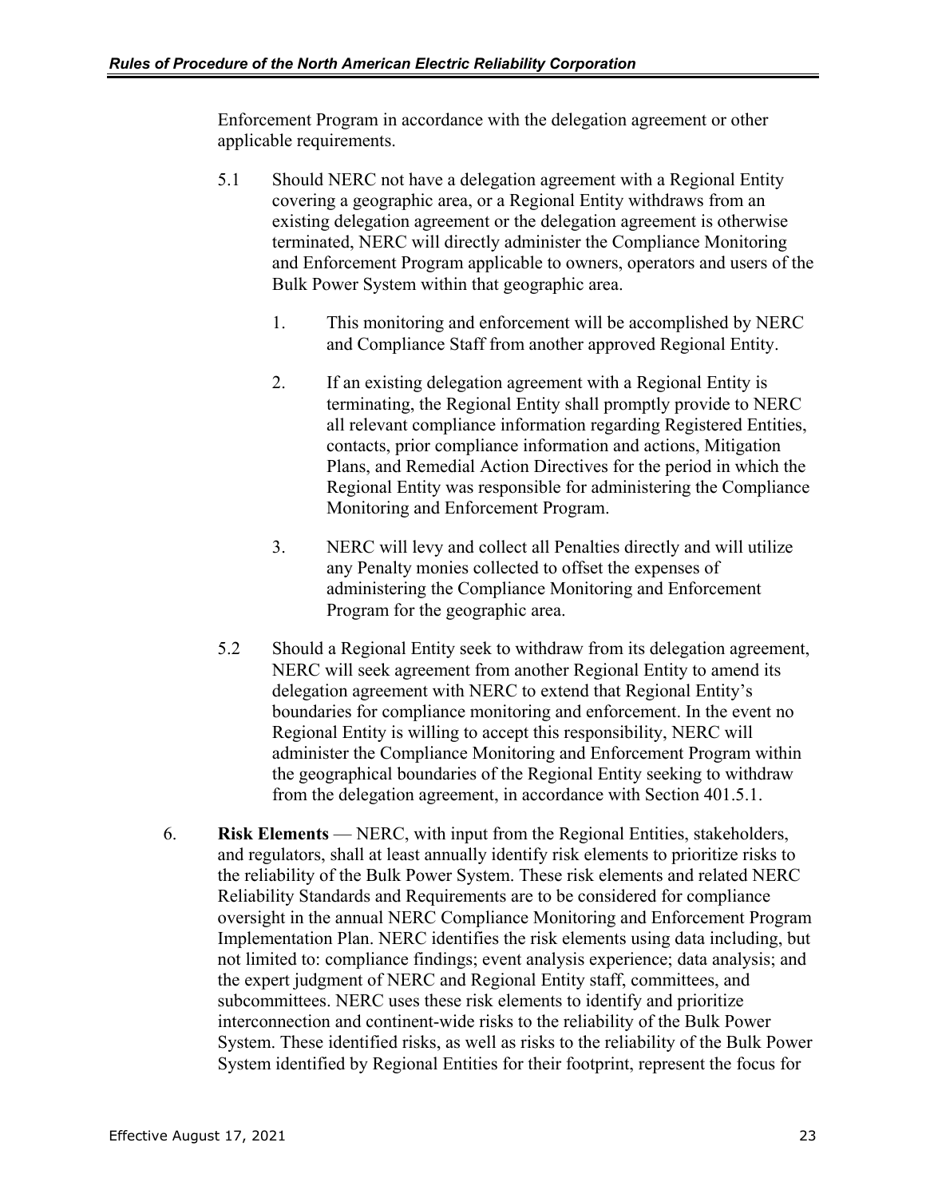Enforcement Program in accordance with the delegation agreement or other applicable requirements.

5.1 Should NERC not have a delegation agreement with a Regional Entity covering a geographic area, or a Regional Entity withdraws from an existing delegation agreement or the delegation agreement is otherwise terminated, NERC will directly administer the Compliance Monitoring and Enforcement Program applicable to owners, operators and users of the Bulk Power System within that geographic area.

1. This monitoring and enforcement will be accomplished by NERC and Compliance Staff from another approved Regional Entity.

2. If an existing delegation agreement with a Regional Entity is terminating, the Regional Entity shall promptly provide to NERC all relevant compliance information regarding Registered Entities, contacts, prior compliance information and actions, Mitigation Plans, and Remedial Action Directives for the period in which the Regional Entity was responsible for administering the Compliance Monitoring and Enforcement Program.

3. NERC will levy and collect all Penalties directly and will utilize any Penalty monies collected to offset the expenses of administering the Compliance Monitoring and Enforcement Program for the geographic area.

5.2 Should a Regional Entity seek to withdraw from its delegation agreement, NERC will seek agreement from another Regional Entity to amend its delegation agreement with NERC to extend that Regional Entity's boundaries for compliance monitoring and enforcement. In the event no Regional Entity is willing to accept this responsibility, NERC will administer the Compliance Monitoring and Enforcement Program within the geographical boundaries of the Regional Entity seeking to withdraw from the delegation agreement, in accordance with Section 401.5.1.

6. **Risk Elements** — NERC, with input from the Regional Entities, stakeholders, and regulators, shall at least annually identify risk elements to prioritize risks to the reliability of the Bulk Power System. These risk elements and related NERC Reliability Standards and Requirements are to be considered for compliance oversight in the annual NERC Compliance Monitoring and Enforcement Program Implementation Plan. NERC identifies the risk elements using data including, but not limited to: compliance findings; event analysis experience; data analysis; and the expert judgment of NERC and Regional Entity staff, committees, and subcommittees. NERC uses these risk elements to identify and prioritize interconnection and continent-wide risks to the reliability of the Bulk Power System. These identified risks, as well as risks to the reliability of the Bulk Power System identified by Regional Entities for their footprint, represent the focus for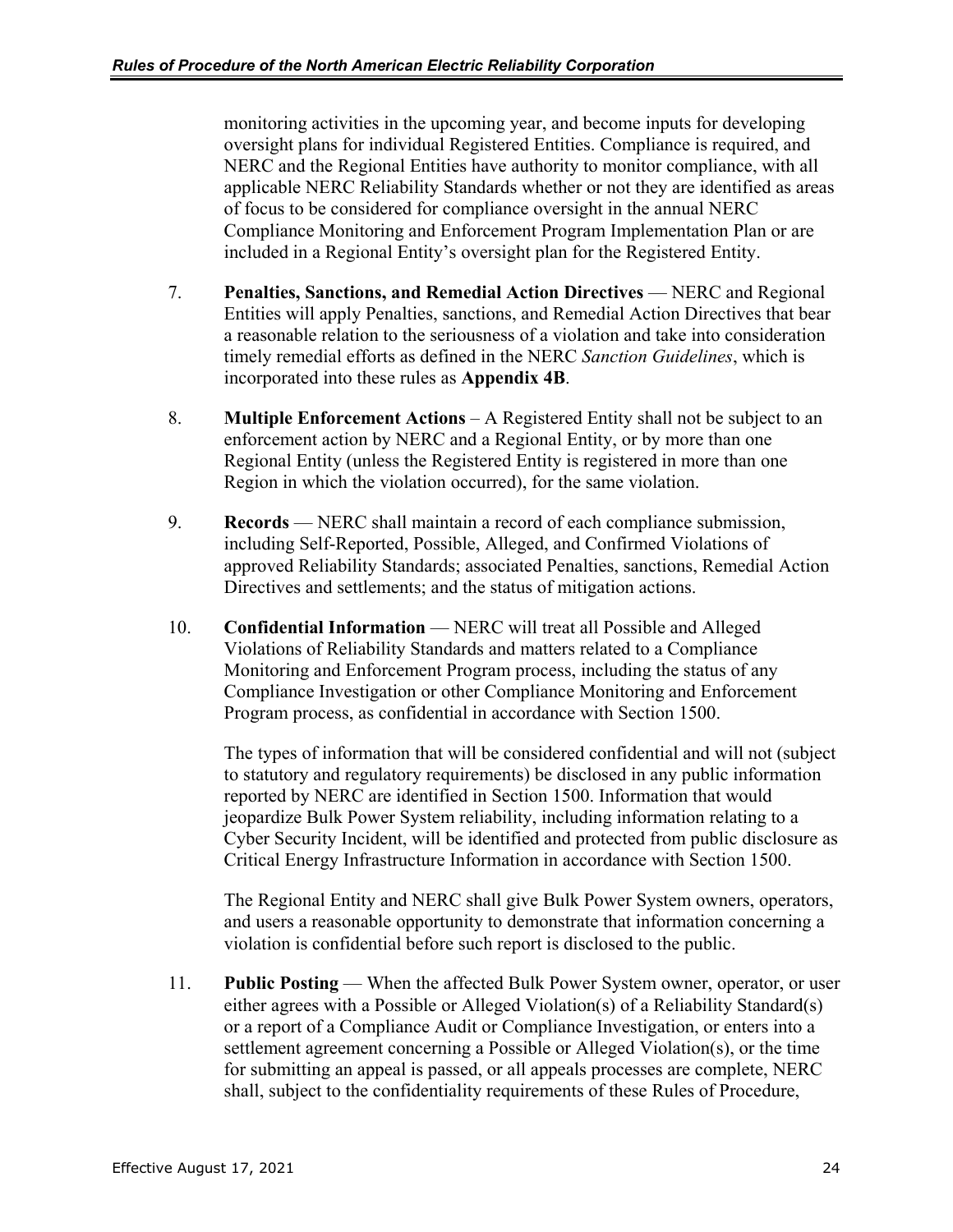monitoring activities in the upcoming year, and become inputs for developing oversight plans for individual Registered Entities. Compliance is required, and NERC and the Regional Entities have authority to monitor compliance, with all applicable NERC Reliability Standards whether or not they are identified as areas of focus to be considered for compliance oversight in the annual NERC Compliance Monitoring and Enforcement Program Implementation Plan or are included in a Regional Entity's oversight plan for the Registered Entity.

7. **Penalties, Sanctions, and Remedial Action Directives** — NERC and Regional Entities will apply Penalties, sanctions, and Remedial Action Directives that bear a reasonable relation to the seriousness of a violation and take into consideration timely remedial efforts as defined in the NERC *Sanction Guidelines*, which is incorporated into these rules as **Appendix 4B**.

8. **Multiple Enforcement Actions** – A Registered Entity shall not be subject to an enforcement action by NERC and a Regional Entity, or by more than one Regional Entity (unless the Registered Entity is registered in more than one Region in which the violation occurred), for the same violation.

9. **Records** — NERC shall maintain a record of each compliance submission, including Self-Reported, Possible, Alleged, and Confirmed Violations of approved Reliability Standards; associated Penalties, sanctions, Remedial Action Directives and settlements; and the status of mitigation actions.

10. **Confidential Information** — NERC will treat all Possible and Alleged Violations of Reliability Standards and matters related to a Compliance Monitoring and Enforcement Program process, including the status of any Compliance Investigation or other Compliance Monitoring and Enforcement Program process, as confidential in accordance with Section 1500.

    The types of information that will be considered confidential and will not (subject to statutory and regulatory requirements) be disclosed in any public information reported by NERC are identified in Section 1500. Information that would jeopardize Bulk Power System reliability, including information relating to a Cyber Security Incident, will be identified and protected from public disclosure as Critical Energy Infrastructure Information in accordance with Section 1500.

    The Regional Entity and NERC shall give Bulk Power System owners, operators, and users a reasonable opportunity to demonstrate that information concerning a violation is confidential before such report is disclosed to the public.

11. **Public Posting** — When the affected Bulk Power System owner, operator, or user either agrees with a Possible or Alleged Violation(s) of a Reliability Standard(s) or a report of a Compliance Audit or Compliance Investigation, or enters into a settlement agreement concerning a Possible or Alleged Violation(s), or the time for submitting an appeal is passed, or all appeals processes are complete, NERC shall, subject to the confidentiality requirements of these Rules of Procedure,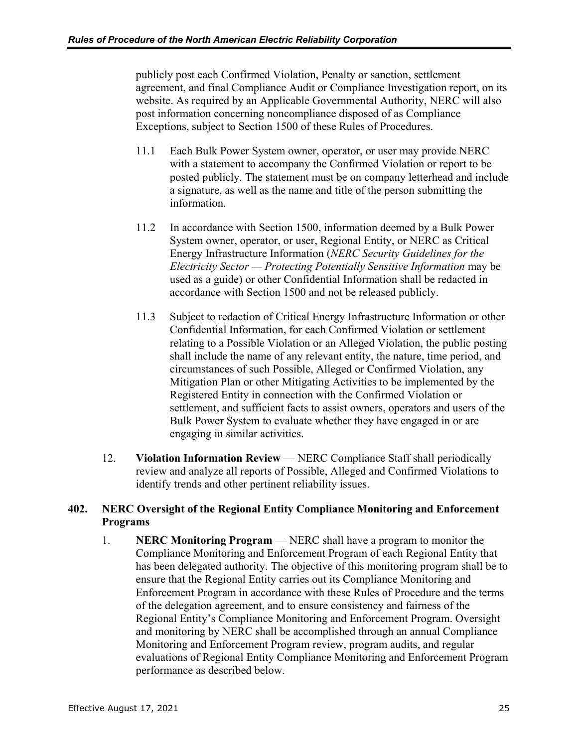publicly post each Confirmed Violation, Penalty or sanction, settlement agreement, and final Compliance Audit or Compliance Investigation report, on its website. As required by an Applicable Governmental Authority, NERC will also post information concerning noncompliance disposed of as Compliance Exceptions, subject to Section 1500 of these Rules of Procedures.

11.1 Each Bulk Power System owner, operator, or user may provide NERC with a statement to accompany the Confirmed Violation or report to be posted publicly. The statement must be on company letterhead and include a signature, as well as the name and title of the person submitting the information.

11.2 In accordance with Section 1500, information deemed by a Bulk Power System owner, operator, or user, Regional Entity, or NERC as Critical Energy Infrastructure Information (*NERC Security Guidelines for the Electricity Sector — Protecting Potentially Sensitive Information* may be used as a guide) or other Confidential Information shall be redacted in accordance with Section 1500 and not be released publicly.

11.3 Subject to redaction of Critical Energy Infrastructure Information or other Confidential Information, for each Confirmed Violation or settlement relating to a Possible Violation or an Alleged Violation, the public posting shall include the name of any relevant entity, the nature, time period, and circumstances of such Possible, Alleged or Confirmed Violation, any Mitigation Plan or other Mitigating Activities to be implemented by the Registered Entity in connection with the Confirmed Violation or settlement, and sufficient facts to assist owners, operators and users of the Bulk Power System to evaluate whether they have engaged in or are engaging in similar activities.

12. **Violation Information Review** — NERC Compliance Staff shall periodically review and analyze all reports of Possible, Alleged and Confirmed Violations to identify trends and other pertinent reliability issues.

## 402. NERC Oversight of the Regional Entity Compliance Monitoring and Enforcement Programs

1. **NERC Monitoring Program** — NERC shall have a program to monitor the Compliance Monitoring and Enforcement Program of each Regional Entity that has been delegated authority. The objective of this monitoring program shall be to ensure that the Regional Entity carries out its Compliance Monitoring and Enforcement Program in accordance with these Rules of Procedure and the terms of the delegation agreement, and to ensure consistency and fairness of the Regional Entity's Compliance Monitoring and Enforcement Program. Oversight and monitoring by NERC shall be accomplished through an annual Compliance Monitoring and Enforcement Program review, program audits, and regular evaluations of Regional Entity Compliance Monitoring and Enforcement Program performance as described below.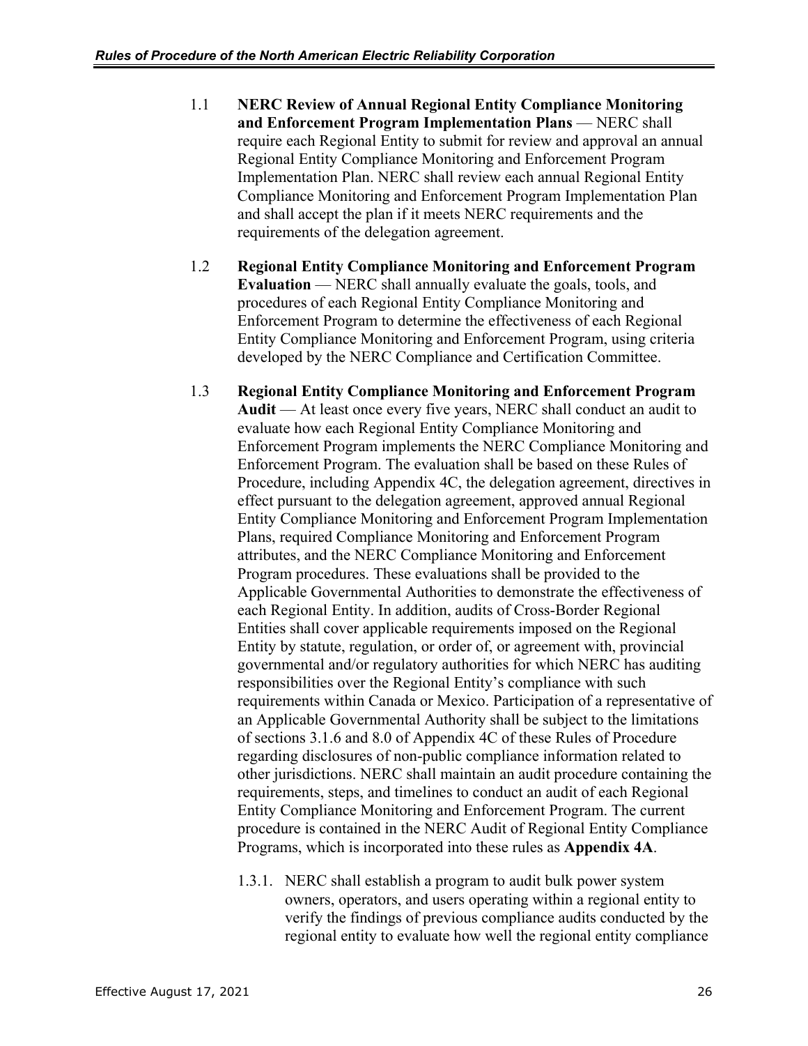1.1 **NERC Review of Annual Regional Entity Compliance Monitoring and Enforcement Program Implementation Plans** — NERC shall require each Regional Entity to submit for review and approval an annual Regional Entity Compliance Monitoring and Enforcement Program Implementation Plan. NERC shall review each annual Regional Entity Compliance Monitoring and Enforcement Program Implementation Plan and shall accept the plan if it meets NERC requirements and the requirements of the delegation agreement.

1.2 **Regional Entity Compliance Monitoring and Enforcement Program Evaluation** — NERC shall annually evaluate the goals, tools, and procedures of each Regional Entity Compliance Monitoring and Enforcement Program to determine the effectiveness of each Regional Entity Compliance Monitoring and Enforcement Program, using criteria developed by the NERC Compliance and Certification Committee.

1.3 **Regional Entity Compliance Monitoring and Enforcement Program Audit** — At least once every five years, NERC shall conduct an audit to evaluate how each Regional Entity Compliance Monitoring and Enforcement Program implements the NERC Compliance Monitoring and Enforcement Program. The evaluation shall be based on these Rules of Procedure, including Appendix 4C, the delegation agreement, directives in effect pursuant to the delegation agreement, approved annual Regional Entity Compliance Monitoring and Enforcement Program Implementation Plans, required Compliance Monitoring and Enforcement Program attributes, and the NERC Compliance Monitoring and Enforcement Program procedures. These evaluations shall be provided to the Applicable Governmental Authorities to demonstrate the effectiveness of each Regional Entity. In addition, audits of Cross-Border Regional Entities shall cover applicable requirements imposed on the Regional Entity by statute, regulation, or order of, or agreement with, provincial governmental and/or regulatory authorities for which NERC has auditing responsibilities over the Regional Entity's compliance with such requirements within Canada or Mexico. Participation of a representative of an Applicable Governmental Authority shall be subject to the limitations of sections 3.1.6 and 8.0 of Appendix 4C of these Rules of Procedure regarding disclosures of non-public compliance information related to other jurisdictions. NERC shall maintain an audit procedure containing the requirements, steps, and timelines to conduct an audit of each Regional Entity Compliance Monitoring and Enforcement Program. The current procedure is contained in the NERC Audit of Regional Entity Compliance Programs, which is incorporated into these rules as **Appendix 4A**.

1.3.1. NERC shall establish a program to audit bulk power system owners, operators, and users operating within a regional entity to verify the findings of previous compliance audits conducted by the regional entity to evaluate how well the regional entity compliance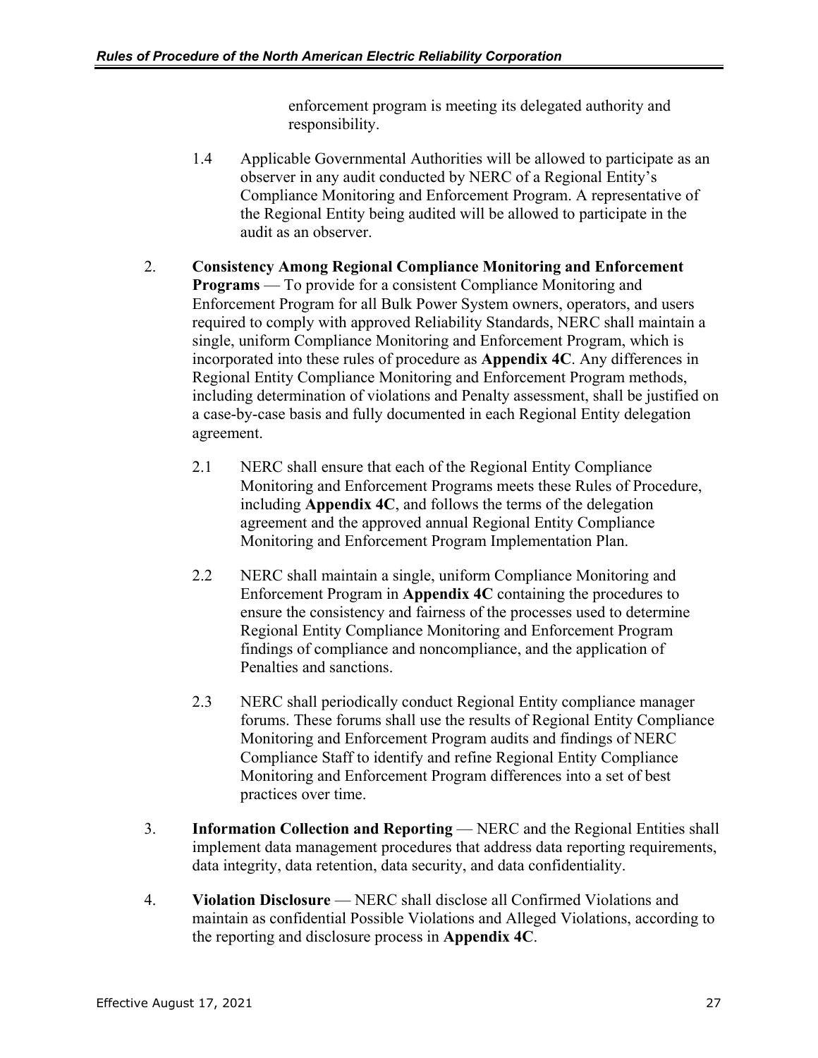enforcement program is meeting its delegated authority and responsibility.

1.4 Applicable Governmental Authorities will be allowed to participate as an observer in any audit conducted by NERC of a Regional Entity's Compliance Monitoring and Enforcement Program. A representative of the Regional Entity being audited will be allowed to participate in the audit as an observer.

2. **Consistency Among Regional Compliance Monitoring and Enforcement Programs** — To provide for a consistent Compliance Monitoring and Enforcement Program for all Bulk Power System owners, operators, and users required to comply with approved Reliability Standards, NERC shall maintain a single, uniform Compliance Monitoring and Enforcement Program, which is incorporated into these rules of procedure as **Appendix 4C**. Any differences in Regional Entity Compliance Monitoring and Enforcement Program methods, including determination of violations and Penalty assessment, shall be justified on a case-by-case basis and fully documented in each Regional Entity delegation agreement.

   2.1 NERC shall ensure that each of the Regional Entity Compliance Monitoring and Enforcement Programs meets these Rules of Procedure, including **Appendix 4C**, and follows the terms of the delegation agreement and the approved annual Regional Entity Compliance Monitoring and Enforcement Program Implementation Plan.

   2.2 NERC shall maintain a single, uniform Compliance Monitoring and Enforcement Program in **Appendix 4C** containing the procedures to ensure the consistency and fairness of the processes used to determine Regional Entity Compliance Monitoring and Enforcement Program findings of compliance and noncompliance, and the application of Penalties and sanctions.

   2.3 NERC shall periodically conduct Regional Entity compliance manager forums. These forums shall use the results of Regional Entity Compliance Monitoring and Enforcement Program audits and findings of NERC Compliance Staff to identify and refine Regional Entity Compliance Monitoring and Enforcement Program differences into a set of best practices over time.

3. **Information Collection and Reporting** — NERC and the Regional Entities shall implement data management procedures that address data reporting requirements, data integrity, data retention, data security, and data confidentiality.

4. **Violation Disclosure** — NERC shall disclose all Confirmed Violations and maintain as confidential Possible Violations and Alleged Violations, according to the reporting and disclosure process in **Appendix 4C**.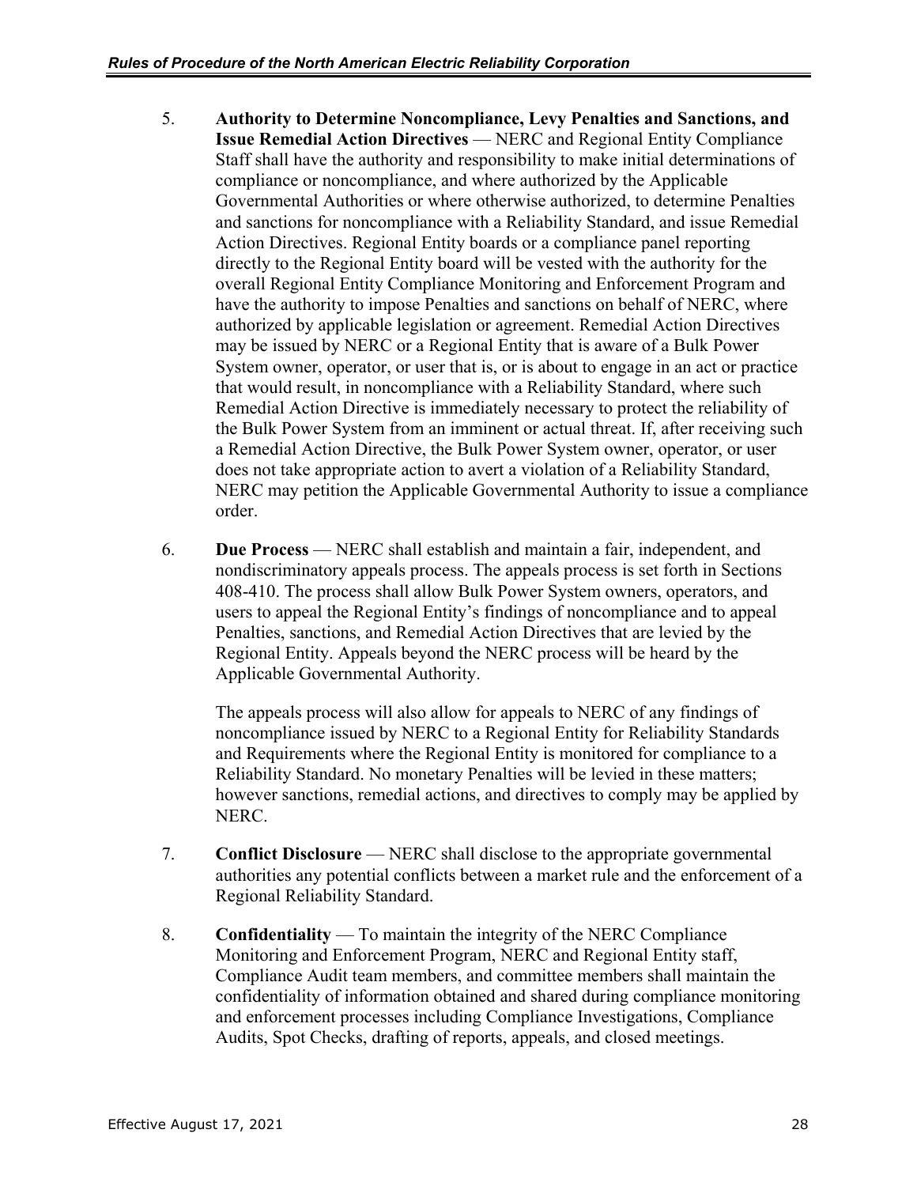5. **Authority to Determine Noncompliance, Levy Penalties and Sanctions, and Issue Remedial Action Directives** — NERC and Regional Entity Compliance Staff shall have the authority and responsibility to make initial determinations of compliance or noncompliance, and where authorized by the Applicable Governmental Authorities or where otherwise authorized, to determine Penalties and sanctions for noncompliance with a Reliability Standard, and issue Remedial Action Directives. Regional Entity boards or a compliance panel reporting directly to the Regional Entity board will be vested with the authority for the overall Regional Entity Compliance Monitoring and Enforcement Program and have the authority to impose Penalties and sanctions on behalf of NERC, where authorized by applicable legislation or agreement. Remedial Action Directives may be issued by NERC or a Regional Entity that is aware of a Bulk Power System owner, operator, or user that is, or is about to engage in an act or practice that would result, in noncompliance with a Reliability Standard, where such Remedial Action Directive is immediately necessary to protect the reliability of the Bulk Power System from an imminent or actual threat. If, after receiving such a Remedial Action Directive, the Bulk Power System owner, operator, or user does not take appropriate action to avert a violation of a Reliability Standard, NERC may petition the Applicable Governmental Authority to issue a compliance order.

6. **Due Process** — NERC shall establish and maintain a fair, independent, and nondiscriminatory appeals process. The appeals process is set forth in Sections 408-410. The process shall allow Bulk Power System owners, operators, and users to appeal the Regional Entity's findings of noncompliance and to appeal Penalties, sanctions, and Remedial Action Directives that are levied by the Regional Entity. Appeals beyond the NERC process will be heard by the Applicable Governmental Authority.

   The appeals process will also allow for appeals to NERC of any findings of noncompliance issued by NERC to a Regional Entity for Reliability Standards and Requirements where the Regional Entity is monitored for compliance to a Reliability Standard. No monetary Penalties will be levied in these matters; however sanctions, remedial actions, and directives to comply may be applied by NERC.

7. **Conflict Disclosure** — NERC shall disclose to the appropriate governmental authorities any potential conflicts between a market rule and the enforcement of a Regional Reliability Standard.

8. **Confidentiality** — To maintain the integrity of the NERC Compliance Monitoring and Enforcement Program, NERC and Regional Entity staff, Compliance Audit team members, and committee members shall maintain the confidentiality of information obtained and shared during compliance monitoring and enforcement processes including Compliance Investigations, Compliance Audits, Spot Checks, drafting of reports, appeals, and closed meetings.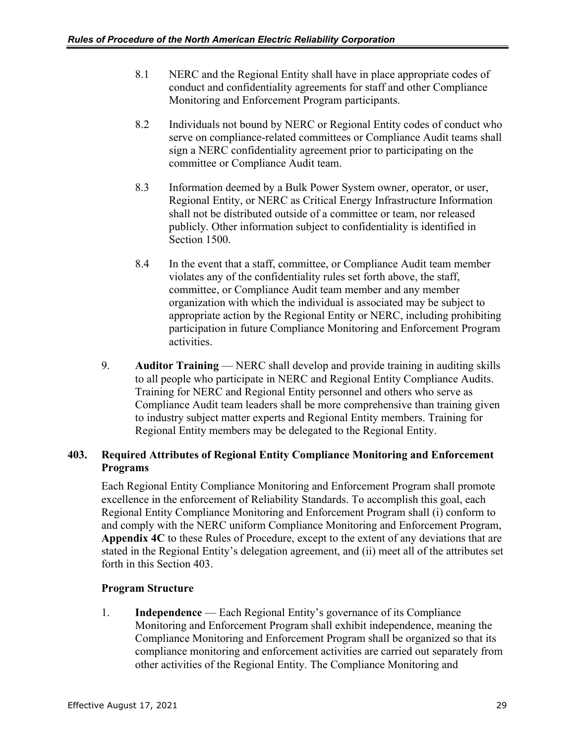8.1 NERC and the Regional Entity shall have in place appropriate codes of conduct and confidentiality agreements for staff and other Compliance Monitoring and Enforcement Program participants.

8.2 Individuals not bound by NERC or Regional Entity codes of conduct who serve on compliance-related committees or Compliance Audit teams shall sign a NERC confidentiality agreement prior to participating on the committee or Compliance Audit team.

8.3 Information deemed by a Bulk Power System owner, operator, or user, Regional Entity, or NERC as Critical Energy Infrastructure Information shall not be distributed outside of a committee or team, nor released publicly. Other information subject to confidentiality is identified in Section 1500.

8.4 In the event that a staff, committee, or Compliance Audit team member violates any of the confidentiality rules set forth above, the staff, committee, or Compliance Audit team member and any member organization with which the individual is associated may be subject to appropriate action by the Regional Entity or NERC, including prohibiting participation in future Compliance Monitoring and Enforcement Program activities.

9. **Auditor Training** — NERC shall develop and provide training in auditing skills to all people who participate in NERC and Regional Entity Compliance Audits. Training for NERC and Regional Entity personnel and others who serve as Compliance Audit team leaders shall be more comprehensive than training given to industry subject matter experts and Regional Entity members. Training for Regional Entity members may be delegated to the Regional Entity.

## 403. Required Attributes of Regional Entity Compliance Monitoring and Enforcement Programs

Each Regional Entity Compliance Monitoring and Enforcement Program shall promote excellence in the enforcement of Reliability Standards. To accomplish this goal, each Regional Entity Compliance Monitoring and Enforcement Program shall (i) conform to and comply with the NERC uniform Compliance Monitoring and Enforcement Program, **Appendix 4C** to these Rules of Procedure, except to the extent of any deviations that are stated in the Regional Entity's delegation agreement, and (ii) meet all of the attributes set forth in this Section 403.

### Program Structure

1. **Independence** — Each Regional Entity's governance of its Compliance Monitoring and Enforcement Program shall exhibit independence, meaning the Compliance Monitoring and Enforcement Program shall be organized so that its compliance monitoring and enforcement activities are carried out separately from other activities of the Regional Entity. The Compliance Monitoring and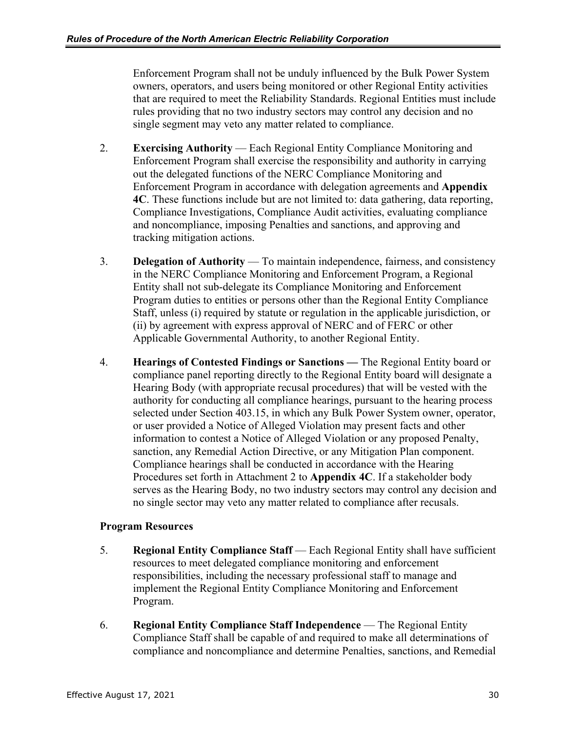Enforcement Program shall not be unduly influenced by the Bulk Power System owners, operators, and users being monitored or other Regional Entity activities that are required to meet the Reliability Standards. Regional Entities must include rules providing that no two industry sectors may control any decision and no single segment may veto any matter related to compliance.

2. **Exercising Authority** — Each Regional Entity Compliance Monitoring and Enforcement Program shall exercise the responsibility and authority in carrying out the delegated functions of the NERC Compliance Monitoring and Enforcement Program in accordance with delegation agreements and **Appendix 4C**. These functions include but are not limited to: data gathering, data reporting, Compliance Investigations, Compliance Audit activities, evaluating compliance and noncompliance, imposing Penalties and sanctions, and approving and tracking mitigation actions.

3. **Delegation of Authority** — To maintain independence, fairness, and consistency in the NERC Compliance Monitoring and Enforcement Program, a Regional Entity shall not sub-delegate its Compliance Monitoring and Enforcement Program duties to entities or persons other than the Regional Entity Compliance Staff, unless (i) required by statute or regulation in the applicable jurisdiction, or (ii) by agreement with express approval of NERC and of FERC or other Applicable Governmental Authority, to another Regional Entity.

4. **Hearings of Contested Findings or Sanctions —** The Regional Entity board or compliance panel reporting directly to the Regional Entity board will designate a Hearing Body (with appropriate recusal procedures) that will be vested with the authority for conducting all compliance hearings, pursuant to the hearing process selected under Section 403.15, in which any Bulk Power System owner, operator, or user provided a Notice of Alleged Violation may present facts and other information to contest a Notice of Alleged Violation or any proposed Penalty, sanction, any Remedial Action Directive, or any Mitigation Plan component. Compliance hearings shall be conducted in accordance with the Hearing Procedures set forth in Attachment 2 to **Appendix 4C**. If a stakeholder body serves as the Hearing Body, no two industry sectors may control any decision and no single sector may veto any matter related to compliance after recusals.

**Program Resources**

5. **Regional Entity Compliance Staff** — Each Regional Entity shall have sufficient resources to meet delegated compliance monitoring and enforcement responsibilities, including the necessary professional staff to manage and implement the Regional Entity Compliance Monitoring and Enforcement Program.

6. **Regional Entity Compliance Staff Independence** — The Regional Entity Compliance Staff shall be capable of and required to make all determinations of compliance and noncompliance and determine Penalties, sanctions, and Remedial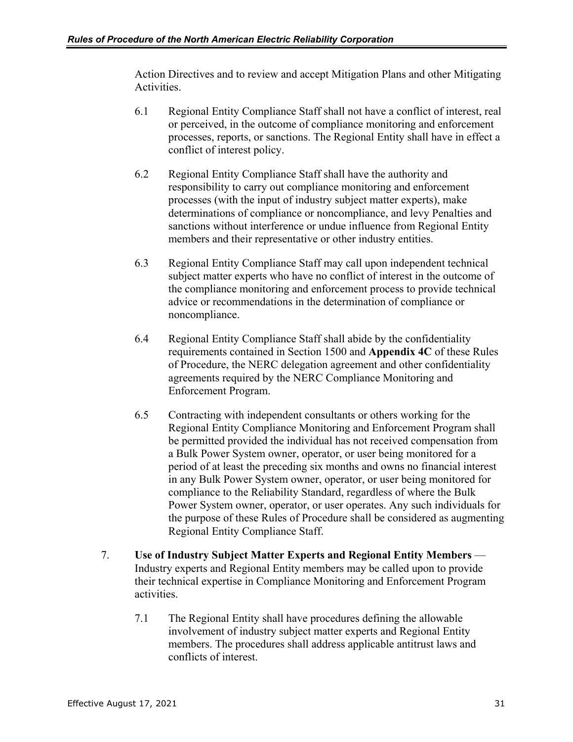Action Directives and to review and accept Mitigation Plans and other Mitigating Activities.

6.1 Regional Entity Compliance Staff shall not have a conflict of interest, real or perceived, in the outcome of compliance monitoring and enforcement processes, reports, or sanctions. The Regional Entity shall have in effect a conflict of interest policy.

6.2 Regional Entity Compliance Staff shall have the authority and responsibility to carry out compliance monitoring and enforcement processes (with the input of industry subject matter experts), make determinations of compliance or noncompliance, and levy Penalties and sanctions without interference or undue influence from Regional Entity members and their representative or other industry entities.

6.3 Regional Entity Compliance Staff may call upon independent technical subject matter experts who have no conflict of interest in the outcome of the compliance monitoring and enforcement process to provide technical advice or recommendations in the determination of compliance or noncompliance.

6.4 Regional Entity Compliance Staff shall abide by the confidentiality requirements contained in Section 1500 and **Appendix 4C** of these Rules of Procedure, the NERC delegation agreement and other confidentiality agreements required by the NERC Compliance Monitoring and Enforcement Program.

6.5 Contracting with independent consultants or others working for the Regional Entity Compliance Monitoring and Enforcement Program shall be permitted provided the individual has not received compensation from a Bulk Power System owner, operator, or user being monitored for a period of at least the preceding six months and owns no financial interest in any Bulk Power System owner, operator, or user being monitored for compliance to the Reliability Standard, regardless of where the Bulk Power System owner, operator, or user operates. Any such individuals for the purpose of these Rules of Procedure shall be considered as augmenting Regional Entity Compliance Staff.

7. **Use of Industry Subject Matter Experts and Regional Entity Members** — Industry experts and Regional Entity members may be called upon to provide their technical expertise in Compliance Monitoring and Enforcement Program activities.

7.1 The Regional Entity shall have procedures defining the allowable involvement of industry subject matter experts and Regional Entity members. The procedures shall address applicable antitrust laws and conflicts of interest.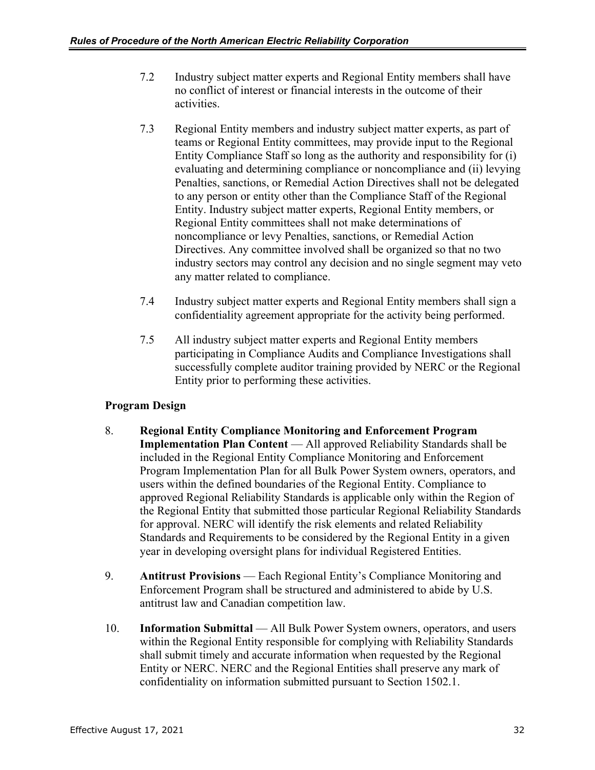7.2 Industry subject matter experts and Regional Entity members shall have no conflict of interest or financial interests in the outcome of their activities.

7.3 Regional Entity members and industry subject matter experts, as part of teams or Regional Entity committees, may provide input to the Regional Entity Compliance Staff so long as the authority and responsibility for (i) evaluating and determining compliance or noncompliance and (ii) levying Penalties, sanctions, or Remedial Action Directives shall not be delegated to any person or entity other than the Compliance Staff of the Regional Entity. Industry subject matter experts, Regional Entity members, or Regional Entity committees shall not make determinations of noncompliance or levy Penalties, sanctions, or Remedial Action Directives. Any committee involved shall be organized so that no two industry sectors may control any decision and no single segment may veto any matter related to compliance.

7.4 Industry subject matter experts and Regional Entity members shall sign a confidentiality agreement appropriate for the activity being performed.

7.5 All industry subject matter experts and Regional Entity members participating in Compliance Audits and Compliance Investigations shall successfully complete auditor training provided by NERC or the Regional Entity prior to performing these activities.

**Program Design**

8. **Regional Entity Compliance Monitoring and Enforcement Program Implementation Plan Content** — All approved Reliability Standards shall be included in the Regional Entity Compliance Monitoring and Enforcement Program Implementation Plan for all Bulk Power System owners, operators, and users within the defined boundaries of the Regional Entity. Compliance to approved Regional Reliability Standards is applicable only within the Region of the Regional Entity that submitted those particular Regional Reliability Standards for approval. NERC will identify the risk elements and related Reliability Standards and Requirements to be considered by the Regional Entity in a given year in developing oversight plans for individual Registered Entities.

9. **Antitrust Provisions** — Each Regional Entity's Compliance Monitoring and Enforcement Program shall be structured and administered to abide by U.S. antitrust law and Canadian competition law.

10. **Information Submittal** — All Bulk Power System owners, operators, and users within the Regional Entity responsible for complying with Reliability Standards shall submit timely and accurate information when requested by the Regional Entity or NERC. NERC and the Regional Entities shall preserve any mark of confidentiality on information submitted pursuant to Section 1502.1.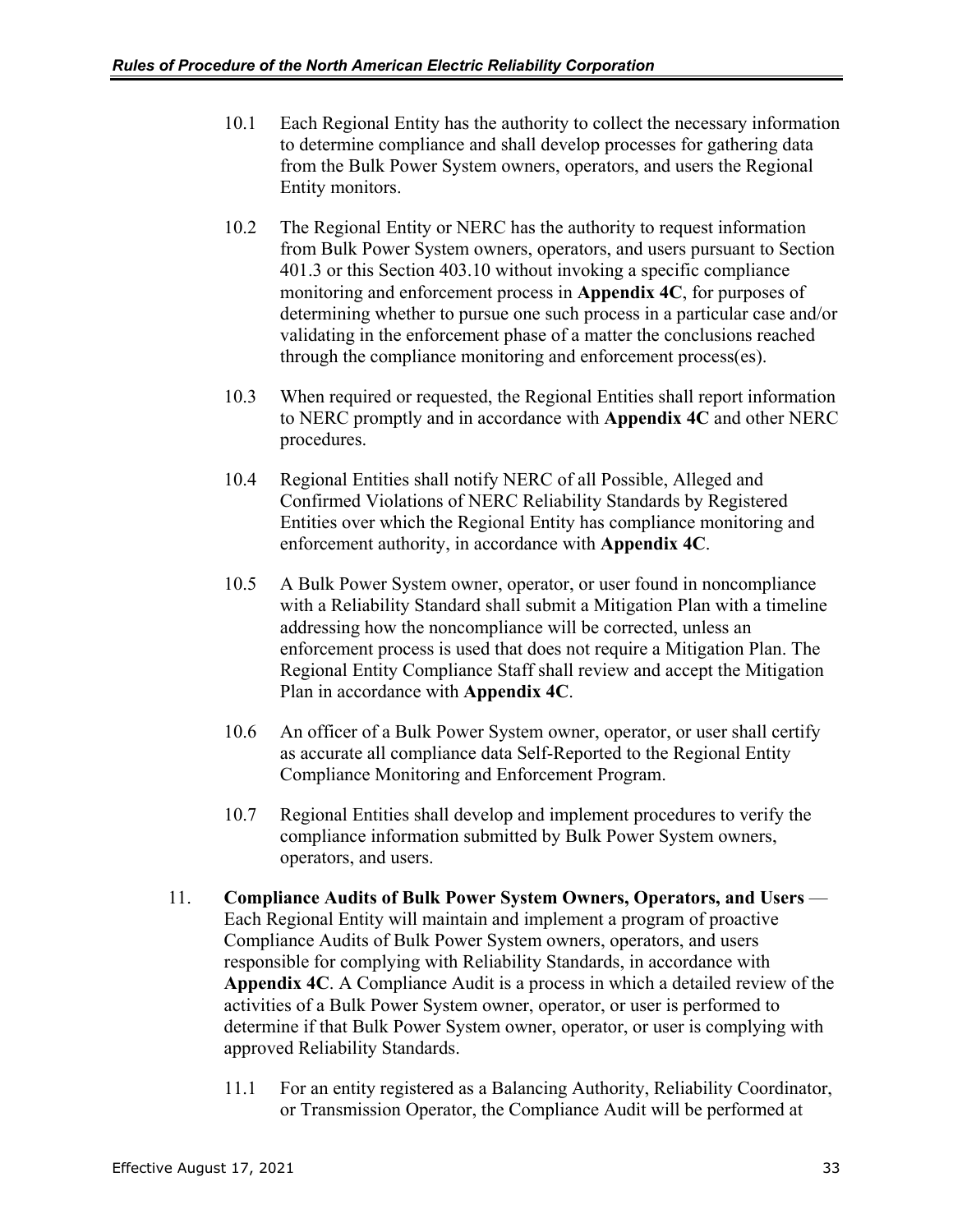10.1 Each Regional Entity has the authority to collect the necessary information to determine compliance and shall develop processes for gathering data from the Bulk Power System owners, operators, and users the Regional Entity monitors.

10.2 The Regional Entity or NERC has the authority to request information from Bulk Power System owners, operators, and users pursuant to Section 401.3 or this Section 403.10 without invoking a specific compliance monitoring and enforcement process in **Appendix 4C**, for purposes of determining whether to pursue one such process in a particular case and/or validating in the enforcement phase of a matter the conclusions reached through the compliance monitoring and enforcement process(es).

10.3 When required or requested, the Regional Entities shall report information to NERC promptly and in accordance with **Appendix 4C** and other NERC procedures.

10.4 Regional Entities shall notify NERC of all Possible, Alleged and Confirmed Violations of NERC Reliability Standards by Registered Entities over which the Regional Entity has compliance monitoring and enforcement authority, in accordance with **Appendix 4C**.

10.5 A Bulk Power System owner, operator, or user found in noncompliance with a Reliability Standard shall submit a Mitigation Plan with a timeline addressing how the noncompliance will be corrected, unless an enforcement process is used that does not require a Mitigation Plan. The Regional Entity Compliance Staff shall review and accept the Mitigation Plan in accordance with **Appendix 4C**.

10.6 An officer of a Bulk Power System owner, operator, or user shall certify as accurate all compliance data Self-Reported to the Regional Entity Compliance Monitoring and Enforcement Program.

10.7 Regional Entities shall develop and implement procedures to verify the compliance information submitted by Bulk Power System owners, operators, and users.

11. **Compliance Audits of Bulk Power System Owners, Operators, and Users** — Each Regional Entity will maintain and implement a program of proactive Compliance Audits of Bulk Power System owners, operators, and users responsible for complying with Reliability Standards, in accordance with **Appendix 4C**. A Compliance Audit is a process in which a detailed review of the activities of a Bulk Power System owner, operator, or user is performed to determine if that Bulk Power System owner, operator, or user is complying with approved Reliability Standards.

11.1 For an entity registered as a Balancing Authority, Reliability Coordinator, or Transmission Operator, the Compliance Audit will be performed at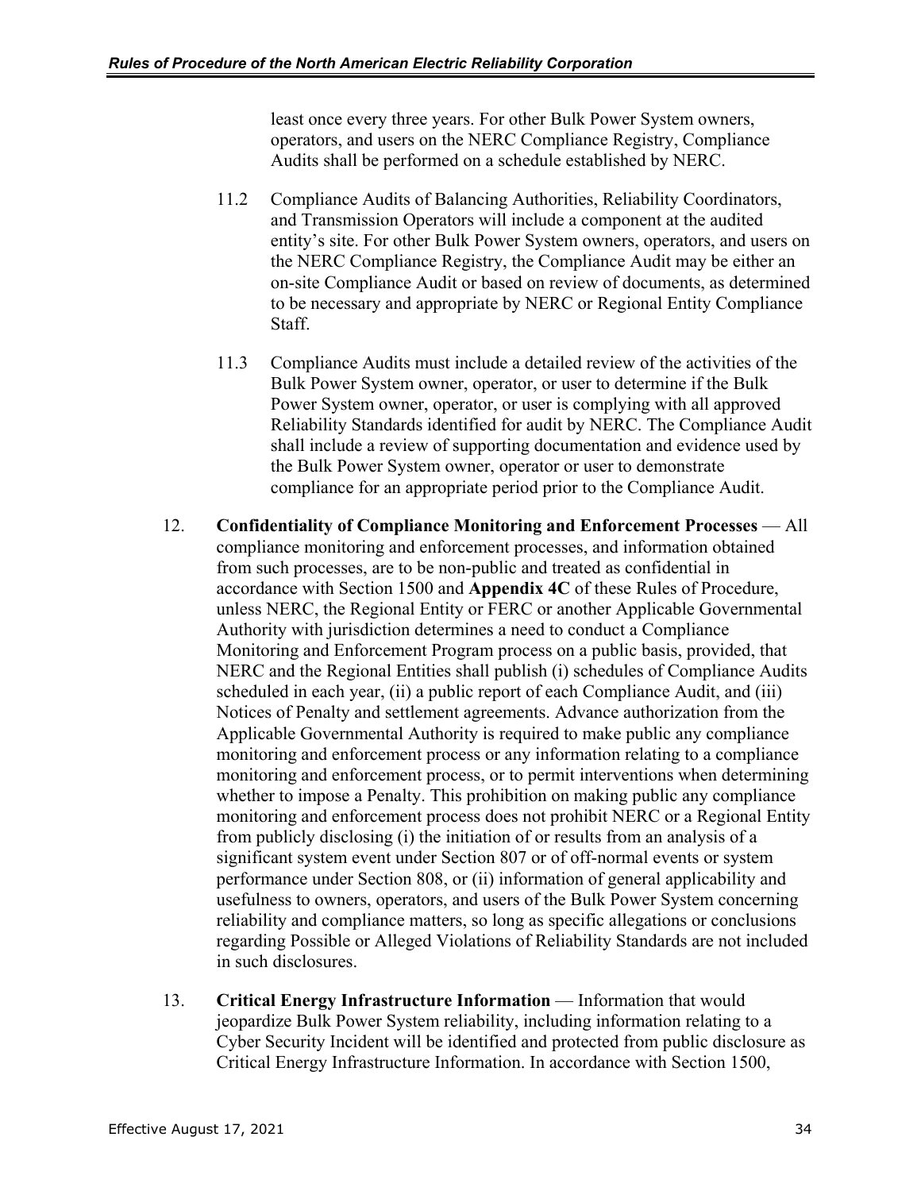least once every three years. For other Bulk Power System owners, operators, and users on the NERC Compliance Registry, Compliance Audits shall be performed on a schedule established by NERC.

11.2 Compliance Audits of Balancing Authorities, Reliability Coordinators, and Transmission Operators will include a component at the audited entity's site. For other Bulk Power System owners, operators, and users on the NERC Compliance Registry, the Compliance Audit may be either an on-site Compliance Audit or based on review of documents, as determined to be necessary and appropriate by NERC or Regional Entity Compliance Staff.

11.3 Compliance Audits must include a detailed review of the activities of the Bulk Power System owner, operator, or user to determine if the Bulk Power System owner, operator, or user is complying with all approved Reliability Standards identified for audit by NERC. The Compliance Audit shall include a review of supporting documentation and evidence used by the Bulk Power System owner, operator or user to demonstrate compliance for an appropriate period prior to the Compliance Audit.

12. **Confidentiality of Compliance Monitoring and Enforcement Processes** — All compliance monitoring and enforcement processes, and information obtained from such processes, are to be non-public and treated as confidential in accordance with Section 1500 and **Appendix 4C** of these Rules of Procedure, unless NERC, the Regional Entity or FERC or another Applicable Governmental Authority with jurisdiction determines a need to conduct a Compliance Monitoring and Enforcement Program process on a public basis, provided, that NERC and the Regional Entities shall publish (i) schedules of Compliance Audits scheduled in each year, (ii) a public report of each Compliance Audit, and (iii) Notices of Penalty and settlement agreements. Advance authorization from the Applicable Governmental Authority is required to make public any compliance monitoring and enforcement process or any information relating to a compliance monitoring and enforcement process, or to permit interventions when determining whether to impose a Penalty. This prohibition on making public any compliance monitoring and enforcement process does not prohibit NERC or a Regional Entity from publicly disclosing (i) the initiation of or results from an analysis of a significant system event under Section 807 or of off-normal events or system performance under Section 808, or (ii) information of general applicability and usefulness to owners, operators, and users of the Bulk Power System concerning reliability and compliance matters, so long as specific allegations or conclusions regarding Possible or Alleged Violations of Reliability Standards are not included in such disclosures.

13. **Critical Energy Infrastructure Information** — Information that would jeopardize Bulk Power System reliability, including information relating to a Cyber Security Incident will be identified and protected from public disclosure as Critical Energy Infrastructure Information. In accordance with Section 1500,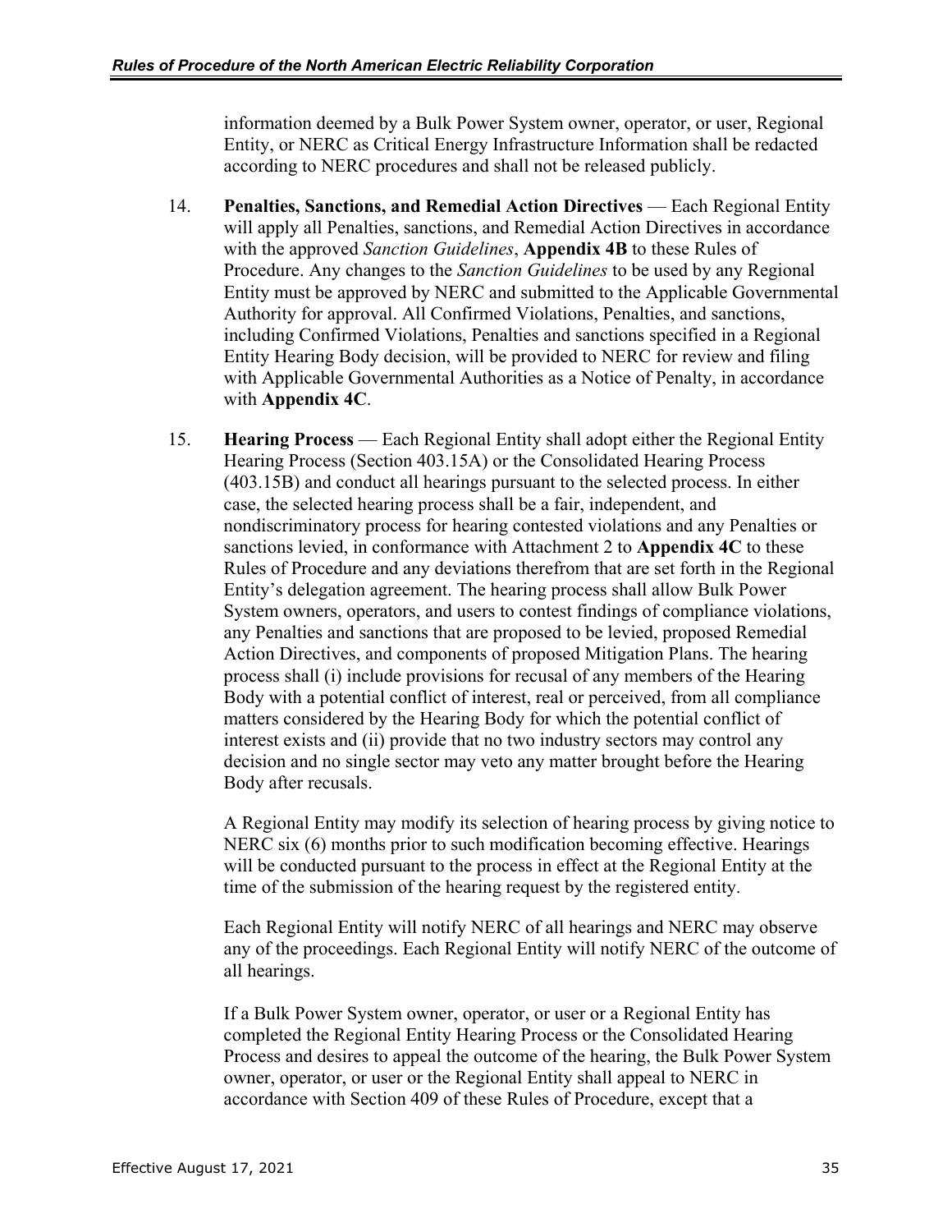information deemed by a Bulk Power System owner, operator, or user, Regional Entity, or NERC as Critical Energy Infrastructure Information shall be redacted according to NERC procedures and shall not be released publicly.

14. **Penalties, Sanctions, and Remedial Action Directives** — Each Regional Entity will apply all Penalties, sanctions, and Remedial Action Directives in accordance with the approved *Sanction Guidelines*, **Appendix 4B** to these Rules of Procedure. Any changes to the *Sanction Guidelines* to be used by any Regional Entity must be approved by NERC and submitted to the Applicable Governmental Authority for approval. All Confirmed Violations, Penalties, and sanctions, including Confirmed Violations, Penalties and sanctions specified in a Regional Entity Hearing Body decision, will be provided to NERC for review and filing with Applicable Governmental Authorities as a Notice of Penalty, in accordance with **Appendix 4C**.

15. **Hearing Process** — Each Regional Entity shall adopt either the Regional Entity Hearing Process (Section 403.15A) or the Consolidated Hearing Process (403.15B) and conduct all hearings pursuant to the selected process. In either case, the selected hearing process shall be a fair, independent, and nondiscriminatory process for hearing contested violations and any Penalties or sanctions levied, in conformance with Attachment 2 to **Appendix 4C** to these Rules of Procedure and any deviations therefrom that are set forth in the Regional Entity's delegation agreement. The hearing process shall allow Bulk Power System owners, operators, and users to contest findings of compliance violations, any Penalties and sanctions that are proposed to be levied, proposed Remedial Action Directives, and components of proposed Mitigation Plans. The hearing process shall (i) include provisions for recusal of any members of the Hearing Body with a potential conflict of interest, real or perceived, from all compliance matters considered by the Hearing Body for which the potential conflict of interest exists and (ii) provide that no two industry sectors may control any decision and no single sector may veto any matter brought before the Hearing Body after recusals.

    A Regional Entity may modify its selection of hearing process by giving notice to NERC six (6) months prior to such modification becoming effective. Hearings will be conducted pursuant to the process in effect at the Regional Entity at the time of the submission of the hearing request by the registered entity.

    Each Regional Entity will notify NERC of all hearings and NERC may observe any of the proceedings. Each Regional Entity will notify NERC of the outcome of all hearings.

    If a Bulk Power System owner, operator, or user or a Regional Entity has completed the Regional Entity Hearing Process or the Consolidated Hearing Process and desires to appeal the outcome of the hearing, the Bulk Power System owner, operator, or user or the Regional Entity shall appeal to NERC in accordance with Section 409 of these Rules of Procedure, except that a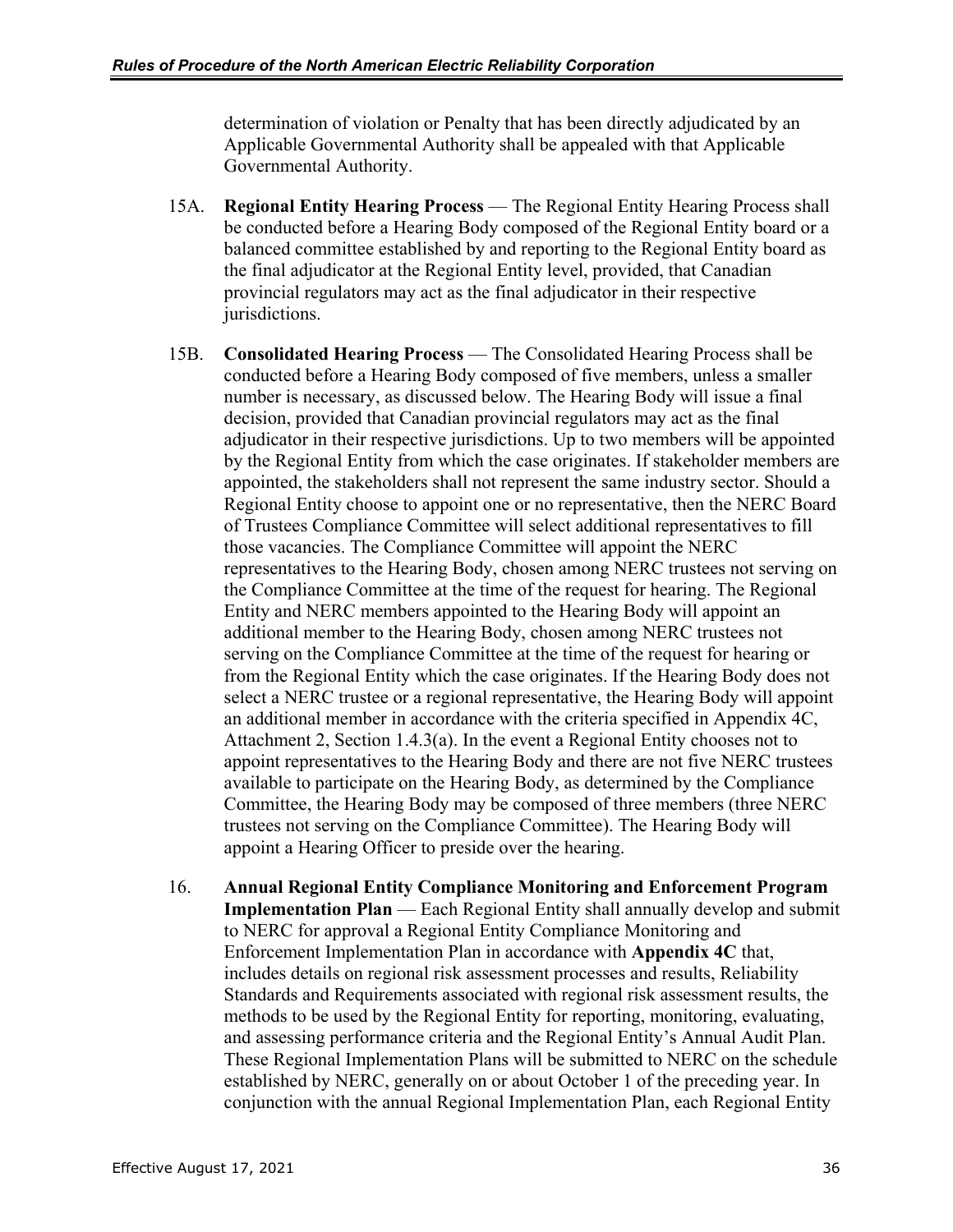determination of violation or Penalty that has been directly adjudicated by an Applicable Governmental Authority shall be appealed with that Applicable Governmental Authority.

15A. **Regional Entity Hearing Process** — The Regional Entity Hearing Process shall be conducted before a Hearing Body composed of the Regional Entity board or a balanced committee established by and reporting to the Regional Entity board as the final adjudicator at the Regional Entity level, provided, that Canadian provincial regulators may act as the final adjudicator in their respective jurisdictions.

15B. **Consolidated Hearing Process** — The Consolidated Hearing Process shall be conducted before a Hearing Body composed of five members, unless a smaller number is necessary, as discussed below. The Hearing Body will issue a final decision, provided that Canadian provincial regulators may act as the final adjudicator in their respective jurisdictions. Up to two members will be appointed by the Regional Entity from which the case originates. If stakeholder members are appointed, the stakeholders shall not represent the same industry sector. Should a Regional Entity choose to appoint one or no representative, then the NERC Board of Trustees Compliance Committee will select additional representatives to fill those vacancies. The Compliance Committee will appoint the NERC representatives to the Hearing Body, chosen among NERC trustees not serving on the Compliance Committee at the time of the request for hearing. The Regional Entity and NERC members appointed to the Hearing Body will appoint an additional member to the Hearing Body, chosen among NERC trustees not serving on the Compliance Committee at the time of the request for hearing or from the Regional Entity which the case originates. If the Hearing Body does not select a NERC trustee or a regional representative, the Hearing Body will appoint an additional member in accordance with the criteria specified in Appendix 4C, Attachment 2, Section 1.4.3(a). In the event a Regional Entity chooses not to appoint representatives to the Hearing Body and there are not five NERC trustees available to participate on the Hearing Body, as determined by the Compliance Committee, the Hearing Body may be composed of three members (three NERC trustees not serving on the Compliance Committee). The Hearing Body will appoint a Hearing Officer to preside over the hearing.

16. **Annual Regional Entity Compliance Monitoring and Enforcement Program Implementation Plan** — Each Regional Entity shall annually develop and submit to NERC for approval a Regional Entity Compliance Monitoring and Enforcement Implementation Plan in accordance with **Appendix 4C** that, includes details on regional risk assessment processes and results, Reliability Standards and Requirements associated with regional risk assessment results, the methods to be used by the Regional Entity for reporting, monitoring, evaluating, and assessing performance criteria and the Regional Entity's Annual Audit Plan. These Regional Implementation Plans will be submitted to NERC on the schedule established by NERC, generally on or about October 1 of the preceding year. In conjunction with the annual Regional Implementation Plan, each Regional Entity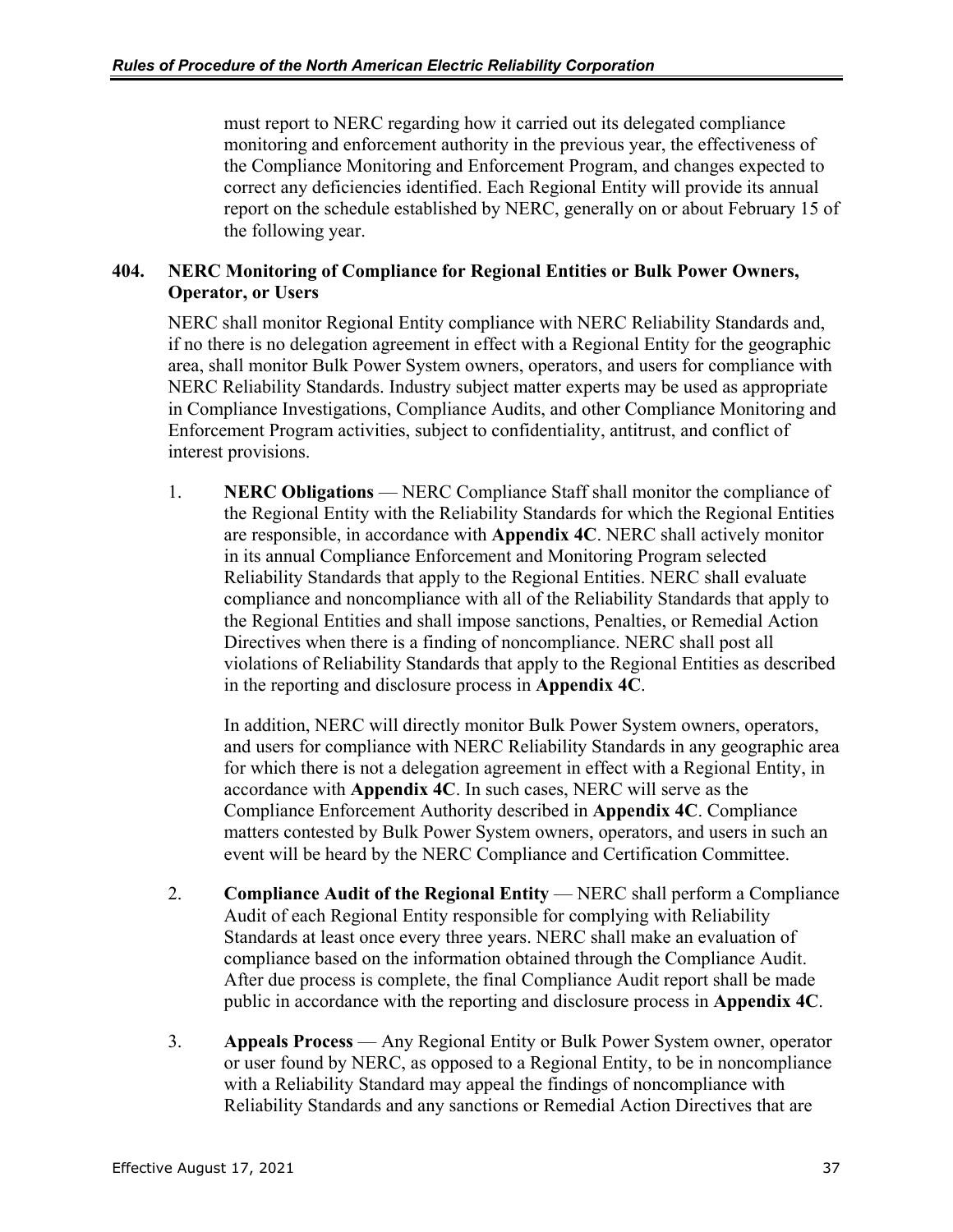must report to NERC regarding how it carried out its delegated compliance monitoring and enforcement authority in the previous year, the effectiveness of the Compliance Monitoring and Enforcement Program, and changes expected to correct any deficiencies identified. Each Regional Entity will provide its annual report on the schedule established by NERC, generally on or about February 15 of the following year.

### 404. NERC Monitoring of Compliance for Regional Entities or Bulk Power Owners, Operator, or Users

NERC shall monitor Regional Entity compliance with NERC Reliability Standards and, if no there is no delegation agreement in effect with a Regional Entity for the geographic area, shall monitor Bulk Power System owners, operators, and users for compliance with NERC Reliability Standards. Industry subject matter experts may be used as appropriate in Compliance Investigations, Compliance Audits, and other Compliance Monitoring and Enforcement Program activities, subject to confidentiality, antitrust, and conflict of interest provisions.

1. **NERC Obligations** — NERC Compliance Staff shall monitor the compliance of the Regional Entity with the Reliability Standards for which the Regional Entities are responsible, in accordance with **Appendix 4C**. NERC shall actively monitor in its annual Compliance Enforcement and Monitoring Program selected Reliability Standards that apply to the Regional Entities. NERC shall evaluate compliance and noncompliance with all of the Reliability Standards that apply to the Regional Entities and shall impose sanctions, Penalties, or Remedial Action Directives when there is a finding of noncompliance. NERC shall post all violations of Reliability Standards that apply to the Regional Entities as described in the reporting and disclosure process in **Appendix 4C**.

   In addition, NERC will directly monitor Bulk Power System owners, operators, and users for compliance with NERC Reliability Standards in any geographic area for which there is not a delegation agreement in effect with a Regional Entity, in accordance with **Appendix 4C**. In such cases, NERC will serve as the Compliance Enforcement Authority described in **Appendix 4C**. Compliance matters contested by Bulk Power System owners, operators, and users in such an event will be heard by the NERC Compliance and Certification Committee.

2. **Compliance Audit of the Regional Entity** — NERC shall perform a Compliance Audit of each Regional Entity responsible for complying with Reliability Standards at least once every three years. NERC shall make an evaluation of compliance based on the information obtained through the Compliance Audit. After due process is complete, the final Compliance Audit report shall be made public in accordance with the reporting and disclosure process in **Appendix 4C**.

3. **Appeals Process** — Any Regional Entity or Bulk Power System owner, operator or user found by NERC, as opposed to a Regional Entity, to be in noncompliance with a Reliability Standard may appeal the findings of noncompliance with Reliability Standards and any sanctions or Remedial Action Directives that are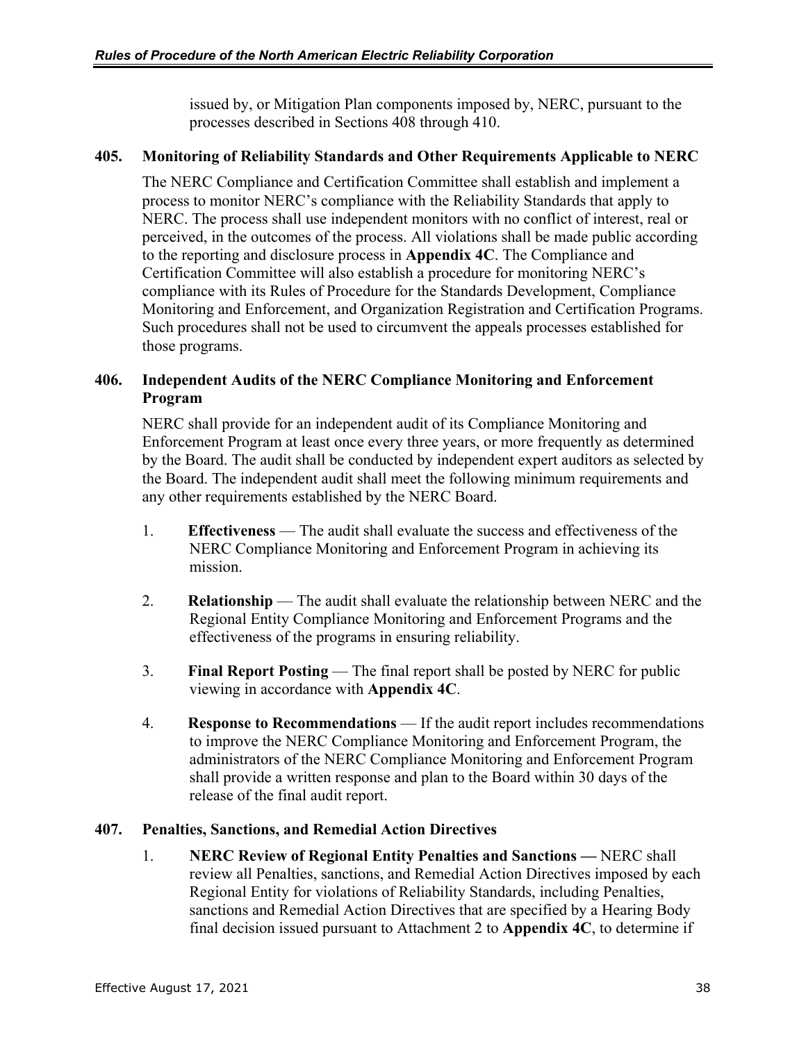issued by, or Mitigation Plan components imposed by, NERC, pursuant to the processes described in Sections 408 through 410.

### 405. Monitoring of Reliability Standards and Other Requirements Applicable to NERC

The NERC Compliance and Certification Committee shall establish and implement a process to monitor NERC's compliance with the Reliability Standards that apply to NERC. The process shall use independent monitors with no conflict of interest, real or perceived, in the outcomes of the process. All violations shall be made public according to the reporting and disclosure process in **Appendix 4C**. The Compliance and Certification Committee will also establish a procedure for monitoring NERC's compliance with its Rules of Procedure for the Standards Development, Compliance Monitoring and Enforcement, and Organization Registration and Certification Programs. Such procedures shall not be used to circumvent the appeals processes established for those programs.

### 406. Independent Audits of the NERC Compliance Monitoring and Enforcement Program

NERC shall provide for an independent audit of its Compliance Monitoring and Enforcement Program at least once every three years, or more frequently as determined by the Board. The audit shall be conducted by independent expert auditors as selected by the Board. The independent audit shall meet the following minimum requirements and any other requirements established by the NERC Board.

1. **Effectiveness** — The audit shall evaluate the success and effectiveness of the NERC Compliance Monitoring and Enforcement Program in achieving its mission.

2. **Relationship** — The audit shall evaluate the relationship between NERC and the Regional Entity Compliance Monitoring and Enforcement Programs and the effectiveness of the programs in ensuring reliability.

3. **Final Report Posting** — The final report shall be posted by NERC for public viewing in accordance with **Appendix 4C**.

4. **Response to Recommendations** — If the audit report includes recommendations to improve the NERC Compliance Monitoring and Enforcement Program, the administrators of the NERC Compliance Monitoring and Enforcement Program shall provide a written response and plan to the Board within 30 days of the release of the final audit report.

### 407. Penalties, Sanctions, and Remedial Action Directives

1. **NERC Review of Regional Entity Penalties and Sanctions —** NERC shall review all Penalties, sanctions, and Remedial Action Directives imposed by each Regional Entity for violations of Reliability Standards, including Penalties, sanctions and Remedial Action Directives that are specified by a Hearing Body final decision issued pursuant to Attachment 2 to **Appendix 4C**, to determine if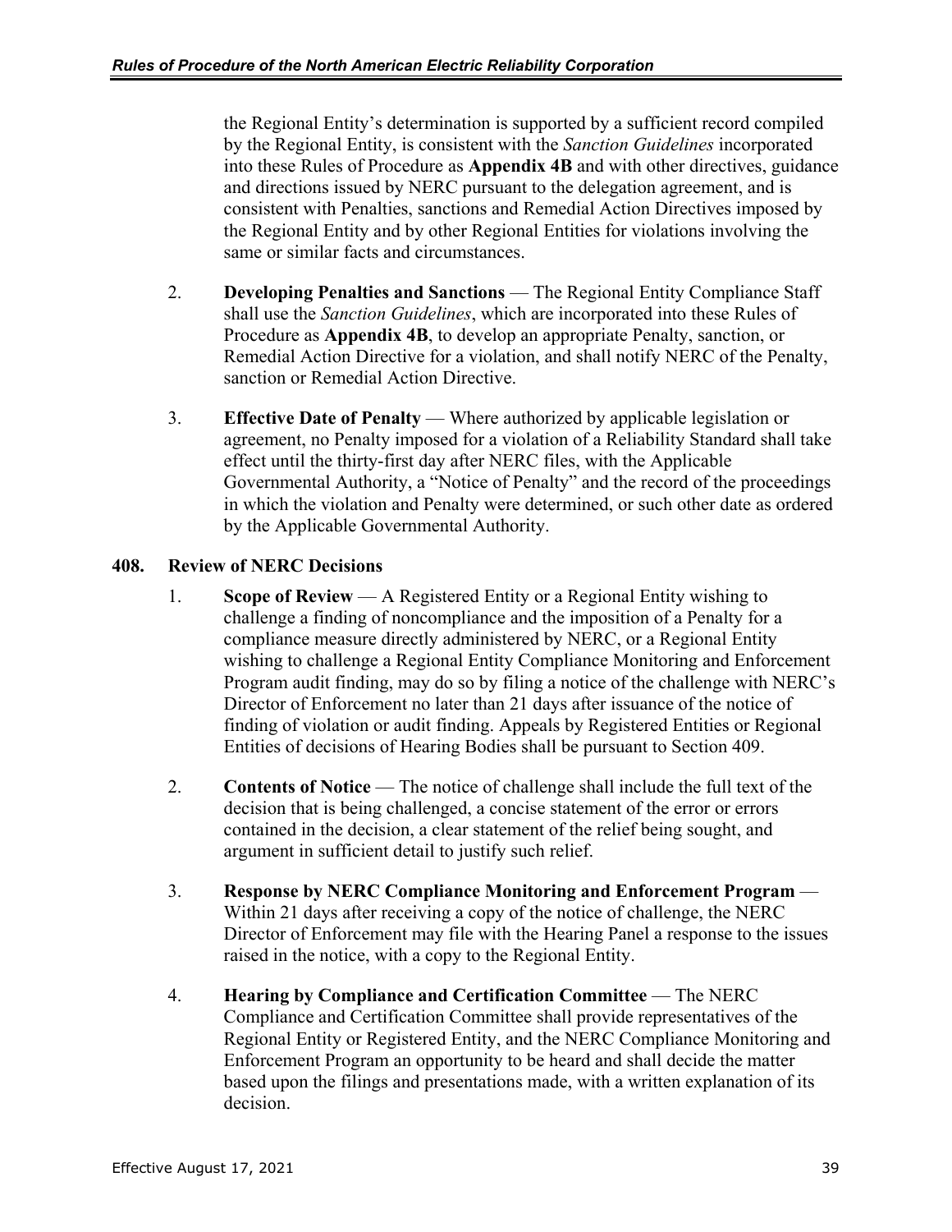the Regional Entity's determination is supported by a sufficient record compiled by the Regional Entity, is consistent with the *Sanction Guidelines* incorporated into these Rules of Procedure as **Appendix 4B** and with other directives, guidance and directions issued by NERC pursuant to the delegation agreement, and is consistent with Penalties, sanctions and Remedial Action Directives imposed by the Regional Entity and by other Regional Entities for violations involving the same or similar facts and circumstances.

2. **Developing Penalties and Sanctions** — The Regional Entity Compliance Staff shall use the *Sanction Guidelines*, which are incorporated into these Rules of Procedure as **Appendix 4B**, to develop an appropriate Penalty, sanction, or Remedial Action Directive for a violation, and shall notify NERC of the Penalty, sanction or Remedial Action Directive.

3. **Effective Date of Penalty** — Where authorized by applicable legislation or agreement, no Penalty imposed for a violation of a Reliability Standard shall take effect until the thirty-first day after NERC files, with the Applicable Governmental Authority, a "Notice of Penalty" and the record of the proceedings in which the violation and Penalty were determined, or such other date as ordered by the Applicable Governmental Authority.

## 408. Review of NERC Decisions

1. **Scope of Review** — A Registered Entity or a Regional Entity wishing to challenge a finding of noncompliance and the imposition of a Penalty for a compliance measure directly administered by NERC, or a Regional Entity wishing to challenge a Regional Entity Compliance Monitoring and Enforcement Program audit finding, may do so by filing a notice of the challenge with NERC's Director of Enforcement no later than 21 days after issuance of the notice of finding of violation or audit finding. Appeals by Registered Entities or Regional Entities of decisions of Hearing Bodies shall be pursuant to Section 409.

2. **Contents of Notice** — The notice of challenge shall include the full text of the decision that is being challenged, a concise statement of the error or errors contained in the decision, a clear statement of the relief being sought, and argument in sufficient detail to justify such relief.

3. **Response by NERC Compliance Monitoring and Enforcement Program** — Within 21 days after receiving a copy of the notice of challenge, the NERC Director of Enforcement may file with the Hearing Panel a response to the issues raised in the notice, with a copy to the Regional Entity.

4. **Hearing by Compliance and Certification Committee** — The NERC Compliance and Certification Committee shall provide representatives of the Regional Entity or Registered Entity, and the NERC Compliance Monitoring and Enforcement Program an opportunity to be heard and shall decide the matter based upon the filings and presentations made, with a written explanation of its decision.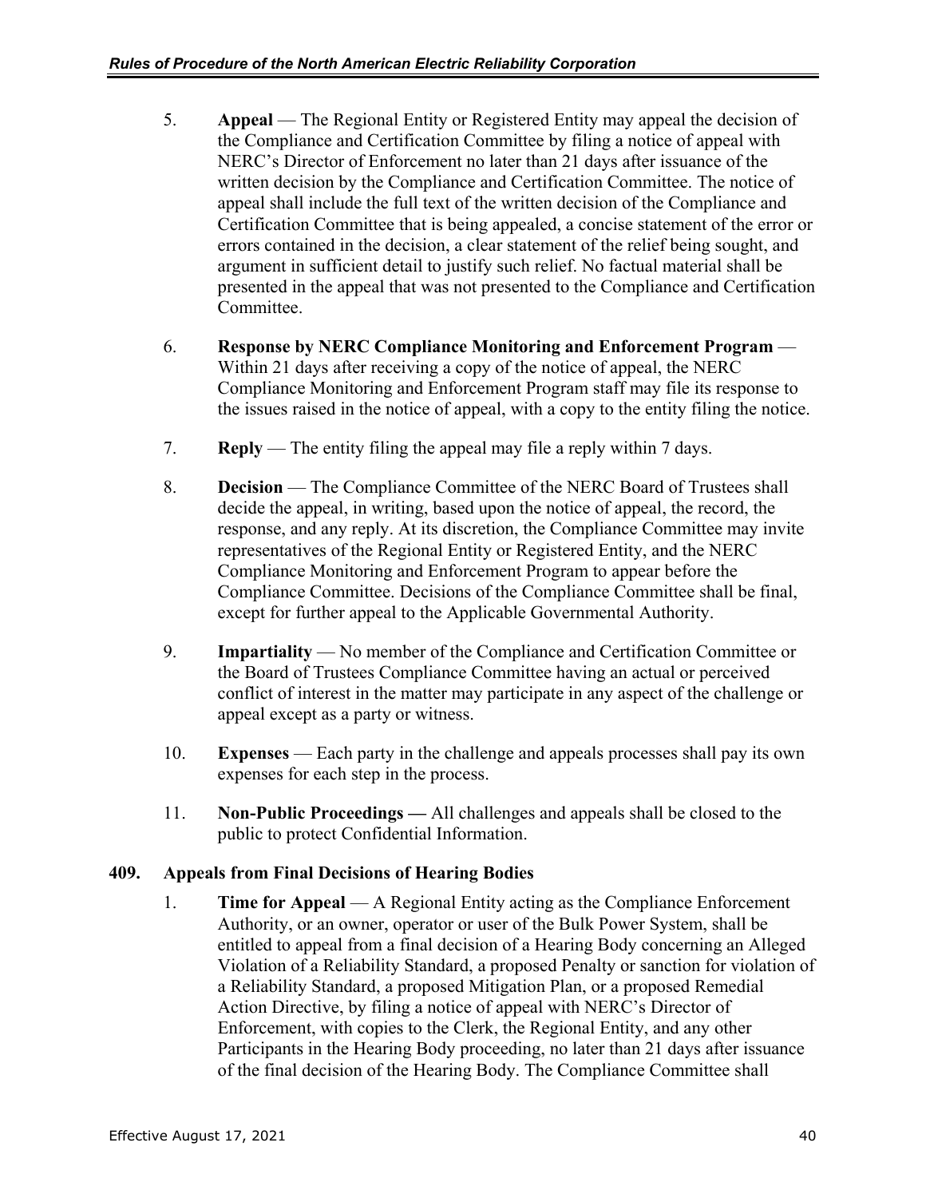5. **Appeal** — The Regional Entity or Registered Entity may appeal the decision of the Compliance and Certification Committee by filing a notice of appeal with NERC's Director of Enforcement no later than 21 days after issuance of the written decision by the Compliance and Certification Committee. The notice of appeal shall include the full text of the written decision of the Compliance and Certification Committee that is being appealed, a concise statement of the error or errors contained in the decision, a clear statement of the relief being sought, and argument in sufficient detail to justify such relief. No factual material shall be presented in the appeal that was not presented to the Compliance and Certification Committee.

6. **Response by NERC Compliance Monitoring and Enforcement Program** — Within 21 days after receiving a copy of the notice of appeal, the NERC Compliance Monitoring and Enforcement Program staff may file its response to the issues raised in the notice of appeal, with a copy to the entity filing the notice.

7. **Reply** — The entity filing the appeal may file a reply within 7 days.

8. **Decision** — The Compliance Committee of the NERC Board of Trustees shall decide the appeal, in writing, based upon the notice of appeal, the record, the response, and any reply. At its discretion, the Compliance Committee may invite representatives of the Regional Entity or Registered Entity, and the NERC Compliance Monitoring and Enforcement Program to appear before the Compliance Committee. Decisions of the Compliance Committee shall be final, except for further appeal to the Applicable Governmental Authority.

9. **Impartiality** — No member of the Compliance and Certification Committee or the Board of Trustees Compliance Committee having an actual or perceived conflict of interest in the matter may participate in any aspect of the challenge or appeal except as a party or witness.

10. **Expenses** — Each party in the challenge and appeals processes shall pay its own expenses for each step in the process.

11. **Non-Public Proceedings —** All challenges and appeals shall be closed to the public to protect Confidential Information.

## 409. Appeals from Final Decisions of Hearing Bodies

1. **Time for Appeal** — A Regional Entity acting as the Compliance Enforcement Authority, or an owner, operator or user of the Bulk Power System, shall be entitled to appeal from a final decision of a Hearing Body concerning an Alleged Violation of a Reliability Standard, a proposed Penalty or sanction for violation of a Reliability Standard, a proposed Mitigation Plan, or a proposed Remedial Action Directive, by filing a notice of appeal with NERC's Director of Enforcement, with copies to the Clerk, the Regional Entity, and any other Participants in the Hearing Body proceeding, no later than 21 days after issuance of the final decision of the Hearing Body. The Compliance Committee shall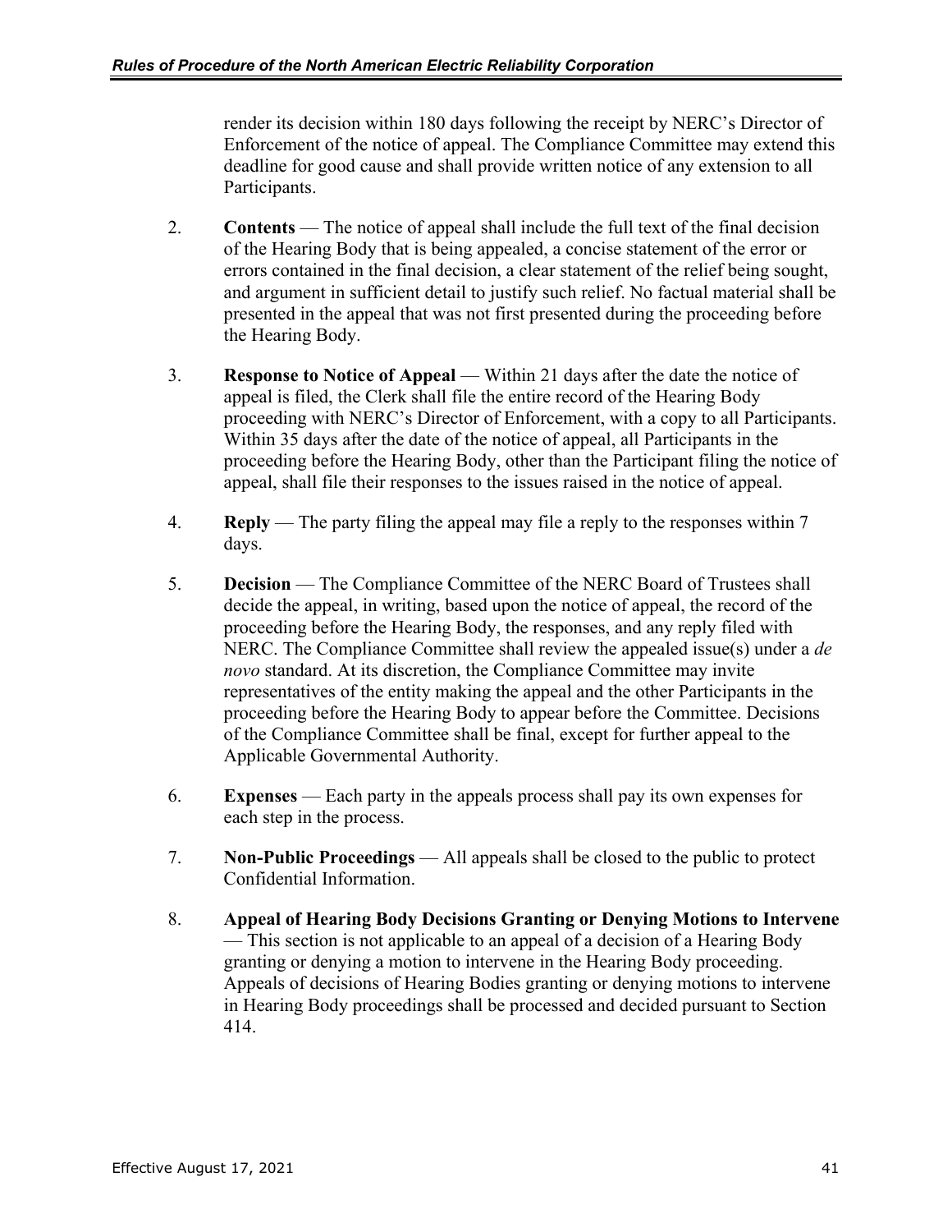render its decision within 180 days following the receipt by NERC's Director of Enforcement of the notice of appeal. The Compliance Committee may extend this deadline for good cause and shall provide written notice of any extension to all Participants.

2. **Contents** — The notice of appeal shall include the full text of the final decision of the Hearing Body that is being appealed, a concise statement of the error or errors contained in the final decision, a clear statement of the relief being sought, and argument in sufficient detail to justify such relief. No factual material shall be presented in the appeal that was not first presented during the proceeding before the Hearing Body.

3. **Response to Notice of Appeal** — Within 21 days after the date the notice of appeal is filed, the Clerk shall file the entire record of the Hearing Body proceeding with NERC's Director of Enforcement, with a copy to all Participants. Within 35 days after the date of the notice of appeal, all Participants in the proceeding before the Hearing Body, other than the Participant filing the notice of appeal, shall file their responses to the issues raised in the notice of appeal.

4. **Reply** — The party filing the appeal may file a reply to the responses within 7 days.

5. **Decision** — The Compliance Committee of the NERC Board of Trustees shall decide the appeal, in writing, based upon the notice of appeal, the record of the proceeding before the Hearing Body, the responses, and any reply filed with NERC. The Compliance Committee shall review the appealed issue(s) under a *de novo* standard. At its discretion, the Compliance Committee may invite representatives of the entity making the appeal and the other Participants in the proceeding before the Hearing Body to appear before the Committee. Decisions of the Compliance Committee shall be final, except for further appeal to the Applicable Governmental Authority.

6. **Expenses** — Each party in the appeals process shall pay its own expenses for each step in the process.

7. **Non-Public Proceedings** — All appeals shall be closed to the public to protect Confidential Information.

8. **Appeal of Hearing Body Decisions Granting or Denying Motions to Intervene** — This section is not applicable to an appeal of a decision of a Hearing Body granting or denying a motion to intervene in the Hearing Body proceeding. Appeals of decisions of Hearing Bodies granting or denying motions to intervene in Hearing Body proceedings shall be processed and decided pursuant to Section 414.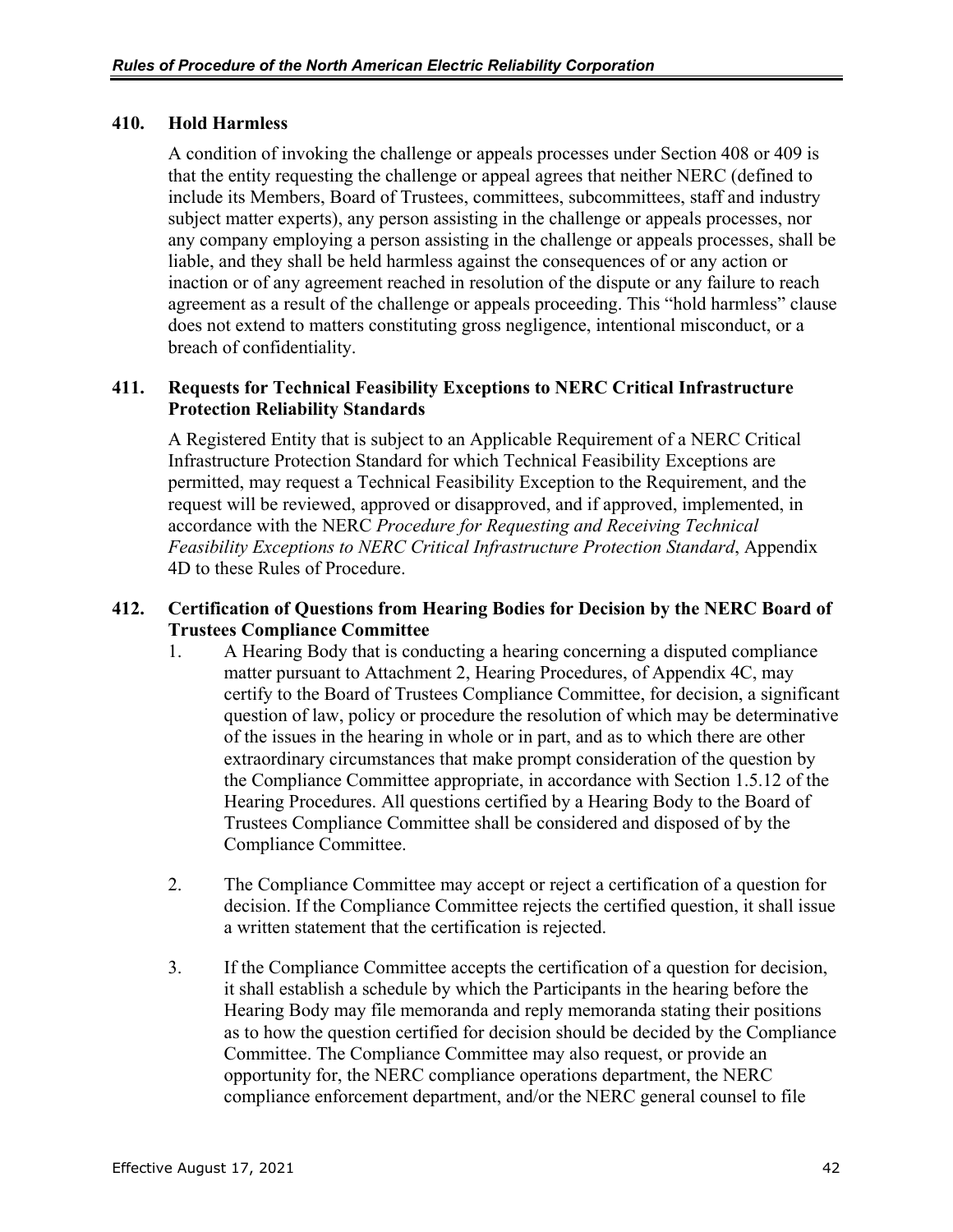## 410. Hold Harmless

A condition of invoking the challenge or appeals processes under Section 408 or 409 is that the entity requesting the challenge or appeal agrees that neither NERC (defined to include its Members, Board of Trustees, committees, subcommittees, staff and industry subject matter experts), any person assisting in the challenge or appeals processes, nor any company employing a person assisting in the challenge or appeals processes, shall be liable, and they shall be held harmless against the consequences of or any action or inaction or of any agreement reached in resolution of the dispute or any failure to reach agreement as a result of the challenge or appeals proceeding. This "hold harmless" clause does not extend to matters constituting gross negligence, intentional misconduct, or a breach of confidentiality.

## 411. Requests for Technical Feasibility Exceptions to NERC Critical Infrastructure Protection Reliability Standards

A Registered Entity that is subject to an Applicable Requirement of a NERC Critical Infrastructure Protection Standard for which Technical Feasibility Exceptions are permitted, may request a Technical Feasibility Exception to the Requirement, and the request will be reviewed, approved or disapproved, and if approved, implemented, in accordance with the NERC *Procedure for Requesting and Receiving Technical Feasibility Exceptions to NERC Critical Infrastructure Protection Standard*, Appendix 4D to these Rules of Procedure.

## 412. Certification of Questions from Hearing Bodies for Decision by the NERC Board of Trustees Compliance Committee

1. A Hearing Body that is conducting a hearing concerning a disputed compliance matter pursuant to Attachment 2, Hearing Procedures, of Appendix 4C, may certify to the Board of Trustees Compliance Committee, for decision, a significant question of law, policy or procedure the resolution of which may be determinative of the issues in the hearing in whole or in part, and as to which there are other extraordinary circumstances that make prompt consideration of the question by the Compliance Committee appropriate, in accordance with Section 1.5.12 of the Hearing Procedures. All questions certified by a Hearing Body to the Board of Trustees Compliance Committee shall be considered and disposed of by the Compliance Committee.

2. The Compliance Committee may accept or reject a certification of a question for decision. If the Compliance Committee rejects the certified question, it shall issue a written statement that the certification is rejected.

3. If the Compliance Committee accepts the certification of a question for decision, it shall establish a schedule by which the Participants in the hearing before the Hearing Body may file memoranda and reply memoranda stating their positions as to how the question certified for decision should be decided by the Compliance Committee. The Compliance Committee may also request, or provide an opportunity for, the NERC compliance operations department, the NERC compliance enforcement department, and/or the NERC general counsel to file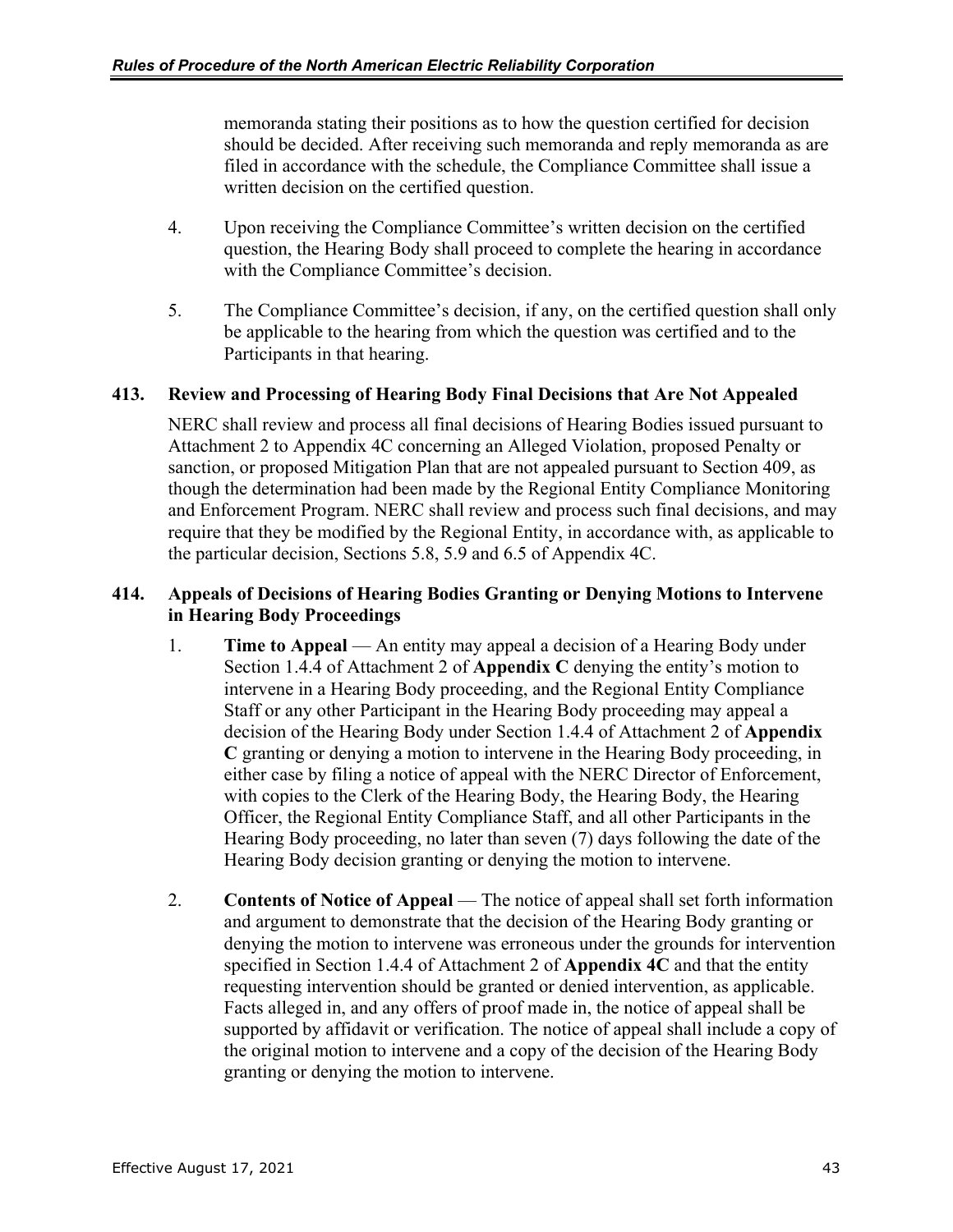memoranda stating their positions as to how the question certified for decision should be decided. After receiving such memoranda and reply memoranda as are filed in accordance with the schedule, the Compliance Committee shall issue a written decision on the certified question.

4. Upon receiving the Compliance Committee's written decision on the certified question, the Hearing Body shall proceed to complete the hearing in accordance with the Compliance Committee's decision.

5. The Compliance Committee's decision, if any, on the certified question shall only be applicable to the hearing from which the question was certified and to the Participants in that hearing.

## 413. Review and Processing of Hearing Body Final Decisions that Are Not Appealed

NERC shall review and process all final decisions of Hearing Bodies issued pursuant to Attachment 2 to Appendix 4C concerning an Alleged Violation, proposed Penalty or sanction, or proposed Mitigation Plan that are not appealed pursuant to Section 409, as though the determination had been made by the Regional Entity Compliance Monitoring and Enforcement Program. NERC shall review and process such final decisions, and may require that they be modified by the Regional Entity, in accordance with, as applicable to the particular decision, Sections 5.8, 5.9 and 6.5 of Appendix 4C.

## 414. Appeals of Decisions of Hearing Bodies Granting or Denying Motions to Intervene in Hearing Body Proceedings

1. **Time to Appeal** — An entity may appeal a decision of a Hearing Body under Section 1.4.4 of Attachment 2 of **Appendix C** denying the entity's motion to intervene in a Hearing Body proceeding, and the Regional Entity Compliance Staff or any other Participant in the Hearing Body proceeding may appeal a decision of the Hearing Body under Section 1.4.4 of Attachment 2 of **Appendix C** granting or denying a motion to intervene in the Hearing Body proceeding, in either case by filing a notice of appeal with the NERC Director of Enforcement, with copies to the Clerk of the Hearing Body, the Hearing Body, the Hearing Officer, the Regional Entity Compliance Staff, and all other Participants in the Hearing Body proceeding, no later than seven (7) days following the date of the Hearing Body decision granting or denying the motion to intervene.

2. **Contents of Notice of Appeal** — The notice of appeal shall set forth information and argument to demonstrate that the decision of the Hearing Body granting or denying the motion to intervene was erroneous under the grounds for intervention specified in Section 1.4.4 of Attachment 2 of **Appendix 4C** and that the entity requesting intervention should be granted or denied intervention, as applicable. Facts alleged in, and any offers of proof made in, the notice of appeal shall be supported by affidavit or verification. The notice of appeal shall include a copy of the original motion to intervene and a copy of the decision of the Hearing Body granting or denying the motion to intervene.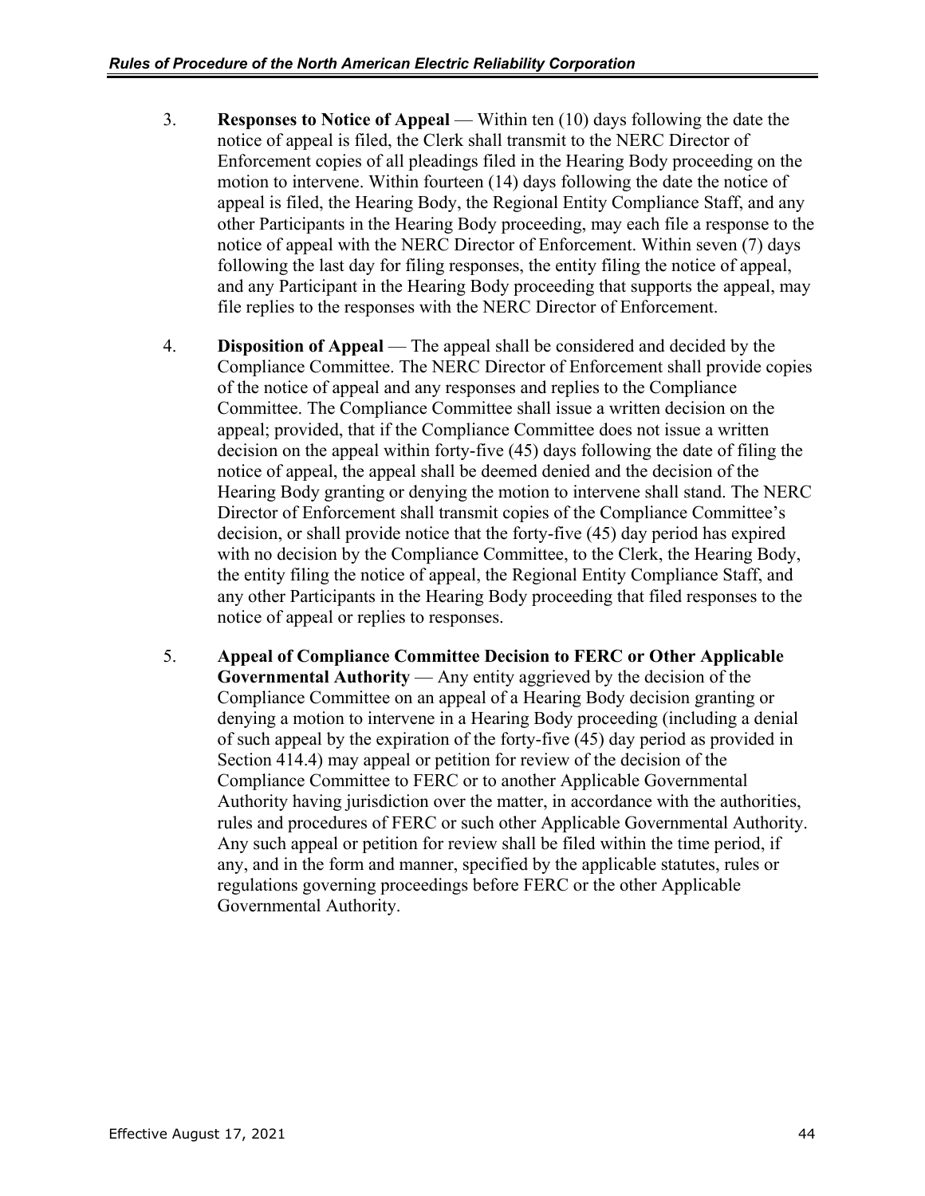3. **Responses to Notice of Appeal** — Within ten (10) days following the date the notice of appeal is filed, the Clerk shall transmit to the NERC Director of Enforcement copies of all pleadings filed in the Hearing Body proceeding on the motion to intervene. Within fourteen (14) days following the date the notice of appeal is filed, the Hearing Body, the Regional Entity Compliance Staff, and any other Participants in the Hearing Body proceeding, may each file a response to the notice of appeal with the NERC Director of Enforcement. Within seven (7) days following the last day for filing responses, the entity filing the notice of appeal, and any Participant in the Hearing Body proceeding that supports the appeal, may file replies to the responses with the NERC Director of Enforcement.

4. **Disposition of Appeal** — The appeal shall be considered and decided by the Compliance Committee. The NERC Director of Enforcement shall provide copies of the notice of appeal and any responses and replies to the Compliance Committee. The Compliance Committee shall issue a written decision on the appeal; provided, that if the Compliance Committee does not issue a written decision on the appeal within forty-five (45) days following the date of filing the notice of appeal, the appeal shall be deemed denied and the decision of the Hearing Body granting or denying the motion to intervene shall stand. The NERC Director of Enforcement shall transmit copies of the Compliance Committee's decision, or shall provide notice that the forty-five (45) day period has expired with no decision by the Compliance Committee, to the Clerk, the Hearing Body, the entity filing the notice of appeal, the Regional Entity Compliance Staff, and any other Participants in the Hearing Body proceeding that filed responses to the notice of appeal or replies to responses.

5. **Appeal of Compliance Committee Decision to FERC or Other Applicable Governmental Authority** — Any entity aggrieved by the decision of the Compliance Committee on an appeal of a Hearing Body decision granting or denying a motion to intervene in a Hearing Body proceeding (including a denial of such appeal by the expiration of the forty-five (45) day period as provided in Section 414.4) may appeal or petition for review of the decision of the Compliance Committee to FERC or to another Applicable Governmental Authority having jurisdiction over the matter, in accordance with the authorities, rules and procedures of FERC or such other Applicable Governmental Authority. Any such appeal or petition for review shall be filed within the time period, if any, and in the form and manner, specified by the applicable statutes, rules or regulations governing proceedings before FERC or the other Applicable Governmental Authority.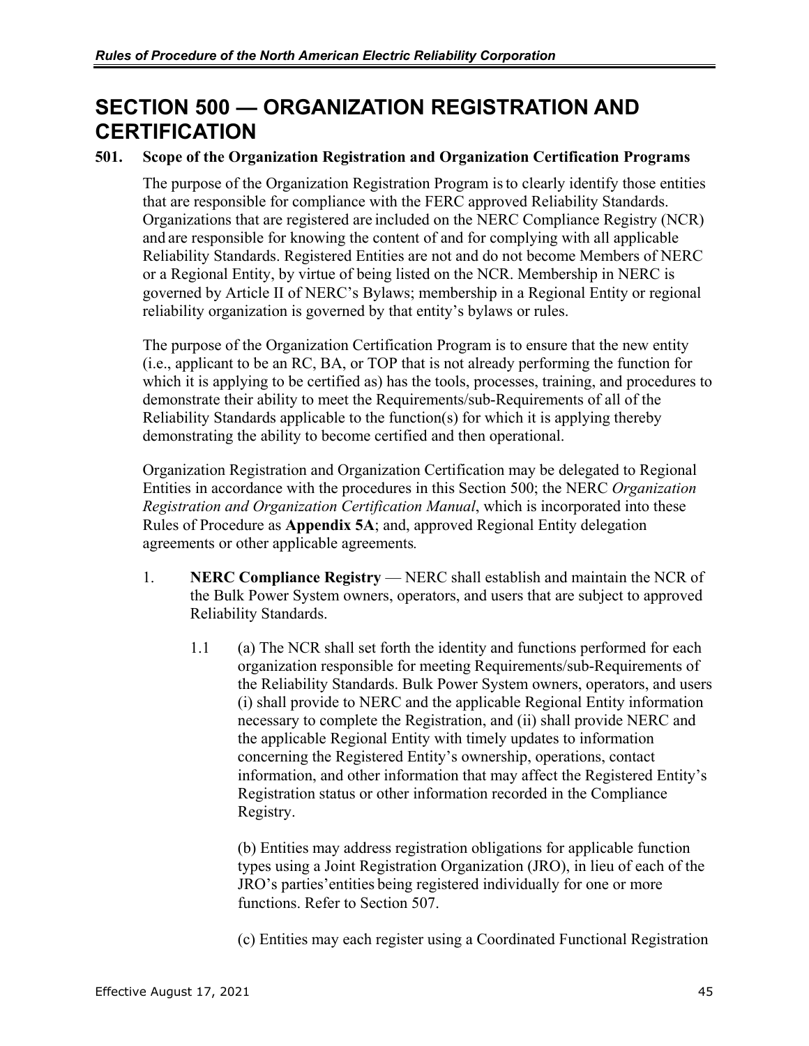# SECTION 500 — ORGANIZATION REGISTRATION AND CERTIFICATION

## 501. Scope of the Organization Registration and Organization Certification Programs

The purpose of the Organization Registration Program is to clearly identify those entities that are responsible for compliance with the FERC approved Reliability Standards. Organizations that are registered are included on the NERC Compliance Registry (NCR) and are responsible for knowing the content of and for complying with all applicable Reliability Standards. Registered Entities are not and do not become Members of NERC or a Regional Entity, by virtue of being listed on the NCR. Membership in NERC is governed by Article II of NERC's Bylaws; membership in a Regional Entity or regional reliability organization is governed by that entity's bylaws or rules.

The purpose of the Organization Certification Program is to ensure that the new entity (i.e., applicant to be an RC, BA, or TOP that is not already performing the function for which it is applying to be certified as) has the tools, processes, training, and procedures to demonstrate their ability to meet the Requirements/sub-Requirements of all of the Reliability Standards applicable to the function(s) for which it is applying thereby demonstrating the ability to become certified and then operational.

Organization Registration and Organization Certification may be delegated to Regional Entities in accordance with the procedures in this Section 500; the NERC *Organization Registration and Organization Certification Manual*, which is incorporated into these Rules of Procedure as **Appendix 5A**; and, approved Regional Entity delegation agreements or other applicable agreements.

1. **NERC Compliance Registry** — NERC shall establish and maintain the NCR of the Bulk Power System owners, operators, and users that are subject to approved Reliability Standards.

   1.1 (a) The NCR shall set forth the identity and functions performed for each organization responsible for meeting Requirements/sub-Requirements of the Reliability Standards. Bulk Power System owners, operators, and users (i) shall provide to NERC and the applicable Regional Entity information necessary to complete the Registration, and (ii) shall provide NERC and the applicable Regional Entity with timely updates to information concerning the Registered Entity's ownership, operations, contact information, and other information that may affect the Registered Entity's Registration status or other information recorded in the Compliance Registry.

   (b) Entities may address registration obligations for applicable function types using a Joint Registration Organization (JRO), in lieu of each of the JRO's parties'entities being registered individually for one or more functions. Refer to Section 507.

   (c) Entities may each register using a Coordinated Functional Registration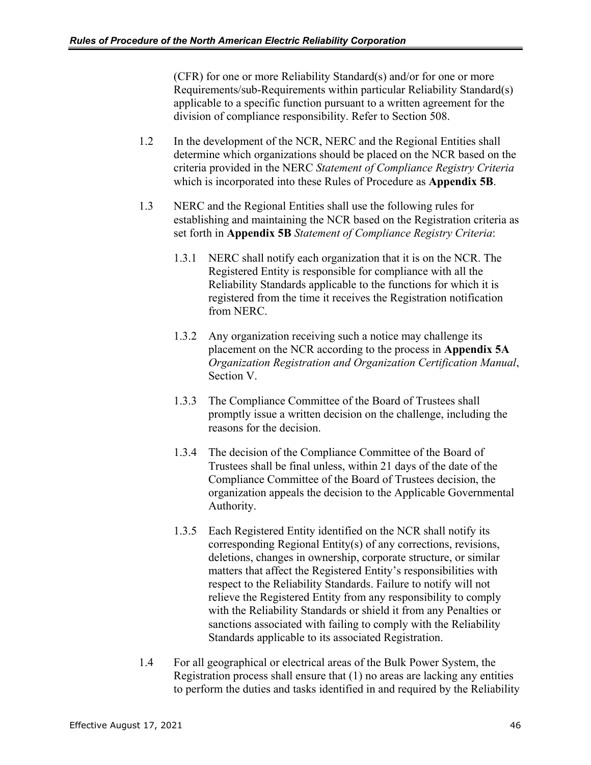(CFR) for one or more Reliability Standard(s) and/or for one or more Requirements/sub-Requirements within particular Reliability Standard(s) applicable to a specific function pursuant to a written agreement for the division of compliance responsibility. Refer to Section 508.

1.2 In the development of the NCR, NERC and the Regional Entities shall determine which organizations should be placed on the NCR based on the criteria provided in the NERC *Statement of Compliance Registry Criteria* which is incorporated into these Rules of Procedure as **Appendix 5B**.

1.3 NERC and the Regional Entities shall use the following rules for establishing and maintaining the NCR based on the Registration criteria as set forth in **Appendix 5B** *Statement of Compliance Registry Criteria*:

1.3.1 NERC shall notify each organization that it is on the NCR. The Registered Entity is responsible for compliance with all the Reliability Standards applicable to the functions for which it is registered from the time it receives the Registration notification from NERC.

1.3.2 Any organization receiving such a notice may challenge its placement on the NCR according to the process in **Appendix 5A** *Organization Registration and Organization Certification Manual*, Section V.

1.3.3 The Compliance Committee of the Board of Trustees shall promptly issue a written decision on the challenge, including the reasons for the decision.

1.3.4 The decision of the Compliance Committee of the Board of Trustees shall be final unless, within 21 days of the date of the Compliance Committee of the Board of Trustees decision, the organization appeals the decision to the Applicable Governmental Authority.

1.3.5 Each Registered Entity identified on the NCR shall notify its corresponding Regional Entity(s) of any corrections, revisions, deletions, changes in ownership, corporate structure, or similar matters that affect the Registered Entity's responsibilities with respect to the Reliability Standards. Failure to notify will not relieve the Registered Entity from any responsibility to comply with the Reliability Standards or shield it from any Penalties or sanctions associated with failing to comply with the Reliability Standards applicable to its associated Registration.

1.4 For all geographical or electrical areas of the Bulk Power System, the Registration process shall ensure that (1) no areas are lacking any entities to perform the duties and tasks identified in and required by the Reliability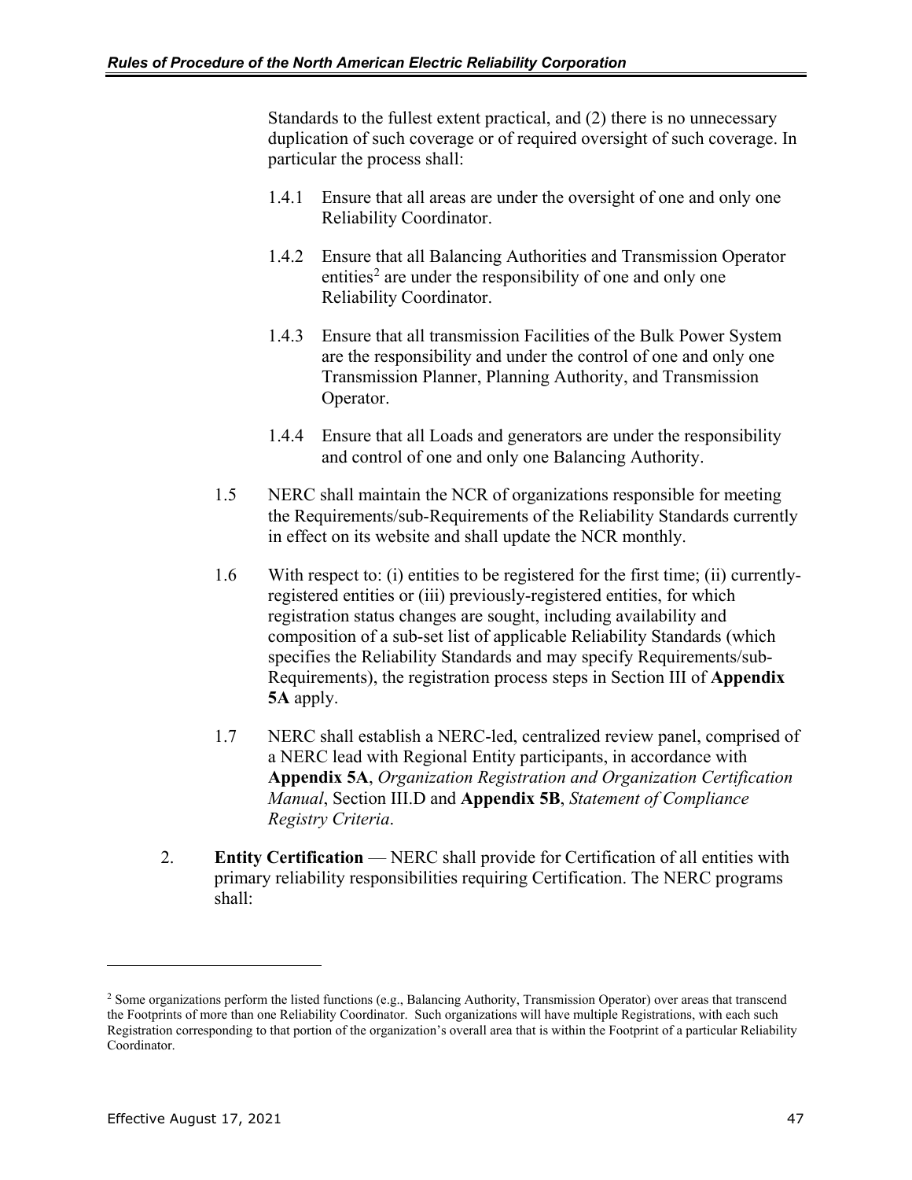Standards to the fullest extent practical, and (2) there is no unnecessary duplication of such coverage or of required oversight of such coverage. In particular the process shall:

1.4.1 Ensure that all areas are under the oversight of one and only one Reliability Coordinator.

1.4.2 Ensure that all Balancing Authorities and Transmission Operator entities[2] are under the responsibility of one and only one Reliability Coordinator.

1.4.3 Ensure that all transmission Facilities of the Bulk Power System are the responsibility and under the control of one and only one Transmission Planner, Planning Authority, and Transmission Operator.

1.4.4 Ensure that all Loads and generators are under the responsibility and control of one and only one Balancing Authority.

1.5 NERC shall maintain the NCR of organizations responsible for meeting the Requirements/sub-Requirements of the Reliability Standards currently in effect on its website and shall update the NCR monthly.

1.6 With respect to: (i) entities to be registered for the first time; (ii) currently-registered entities or (iii) previously-registered entities, for which registration status changes are sought, including availability and composition of a sub-set list of applicable Reliability Standards (which specifies the Reliability Standards and may specify Requirements/sub-Requirements), the registration process steps in Section III of **Appendix 5A** apply.

1.7 NERC shall establish a NERC-led, centralized review panel, comprised of a NERC lead with Regional Entity participants, in accordance with **Appendix 5A**, *Organization Registration and Organization Certification Manual*, Section III.D and **Appendix 5B**, *Statement of Compliance Registry Criteria*.

2. **Entity Certification** — NERC shall provide for Certification of all entities with primary reliability responsibilities requiring Certification. The NERC programs shall:

---

[2] Some organizations perform the listed functions (e.g., Balancing Authority, Transmission Operator) over areas that transcend the Footprints of more than one Reliability Coordinator. Such organizations will have multiple Registrations, with each such Registration corresponding to that portion of the organization's overall area that is within the Footprint of a particular Reliability Coordinator.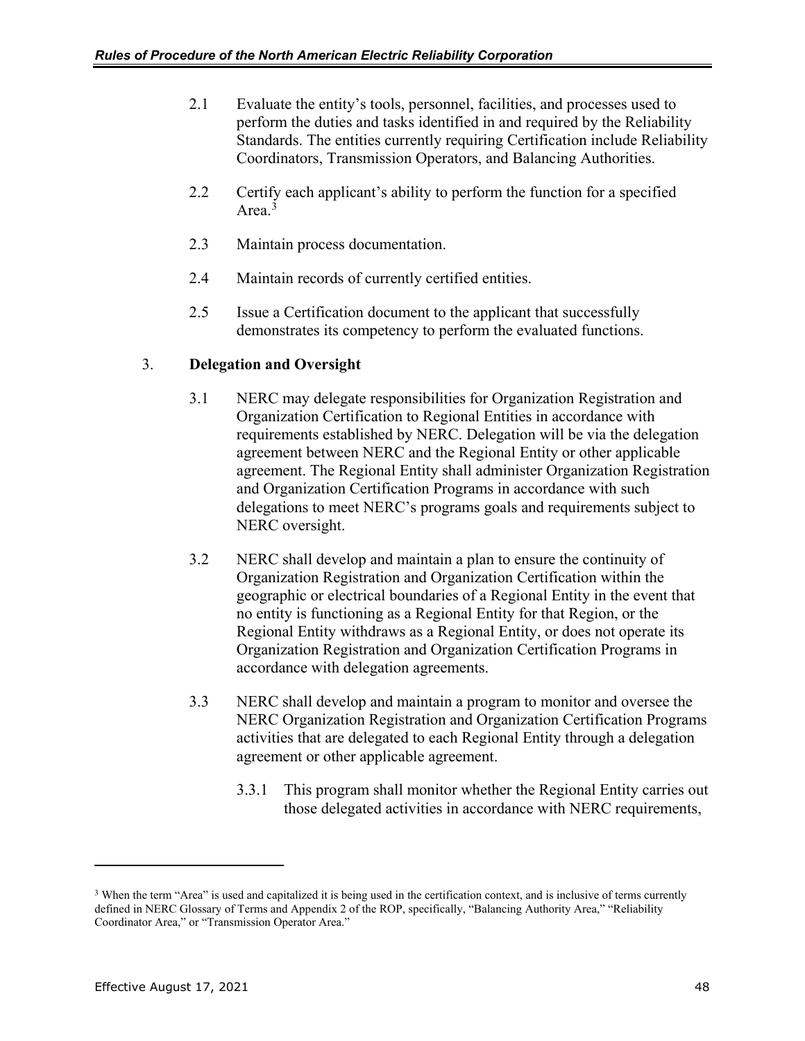2.1 Evaluate the entity's tools, personnel, facilities, and processes used to perform the duties and tasks identified in and required by the Reliability Standards. The entities currently requiring Certification include Reliability Coordinators, Transmission Operators, and Balancing Authorities.

2.2 Certify each applicant's ability to perform the function for a specified Area.[3]

2.3 Maintain process documentation.

2.4 Maintain records of currently certified entities.

2.5 Issue a Certification document to the applicant that successfully demonstrates its competency to perform the evaluated functions.

3. **Delegation and Oversight**

3.1 NERC may delegate responsibilities for Organization Registration and Organization Certification to Regional Entities in accordance with requirements established by NERC. Delegation will be via the delegation agreement between NERC and the Regional Entity or other applicable agreement. The Regional Entity shall administer Organization Registration and Organization Certification Programs in accordance with such delegations to meet NERC's programs goals and requirements subject to NERC oversight.

3.2 NERC shall develop and maintain a plan to ensure the continuity of Organization Registration and Organization Certification within the geographic or electrical boundaries of a Regional Entity in the event that no entity is functioning as a Regional Entity for that Region, or the Regional Entity withdraws as a Regional Entity, or does not operate its Organization Registration and Organization Certification Programs in accordance with delegation agreements.

3.3 NERC shall develop and maintain a program to monitor and oversee the NERC Organization Registration and Organization Certification Programs activities that are delegated to each Regional Entity through a delegation agreement or other applicable agreement.

3.3.1 This program shall monitor whether the Regional Entity carries out those delegated activities in accordance with NERC requirements,

[3] When the term "Area" is used and capitalized it is being used in the certification context, and is inclusive of terms currently defined in NERC Glossary of Terms and Appendix 2 of the ROP, specifically, "Balancing Authority Area," "Reliability Coordinator Area," or "Transmission Operator Area."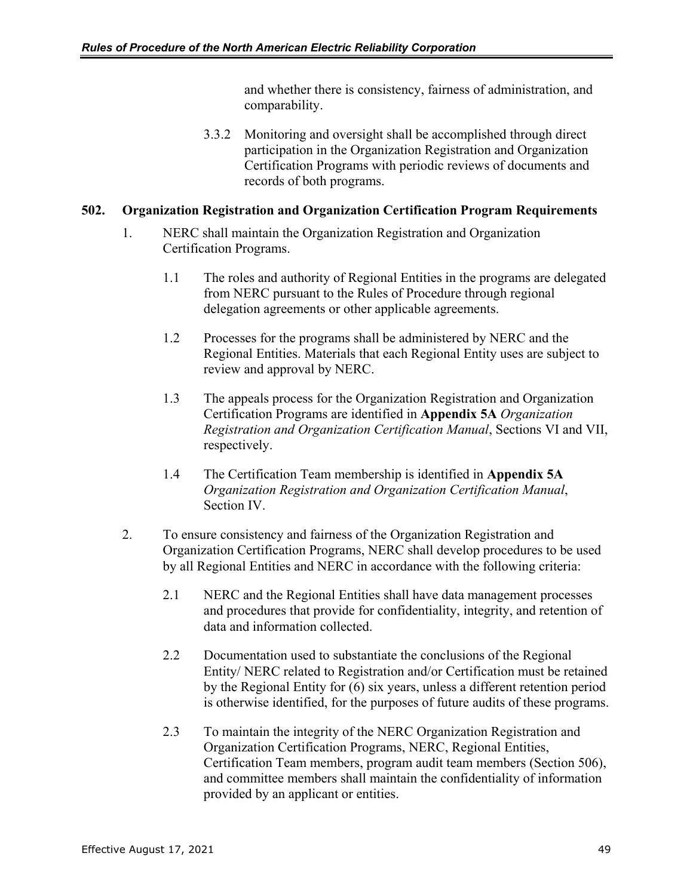and whether there is consistency, fairness of administration, and comparability.

3.3.2 Monitoring and oversight shall be accomplished through direct participation in the Organization Registration and Organization Certification Programs with periodic reviews of documents and records of both programs.

### 502. Organization Registration and Organization Certification Program Requirements

1. NERC shall maintain the Organization Registration and Organization Certification Programs.

   1.1 The roles and authority of Regional Entities in the programs are delegated from NERC pursuant to the Rules of Procedure through regional delegation agreements or other applicable agreements.

   1.2 Processes for the programs shall be administered by NERC and the Regional Entities. Materials that each Regional Entity uses are subject to review and approval by NERC.

   1.3 The appeals process for the Organization Registration and Organization Certification Programs are identified in **Appendix 5A** *Organization Registration and Organization Certification Manual*, Sections VI and VII, respectively.

   1.4 The Certification Team membership is identified in **Appendix 5A** *Organization Registration and Organization Certification Manual*, Section IV.

2. To ensure consistency and fairness of the Organization Registration and Organization Certification Programs, NERC shall develop procedures to be used by all Regional Entities and NERC in accordance with the following criteria:

   2.1 NERC and the Regional Entities shall have data management processes and procedures that provide for confidentiality, integrity, and retention of data and information collected.

   2.2 Documentation used to substantiate the conclusions of the Regional Entity/ NERC related to Registration and/or Certification must be retained by the Regional Entity for (6) six years, unless a different retention period is otherwise identified, for the purposes of future audits of these programs.

   2.3 To maintain the integrity of the NERC Organization Registration and Organization Certification Programs, NERC, Regional Entities, Certification Team members, program audit team members (Section 506), and committee members shall maintain the confidentiality of information provided by an applicant or entities.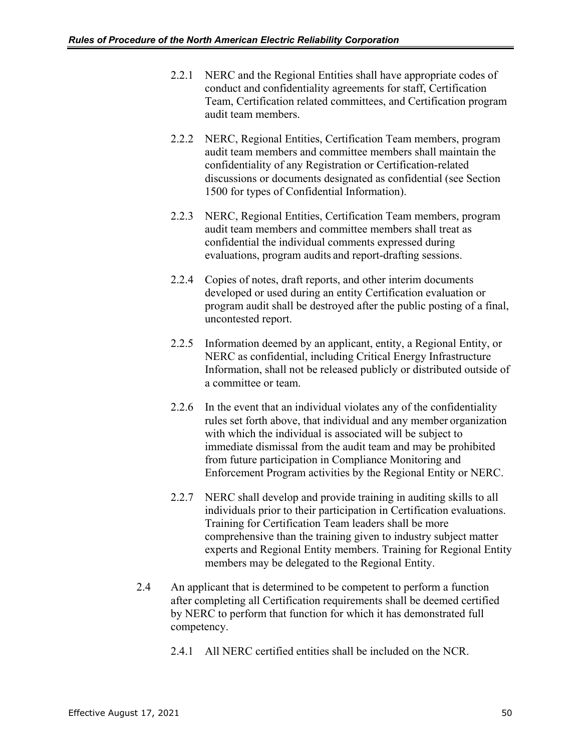2.2.1 NERC and the Regional Entities shall have appropriate codes of conduct and confidentiality agreements for staff, Certification Team, Certification related committees, and Certification program audit team members.

2.2.2 NERC, Regional Entities, Certification Team members, program audit team members and committee members shall maintain the confidentiality of any Registration or Certification-related discussions or documents designated as confidential (see Section 1500 for types of Confidential Information).

2.2.3 NERC, Regional Entities, Certification Team members, program audit team members and committee members shall treat as confidential the individual comments expressed during evaluations, program audits and report-drafting sessions.

2.2.4 Copies of notes, draft reports, and other interim documents developed or used during an entity Certification evaluation or program audit shall be destroyed after the public posting of a final, uncontested report.

2.2.5 Information deemed by an applicant, entity, a Regional Entity, or NERC as confidential, including Critical Energy Infrastructure Information, shall not be released publicly or distributed outside of a committee or team.

2.2.6 In the event that an individual violates any of the confidentiality rules set forth above, that individual and any member organization with which the individual is associated will be subject to immediate dismissal from the audit team and may be prohibited from future participation in Compliance Monitoring and Enforcement Program activities by the Regional Entity or NERC.

2.2.7 NERC shall develop and provide training in auditing skills to all individuals prior to their participation in Certification evaluations. Training for Certification Team leaders shall be more comprehensive than the training given to industry subject matter experts and Regional Entity members. Training for Regional Entity members may be delegated to the Regional Entity.

2.4 An applicant that is determined to be competent to perform a function after completing all Certification requirements shall be deemed certified by NERC to perform that function for which it has demonstrated full competency.

2.4.1 All NERC certified entities shall be included on the NCR.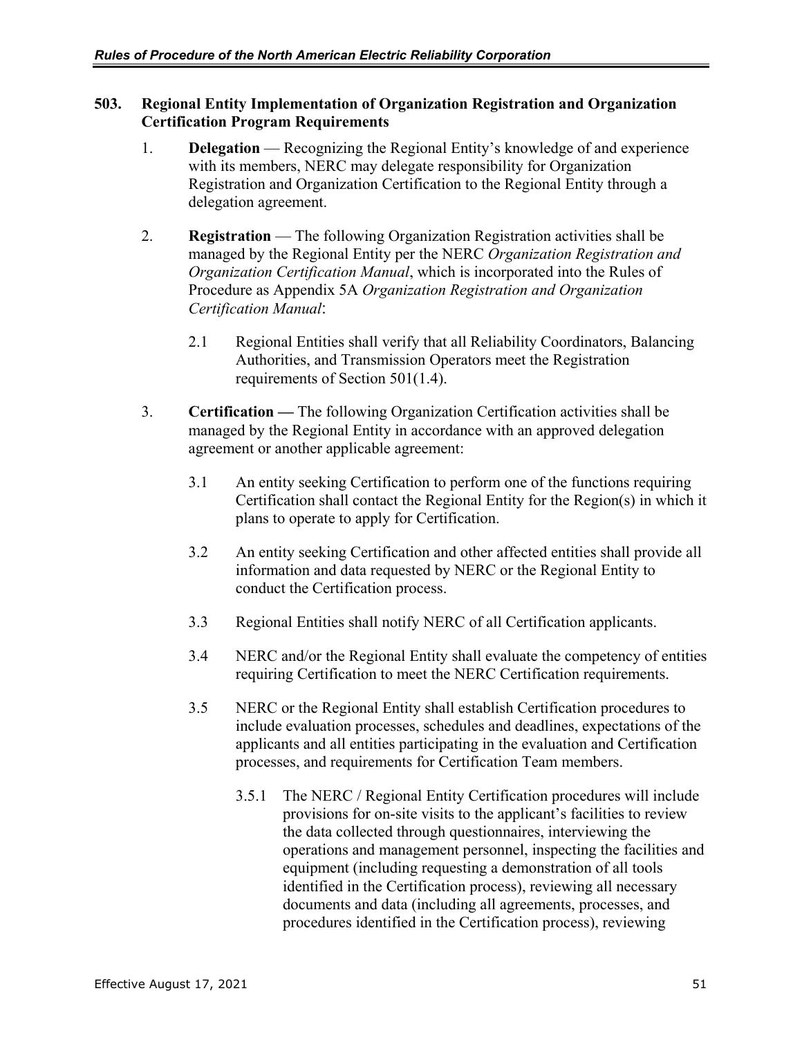## 503. Regional Entity Implementation of Organization Registration and Organization Certification Program Requirements

1. **Delegation** — Recognizing the Regional Entity's knowledge of and experience with its members, NERC may delegate responsibility for Organization Registration and Organization Certification to the Regional Entity through a delegation agreement.

2. **Registration** — The following Organization Registration activities shall be managed by the Regional Entity per the NERC *Organization Registration and Organization Certification Manual*, which is incorporated into the Rules of Procedure as Appendix 5A *Organization Registration and Organization Certification Manual*:

   2.1 Regional Entities shall verify that all Reliability Coordinators, Balancing Authorities, and Transmission Operators meet the Registration requirements of Section 501(1.4).

3. **Certification —** The following Organization Certification activities shall be managed by the Regional Entity in accordance with an approved delegation agreement or another applicable agreement:

   3.1 An entity seeking Certification to perform one of the functions requiring Certification shall contact the Regional Entity for the Region(s) in which it plans to operate to apply for Certification.

   3.2 An entity seeking Certification and other affected entities shall provide all information and data requested by NERC or the Regional Entity to conduct the Certification process.

   3.3 Regional Entities shall notify NERC of all Certification applicants.

   3.4 NERC and/or the Regional Entity shall evaluate the competency of entities requiring Certification to meet the NERC Certification requirements.

   3.5 NERC or the Regional Entity shall establish Certification procedures to include evaluation processes, schedules and deadlines, expectations of the applicants and all entities participating in the evaluation and Certification processes, and requirements for Certification Team members.

      3.5.1 The NERC / Regional Entity Certification procedures will include provisions for on-site visits to the applicant's facilities to review the data collected through questionnaires, interviewing the operations and management personnel, inspecting the facilities and equipment (including requesting a demonstration of all tools identified in the Certification process), reviewing all necessary documents and data (including all agreements, processes, and procedures identified in the Certification process), reviewing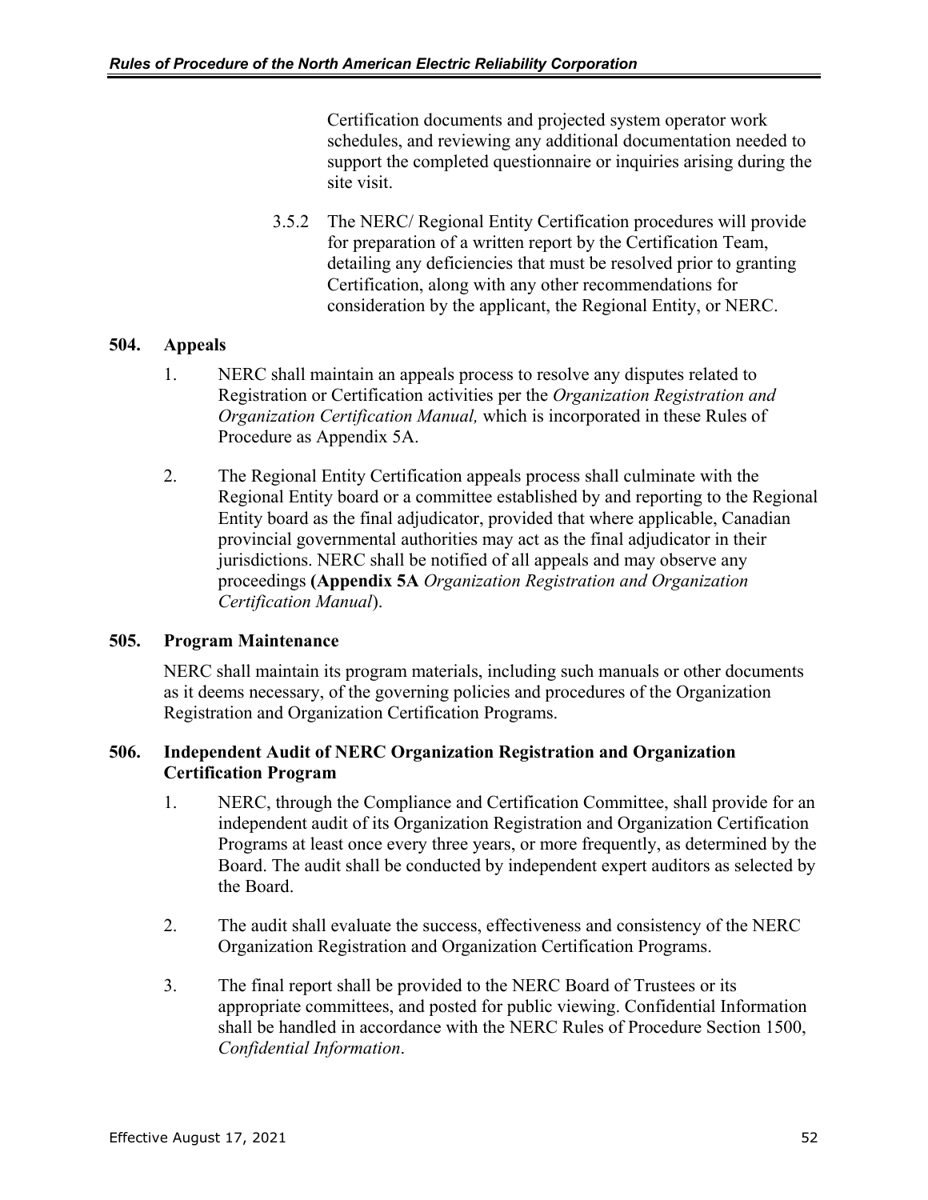Certification documents and projected system operator work schedules, and reviewing any additional documentation needed to support the completed questionnaire or inquiries arising during the site visit.

3.5.2 The NERC/ Regional Entity Certification procedures will provide for preparation of a written report by the Certification Team, detailing any deficiencies that must be resolved prior to granting Certification, along with any other recommendations for consideration by the applicant, the Regional Entity, or NERC.

## 504. Appeals

1. NERC shall maintain an appeals process to resolve any disputes related to Registration or Certification activities per the *Organization Registration and Organization Certification Manual,* which is incorporated in these Rules of Procedure as Appendix 5A.

2. The Regional Entity Certification appeals process shall culminate with the Regional Entity board or a committee established by and reporting to the Regional Entity board as the final adjudicator, provided that where applicable, Canadian provincial governmental authorities may act as the final adjudicator in their jurisdictions. NERC shall be notified of all appeals and may observe any proceedings **(Appendix 5A** *Organization Registration and Organization Certification Manual*).

## 505. Program Maintenance

NERC shall maintain its program materials, including such manuals or other documents as it deems necessary, of the governing policies and procedures of the Organization Registration and Organization Certification Programs.

## 506. Independent Audit of NERC Organization Registration and Organization Certification Program

1. NERC, through the Compliance and Certification Committee, shall provide for an independent audit of its Organization Registration and Organization Certification Programs at least once every three years, or more frequently, as determined by the Board. The audit shall be conducted by independent expert auditors as selected by the Board.

2. The audit shall evaluate the success, effectiveness and consistency of the NERC Organization Registration and Organization Certification Programs.

3. The final report shall be provided to the NERC Board of Trustees or its appropriate committees, and posted for public viewing. Confidential Information shall be handled in accordance with the NERC Rules of Procedure Section 1500, *Confidential Information*.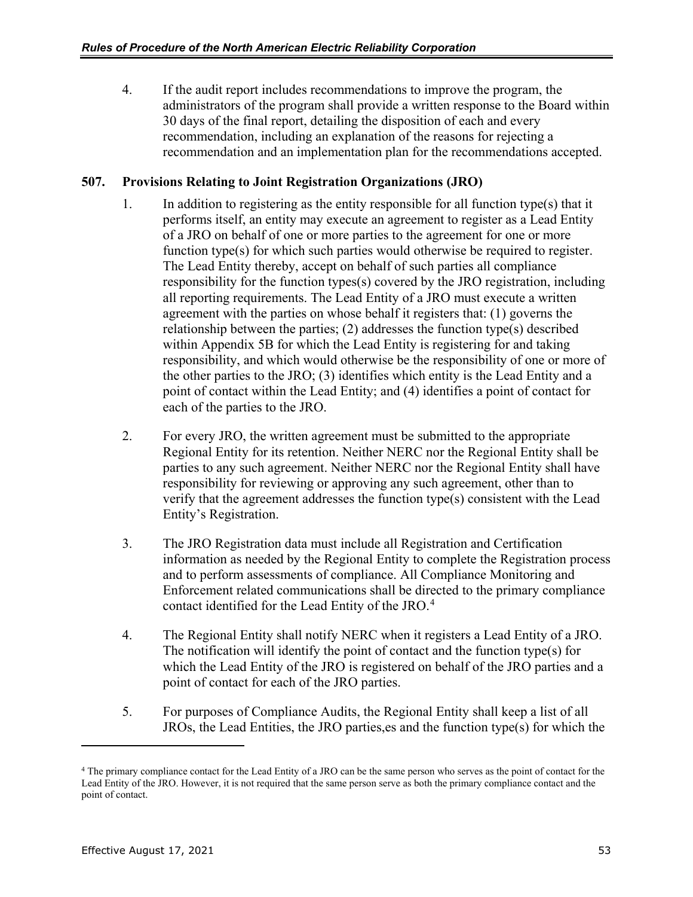4. If the audit report includes recommendations to improve the program, the administrators of the program shall provide a written response to the Board within 30 days of the final report, detailing the disposition of each and every recommendation, including an explanation of the reasons for rejecting a recommendation and an implementation plan for the recommendations accepted.

## 507. Provisions Relating to Joint Registration Organizations (JRO)

1. In addition to registering as the entity responsible for all function type(s) that it performs itself, an entity may execute an agreement to register as a Lead Entity of a JRO on behalf of one or more parties to the agreement for one or more function type(s) for which such parties would otherwise be required to register. The Lead Entity thereby, accept on behalf of such parties all compliance responsibility for the function types(s) covered by the JRO registration, including all reporting requirements. The Lead Entity of a JRO must execute a written agreement with the parties on whose behalf it registers that: (1) governs the relationship between the parties; (2) addresses the function type(s) described within Appendix 5B for which the Lead Entity is registering for and taking responsibility, and which would otherwise be the responsibility of one or more of the other parties to the JRO; (3) identifies which entity is the Lead Entity and a point of contact within the Lead Entity; and (4) identifies a point of contact for each of the parties to the JRO.

2. For every JRO, the written agreement must be submitted to the appropriate Regional Entity for its retention. Neither NERC nor the Regional Entity shall be parties to any such agreement. Neither NERC nor the Regional Entity shall have responsibility for reviewing or approving any such agreement, other than to verify that the agreement addresses the function type(s) consistent with the Lead Entity's Registration.

3. The JRO Registration data must include all Registration and Certification information as needed by the Regional Entity to complete the Registration process and to perform assessments of compliance. All Compliance Monitoring and Enforcement related communications shall be directed to the primary compliance contact identified for the Lead Entity of the JRO.[4]

4. The Regional Entity shall notify NERC when it registers a Lead Entity of a JRO. The notification will identify the point of contact and the function type(s) for which the Lead Entity of the JRO is registered on behalf of the JRO parties and a point of contact for each of the JRO parties.

5. For purposes of Compliance Audits, the Regional Entity shall keep a list of all JROs, the Lead Entities, the JRO parties,es and the function type(s) for which the

[4] The primary compliance contact for the Lead Entity of a JRO can be the same person who serves as the point of contact for the Lead Entity of the JRO. However, it is not required that the same person serve as both the primary compliance contact and the point of contact.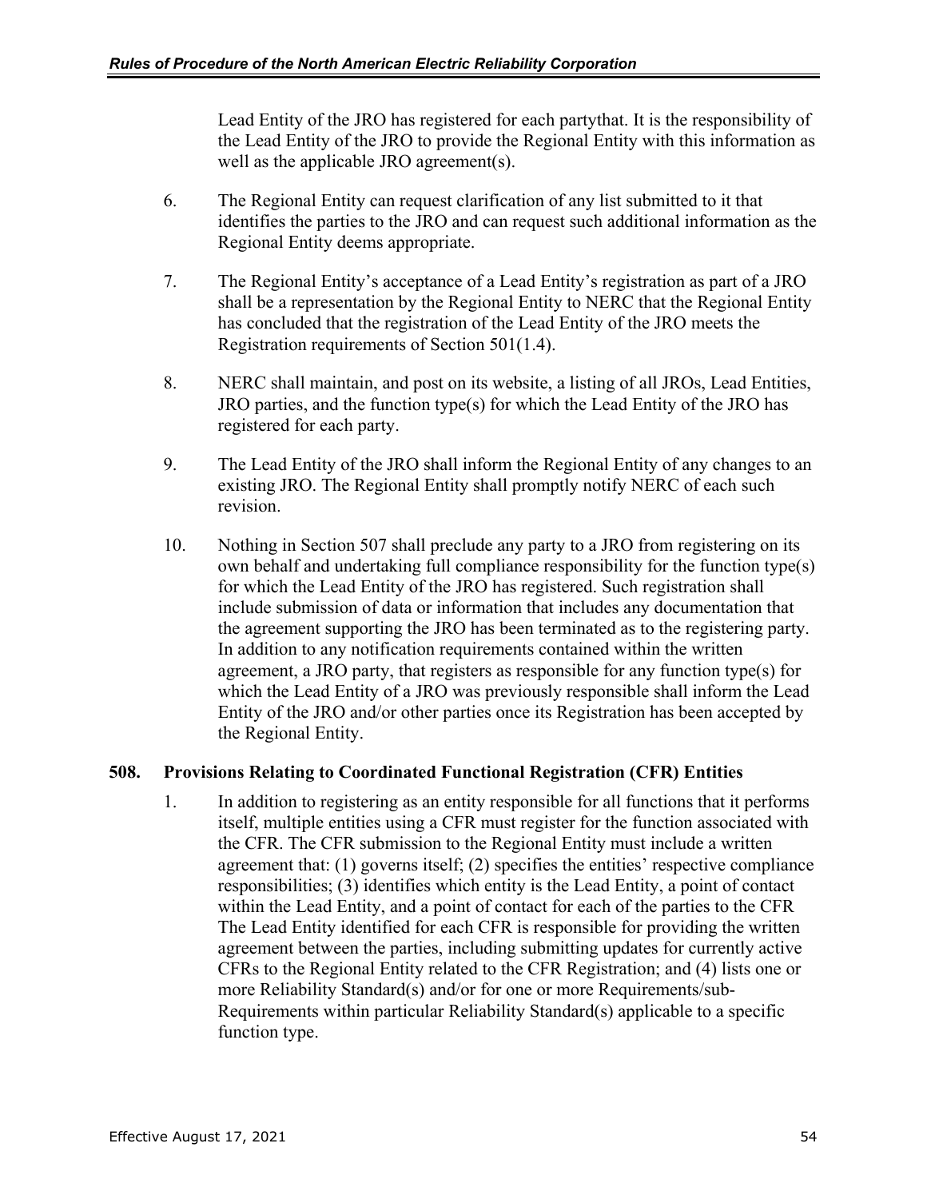Lead Entity of the JRO has registered for each partythat. It is the responsibility of the Lead Entity of the JRO to provide the Regional Entity with this information as well as the applicable JRO agreement(s).

6. The Regional Entity can request clarification of any list submitted to it that identifies the parties to the JRO and can request such additional information as the Regional Entity deems appropriate.

7. The Regional Entity's acceptance of a Lead Entity's registration as part of a JRO shall be a representation by the Regional Entity to NERC that the Regional Entity has concluded that the registration of the Lead Entity of the JRO meets the Registration requirements of Section 501(1.4).

8. NERC shall maintain, and post on its website, a listing of all JROs, Lead Entities, JRO parties, and the function type(s) for which the Lead Entity of the JRO has registered for each party.

9. The Lead Entity of the JRO shall inform the Regional Entity of any changes to an existing JRO. The Regional Entity shall promptly notify NERC of each such revision.

10. Nothing in Section 507 shall preclude any party to a JRO from registering on its own behalf and undertaking full compliance responsibility for the function type(s) for which the Lead Entity of the JRO has registered. Such registration shall include submission of data or information that includes any documentation that the agreement supporting the JRO has been terminated as to the registering party. In addition to any notification requirements contained within the written agreement, a JRO party, that registers as responsible for any function type(s) for which the Lead Entity of a JRO was previously responsible shall inform the Lead Entity of the JRO and/or other parties once its Registration has been accepted by the Regional Entity.

## 508. Provisions Relating to Coordinated Functional Registration (CFR) Entities

1. In addition to registering as an entity responsible for all functions that it performs itself, multiple entities using a CFR must register for the function associated with the CFR. The CFR submission to the Regional Entity must include a written agreement that: (1) governs itself; (2) specifies the entities' respective compliance responsibilities; (3) identifies which entity is the Lead Entity, a point of contact within the Lead Entity, and a point of contact for each of the parties to the CFR The Lead Entity identified for each CFR is responsible for providing the written agreement between the parties, including submitting updates for currently active CFRs to the Regional Entity related to the CFR Registration; and (4) lists one or more Reliability Standard(s) and/or for one or more Requirements/sub-Requirements within particular Reliability Standard(s) applicable to a specific function type.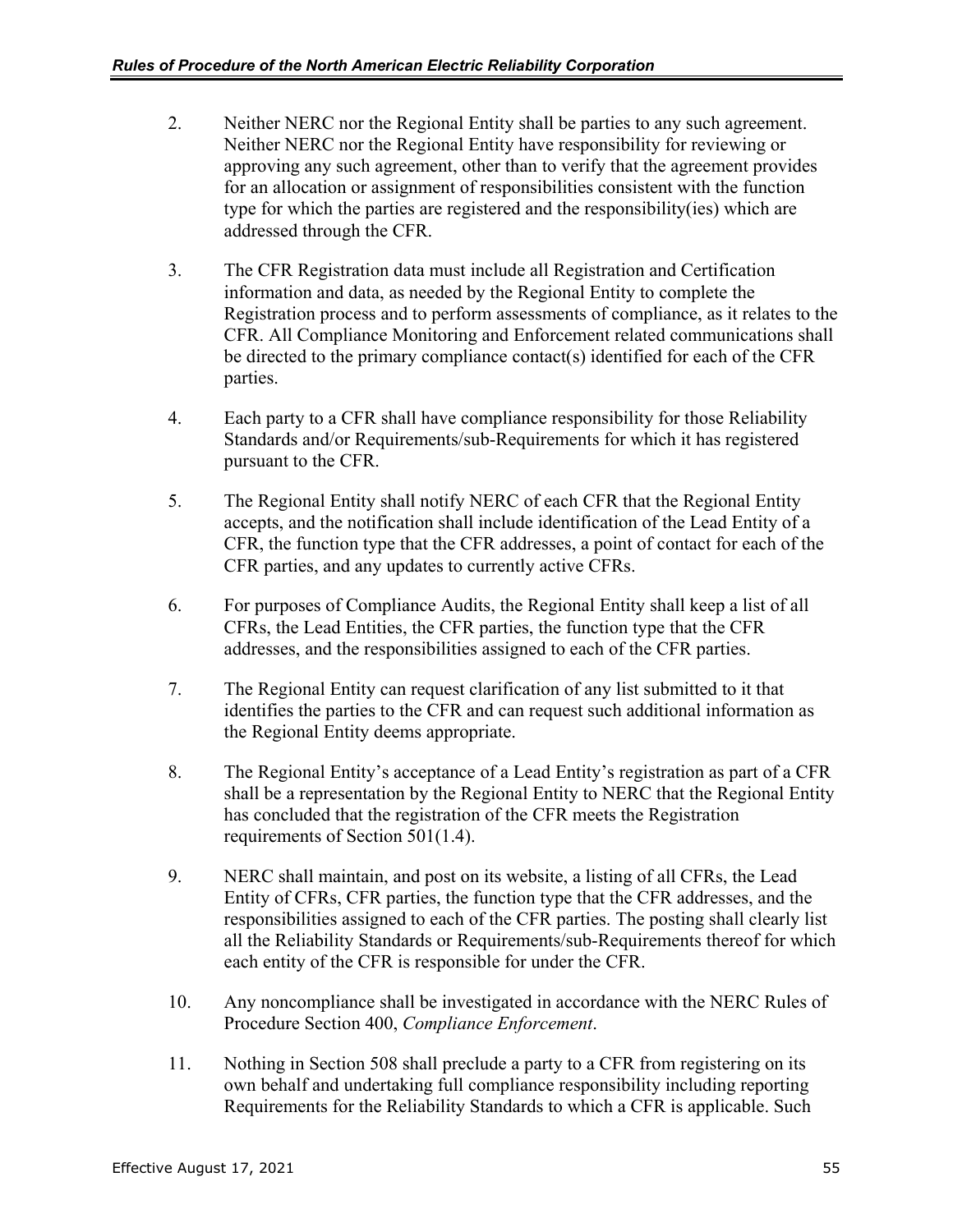2. Neither NERC nor the Regional Entity shall be parties to any such agreement. Neither NERC nor the Regional Entity have responsibility for reviewing or approving any such agreement, other than to verify that the agreement provides for an allocation or assignment of responsibilities consistent with the function type for which the parties are registered and the responsibility(ies) which are addressed through the CFR.

3. The CFR Registration data must include all Registration and Certification information and data, as needed by the Regional Entity to complete the Registration process and to perform assessments of compliance, as it relates to the CFR. All Compliance Monitoring and Enforcement related communications shall be directed to the primary compliance contact(s) identified for each of the CFR parties.

4. Each party to a CFR shall have compliance responsibility for those Reliability Standards and/or Requirements/sub-Requirements for which it has registered pursuant to the CFR.

5. The Regional Entity shall notify NERC of each CFR that the Regional Entity accepts, and the notification shall include identification of the Lead Entity of a CFR, the function type that the CFR addresses, a point of contact for each of the CFR parties, and any updates to currently active CFRs.

6. For purposes of Compliance Audits, the Regional Entity shall keep a list of all CFRs, the Lead Entities, the CFR parties, the function type that the CFR addresses, and the responsibilities assigned to each of the CFR parties.

7. The Regional Entity can request clarification of any list submitted to it that identifies the parties to the CFR and can request such additional information as the Regional Entity deems appropriate.

8. The Regional Entity's acceptance of a Lead Entity's registration as part of a CFR shall be a representation by the Regional Entity to NERC that the Regional Entity has concluded that the registration of the CFR meets the Registration requirements of Section 501(1.4).

9. NERC shall maintain, and post on its website, a listing of all CFRs, the Lead Entity of CFRs, CFR parties, the function type that the CFR addresses, and the responsibilities assigned to each of the CFR parties. The posting shall clearly list all the Reliability Standards or Requirements/sub-Requirements thereof for which each entity of the CFR is responsible for under the CFR.

10. Any noncompliance shall be investigated in accordance with the NERC Rules of Procedure Section 400, *Compliance Enforcement*.

11. Nothing in Section 508 shall preclude a party to a CFR from registering on its own behalf and undertaking full compliance responsibility including reporting Requirements for the Reliability Standards to which a CFR is applicable. Such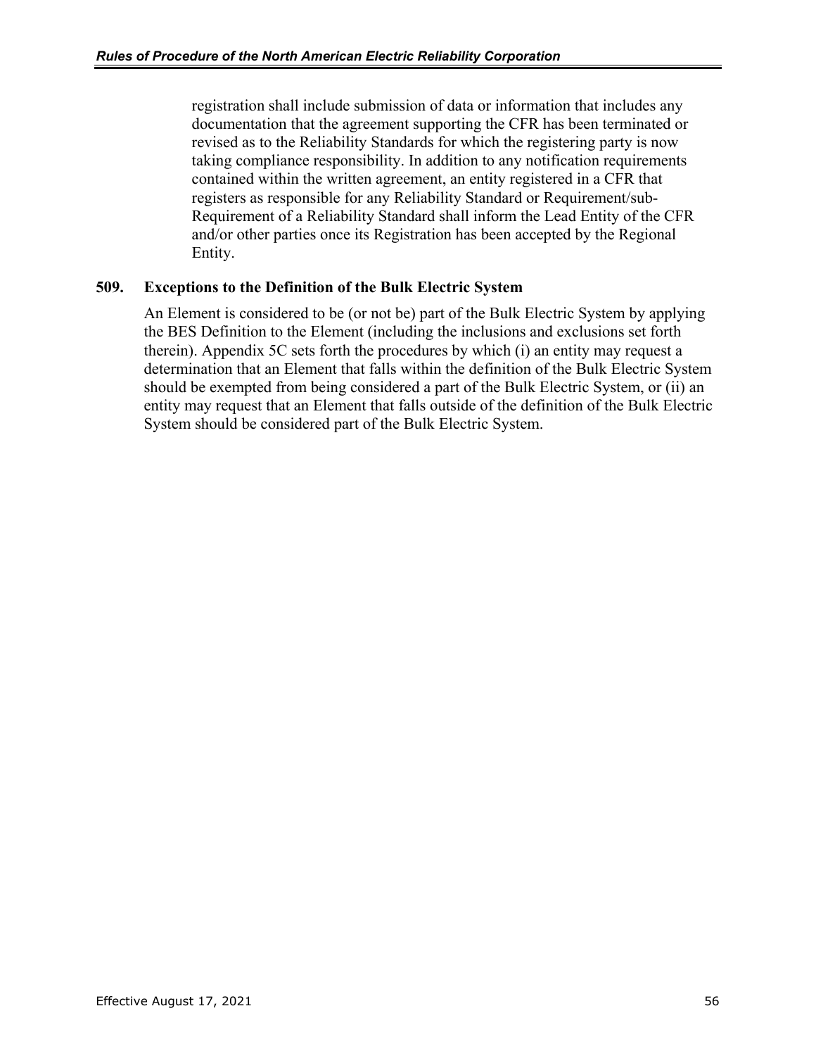registration shall include submission of data or information that includes any documentation that the agreement supporting the CFR has been terminated or revised as to the Reliability Standards for which the registering party is now taking compliance responsibility. In addition to any notification requirements contained within the written agreement, an entity registered in a CFR that registers as responsible for any Reliability Standard or Requirement/sub-Requirement of a Reliability Standard shall inform the Lead Entity of the CFR and/or other parties once its Registration has been accepted by the Regional Entity.

## 509. Exceptions to the Definition of the Bulk Electric System

An Element is considered to be (or not be) part of the Bulk Electric System by applying the BES Definition to the Element (including the inclusions and exclusions set forth therein). Appendix 5C sets forth the procedures by which (i) an entity may request a determination that an Element that falls within the definition of the Bulk Electric System should be exempted from being considered a part of the Bulk Electric System, or (ii) an entity may request that an Element that falls outside of the definition of the Bulk Electric System should be considered part of the Bulk Electric System.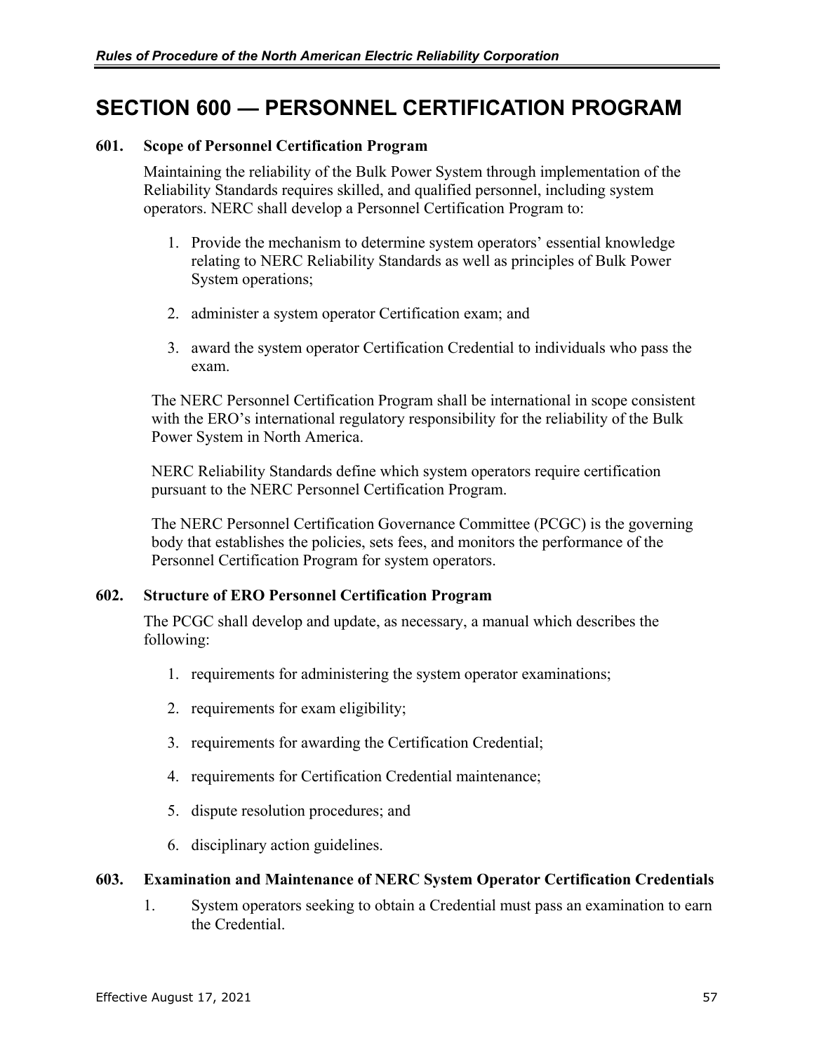# SECTION 600 — PERSONNEL CERTIFICATION PROGRAM

### 601. Scope of Personnel Certification Program

Maintaining the reliability of the Bulk Power System through implementation of the Reliability Standards requires skilled, and qualified personnel, including system operators. NERC shall develop a Personnel Certification Program to:

1. Provide the mechanism to determine system operators' essential knowledge relating to NERC Reliability Standards as well as principles of Bulk Power System operations;
2. administer a system operator Certification exam; and
3. award the system operator Certification Credential to individuals who pass the exam.

The NERC Personnel Certification Program shall be international in scope consistent with the ERO's international regulatory responsibility for the reliability of the Bulk Power System in North America.

NERC Reliability Standards define which system operators require certification pursuant to the NERC Personnel Certification Program.

The NERC Personnel Certification Governance Committee (PCGC) is the governing body that establishes the policies, sets fees, and monitors the performance of the Personnel Certification Program for system operators.

### 602. Structure of ERO Personnel Certification Program

The PCGC shall develop and update, as necessary, a manual which describes the following:

1. requirements for administering the system operator examinations;
2. requirements for exam eligibility;
3. requirements for awarding the Certification Credential;
4. requirements for Certification Credential maintenance;
5. dispute resolution procedures; and
6. disciplinary action guidelines.

### 603. Examination and Maintenance of NERC System Operator Certification Credentials

1. System operators seeking to obtain a Credential must pass an examination to earn the Credential.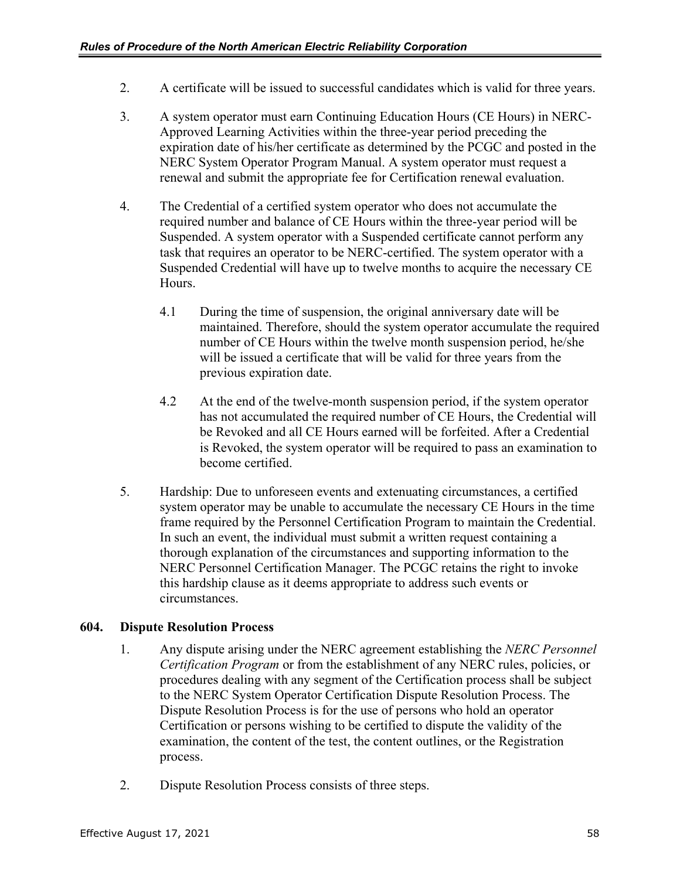2. A certificate will be issued to successful candidates which is valid for three years.

3. A system operator must earn Continuing Education Hours (CE Hours) in NERC-Approved Learning Activities within the three-year period preceding the expiration date of his/her certificate as determined by the PCGC and posted in the NERC System Operator Program Manual. A system operator must request a renewal and submit the appropriate fee for Certification renewal evaluation.

4. The Credential of a certified system operator who does not accumulate the required number and balance of CE Hours within the three-year period will be Suspended. A system operator with a Suspended certificate cannot perform any task that requires an operator to be NERC-certified. The system operator with a Suspended Credential will have up to twelve months to acquire the necessary CE Hours.

    4.1 During the time of suspension, the original anniversary date will be maintained. Therefore, should the system operator accumulate the required number of CE Hours within the twelve month suspension period, he/she will be issued a certificate that will be valid for three years from the previous expiration date.

    4.2 At the end of the twelve-month suspension period, if the system operator has not accumulated the required number of CE Hours, the Credential will be Revoked and all CE Hours earned will be forfeited. After a Credential is Revoked, the system operator will be required to pass an examination to become certified.

5. Hardship: Due to unforeseen events and extenuating circumstances, a certified system operator may be unable to accumulate the necessary CE Hours in the time frame required by the Personnel Certification Program to maintain the Credential. In such an event, the individual must submit a written request containing a thorough explanation of the circumstances and supporting information to the NERC Personnel Certification Manager. The PCGC retains the right to invoke this hardship clause as it deems appropriate to address such events or circumstances.

## 604. Dispute Resolution Process

1. Any dispute arising under the NERC agreement establishing the *NERC Personnel Certification Program* or from the establishment of any NERC rules, policies, or procedures dealing with any segment of the Certification process shall be subject to the NERC System Operator Certification Dispute Resolution Process. The Dispute Resolution Process is for the use of persons who hold an operator Certification or persons wishing to be certified to dispute the validity of the examination, the content of the test, the content outlines, or the Registration process.

2. Dispute Resolution Process consists of three steps.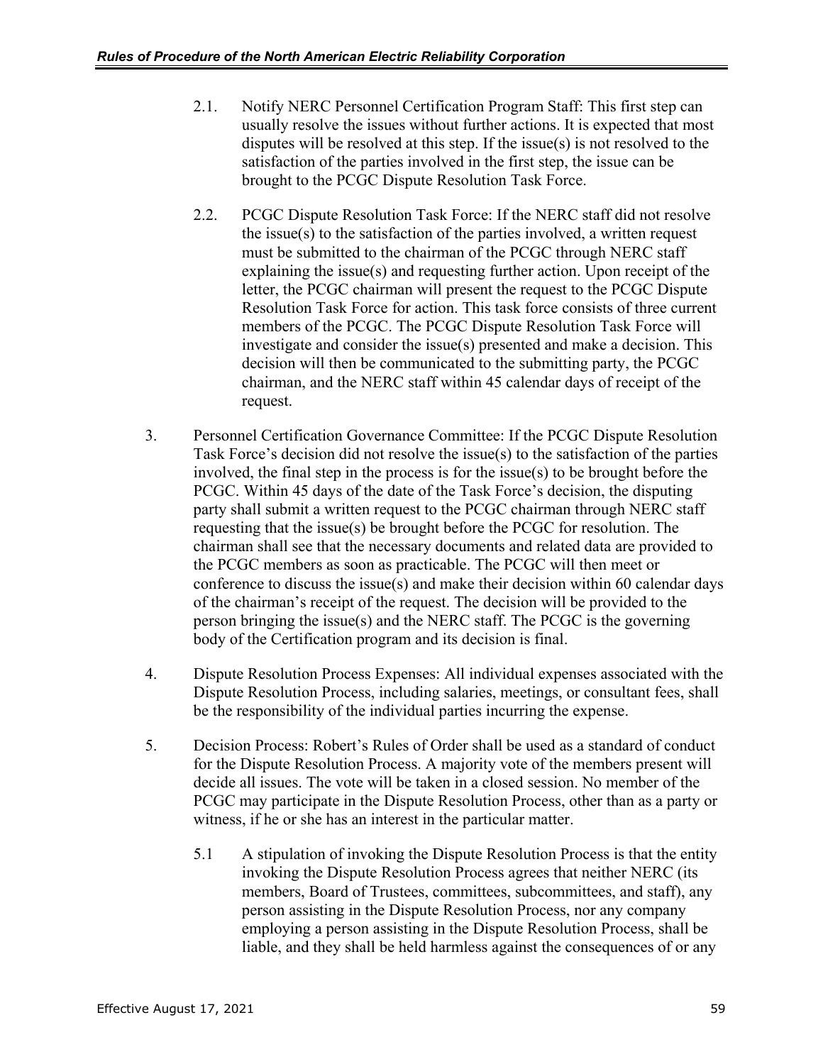2.1. Notify NERC Personnel Certification Program Staff: This first step can usually resolve the issues without further actions. It is expected that most disputes will be resolved at this step. If the issue(s) is not resolved to the satisfaction of the parties involved in the first step, the issue can be brought to the PCGC Dispute Resolution Task Force.

2.2. PCGC Dispute Resolution Task Force: If the NERC staff did not resolve the issue(s) to the satisfaction of the parties involved, a written request must be submitted to the chairman of the PCGC through NERC staff explaining the issue(s) and requesting further action. Upon receipt of the letter, the PCGC chairman will present the request to the PCGC Dispute Resolution Task Force for action. This task force consists of three current members of the PCGC. The PCGC Dispute Resolution Task Force will investigate and consider the issue(s) presented and make a decision. This decision will then be communicated to the submitting party, the PCGC chairman, and the NERC staff within 45 calendar days of receipt of the request.

3. Personnel Certification Governance Committee: If the PCGC Dispute Resolution Task Force's decision did not resolve the issue(s) to the satisfaction of the parties involved, the final step in the process is for the issue(s) to be brought before the PCGC. Within 45 days of the date of the Task Force's decision, the disputing party shall submit a written request to the PCGC chairman through NERC staff requesting that the issue(s) be brought before the PCGC for resolution. The chairman shall see that the necessary documents and related data are provided to the PCGC members as soon as practicable. The PCGC will then meet or conference to discuss the issue(s) and make their decision within 60 calendar days of the chairman's receipt of the request. The decision will be provided to the person bringing the issue(s) and the NERC staff. The PCGC is the governing body of the Certification program and its decision is final.

4. Dispute Resolution Process Expenses: All individual expenses associated with the Dispute Resolution Process, including salaries, meetings, or consultant fees, shall be the responsibility of the individual parties incurring the expense.

5. Decision Process: Robert's Rules of Order shall be used as a standard of conduct for the Dispute Resolution Process. A majority vote of the members present will decide all issues. The vote will be taken in a closed session. No member of the PCGC may participate in the Dispute Resolution Process, other than as a party or witness, if he or she has an interest in the particular matter.

5.1 A stipulation of invoking the Dispute Resolution Process is that the entity invoking the Dispute Resolution Process agrees that neither NERC (its members, Board of Trustees, committees, subcommittees, and staff), any person assisting in the Dispute Resolution Process, nor any company employing a person assisting in the Dispute Resolution Process, shall be liable, and they shall be held harmless against the consequences of or any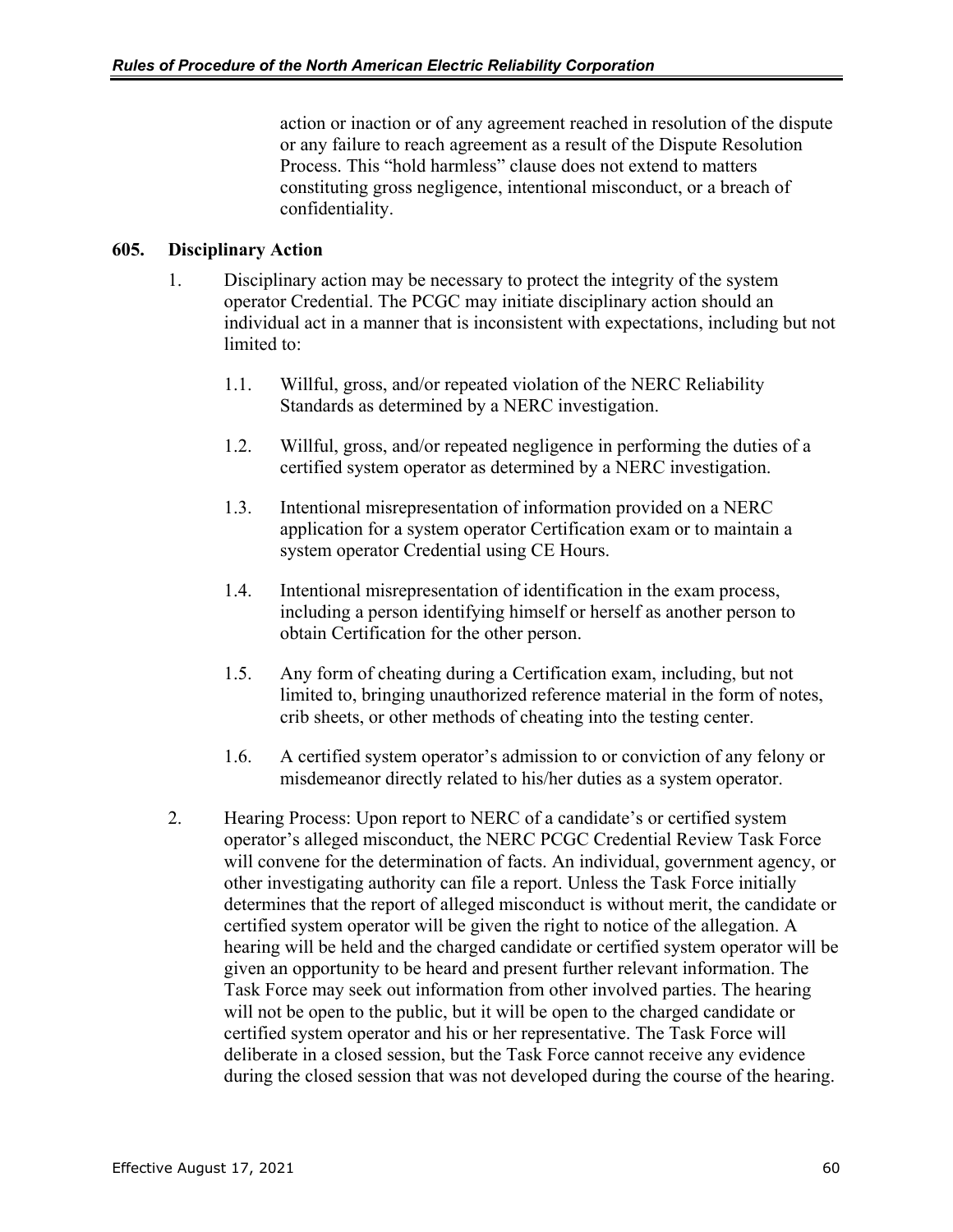action or inaction or of any agreement reached in resolution of the dispute or any failure to reach agreement as a result of the Dispute Resolution Process. This "hold harmless" clause does not extend to matters constituting gross negligence, intentional misconduct, or a breach of confidentiality.

## 605. Disciplinary Action

1. Disciplinary action may be necessary to protect the integrity of the system operator Credential. The PCGC may initiate disciplinary action should an individual act in a manner that is inconsistent with expectations, including but not limited to:

   1.1. Willful, gross, and/or repeated violation of the NERC Reliability Standards as determined by a NERC investigation.

   1.2. Willful, gross, and/or repeated negligence in performing the duties of a certified system operator as determined by a NERC investigation.

   1.3. Intentional misrepresentation of information provided on a NERC application for a system operator Certification exam or to maintain a system operator Credential using CE Hours.

   1.4. Intentional misrepresentation of identification in the exam process, including a person identifying himself or herself as another person to obtain Certification for the other person.

   1.5. Any form of cheating during a Certification exam, including, but not limited to, bringing unauthorized reference material in the form of notes, crib sheets, or other methods of cheating into the testing center.

   1.6. A certified system operator's admission to or conviction of any felony or misdemeanor directly related to his/her duties as a system operator.

2. Hearing Process: Upon report to NERC of a candidate's or certified system operator's alleged misconduct, the NERC PCGC Credential Review Task Force will convene for the determination of facts. An individual, government agency, or other investigating authority can file a report. Unless the Task Force initially determines that the report of alleged misconduct is without merit, the candidate or certified system operator will be given the right to notice of the allegation. A hearing will be held and the charged candidate or certified system operator will be given an opportunity to be heard and present further relevant information. The Task Force may seek out information from other involved parties. The hearing will not be open to the public, but it will be open to the charged candidate or certified system operator and his or her representative. The Task Force will deliberate in a closed session, but the Task Force cannot receive any evidence during the closed session that was not developed during the course of the hearing.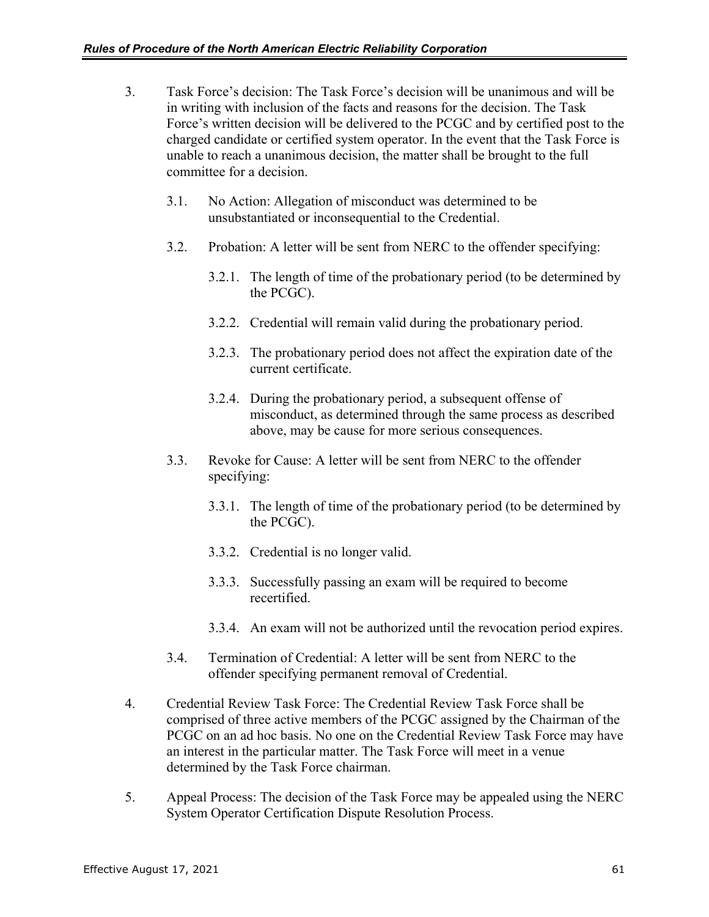3. Task Force's decision: The Task Force's decision will be unanimous and will be in writing with inclusion of the facts and reasons for the decision. The Task Force's written decision will be delivered to the PCGC and by certified post to the charged candidate or certified system operator. In the event that the Task Force is unable to reach a unanimous decision, the matter shall be brought to the full committee for a decision.

   3.1. No Action: Allegation of misconduct was determined to be unsubstantiated or inconsequential to the Credential.

   3.2. Probation: A letter will be sent from NERC to the offender specifying:

      3.2.1. The length of time of the probationary period (to be determined by the PCGC).

      3.2.2. Credential will remain valid during the probationary period.

      3.2.3. The probationary period does not affect the expiration date of the current certificate.

      3.2.4. During the probationary period, a subsequent offense of misconduct, as determined through the same process as described above, may be cause for more serious consequences.

   3.3. Revoke for Cause: A letter will be sent from NERC to the offender specifying:

      3.3.1. The length of time of the probationary period (to be determined by the PCGC).

      3.3.2. Credential is no longer valid.

      3.3.3. Successfully passing an exam will be required to become recertified.

      3.3.4. An exam will not be authorized until the revocation period expires.

   3.4. Termination of Credential: A letter will be sent from NERC to the offender specifying permanent removal of Credential.

4. Credential Review Task Force: The Credential Review Task Force shall be comprised of three active members of the PCGC assigned by the Chairman of the PCGC on an ad hoc basis. No one on the Credential Review Task Force may have an interest in the particular matter. The Task Force will meet in a venue determined by the Task Force chairman.

5. Appeal Process: The decision of the Task Force may be appealed using the NERC System Operator Certification Dispute Resolution Process.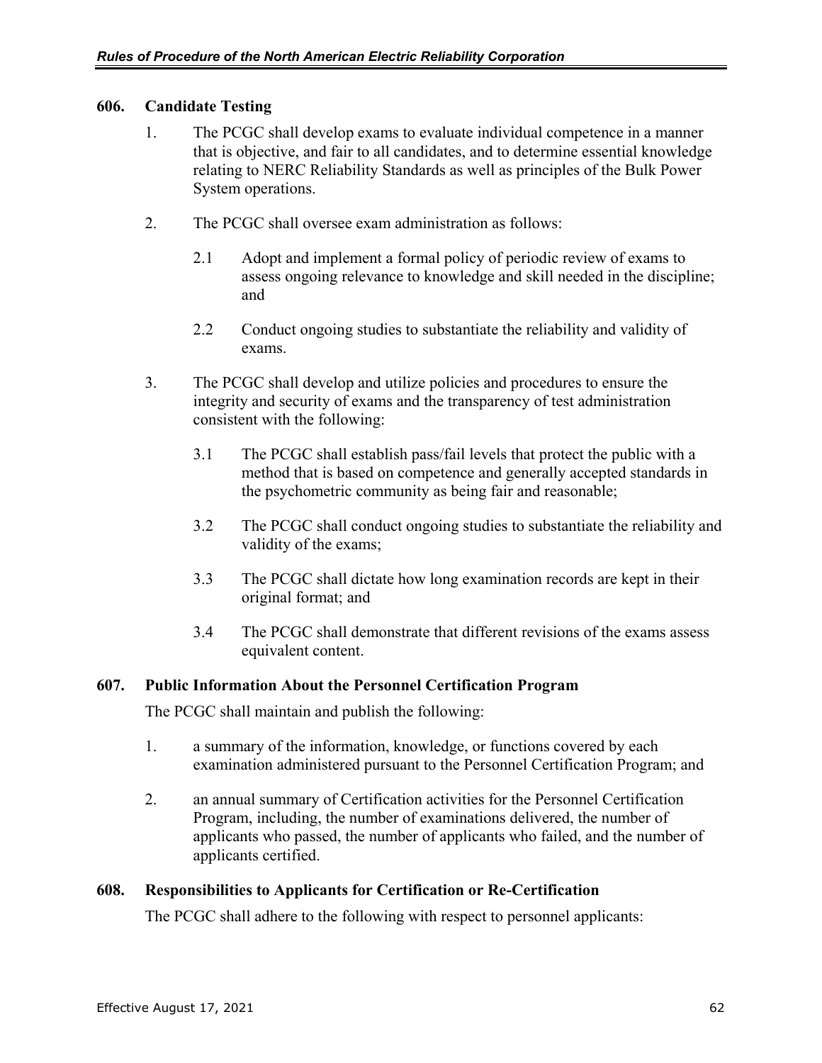## 606. Candidate Testing

1. The PCGC shall develop exams to evaluate individual competence in a manner that is objective, and fair to all candidates, and to determine essential knowledge relating to NERC Reliability Standards as well as principles of the Bulk Power System operations.

2. The PCGC shall oversee exam administration as follows:

   2.1 Adopt and implement a formal policy of periodic review of exams to assess ongoing relevance to knowledge and skill needed in the discipline; and

   2.2 Conduct ongoing studies to substantiate the reliability and validity of exams.

3. The PCGC shall develop and utilize policies and procedures to ensure the integrity and security of exams and the transparency of test administration consistent with the following:

   3.1 The PCGC shall establish pass/fail levels that protect the public with a method that is based on competence and generally accepted standards in the psychometric community as being fair and reasonable;

   3.2 The PCGC shall conduct ongoing studies to substantiate the reliability and validity of the exams;

   3.3 The PCGC shall dictate how long examination records are kept in their original format; and

   3.4 The PCGC shall demonstrate that different revisions of the exams assess equivalent content.

## 607. Public Information About the Personnel Certification Program

The PCGC shall maintain and publish the following:

1. a summary of the information, knowledge, or functions covered by each examination administered pursuant to the Personnel Certification Program; and

2. an annual summary of Certification activities for the Personnel Certification Program, including, the number of examinations delivered, the number of applicants who passed, the number of applicants who failed, and the number of applicants certified.

## 608. Responsibilities to Applicants for Certification or Re-Certification

The PCGC shall adhere to the following with respect to personnel applicants: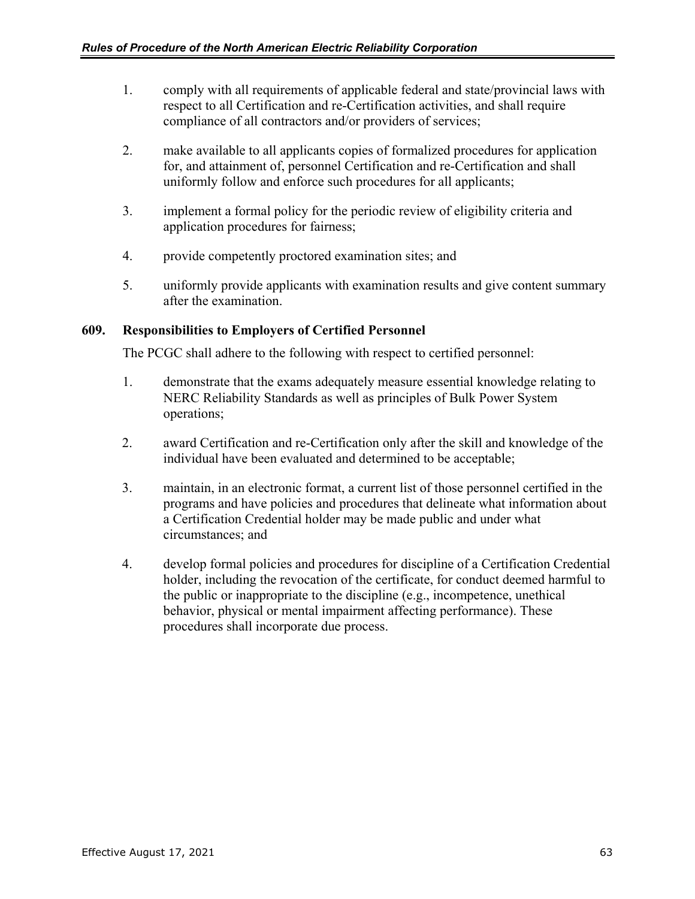1. comply with all requirements of applicable federal and state/provincial laws with respect to all Certification and re-Certification activities, and shall require compliance of all contractors and/or providers of services;

2. make available to all applicants copies of formalized procedures for application for, and attainment of, personnel Certification and re-Certification and shall uniformly follow and enforce such procedures for all applicants;

3. implement a formal policy for the periodic review of eligibility criteria and application procedures for fairness;

4. provide competently proctored examination sites; and

5. uniformly provide applicants with examination results and give content summary after the examination.

## 609. Responsibilities to Employers of Certified Personnel

The PCGC shall adhere to the following with respect to certified personnel:

1. demonstrate that the exams adequately measure essential knowledge relating to NERC Reliability Standards as well as principles of Bulk Power System operations;

2. award Certification and re-Certification only after the skill and knowledge of the individual have been evaluated and determined to be acceptable;

3. maintain, in an electronic format, a current list of those personnel certified in the programs and have policies and procedures that delineate what information about a Certification Credential holder may be made public and under what circumstances; and

4. develop formal policies and procedures for discipline of a Certification Credential holder, including the revocation of the certificate, for conduct deemed harmful to the public or inappropriate to the discipline (e.g., incompetence, unethical behavior, physical or mental impairment affecting performance). These procedures shall incorporate due process.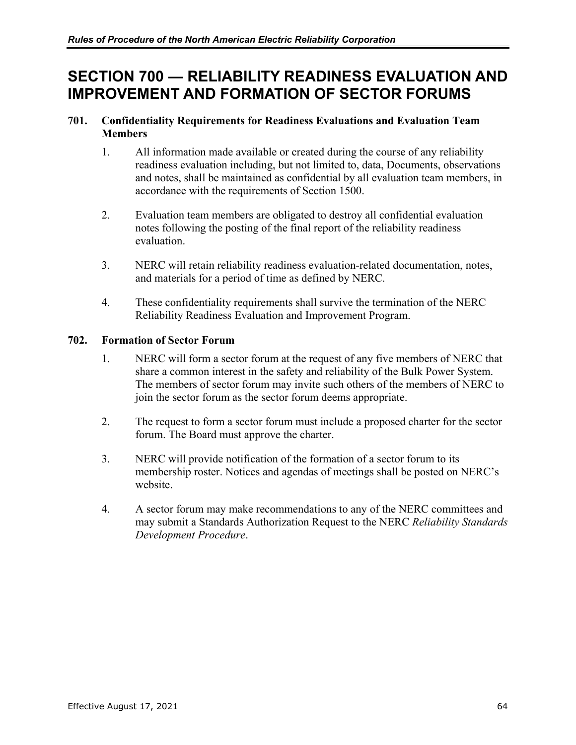# SECTION 700 — RELIABILITY READINESS EVALUATION AND IMPROVEMENT AND FORMATION OF SECTOR FORUMS

## 701. Confidentiality Requirements for Readiness Evaluations and Evaluation Team Members

1. All information made available or created during the course of any reliability readiness evaluation including, but not limited to, data, Documents, observations and notes, shall be maintained as confidential by all evaluation team members, in accordance with the requirements of Section 1500.

2. Evaluation team members are obligated to destroy all confidential evaluation notes following the posting of the final report of the reliability readiness evaluation.

3. NERC will retain reliability readiness evaluation-related documentation, notes, and materials for a period of time as defined by NERC.

4. These confidentiality requirements shall survive the termination of the NERC Reliability Readiness Evaluation and Improvement Program.

## 702. Formation of Sector Forum

1. NERC will form a sector forum at the request of any five members of NERC that share a common interest in the safety and reliability of the Bulk Power System. The members of sector forum may invite such others of the members of NERC to join the sector forum as the sector forum deems appropriate.

2. The request to form a sector forum must include a proposed charter for the sector forum. The Board must approve the charter.

3. NERC will provide notification of the formation of a sector forum to its membership roster. Notices and agendas of meetings shall be posted on NERC's website.

4. A sector forum may make recommendations to any of the NERC committees and may submit a Standards Authorization Request to the NERC *Reliability Standards Development Procedure*.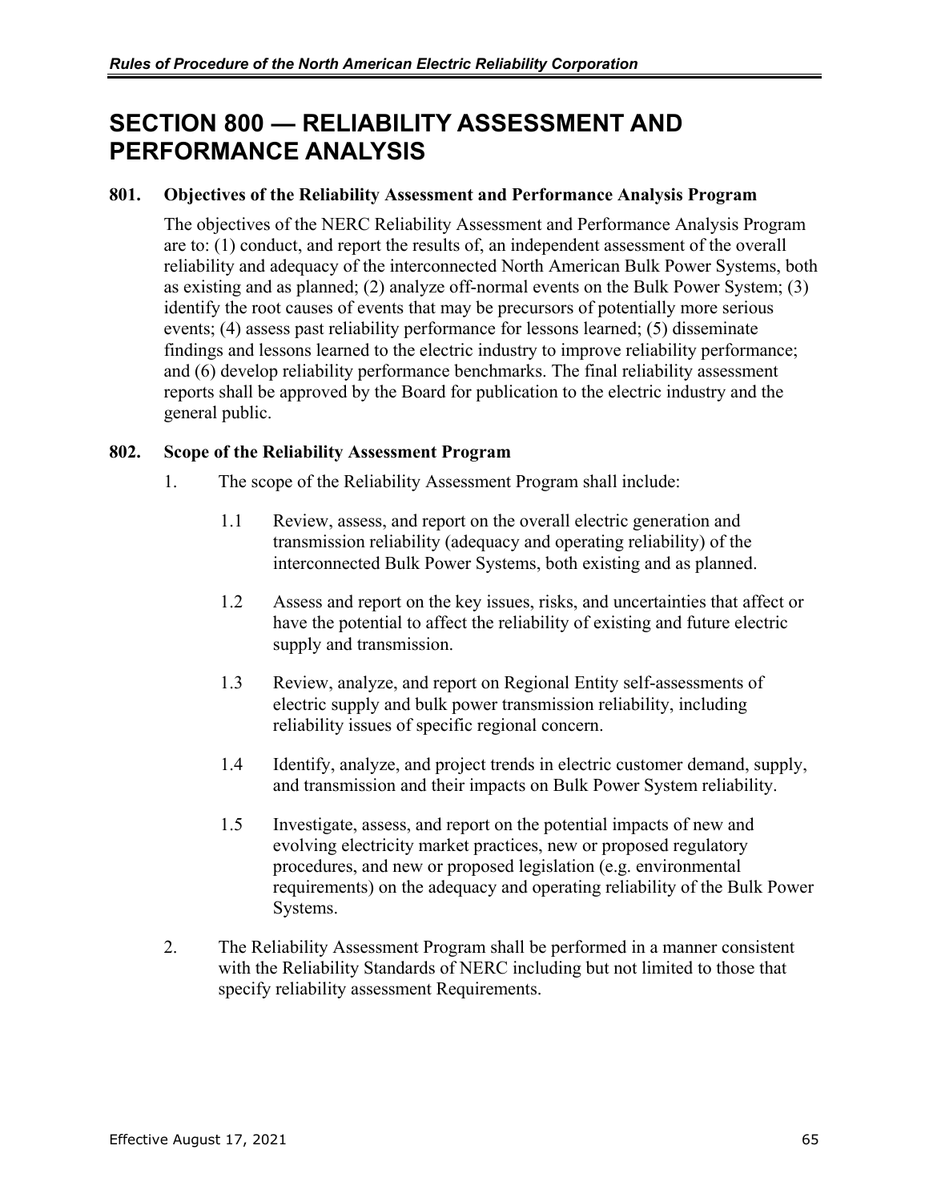# SECTION 800 — RELIABILITY ASSESSMENT AND PERFORMANCE ANALYSIS

## 801. Objectives of the Reliability Assessment and Performance Analysis Program

The objectives of the NERC Reliability Assessment and Performance Analysis Program are to: (1) conduct, and report the results of, an independent assessment of the overall reliability and adequacy of the interconnected North American Bulk Power Systems, both as existing and as planned; (2) analyze off-normal events on the Bulk Power System; (3) identify the root causes of events that may be precursors of potentially more serious events; (4) assess past reliability performance for lessons learned; (5) disseminate findings and lessons learned to the electric industry to improve reliability performance; and (6) develop reliability performance benchmarks. The final reliability assessment reports shall be approved by the Board for publication to the electric industry and the general public.

## 802. Scope of the Reliability Assessment Program

1. The scope of the Reliability Assessment Program shall include:

   1.1 Review, assess, and report on the overall electric generation and transmission reliability (adequacy and operating reliability) of the interconnected Bulk Power Systems, both existing and as planned.

   1.2 Assess and report on the key issues, risks, and uncertainties that affect or have the potential to affect the reliability of existing and future electric supply and transmission.

   1.3 Review, analyze, and report on Regional Entity self-assessments of electric supply and bulk power transmission reliability, including reliability issues of specific regional concern.

   1.4 Identify, analyze, and project trends in electric customer demand, supply, and transmission and their impacts on Bulk Power System reliability.

   1.5 Investigate, assess, and report on the potential impacts of new and evolving electricity market practices, new or proposed regulatory procedures, and new or proposed legislation (e.g. environmental requirements) on the adequacy and operating reliability of the Bulk Power Systems.

2. The Reliability Assessment Program shall be performed in a manner consistent with the Reliability Standards of NERC including but not limited to those that specify reliability assessment Requirements.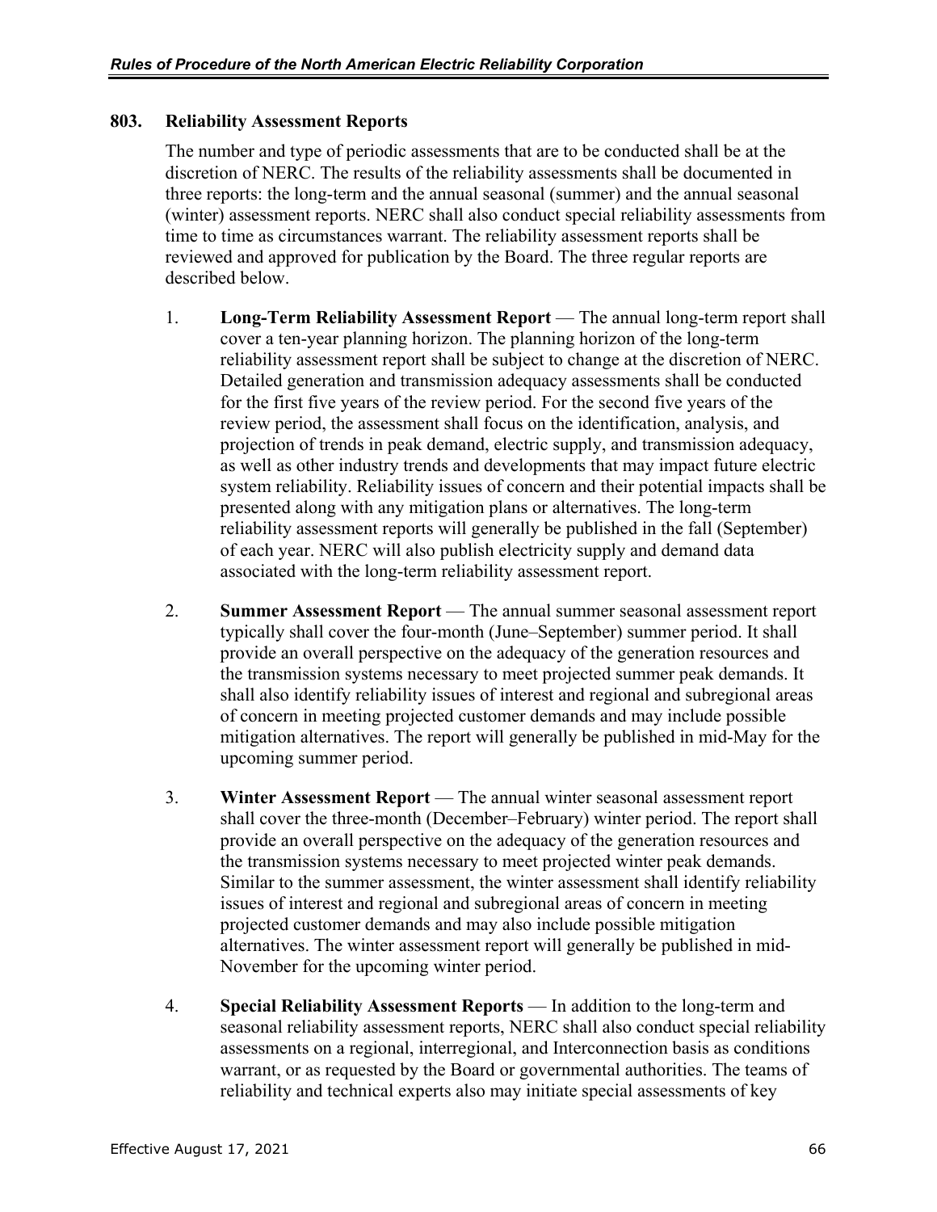## 803. Reliability Assessment Reports

The number and type of periodic assessments that are to be conducted shall be at the discretion of NERC. The results of the reliability assessments shall be documented in three reports: the long-term and the annual seasonal (summer) and the annual seasonal (winter) assessment reports. NERC shall also conduct special reliability assessments from time to time as circumstances warrant. The reliability assessment reports shall be reviewed and approved for publication by the Board. The three regular reports are described below.

1. **Long-Term Reliability Assessment Report** — The annual long-term report shall cover a ten-year planning horizon. The planning horizon of the long-term reliability assessment report shall be subject to change at the discretion of NERC. Detailed generation and transmission adequacy assessments shall be conducted for the first five years of the review period. For the second five years of the review period, the assessment shall focus on the identification, analysis, and projection of trends in peak demand, electric supply, and transmission adequacy, as well as other industry trends and developments that may impact future electric system reliability. Reliability issues of concern and their potential impacts shall be presented along with any mitigation plans or alternatives. The long-term reliability assessment reports will generally be published in the fall (September) of each year. NERC will also publish electricity supply and demand data associated with the long-term reliability assessment report.

2. **Summer Assessment Report** — The annual summer seasonal assessment report typically shall cover the four-month (June–September) summer period. It shall provide an overall perspective on the adequacy of the generation resources and the transmission systems necessary to meet projected summer peak demands. It shall also identify reliability issues of interest and regional and subregional areas of concern in meeting projected customer demands and may include possible mitigation alternatives. The report will generally be published in mid-May for the upcoming summer period.

3. **Winter Assessment Report** — The annual winter seasonal assessment report shall cover the three-month (December–February) winter period. The report shall provide an overall perspective on the adequacy of the generation resources and the transmission systems necessary to meet projected winter peak demands. Similar to the summer assessment, the winter assessment shall identify reliability issues of interest and regional and subregional areas of concern in meeting projected customer demands and may also include possible mitigation alternatives. The winter assessment report will generally be published in mid-November for the upcoming winter period.

4. **Special Reliability Assessment Reports** — In addition to the long-term and seasonal reliability assessment reports, NERC shall also conduct special reliability assessments on a regional, interregional, and Interconnection basis as conditions warrant, or as requested by the Board or governmental authorities. The teams of reliability and technical experts also may initiate special assessments of key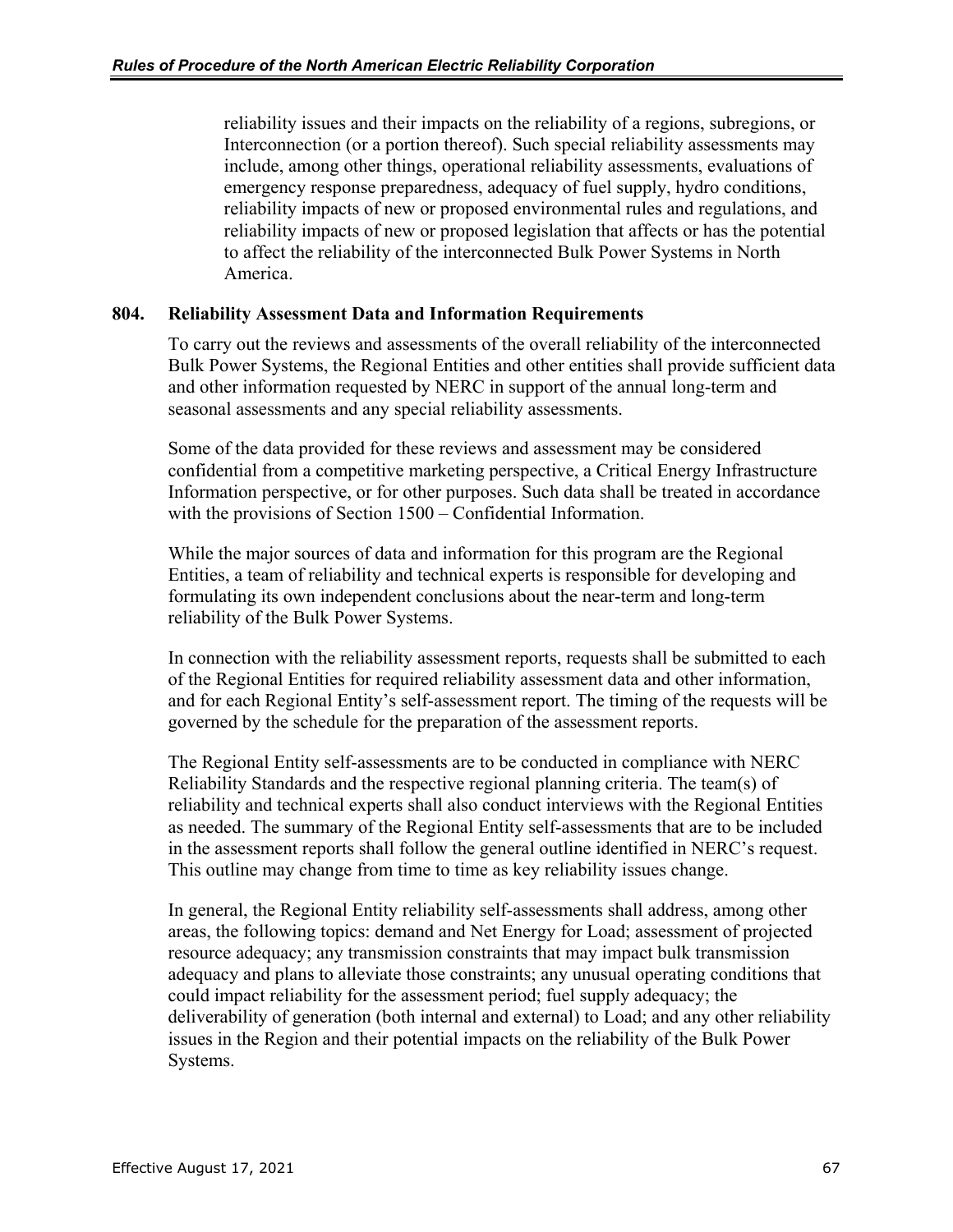reliability issues and their impacts on the reliability of a regions, subregions, or Interconnection (or a portion thereof). Such special reliability assessments may include, among other things, operational reliability assessments, evaluations of emergency response preparedness, adequacy of fuel supply, hydro conditions, reliability impacts of new or proposed environmental rules and regulations, and reliability impacts of new or proposed legislation that affects or has the potential to affect the reliability of the interconnected Bulk Power Systems in North America.

### 804. Reliability Assessment Data and Information Requirements

To carry out the reviews and assessments of the overall reliability of the interconnected Bulk Power Systems, the Regional Entities and other entities shall provide sufficient data and other information requested by NERC in support of the annual long-term and seasonal assessments and any special reliability assessments.

Some of the data provided for these reviews and assessment may be considered confidential from a competitive marketing perspective, a Critical Energy Infrastructure Information perspective, or for other purposes. Such data shall be treated in accordance with the provisions of Section 1500 – Confidential Information.

While the major sources of data and information for this program are the Regional Entities, a team of reliability and technical experts is responsible for developing and formulating its own independent conclusions about the near-term and long-term reliability of the Bulk Power Systems.

In connection with the reliability assessment reports, requests shall be submitted to each of the Regional Entities for required reliability assessment data and other information, and for each Regional Entity's self-assessment report. The timing of the requests will be governed by the schedule for the preparation of the assessment reports.

The Regional Entity self-assessments are to be conducted in compliance with NERC Reliability Standards and the respective regional planning criteria. The team(s) of reliability and technical experts shall also conduct interviews with the Regional Entities as needed. The summary of the Regional Entity self-assessments that are to be included in the assessment reports shall follow the general outline identified in NERC's request. This outline may change from time to time as key reliability issues change.

In general, the Regional Entity reliability self-assessments shall address, among other areas, the following topics: demand and Net Energy for Load; assessment of projected resource adequacy; any transmission constraints that may impact bulk transmission adequacy and plans to alleviate those constraints; any unusual operating conditions that could impact reliability for the assessment period; fuel supply adequacy; the deliverability of generation (both internal and external) to Load; and any other reliability issues in the Region and their potential impacts on the reliability of the Bulk Power Systems.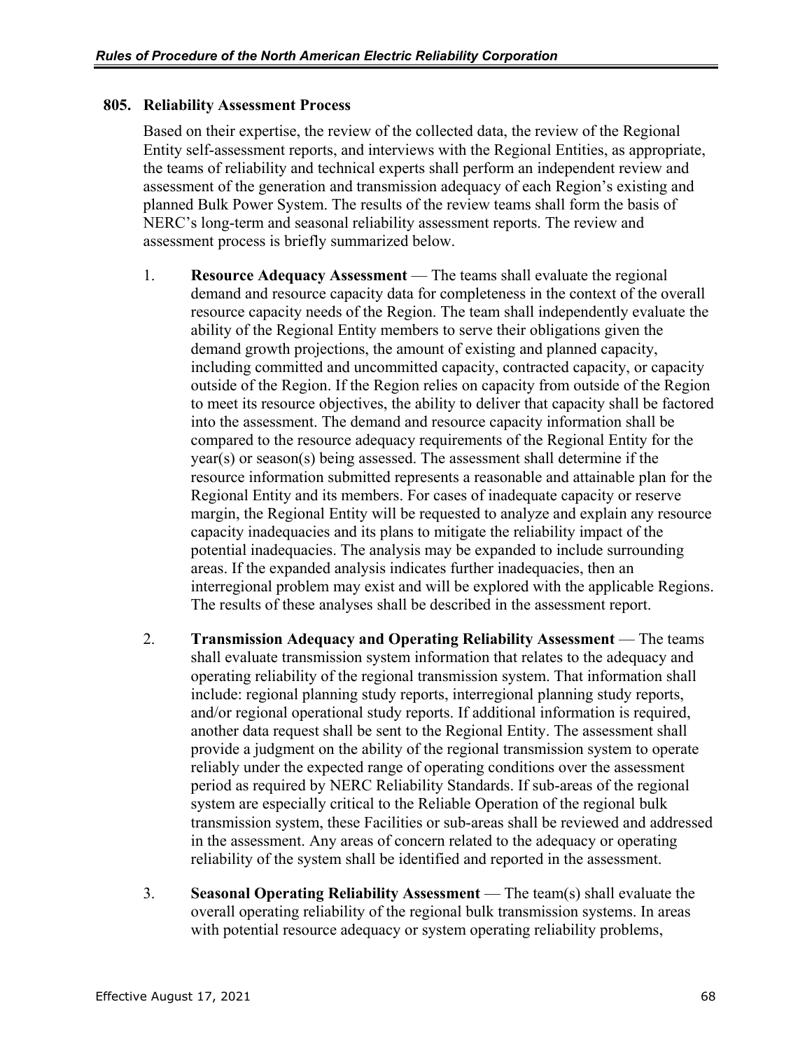### 805. Reliability Assessment Process

Based on their expertise, the review of the collected data, the review of the Regional Entity self-assessment reports, and interviews with the Regional Entities, as appropriate, the teams of reliability and technical experts shall perform an independent review and assessment of the generation and transmission adequacy of each Region's existing and planned Bulk Power System. The results of the review teams shall form the basis of NERC's long-term and seasonal reliability assessment reports. The review and assessment process is briefly summarized below.

1. **Resource Adequacy Assessment** — The teams shall evaluate the regional demand and resource capacity data for completeness in the context of the overall resource capacity needs of the Region. The team shall independently evaluate the ability of the Regional Entity members to serve their obligations given the demand growth projections, the amount of existing and planned capacity, including committed and uncommitted capacity, contracted capacity, or capacity outside of the Region. If the Region relies on capacity from outside of the Region to meet its resource objectives, the ability to deliver that capacity shall be factored into the assessment. The demand and resource capacity information shall be compared to the resource adequacy requirements of the Regional Entity for the year(s) or season(s) being assessed. The assessment shall determine if the resource information submitted represents a reasonable and attainable plan for the Regional Entity and its members. For cases of inadequate capacity or reserve margin, the Regional Entity will be requested to analyze and explain any resource capacity inadequacies and its plans to mitigate the reliability impact of the potential inadequacies. The analysis may be expanded to include surrounding areas. If the expanded analysis indicates further inadequacies, then an interregional problem may exist and will be explored with the applicable Regions. The results of these analyses shall be described in the assessment report.

2. **Transmission Adequacy and Operating Reliability Assessment** — The teams shall evaluate transmission system information that relates to the adequacy and operating reliability of the regional transmission system. That information shall include: regional planning study reports, interregional planning study reports, and/or regional operational study reports. If additional information is required, another data request shall be sent to the Regional Entity. The assessment shall provide a judgment on the ability of the regional transmission system to operate reliably under the expected range of operating conditions over the assessment period as required by NERC Reliability Standards. If sub-areas of the regional system are especially critical to the Reliable Operation of the regional bulk transmission system, these Facilities or sub-areas shall be reviewed and addressed in the assessment. Any areas of concern related to the adequacy or operating reliability of the system shall be identified and reported in the assessment.

3. **Seasonal Operating Reliability Assessment** — The team(s) shall evaluate the overall operating reliability of the regional bulk transmission systems. In areas with potential resource adequacy or system operating reliability problems,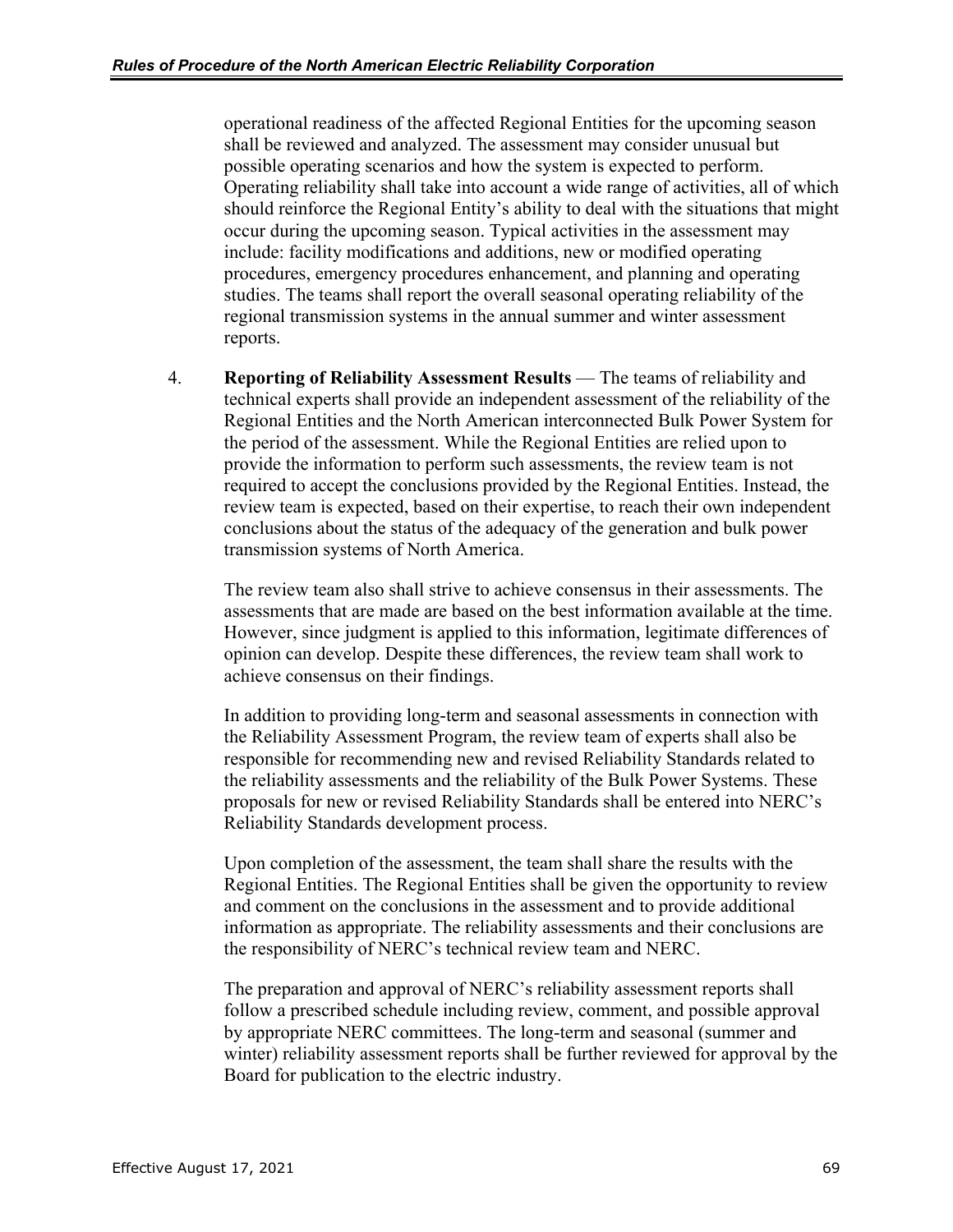operational readiness of the affected Regional Entities for the upcoming season shall be reviewed and analyzed. The assessment may consider unusual but possible operating scenarios and how the system is expected to perform. Operating reliability shall take into account a wide range of activities, all of which should reinforce the Regional Entity's ability to deal with the situations that might occur during the upcoming season. Typical activities in the assessment may include: facility modifications and additions, new or modified operating procedures, emergency procedures enhancement, and planning and operating studies. The teams shall report the overall seasonal operating reliability of the regional transmission systems in the annual summer and winter assessment reports.

4. **Reporting of Reliability Assessment Results** — The teams of reliability and technical experts shall provide an independent assessment of the reliability of the Regional Entities and the North American interconnected Bulk Power System for the period of the assessment. While the Regional Entities are relied upon to provide the information to perform such assessments, the review team is not required to accept the conclusions provided by the Regional Entities. Instead, the review team is expected, based on their expertise, to reach their own independent conclusions about the status of the adequacy of the generation and bulk power transmission systems of North America.

   The review team also shall strive to achieve consensus in their assessments. The assessments that are made are based on the best information available at the time. However, since judgment is applied to this information, legitimate differences of opinion can develop. Despite these differences, the review team shall work to achieve consensus on their findings.

   In addition to providing long-term and seasonal assessments in connection with the Reliability Assessment Program, the review team of experts shall also be responsible for recommending new and revised Reliability Standards related to the reliability assessments and the reliability of the Bulk Power Systems. These proposals for new or revised Reliability Standards shall be entered into NERC's Reliability Standards development process.

   Upon completion of the assessment, the team shall share the results with the Regional Entities. The Regional Entities shall be given the opportunity to review and comment on the conclusions in the assessment and to provide additional information as appropriate. The reliability assessments and their conclusions are the responsibility of NERC's technical review team and NERC.

   The preparation and approval of NERC's reliability assessment reports shall follow a prescribed schedule including review, comment, and possible approval by appropriate NERC committees. The long-term and seasonal (summer and winter) reliability assessment reports shall be further reviewed for approval by the Board for publication to the electric industry.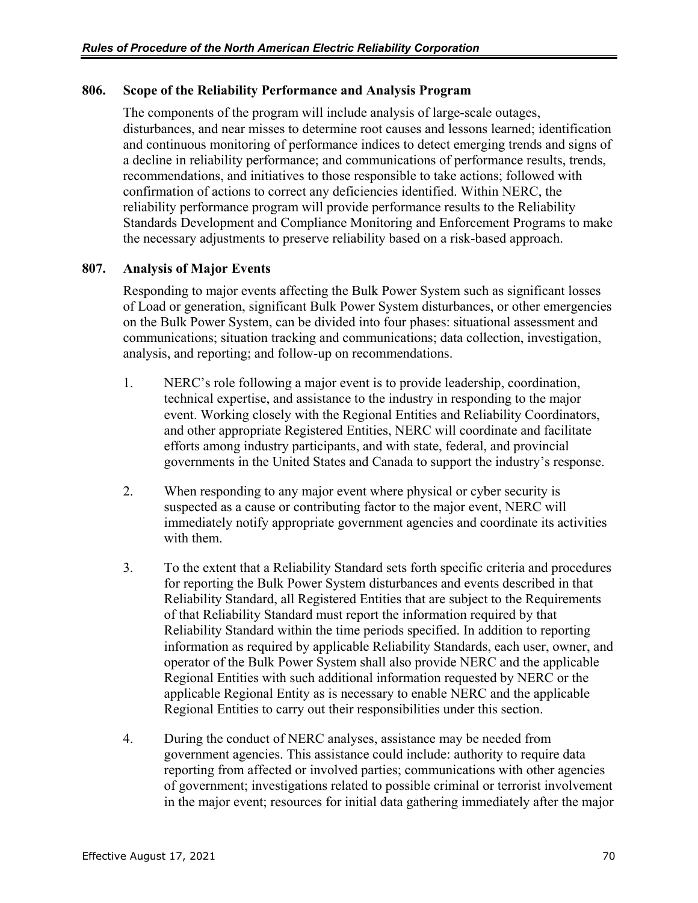## 806. Scope of the Reliability Performance and Analysis Program

The components of the program will include analysis of large-scale outages, disturbances, and near misses to determine root causes and lessons learned; identification and continuous monitoring of performance indices to detect emerging trends and signs of a decline in reliability performance; and communications of performance results, trends, recommendations, and initiatives to those responsible to take actions; followed with confirmation of actions to correct any deficiencies identified. Within NERC, the reliability performance program will provide performance results to the Reliability Standards Development and Compliance Monitoring and Enforcement Programs to make the necessary adjustments to preserve reliability based on a risk-based approach.

## 807. Analysis of Major Events

Responding to major events affecting the Bulk Power System such as significant losses of Load or generation, significant Bulk Power System disturbances, or other emergencies on the Bulk Power System, can be divided into four phases: situational assessment and communications; situation tracking and communications; data collection, investigation, analysis, and reporting; and follow-up on recommendations.

1. NERC's role following a major event is to provide leadership, coordination, technical expertise, and assistance to the industry in responding to the major event. Working closely with the Regional Entities and Reliability Coordinators, and other appropriate Registered Entities, NERC will coordinate and facilitate efforts among industry participants, and with state, federal, and provincial governments in the United States and Canada to support the industry's response.

2. When responding to any major event where physical or cyber security is suspected as a cause or contributing factor to the major event, NERC will immediately notify appropriate government agencies and coordinate its activities with them.

3. To the extent that a Reliability Standard sets forth specific criteria and procedures for reporting the Bulk Power System disturbances and events described in that Reliability Standard, all Registered Entities that are subject to the Requirements of that Reliability Standard must report the information required by that Reliability Standard within the time periods specified. In addition to reporting information as required by applicable Reliability Standards, each user, owner, and operator of the Bulk Power System shall also provide NERC and the applicable Regional Entities with such additional information requested by NERC or the applicable Regional Entity as is necessary to enable NERC and the applicable Regional Entities to carry out their responsibilities under this section.

4. During the conduct of NERC analyses, assistance may be needed from government agencies. This assistance could include: authority to require data reporting from affected or involved parties; communications with other agencies of government; investigations related to possible criminal or terrorist involvement in the major event; resources for initial data gathering immediately after the major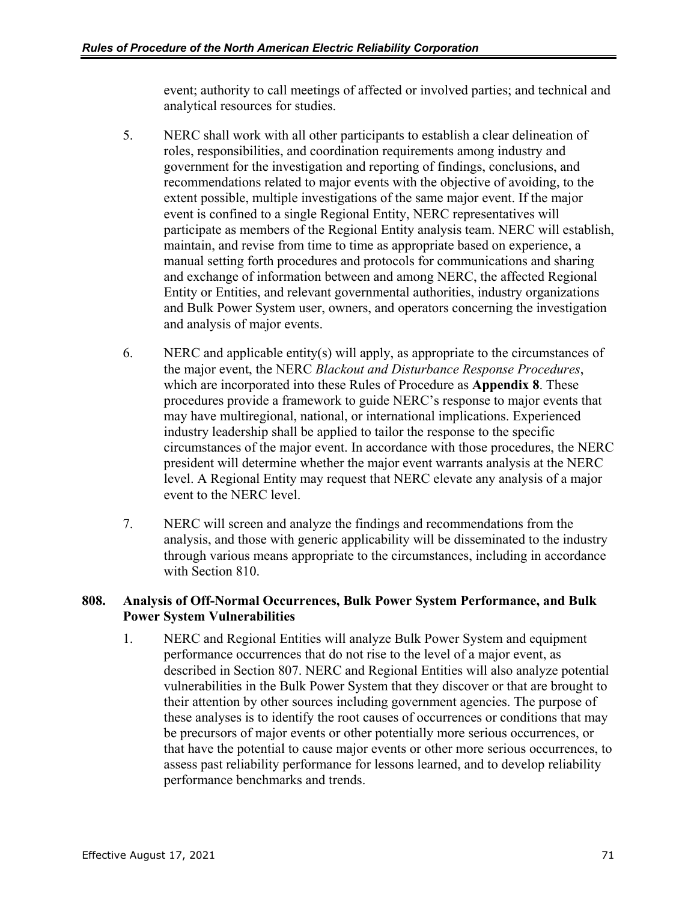event; authority to call meetings of affected or involved parties; and technical and analytical resources for studies.

5. NERC shall work with all other participants to establish a clear delineation of roles, responsibilities, and coordination requirements among industry and government for the investigation and reporting of findings, conclusions, and recommendations related to major events with the objective of avoiding, to the extent possible, multiple investigations of the same major event. If the major event is confined to a single Regional Entity, NERC representatives will participate as members of the Regional Entity analysis team. NERC will establish, maintain, and revise from time to time as appropriate based on experience, a manual setting forth procedures and protocols for communications and sharing and exchange of information between and among NERC, the affected Regional Entity or Entities, and relevant governmental authorities, industry organizations and Bulk Power System user, owners, and operators concerning the investigation and analysis of major events.

6. NERC and applicable entity(s) will apply, as appropriate to the circumstances of the major event, the NERC *Blackout and Disturbance Response Procedures*, which are incorporated into these Rules of Procedure as **Appendix 8**. These procedures provide a framework to guide NERC's response to major events that may have multiregional, national, or international implications. Experienced industry leadership shall be applied to tailor the response to the specific circumstances of the major event. In accordance with those procedures, the NERC president will determine whether the major event warrants analysis at the NERC level. A Regional Entity may request that NERC elevate any analysis of a major event to the NERC level.

7. NERC will screen and analyze the findings and recommendations from the analysis, and those with generic applicability will be disseminated to the industry through various means appropriate to the circumstances, including in accordance with Section 810.

## 808. Analysis of Off-Normal Occurrences, Bulk Power System Performance, and Bulk Power System Vulnerabilities

1. NERC and Regional Entities will analyze Bulk Power System and equipment performance occurrences that do not rise to the level of a major event, as described in Section 807. NERC and Regional Entities will also analyze potential vulnerabilities in the Bulk Power System that they discover or that are brought to their attention by other sources including government agencies. The purpose of these analyses is to identify the root causes of occurrences or conditions that may be precursors of major events or other potentially more serious occurrences, or that have the potential to cause major events or other more serious occurrences, to assess past reliability performance for lessons learned, and to develop reliability performance benchmarks and trends.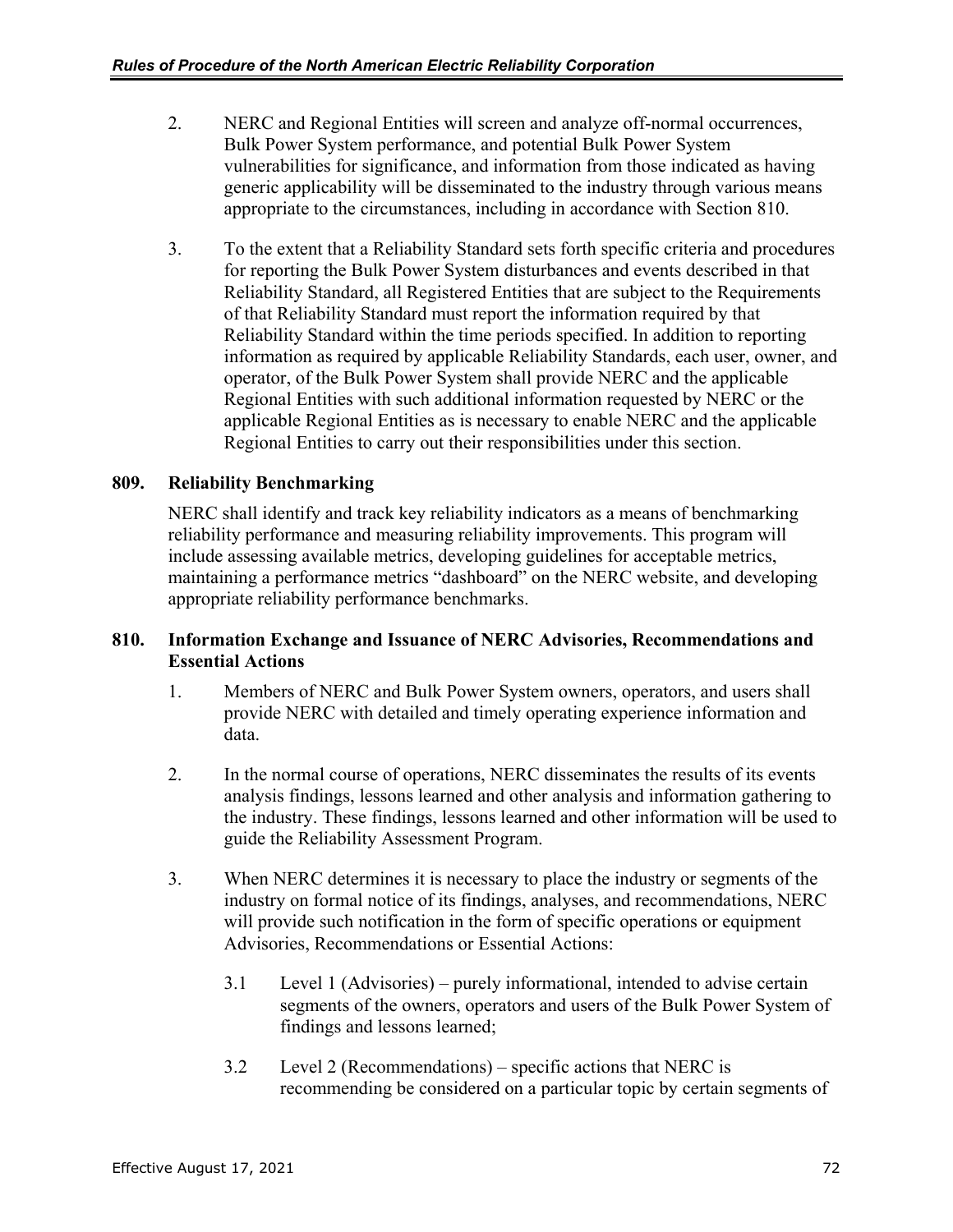2. NERC and Regional Entities will screen and analyze off-normal occurrences, Bulk Power System performance, and potential Bulk Power System vulnerabilities for significance, and information from those indicated as having generic applicability will be disseminated to the industry through various means appropriate to the circumstances, including in accordance with Section 810.

3. To the extent that a Reliability Standard sets forth specific criteria and procedures for reporting the Bulk Power System disturbances and events described in that Reliability Standard, all Registered Entities that are subject to the Requirements of that Reliability Standard must report the information required by that Reliability Standard within the time periods specified. In addition to reporting information as required by applicable Reliability Standards, each user, owner, and operator, of the Bulk Power System shall provide NERC and the applicable Regional Entities with such additional information requested by NERC or the applicable Regional Entities as is necessary to enable NERC and the applicable Regional Entities to carry out their responsibilities under this section.

## 809. Reliability Benchmarking

NERC shall identify and track key reliability indicators as a means of benchmarking reliability performance and measuring reliability improvements. This program will include assessing available metrics, developing guidelines for acceptable metrics, maintaining a performance metrics "dashboard" on the NERC website, and developing appropriate reliability performance benchmarks.

## 810. Information Exchange and Issuance of NERC Advisories, Recommendations and Essential Actions

1. Members of NERC and Bulk Power System owners, operators, and users shall provide NERC with detailed and timely operating experience information and data.

2. In the normal course of operations, NERC disseminates the results of its events analysis findings, lessons learned and other analysis and information gathering to the industry. These findings, lessons learned and other information will be used to guide the Reliability Assessment Program.

3. When NERC determines it is necessary to place the industry or segments of the industry on formal notice of its findings, analyses, and recommendations, NERC will provide such notification in the form of specific operations or equipment Advisories, Recommendations or Essential Actions:

    3.1 Level 1 (Advisories) – purely informational, intended to advise certain segments of the owners, operators and users of the Bulk Power System of findings and lessons learned;

    3.2 Level 2 (Recommendations) – specific actions that NERC is recommending be considered on a particular topic by certain segments of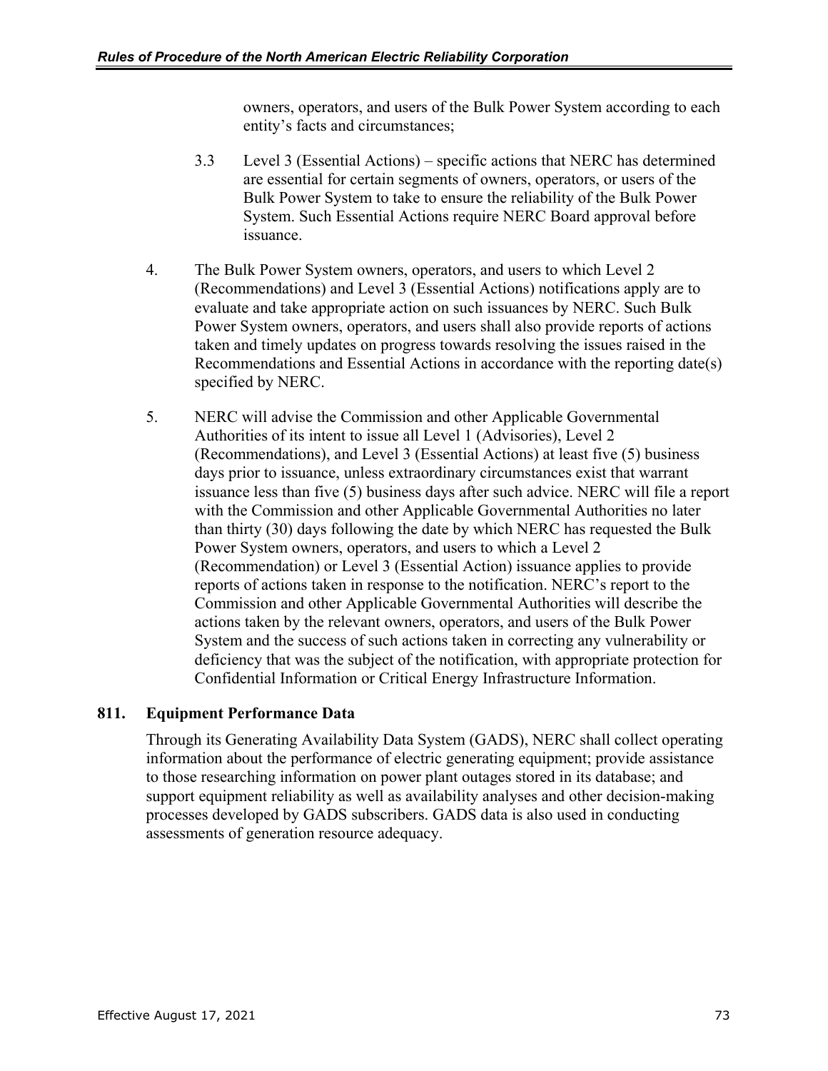owners, operators, and users of the Bulk Power System according to each entity's facts and circumstances;

3.3 Level 3 (Essential Actions) – specific actions that NERC has determined are essential for certain segments of owners, operators, or users of the Bulk Power System to take to ensure the reliability of the Bulk Power System. Such Essential Actions require NERC Board approval before issuance.

4. The Bulk Power System owners, operators, and users to which Level 2 (Recommendations) and Level 3 (Essential Actions) notifications apply are to evaluate and take appropriate action on such issuances by NERC. Such Bulk Power System owners, operators, and users shall also provide reports of actions taken and timely updates on progress towards resolving the issues raised in the Recommendations and Essential Actions in accordance with the reporting date(s) specified by NERC.

5. NERC will advise the Commission and other Applicable Governmental Authorities of its intent to issue all Level 1 (Advisories), Level 2 (Recommendations), and Level 3 (Essential Actions) at least five (5) business days prior to issuance, unless extraordinary circumstances exist that warrant issuance less than five (5) business days after such advice. NERC will file a report with the Commission and other Applicable Governmental Authorities no later than thirty (30) days following the date by which NERC has requested the Bulk Power System owners, operators, and users to which a Level 2 (Recommendation) or Level 3 (Essential Action) issuance applies to provide reports of actions taken in response to the notification. NERC's report to the Commission and other Applicable Governmental Authorities will describe the actions taken by the relevant owners, operators, and users of the Bulk Power System and the success of such actions taken in correcting any vulnerability or deficiency that was the subject of the notification, with appropriate protection for Confidential Information or Critical Energy Infrastructure Information.

## 811. Equipment Performance Data

Through its Generating Availability Data System (GADS), NERC shall collect operating information about the performance of electric generating equipment; provide assistance to those researching information on power plant outages stored in its database; and support equipment reliability as well as availability analyses and other decision-making processes developed by GADS subscribers. GADS data is also used in conducting assessments of generation resource adequacy.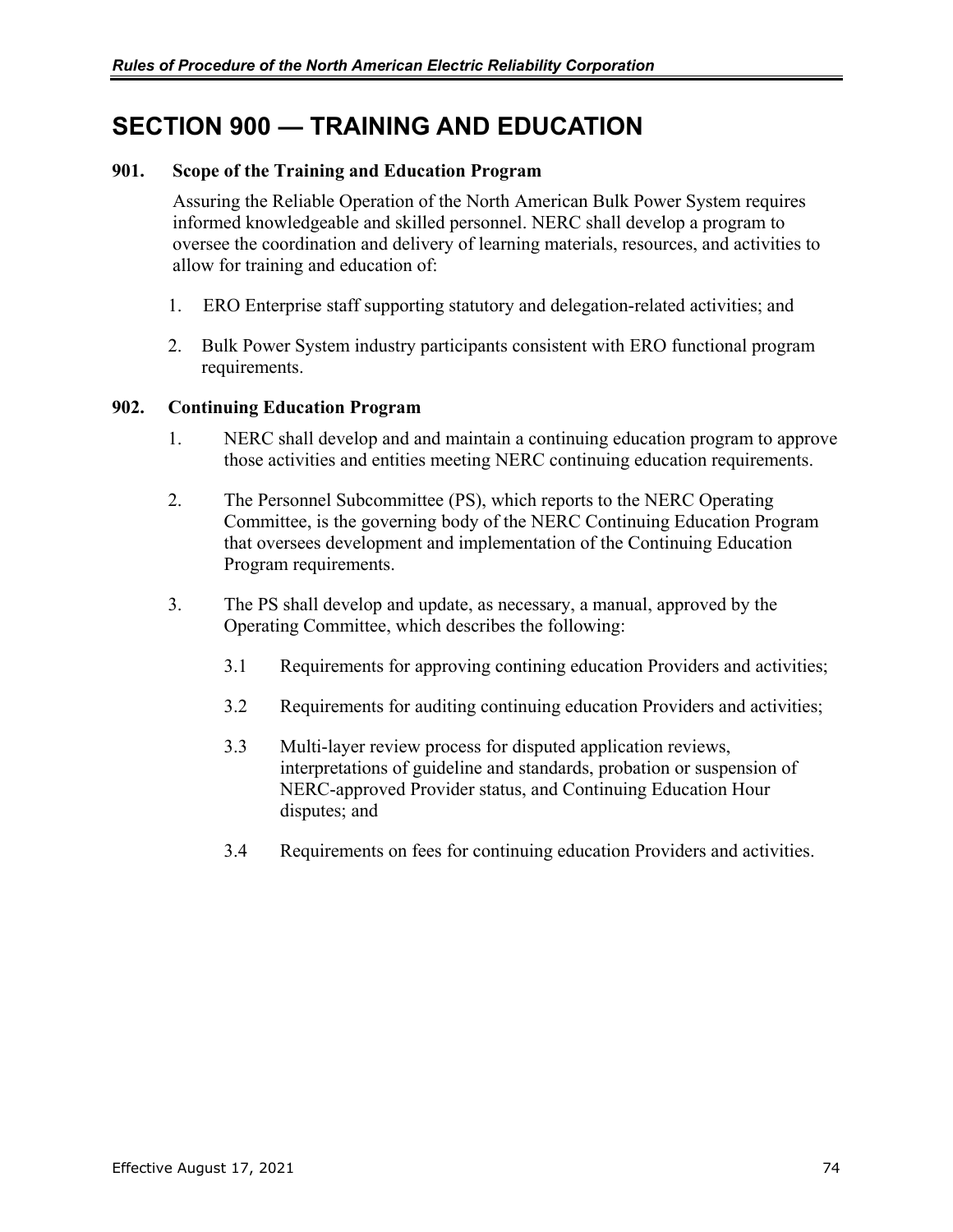# SECTION 900 — TRAINING AND EDUCATION

**901. Scope of the Training and Education Program**

Assuring the Reliable Operation of the North American Bulk Power System requires informed knowledgeable and skilled personnel. NERC shall develop a program to oversee the coordination and delivery of learning materials, resources, and activities to allow for training and education of:

1. ERO Enterprise staff supporting statutory and delegation-related activities; and

2. Bulk Power System industry participants consistent with ERO functional program requirements.

**902. Continuing Education Program**

1. NERC shall develop and and maintain a continuing education program to approve those activities and entities meeting NERC continuing education requirements.

2. The Personnel Subcommittee (PS), which reports to the NERC Operating Committee, is the governing body of the NERC Continuing Education Program that oversees development and implementation of the Continuing Education Program requirements.

3. The PS shall develop and update, as necessary, a manual, approved by the Operating Committee, which describes the following:

   3.1 Requirements for approving contining education Providers and activities;

   3.2 Requirements for auditing continuing education Providers and activities;

   3.3 Multi-layer review process for disputed application reviews, interpretations of guideline and standards, probation or suspension of NERC-approved Provider status, and Continuing Education Hour disputes; and

   3.4 Requirements on fees for continuing education Providers and activities.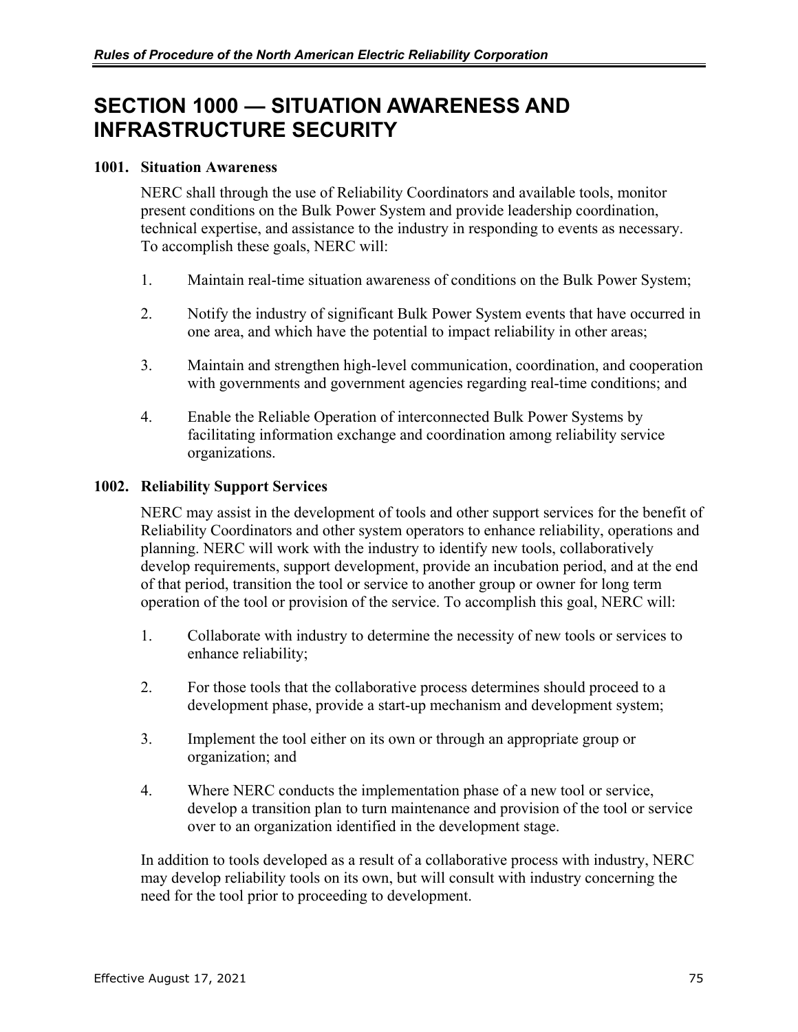# SECTION 1000 — SITUATION AWARENESS AND INFRASTRUCTURE SECURITY

**1001. Situation Awareness**

NERC shall through the use of Reliability Coordinators and available tools, monitor present conditions on the Bulk Power System and provide leadership coordination, technical expertise, and assistance to the industry in responding to events as necessary. To accomplish these goals, NERC will:

1. Maintain real-time situation awareness of conditions on the Bulk Power System;

2. Notify the industry of significant Bulk Power System events that have occurred in one area, and which have the potential to impact reliability in other areas;

3. Maintain and strengthen high-level communication, coordination, and cooperation with governments and government agencies regarding real-time conditions; and

4. Enable the Reliable Operation of interconnected Bulk Power Systems by facilitating information exchange and coordination among reliability service organizations.

**1002. Reliability Support Services**

NERC may assist in the development of tools and other support services for the benefit of Reliability Coordinators and other system operators to enhance reliability, operations and planning. NERC will work with the industry to identify new tools, collaboratively develop requirements, support development, provide an incubation period, and at the end of that period, transition the tool or service to another group or owner for long term operation of the tool or provision of the service. To accomplish this goal, NERC will:

1. Collaborate with industry to determine the necessity of new tools or services to enhance reliability;

2. For those tools that the collaborative process determines should proceed to a development phase, provide a start-up mechanism and development system;

3. Implement the tool either on its own or through an appropriate group or organization; and

4. Where NERC conducts the implementation phase of a new tool or service, develop a transition plan to turn maintenance and provision of the tool or service over to an organization identified in the development stage.

In addition to tools developed as a result of a collaborative process with industry, NERC may develop reliability tools on its own, but will consult with industry concerning the need for the tool prior to proceeding to development.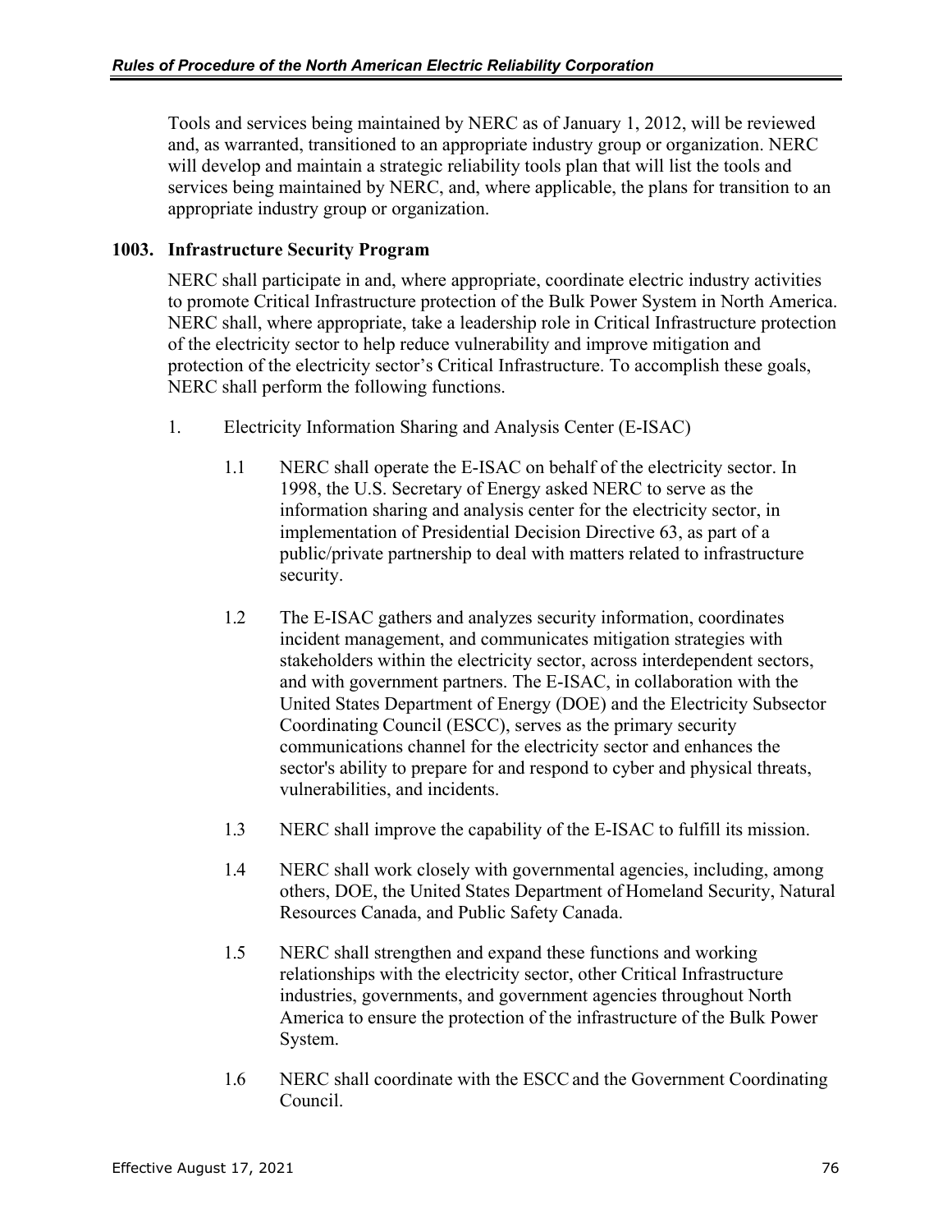Tools and services being maintained by NERC as of January 1, 2012, will be reviewed and, as warranted, transitioned to an appropriate industry group or organization. NERC will develop and maintain a strategic reliability tools plan that will list the tools and services being maintained by NERC, and, where applicable, the plans for transition to an appropriate industry group or organization.

**1003. Infrastructure Security Program**

NERC shall participate in and, where appropriate, coordinate electric industry activities to promote Critical Infrastructure protection of the Bulk Power System in North America. NERC shall, where appropriate, take a leadership role in Critical Infrastructure protection of the electricity sector to help reduce vulnerability and improve mitigation and protection of the electricity sector's Critical Infrastructure. To accomplish these goals, NERC shall perform the following functions.

1. Electricity Information Sharing and Analysis Center (E-ISAC)

   1.1 NERC shall operate the E-ISAC on behalf of the electricity sector. In 1998, the U.S. Secretary of Energy asked NERC to serve as the information sharing and analysis center for the electricity sector, in implementation of Presidential Decision Directive 63, as part of a public/private partnership to deal with matters related to infrastructure security.

   1.2 The E-ISAC gathers and analyzes security information, coordinates incident management, and communicates mitigation strategies with stakeholders within the electricity sector, across interdependent sectors, and with government partners. The E-ISAC, in collaboration with the United States Department of Energy (DOE) and the Electricity Subsector Coordinating Council (ESCC), serves as the primary security communications channel for the electricity sector and enhances the sector's ability to prepare for and respond to cyber and physical threats, vulnerabilities, and incidents.

   1.3 NERC shall improve the capability of the E-ISAC to fulfill its mission.

   1.4 NERC shall work closely with governmental agencies, including, among others, DOE, the United States Department of Homeland Security, Natural Resources Canada, and Public Safety Canada.

   1.5 NERC shall strengthen and expand these functions and working relationships with the electricity sector, other Critical Infrastructure industries, governments, and government agencies throughout North America to ensure the protection of the infrastructure of the Bulk Power System.

   1.6 NERC shall coordinate with the ESCC and the Government Coordinating Council.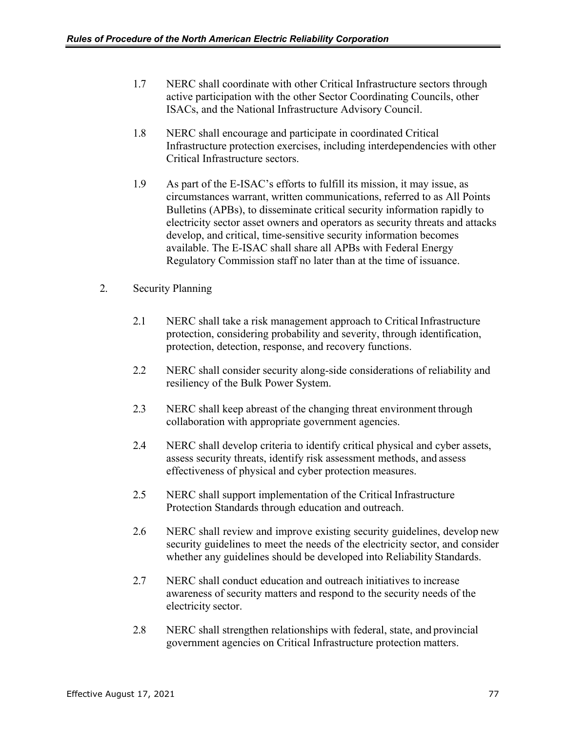1.7 NERC shall coordinate with other Critical Infrastructure sectors through active participation with the other Sector Coordinating Councils, other ISACs, and the National Infrastructure Advisory Council.

1.8 NERC shall encourage and participate in coordinated Critical Infrastructure protection exercises, including interdependencies with other Critical Infrastructure sectors.

1.9 As part of the E-ISAC's efforts to fulfill its mission, it may issue, as circumstances warrant, written communications, referred to as All Points Bulletins (APBs), to disseminate critical security information rapidly to electricity sector asset owners and operators as security threats and attacks develop, and critical, time-sensitive security information becomes available. The E-ISAC shall share all APBs with Federal Energy Regulatory Commission staff no later than at the time of issuance.

2. Security Planning

2.1 NERC shall take a risk management approach to Critical Infrastructure protection, considering probability and severity, through identification, protection, detection, response, and recovery functions.

2.2 NERC shall consider security along-side considerations of reliability and resiliency of the Bulk Power System.

2.3 NERC shall keep abreast of the changing threat environment through collaboration with appropriate government agencies.

2.4 NERC shall develop criteria to identify critical physical and cyber assets, assess security threats, identify risk assessment methods, and assess effectiveness of physical and cyber protection measures.

2.5 NERC shall support implementation of the Critical Infrastructure Protection Standards through education and outreach.

2.6 NERC shall review and improve existing security guidelines, develop new security guidelines to meet the needs of the electricity sector, and consider whether any guidelines should be developed into Reliability Standards.

2.7 NERC shall conduct education and outreach initiatives to increase awareness of security matters and respond to the security needs of the electricity sector.

2.8 NERC shall strengthen relationships with federal, state, and provincial government agencies on Critical Infrastructure protection matters.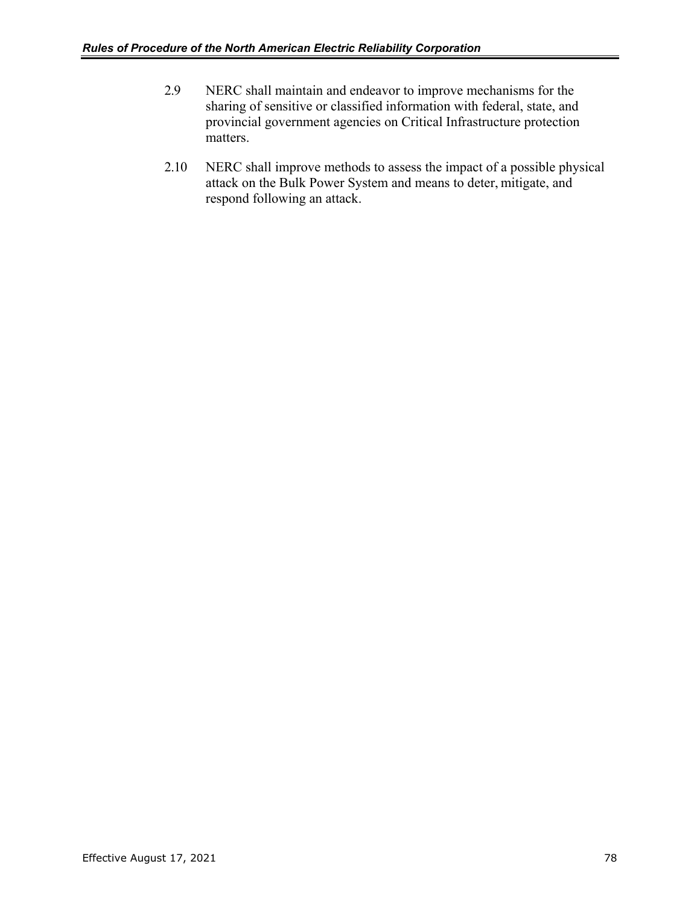2.9 NERC shall maintain and endeavor to improve mechanisms for the sharing of sensitive or classified information with federal, state, and provincial government agencies on Critical Infrastructure protection matters.

2.10 NERC shall improve methods to assess the impact of a possible physical attack on the Bulk Power System and means to deter, mitigate, and respond following an attack.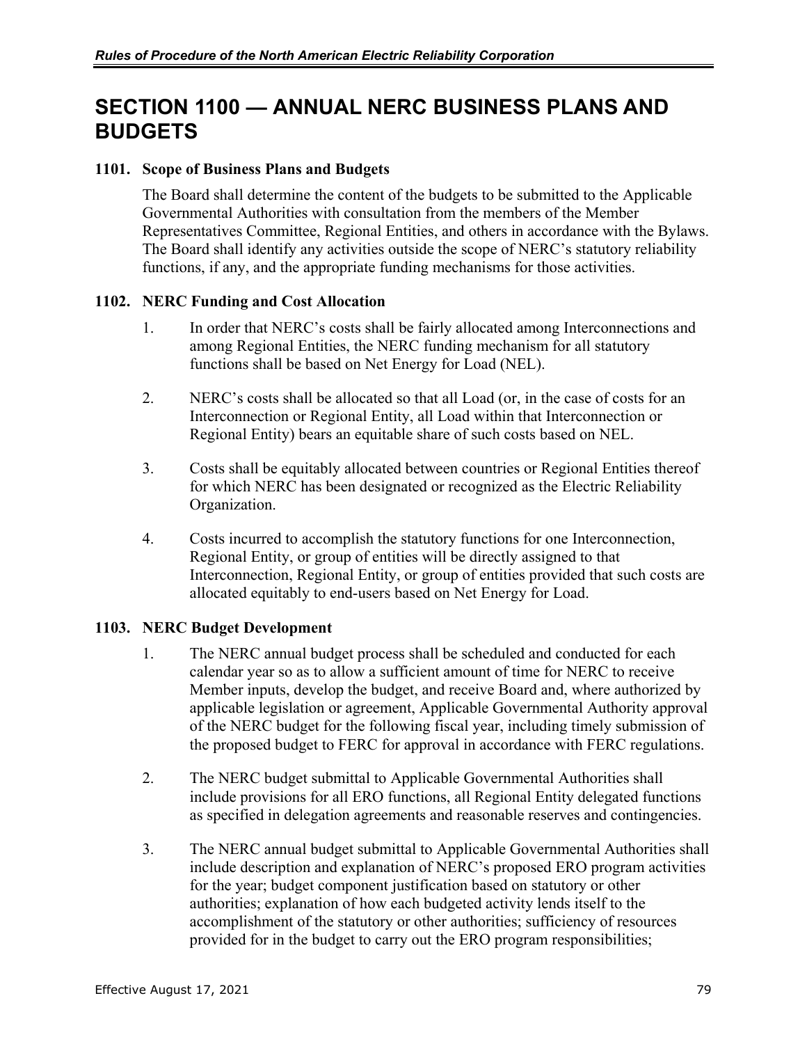# SECTION 1100 — ANNUAL NERC BUSINESS PLANS AND BUDGETS

## 1101. Scope of Business Plans and Budgets

The Board shall determine the content of the budgets to be submitted to the Applicable Governmental Authorities with consultation from the members of the Member Representatives Committee, Regional Entities, and others in accordance with the Bylaws. The Board shall identify any activities outside the scope of NERC's statutory reliability functions, if any, and the appropriate funding mechanisms for those activities.

## 1102. NERC Funding and Cost Allocation

1. In order that NERC's costs shall be fairly allocated among Interconnections and among Regional Entities, the NERC funding mechanism for all statutory functions shall be based on Net Energy for Load (NEL).

2. NERC's costs shall be allocated so that all Load (or, in the case of costs for an Interconnection or Regional Entity, all Load within that Interconnection or Regional Entity) bears an equitable share of such costs based on NEL.

3. Costs shall be equitably allocated between countries or Regional Entities thereof for which NERC has been designated or recognized as the Electric Reliability Organization.

4. Costs incurred to accomplish the statutory functions for one Interconnection, Regional Entity, or group of entities will be directly assigned to that Interconnection, Regional Entity, or group of entities provided that such costs are allocated equitably to end-users based on Net Energy for Load.

## 1103. NERC Budget Development

1. The NERC annual budget process shall be scheduled and conducted for each calendar year so as to allow a sufficient amount of time for NERC to receive Member inputs, develop the budget, and receive Board and, where authorized by applicable legislation or agreement, Applicable Governmental Authority approval of the NERC budget for the following fiscal year, including timely submission of the proposed budget to FERC for approval in accordance with FERC regulations.

2. The NERC budget submittal to Applicable Governmental Authorities shall include provisions for all ERO functions, all Regional Entity delegated functions as specified in delegation agreements and reasonable reserves and contingencies.

3. The NERC annual budget submittal to Applicable Governmental Authorities shall include description and explanation of NERC's proposed ERO program activities for the year; budget component justification based on statutory or other authorities; explanation of how each budgeted activity lends itself to the accomplishment of the statutory or other authorities; sufficiency of resources provided for in the budget to carry out the ERO program responsibilities;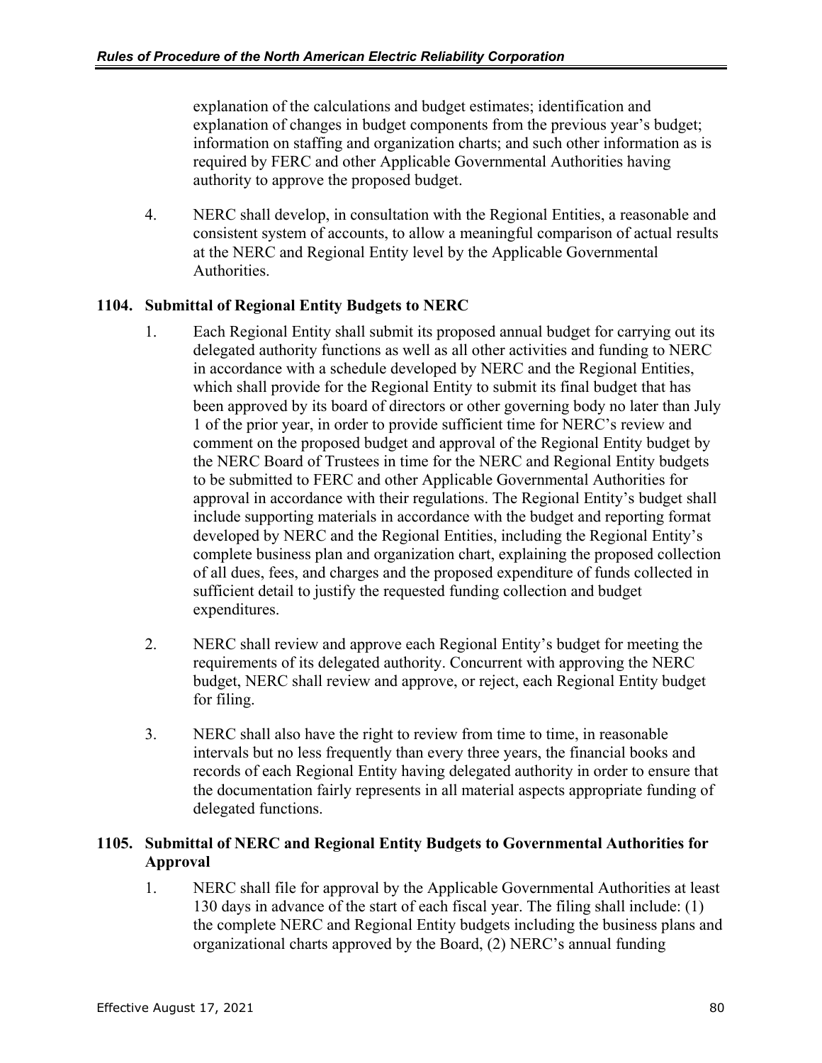explanation of the calculations and budget estimates; identification and explanation of changes in budget components from the previous year's budget; information on staffing and organization charts; and such other information as is required by FERC and other Applicable Governmental Authorities having authority to approve the proposed budget.

4. NERC shall develop, in consultation with the Regional Entities, a reasonable and consistent system of accounts, to allow a meaningful comparison of actual results at the NERC and Regional Entity level by the Applicable Governmental Authorities.

## 1104. Submittal of Regional Entity Budgets to NERC

1. Each Regional Entity shall submit its proposed annual budget for carrying out its delegated authority functions as well as all other activities and funding to NERC in accordance with a schedule developed by NERC and the Regional Entities, which shall provide for the Regional Entity to submit its final budget that has been approved by its board of directors or other governing body no later than July 1 of the prior year, in order to provide sufficient time for NERC's review and comment on the proposed budget and approval of the Regional Entity budget by the NERC Board of Trustees in time for the NERC and Regional Entity budgets to be submitted to FERC and other Applicable Governmental Authorities for approval in accordance with their regulations. The Regional Entity's budget shall include supporting materials in accordance with the budget and reporting format developed by NERC and the Regional Entities, including the Regional Entity's complete business plan and organization chart, explaining the proposed collection of all dues, fees, and charges and the proposed expenditure of funds collected in sufficient detail to justify the requested funding collection and budget expenditures.

2. NERC shall review and approve each Regional Entity's budget for meeting the requirements of its delegated authority. Concurrent with approving the NERC budget, NERC shall review and approve, or reject, each Regional Entity budget for filing.

3. NERC shall also have the right to review from time to time, in reasonable intervals but no less frequently than every three years, the financial books and records of each Regional Entity having delegated authority in order to ensure that the documentation fairly represents in all material aspects appropriate funding of delegated functions.

## 1105. Submittal of NERC and Regional Entity Budgets to Governmental Authorities for Approval

1. NERC shall file for approval by the Applicable Governmental Authorities at least 130 days in advance of the start of each fiscal year. The filing shall include: (1) the complete NERC and Regional Entity budgets including the business plans and organizational charts approved by the Board, (2) NERC's annual funding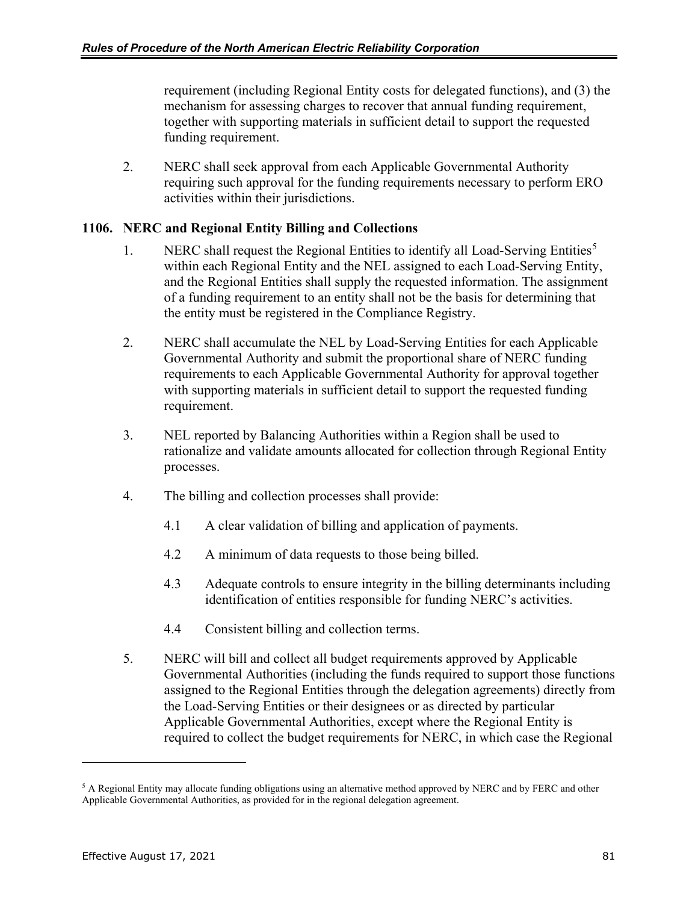requirement (including Regional Entity costs for delegated functions), and (3) the mechanism for assessing charges to recover that annual funding requirement, together with supporting materials in sufficient detail to support the requested funding requirement.

2. NERC shall seek approval from each Applicable Governmental Authority requiring such approval for the funding requirements necessary to perform ERO activities within their jurisdictions.

## 1106. NERC and Regional Entity Billing and Collections

1. NERC shall request the Regional Entities to identify all Load-Serving Entities[5] within each Regional Entity and the NEL assigned to each Load-Serving Entity, and the Regional Entities shall supply the requested information. The assignment of a funding requirement to an entity shall not be the basis for determining that the entity must be registered in the Compliance Registry.

2. NERC shall accumulate the NEL by Load-Serving Entities for each Applicable Governmental Authority and submit the proportional share of NERC funding requirements to each Applicable Governmental Authority for approval together with supporting materials in sufficient detail to support the requested funding requirement.

3. NEL reported by Balancing Authorities within a Region shall be used to rationalize and validate amounts allocated for collection through Regional Entity processes.

4. The billing and collection processes shall provide:

   4.1 A clear validation of billing and application of payments.

   4.2 A minimum of data requests to those being billed.

   4.3 Adequate controls to ensure integrity in the billing determinants including identification of entities responsible for funding NERC's activities.

   4.4 Consistent billing and collection terms.

5. NERC will bill and collect all budget requirements approved by Applicable Governmental Authorities (including the funds required to support those functions assigned to the Regional Entities through the delegation agreements) directly from the Load-Serving Entities or their designees or as directed by particular Applicable Governmental Authorities, except where the Regional Entity is required to collect the budget requirements for NERC, in which case the Regional

[5] A Regional Entity may allocate funding obligations using an alternative method approved by NERC and by FERC and other Applicable Governmental Authorities, as provided for in the regional delegation agreement.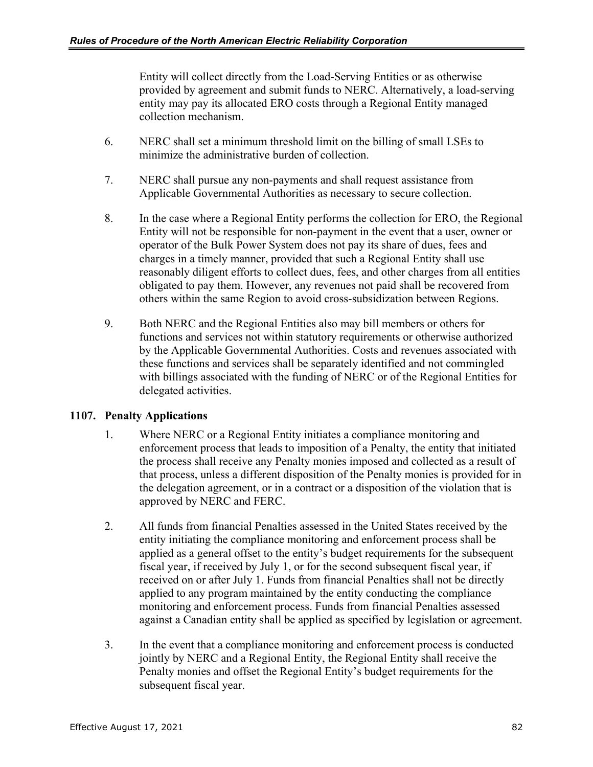Entity will collect directly from the Load-Serving Entities or as otherwise provided by agreement and submit funds to NERC. Alternatively, a load-serving entity may pay its allocated ERO costs through a Regional Entity managed collection mechanism.

6. NERC shall set a minimum threshold limit on the billing of small LSEs to minimize the administrative burden of collection.

7. NERC shall pursue any non-payments and shall request assistance from Applicable Governmental Authorities as necessary to secure collection.

8. In the case where a Regional Entity performs the collection for ERO, the Regional Entity will not be responsible for non-payment in the event that a user, owner or operator of the Bulk Power System does not pay its share of dues, fees and charges in a timely manner, provided that such a Regional Entity shall use reasonably diligent efforts to collect dues, fees, and other charges from all entities obligated to pay them. However, any revenues not paid shall be recovered from others within the same Region to avoid cross-subsidization between Regions.

9. Both NERC and the Regional Entities also may bill members or others for functions and services not within statutory requirements or otherwise authorized by the Applicable Governmental Authorities. Costs and revenues associated with these functions and services shall be separately identified and not commingled with billings associated with the funding of NERC or of the Regional Entities for delegated activities.

## 1107. Penalty Applications

1. Where NERC or a Regional Entity initiates a compliance monitoring and enforcement process that leads to imposition of a Penalty, the entity that initiated the process shall receive any Penalty monies imposed and collected as a result of that process, unless a different disposition of the Penalty monies is provided for in the delegation agreement, or in a contract or a disposition of the violation that is approved by NERC and FERC.

2. All funds from financial Penalties assessed in the United States received by the entity initiating the compliance monitoring and enforcement process shall be applied as a general offset to the entity's budget requirements for the subsequent fiscal year, if received by July 1, or for the second subsequent fiscal year, if received on or after July 1. Funds from financial Penalties shall not be directly applied to any program maintained by the entity conducting the compliance monitoring and enforcement process. Funds from financial Penalties assessed against a Canadian entity shall be applied as specified by legislation or agreement.

3. In the event that a compliance monitoring and enforcement process is conducted jointly by NERC and a Regional Entity, the Regional Entity shall receive the Penalty monies and offset the Regional Entity's budget requirements for the subsequent fiscal year.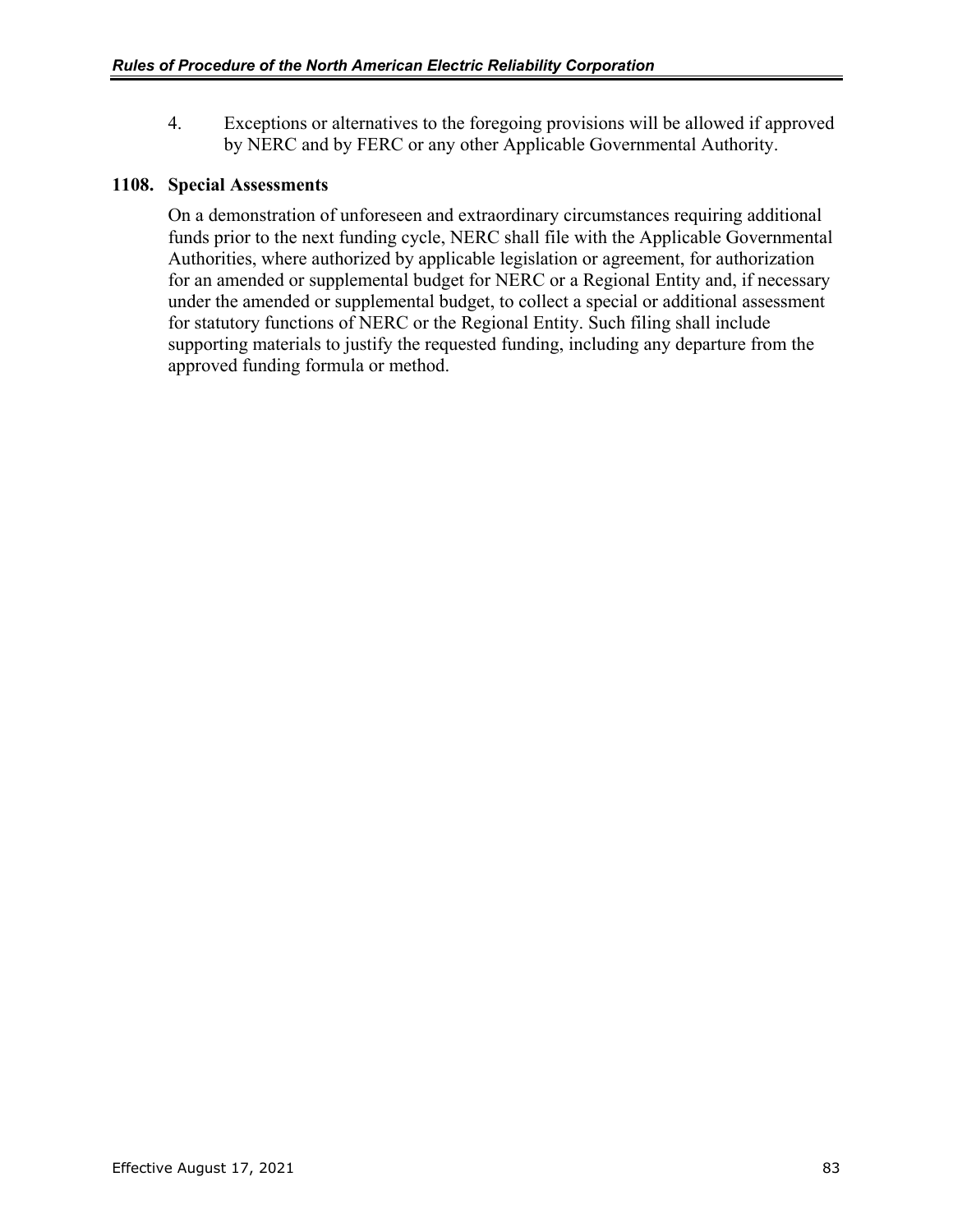4. Exceptions or alternatives to the foregoing provisions will be allowed if approved by NERC and by FERC or any other Applicable Governmental Authority.

## 1108. Special Assessments

On a demonstration of unforeseen and extraordinary circumstances requiring additional funds prior to the next funding cycle, NERC shall file with the Applicable Governmental Authorities, where authorized by applicable legislation or agreement, for authorization for an amended or supplemental budget for NERC or a Regional Entity and, if necessary under the amended or supplemental budget, to collect a special or additional assessment for statutory functions of NERC or the Regional Entity. Such filing shall include supporting materials to justify the requested funding, including any departure from the approved funding formula or method.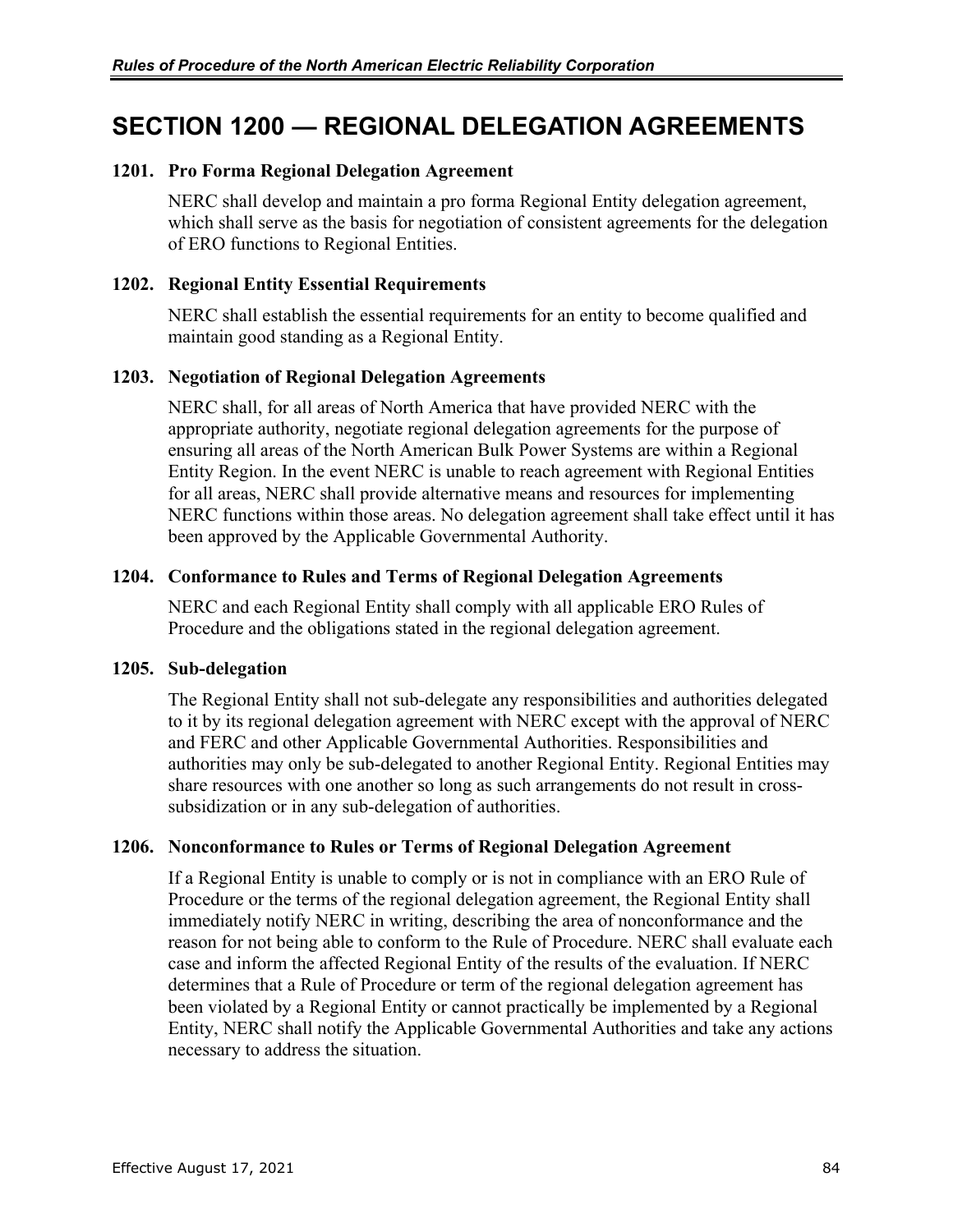# SECTION 1200 — REGIONAL DELEGATION AGREEMENTS

### 1201. Pro Forma Regional Delegation Agreement

NERC shall develop and maintain a pro forma Regional Entity delegation agreement, which shall serve as the basis for negotiation of consistent agreements for the delegation of ERO functions to Regional Entities.

### 1202. Regional Entity Essential Requirements

NERC shall establish the essential requirements for an entity to become qualified and maintain good standing as a Regional Entity.

### 1203. Negotiation of Regional Delegation Agreements

NERC shall, for all areas of North America that have provided NERC with the appropriate authority, negotiate regional delegation agreements for the purpose of ensuring all areas of the North American Bulk Power Systems are within a Regional Entity Region. In the event NERC is unable to reach agreement with Regional Entities for all areas, NERC shall provide alternative means and resources for implementing NERC functions within those areas. No delegation agreement shall take effect until it has been approved by the Applicable Governmental Authority.

### 1204. Conformance to Rules and Terms of Regional Delegation Agreements

NERC and each Regional Entity shall comply with all applicable ERO Rules of Procedure and the obligations stated in the regional delegation agreement.

### 1205. Sub-delegation

The Regional Entity shall not sub-delegate any responsibilities and authorities delegated to it by its regional delegation agreement with NERC except with the approval of NERC and FERC and other Applicable Governmental Authorities. Responsibilities and authorities may only be sub-delegated to another Regional Entity. Regional Entities may share resources with one another so long as such arrangements do not result in cross-subsidization or in any sub-delegation of authorities.

### 1206. Nonconformance to Rules or Terms of Regional Delegation Agreement

If a Regional Entity is unable to comply or is not in compliance with an ERO Rule of Procedure or the terms of the regional delegation agreement, the Regional Entity shall immediately notify NERC in writing, describing the area of nonconformance and the reason for not being able to conform to the Rule of Procedure. NERC shall evaluate each case and inform the affected Regional Entity of the results of the evaluation. If NERC determines that a Rule of Procedure or term of the regional delegation agreement has been violated by a Regional Entity or cannot practically be implemented by a Regional Entity, NERC shall notify the Applicable Governmental Authorities and take any actions necessary to address the situation.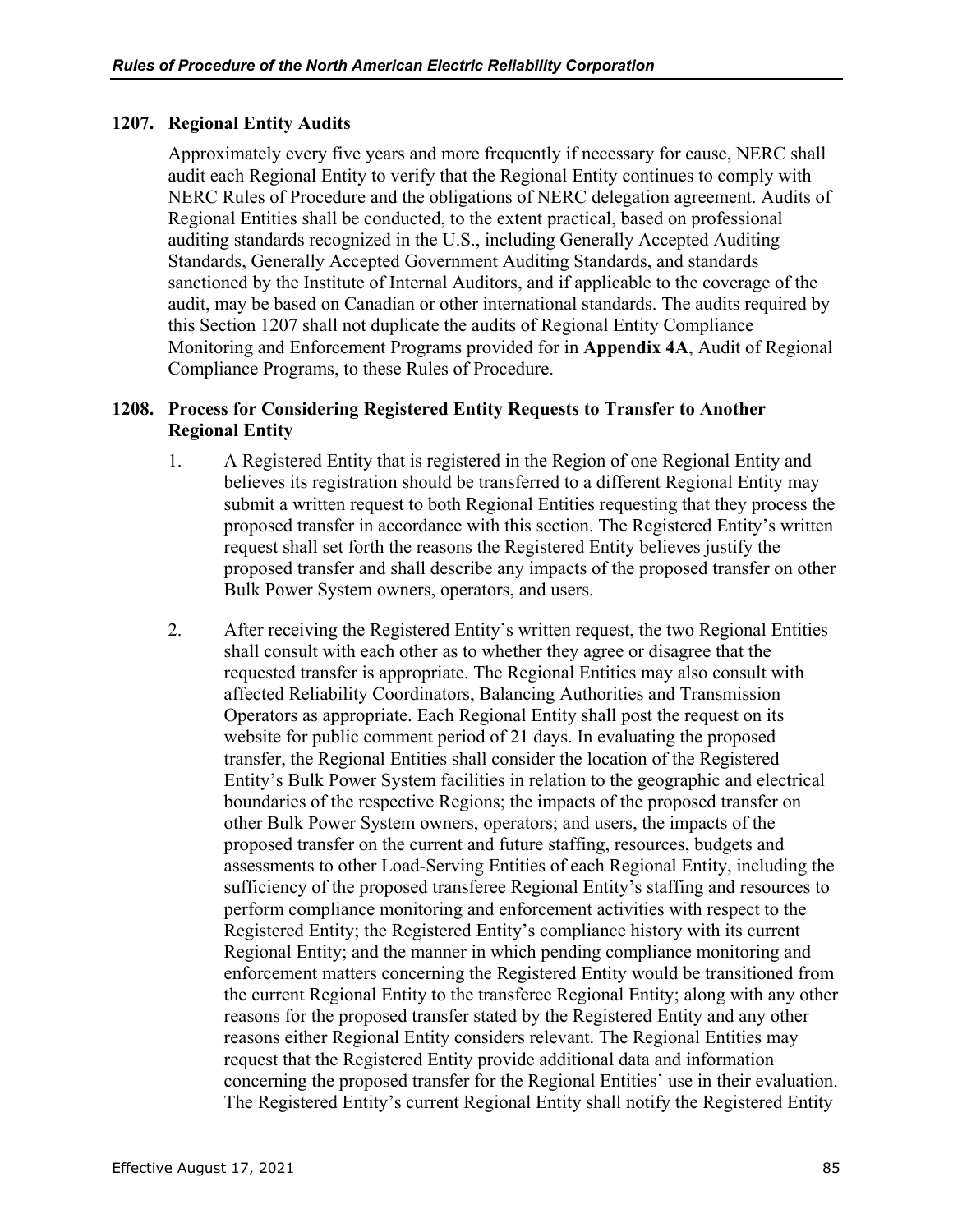## 1207. Regional Entity Audits

Approximately every five years and more frequently if necessary for cause, NERC shall audit each Regional Entity to verify that the Regional Entity continues to comply with NERC Rules of Procedure and the obligations of NERC delegation agreement. Audits of Regional Entities shall be conducted, to the extent practical, based on professional auditing standards recognized in the U.S., including Generally Accepted Auditing Standards, Generally Accepted Government Auditing Standards, and standards sanctioned by the Institute of Internal Auditors, and if applicable to the coverage of the audit, may be based on Canadian or other international standards. The audits required by this Section 1207 shall not duplicate the audits of Regional Entity Compliance Monitoring and Enforcement Programs provided for in **Appendix 4A**, Audit of Regional Compliance Programs, to these Rules of Procedure.

## 1208. Process for Considering Registered Entity Requests to Transfer to Another Regional Entity

1. A Registered Entity that is registered in the Region of one Regional Entity and believes its registration should be transferred to a different Regional Entity may submit a written request to both Regional Entities requesting that they process the proposed transfer in accordance with this section. The Registered Entity's written request shall set forth the reasons the Registered Entity believes justify the proposed transfer and shall describe any impacts of the proposed transfer on other Bulk Power System owners, operators, and users.

2. After receiving the Registered Entity's written request, the two Regional Entities shall consult with each other as to whether they agree or disagree that the requested transfer is appropriate. The Regional Entities may also consult with affected Reliability Coordinators, Balancing Authorities and Transmission Operators as appropriate. Each Regional Entity shall post the request on its website for public comment period of 21 days. In evaluating the proposed transfer, the Regional Entities shall consider the location of the Registered Entity's Bulk Power System facilities in relation to the geographic and electrical boundaries of the respective Regions; the impacts of the proposed transfer on other Bulk Power System owners, operators; and users, the impacts of the proposed transfer on the current and future staffing, resources, budgets and assessments to other Load-Serving Entities of each Regional Entity, including the sufficiency of the proposed transferee Regional Entity's staffing and resources to perform compliance monitoring and enforcement activities with respect to the Registered Entity; the Registered Entity's compliance history with its current Regional Entity; and the manner in which pending compliance monitoring and enforcement matters concerning the Registered Entity would be transitioned from the current Regional Entity to the transferee Regional Entity; along with any other reasons for the proposed transfer stated by the Registered Entity and any other reasons either Regional Entity considers relevant. The Regional Entities may request that the Registered Entity provide additional data and information concerning the proposed transfer for the Regional Entities' use in their evaluation. The Registered Entity's current Regional Entity shall notify the Registered Entity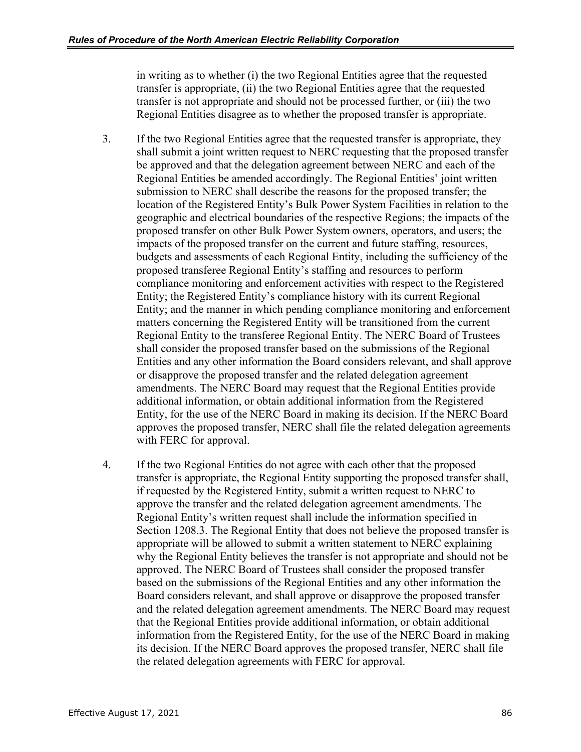in writing as to whether (i) the two Regional Entities agree that the requested transfer is appropriate, (ii) the two Regional Entities agree that the requested transfer is not appropriate and should not be processed further, or (iii) the two Regional Entities disagree as to whether the proposed transfer is appropriate.

3. If the two Regional Entities agree that the requested transfer is appropriate, they shall submit a joint written request to NERC requesting that the proposed transfer be approved and that the delegation agreement between NERC and each of the Regional Entities be amended accordingly. The Regional Entities' joint written submission to NERC shall describe the reasons for the proposed transfer; the location of the Registered Entity's Bulk Power System Facilities in relation to the geographic and electrical boundaries of the respective Regions; the impacts of the proposed transfer on other Bulk Power System owners, operators, and users; the impacts of the proposed transfer on the current and future staffing, resources, budgets and assessments of each Regional Entity, including the sufficiency of the proposed transferee Regional Entity's staffing and resources to perform compliance monitoring and enforcement activities with respect to the Registered Entity; the Registered Entity's compliance history with its current Regional Entity; and the manner in which pending compliance monitoring and enforcement matters concerning the Registered Entity will be transitioned from the current Regional Entity to the transferee Regional Entity. The NERC Board of Trustees shall consider the proposed transfer based on the submissions of the Regional Entities and any other information the Board considers relevant, and shall approve or disapprove the proposed transfer and the related delegation agreement amendments. The NERC Board may request that the Regional Entities provide additional information, or obtain additional information from the Registered Entity, for the use of the NERC Board in making its decision. If the NERC Board approves the proposed transfer, NERC shall file the related delegation agreements with FERC for approval.

4. If the two Regional Entities do not agree with each other that the proposed transfer is appropriate, the Regional Entity supporting the proposed transfer shall, if requested by the Registered Entity, submit a written request to NERC to approve the transfer and the related delegation agreement amendments. The Regional Entity's written request shall include the information specified in Section 1208.3. The Regional Entity that does not believe the proposed transfer is appropriate will be allowed to submit a written statement to NERC explaining why the Regional Entity believes the transfer is not appropriate and should not be approved. The NERC Board of Trustees shall consider the proposed transfer based on the submissions of the Regional Entities and any other information the Board considers relevant, and shall approve or disapprove the proposed transfer and the related delegation agreement amendments. The NERC Board may request that the Regional Entities provide additional information, or obtain additional information from the Registered Entity, for the use of the NERC Board in making its decision. If the NERC Board approves the proposed transfer, NERC shall file the related delegation agreements with FERC for approval.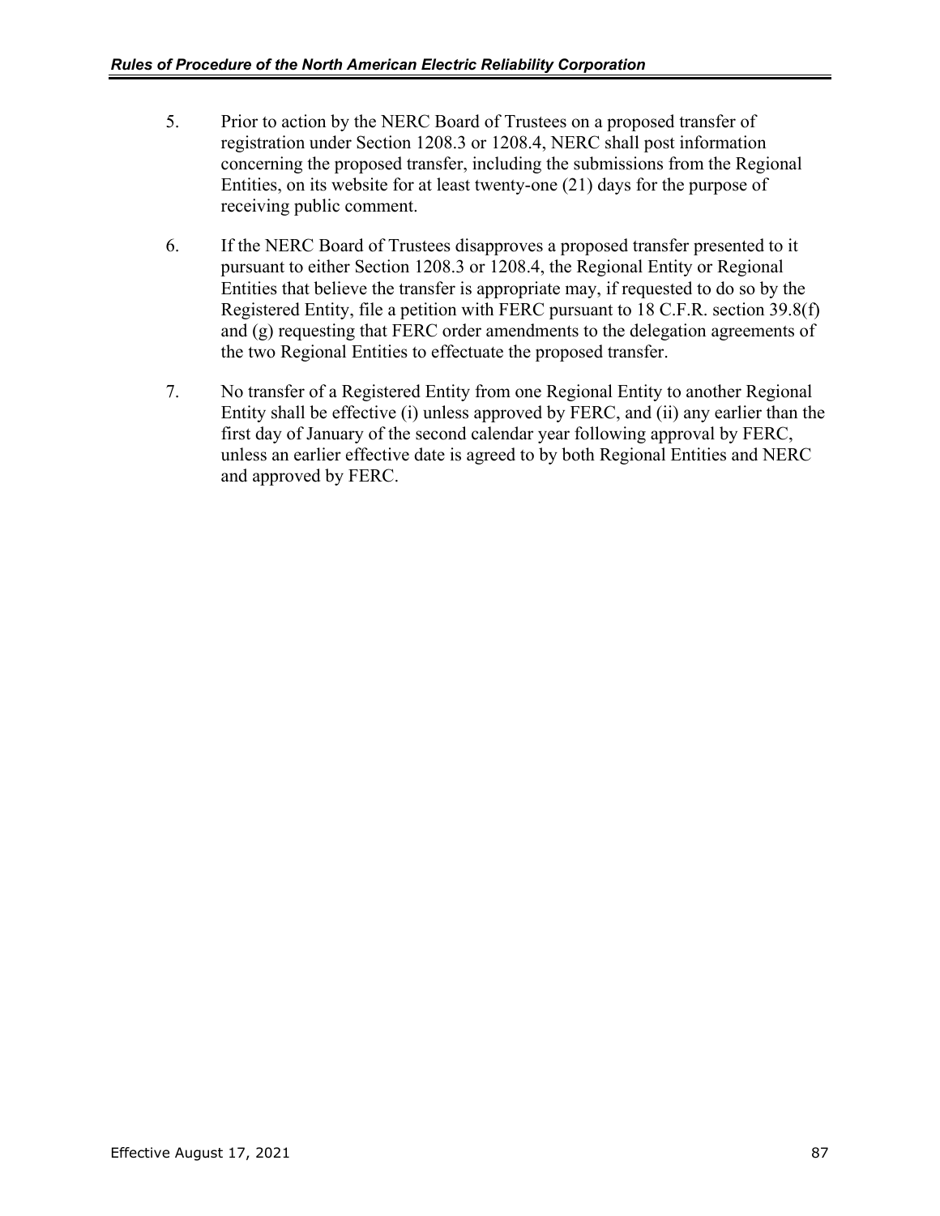5. Prior to action by the NERC Board of Trustees on a proposed transfer of registration under Section 1208.3 or 1208.4, NERC shall post information concerning the proposed transfer, including the submissions from the Regional Entities, on its website for at least twenty-one (21) days for the purpose of receiving public comment.

6. If the NERC Board of Trustees disapproves a proposed transfer presented to it pursuant to either Section 1208.3 or 1208.4, the Regional Entity or Regional Entities that believe the transfer is appropriate may, if requested to do so by the Registered Entity, file a petition with FERC pursuant to 18 C.F.R. section 39.8(f) and (g) requesting that FERC order amendments to the delegation agreements of the two Regional Entities to effectuate the proposed transfer.

7. No transfer of a Registered Entity from one Regional Entity to another Regional Entity shall be effective (i) unless approved by FERC, and (ii) any earlier than the first day of January of the second calendar year following approval by FERC, unless an earlier effective date is agreed to by both Regional Entities and NERC and approved by FERC.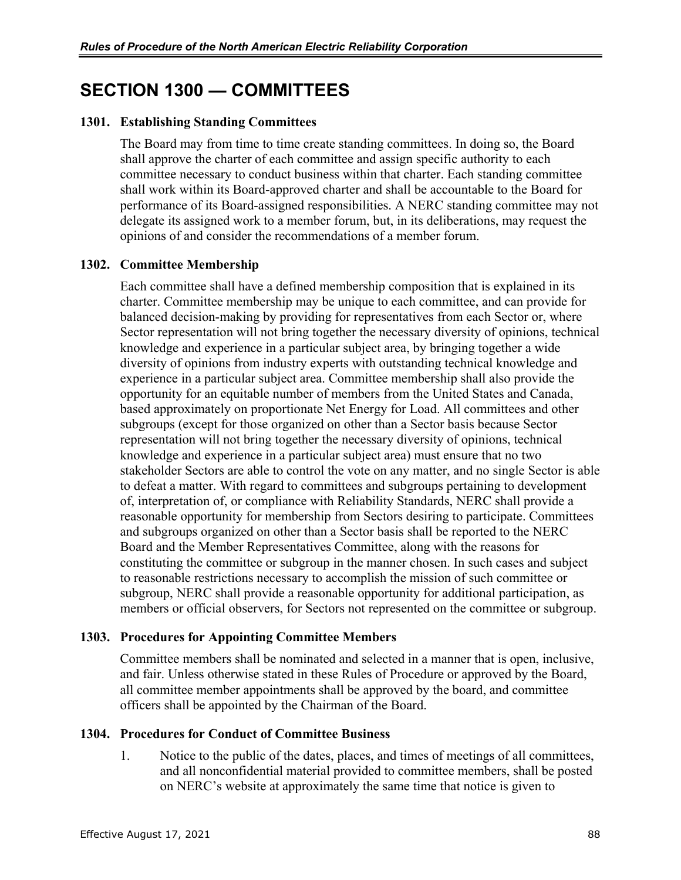# SECTION 1300 — COMMITTEES

## 1301. Establishing Standing Committees

The Board may from time to time create standing committees. In doing so, the Board shall approve the charter of each committee and assign specific authority to each committee necessary to conduct business within that charter. Each standing committee shall work within its Board-approved charter and shall be accountable to the Board for performance of its Board-assigned responsibilities. A NERC standing committee may not delegate its assigned work to a member forum, but, in its deliberations, may request the opinions of and consider the recommendations of a member forum.

## 1302. Committee Membership

Each committee shall have a defined membership composition that is explained in its charter. Committee membership may be unique to each committee, and can provide for balanced decision-making by providing for representatives from each Sector or, where Sector representation will not bring together the necessary diversity of opinions, technical knowledge and experience in a particular subject area, by bringing together a wide diversity of opinions from industry experts with outstanding technical knowledge and experience in a particular subject area. Committee membership shall also provide the opportunity for an equitable number of members from the United States and Canada, based approximately on proportionate Net Energy for Load. All committees and other subgroups (except for those organized on other than a Sector basis because Sector representation will not bring together the necessary diversity of opinions, technical knowledge and experience in a particular subject area) must ensure that no two stakeholder Sectors are able to control the vote on any matter, and no single Sector is able to defeat a matter. With regard to committees and subgroups pertaining to development of, interpretation of, or compliance with Reliability Standards, NERC shall provide a reasonable opportunity for membership from Sectors desiring to participate. Committees and subgroups organized on other than a Sector basis shall be reported to the NERC Board and the Member Representatives Committee, along with the reasons for constituting the committee or subgroup in the manner chosen. In such cases and subject to reasonable restrictions necessary to accomplish the mission of such committee or subgroup, NERC shall provide a reasonable opportunity for additional participation, as members or official observers, for Sectors not represented on the committee or subgroup.

## 1303. Procedures for Appointing Committee Members

Committee members shall be nominated and selected in a manner that is open, inclusive, and fair. Unless otherwise stated in these Rules of Procedure or approved by the Board, all committee member appointments shall be approved by the board, and committee officers shall be appointed by the Chairman of the Board.

## 1304. Procedures for Conduct of Committee Business

1. Notice to the public of the dates, places, and times of meetings of all committees, and all nonconfidential material provided to committee members, shall be posted on NERC's website at approximately the same time that notice is given to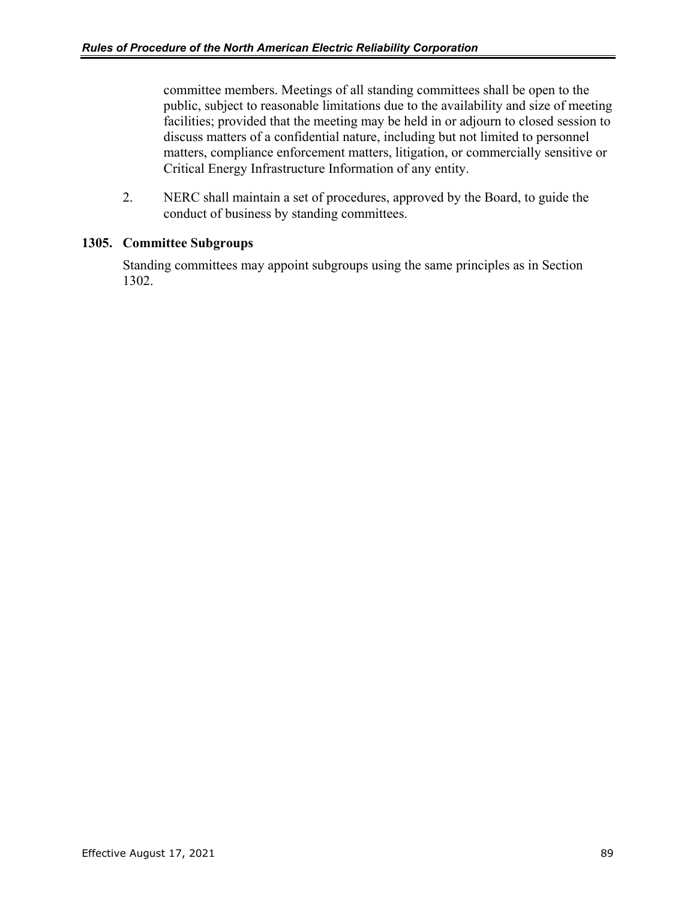committee members. Meetings of all standing committees shall be open to the public, subject to reasonable limitations due to the availability and size of meeting facilities; provided that the meeting may be held in or adjourn to closed session to discuss matters of a confidential nature, including but not limited to personnel matters, compliance enforcement matters, litigation, or commercially sensitive or Critical Energy Infrastructure Information of any entity.

2. NERC shall maintain a set of procedures, approved by the Board, to guide the conduct of business by standing committees.

**1305. Committee Subgroups**

Standing committees may appoint subgroups using the same principles as in Section 1302.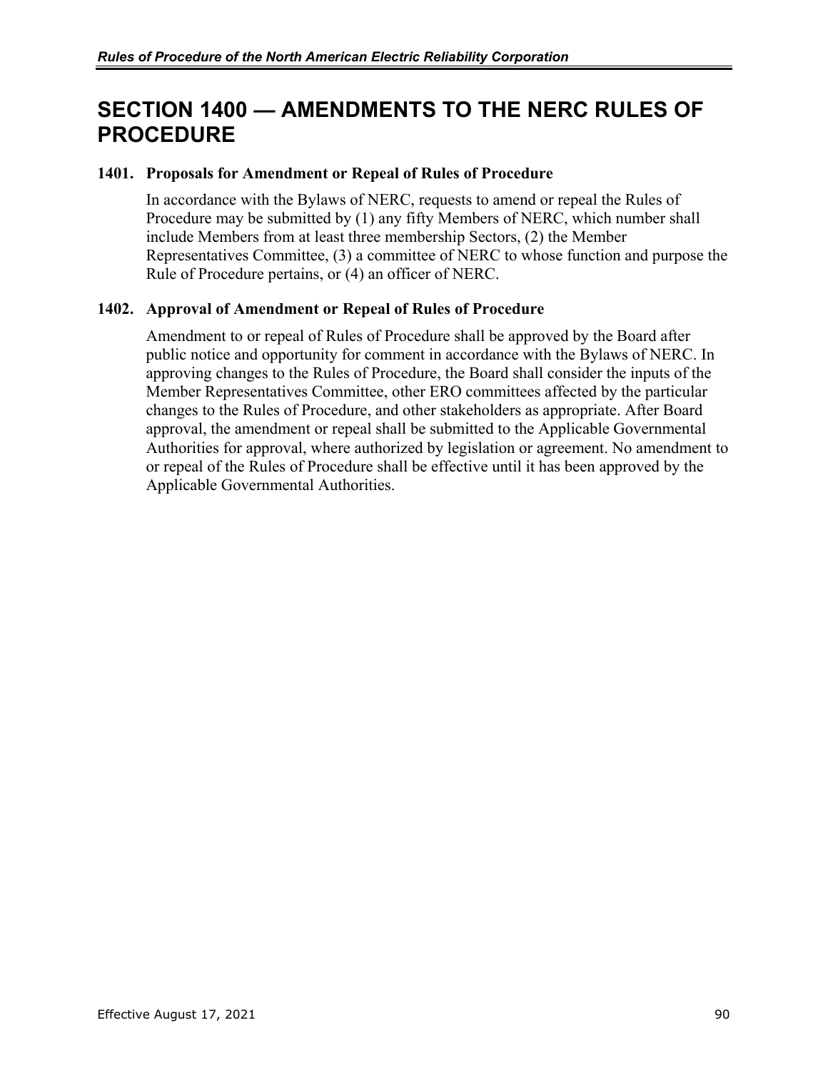# SECTION 1400 — AMENDMENTS TO THE NERC RULES OF PROCEDURE

### 1401. Proposals for Amendment or Repeal of Rules of Procedure

In accordance with the Bylaws of NERC, requests to amend or repeal the Rules of Procedure may be submitted by (1) any fifty Members of NERC, which number shall include Members from at least three membership Sectors, (2) the Member Representatives Committee, (3) a committee of NERC to whose function and purpose the Rule of Procedure pertains, or (4) an officer of NERC.

### 1402. Approval of Amendment or Repeal of Rules of Procedure

Amendment to or repeal of Rules of Procedure shall be approved by the Board after public notice and opportunity for comment in accordance with the Bylaws of NERC. In approving changes to the Rules of Procedure, the Board shall consider the inputs of the Member Representatives Committee, other ERO committees affected by the particular changes to the Rules of Procedure, and other stakeholders as appropriate. After Board approval, the amendment or repeal shall be submitted to the Applicable Governmental Authorities for approval, where authorized by legislation or agreement. No amendment to or repeal of the Rules of Procedure shall be effective until it has been approved by the Applicable Governmental Authorities.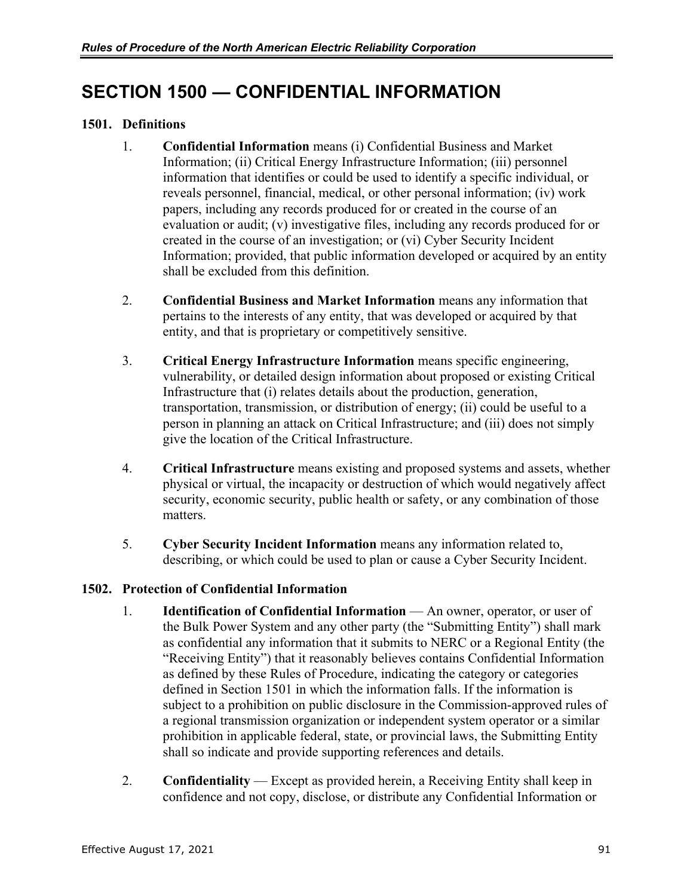# SECTION 1500 — CONFIDENTIAL INFORMATION

## 1501. Definitions

1. **Confidential Information** means (i) Confidential Business and Market Information; (ii) Critical Energy Infrastructure Information; (iii) personnel information that identifies or could be used to identify a specific individual, or reveals personnel, financial, medical, or other personal information; (iv) work papers, including any records produced for or created in the course of an evaluation or audit; (v) investigative files, including any records produced for or created in the course of an investigation; or (vi) Cyber Security Incident Information; provided, that public information developed or acquired by an entity shall be excluded from this definition.

2. **Confidential Business and Market Information** means any information that pertains to the interests of any entity, that was developed or acquired by that entity, and that is proprietary or competitively sensitive.

3. **Critical Energy Infrastructure Information** means specific engineering, vulnerability, or detailed design information about proposed or existing Critical Infrastructure that (i) relates details about the production, generation, transportation, transmission, or distribution of energy; (ii) could be useful to a person in planning an attack on Critical Infrastructure; and (iii) does not simply give the location of the Critical Infrastructure.

4. **Critical Infrastructure** means existing and proposed systems and assets, whether physical or virtual, the incapacity or destruction of which would negatively affect security, economic security, public health or safety, or any combination of those matters.

5. **Cyber Security Incident Information** means any information related to, describing, or which could be used to plan or cause a Cyber Security Incident.

## 1502. Protection of Confidential Information

1. **Identification of Confidential Information** — An owner, operator, or user of the Bulk Power System and any other party (the "Submitting Entity") shall mark as confidential any information that it submits to NERC or a Regional Entity (the "Receiving Entity") that it reasonably believes contains Confidential Information as defined by these Rules of Procedure, indicating the category or categories defined in Section 1501 in which the information falls. If the information is subject to a prohibition on public disclosure in the Commission-approved rules of a regional transmission organization or independent system operator or a similar prohibition in applicable federal, state, or provincial laws, the Submitting Entity shall so indicate and provide supporting references and details.

2. **Confidentiality** — Except as provided herein, a Receiving Entity shall keep in confidence and not copy, disclose, or distribute any Confidential Information or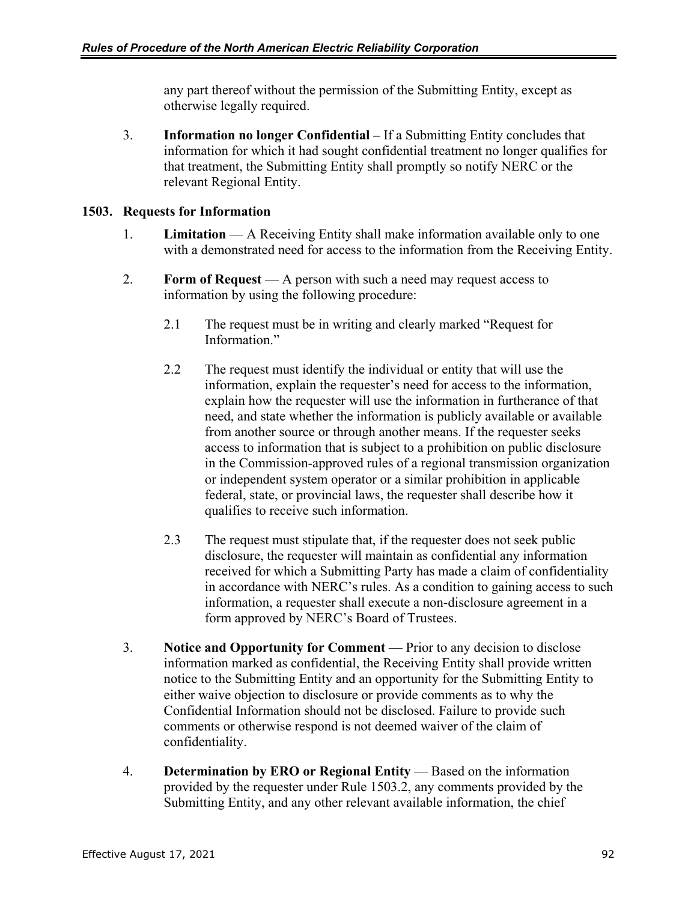any part thereof without the permission of the Submitting Entity, except as otherwise legally required.

3. **Information no longer Confidential –** If a Submitting Entity concludes that information for which it had sought confidential treatment no longer qualifies for that treatment, the Submitting Entity shall promptly so notify NERC or the relevant Regional Entity.

### 1503. Requests for Information

1. **Limitation** — A Receiving Entity shall make information available only to one with a demonstrated need for access to the information from the Receiving Entity.

2. **Form of Request** — A person with such a need may request access to information by using the following procedure:

   2.1 The request must be in writing and clearly marked "Request for Information."

   2.2 The request must identify the individual or entity that will use the information, explain the requester's need for access to the information, explain how the requester will use the information in furtherance of that need, and state whether the information is publicly available or available from another source or through another means. If the requester seeks access to information that is subject to a prohibition on public disclosure in the Commission-approved rules of a regional transmission organization or independent system operator or a similar prohibition in applicable federal, state, or provincial laws, the requester shall describe how it qualifies to receive such information.

   2.3 The request must stipulate that, if the requester does not seek public disclosure, the requester will maintain as confidential any information received for which a Submitting Party has made a claim of confidentiality in accordance with NERC's rules. As a condition to gaining access to such information, a requester shall execute a non-disclosure agreement in a form approved by NERC's Board of Trustees.

3. **Notice and Opportunity for Comment** — Prior to any decision to disclose information marked as confidential, the Receiving Entity shall provide written notice to the Submitting Entity and an opportunity for the Submitting Entity to either waive objection to disclosure or provide comments as to why the Confidential Information should not be disclosed. Failure to provide such comments or otherwise respond is not deemed waiver of the claim of confidentiality.

4. **Determination by ERO or Regional Entity** — Based on the information provided by the requester under Rule 1503.2, any comments provided by the Submitting Entity, and any other relevant available information, the chief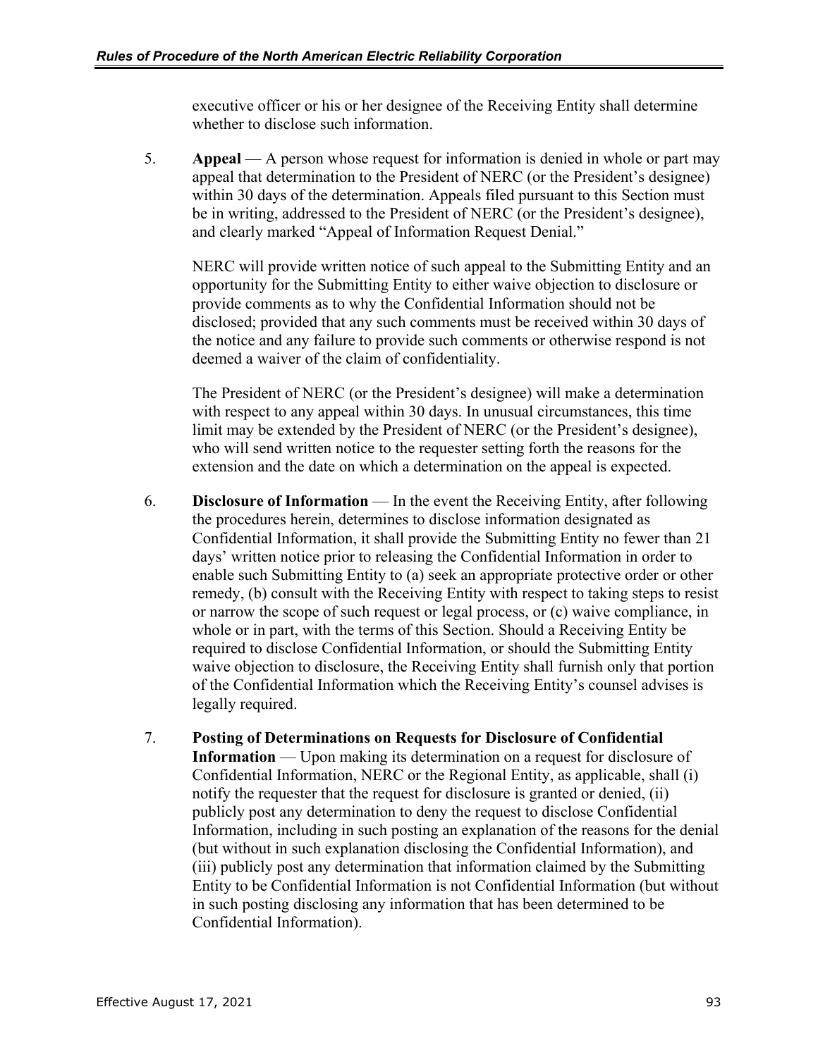executive officer or his or her designee of the Receiving Entity shall determine whether to disclose such information.

5. **Appeal** — A person whose request for information is denied in whole or part may appeal that determination to the President of NERC (or the President's designee) within 30 days of the determination. Appeals filed pursuant to this Section must be in writing, addressed to the President of NERC (or the President's designee), and clearly marked "Appeal of Information Request Denial."

   NERC will provide written notice of such appeal to the Submitting Entity and an opportunity for the Submitting Entity to either waive objection to disclosure or provide comments as to why the Confidential Information should not be disclosed; provided that any such comments must be received within 30 days of the notice and any failure to provide such comments or otherwise respond is not deemed a waiver of the claim of confidentiality.

   The President of NERC (or the President's designee) will make a determination with respect to any appeal within 30 days. In unusual circumstances, this time limit may be extended by the President of NERC (or the President's designee), who will send written notice to the requester setting forth the reasons for the extension and the date on which a determination on the appeal is expected.

6. **Disclosure of Information** — In the event the Receiving Entity, after following the procedures herein, determines to disclose information designated as Confidential Information, it shall provide the Submitting Entity no fewer than 21 days' written notice prior to releasing the Confidential Information in order to enable such Submitting Entity to (a) seek an appropriate protective order or other remedy, (b) consult with the Receiving Entity with respect to taking steps to resist or narrow the scope of such request or legal process, or (c) waive compliance, in whole or in part, with the terms of this Section. Should a Receiving Entity be required to disclose Confidential Information, or should the Submitting Entity waive objection to disclosure, the Receiving Entity shall furnish only that portion of the Confidential Information which the Receiving Entity's counsel advises is legally required.

7. **Posting of Determinations on Requests for Disclosure of Confidential Information** — Upon making its determination on a request for disclosure of Confidential Information, NERC or the Regional Entity, as applicable, shall (i) notify the requester that the request for disclosure is granted or denied, (ii) publicly post any determination to deny the request to disclose Confidential Information, including in such posting an explanation of the reasons for the denial (but without in such explanation disclosing the Confidential Information), and (iii) publicly post any determination that information claimed by the Submitting Entity to be Confidential Information is not Confidential Information (but without in such posting disclosing any information that has been determined to be Confidential Information).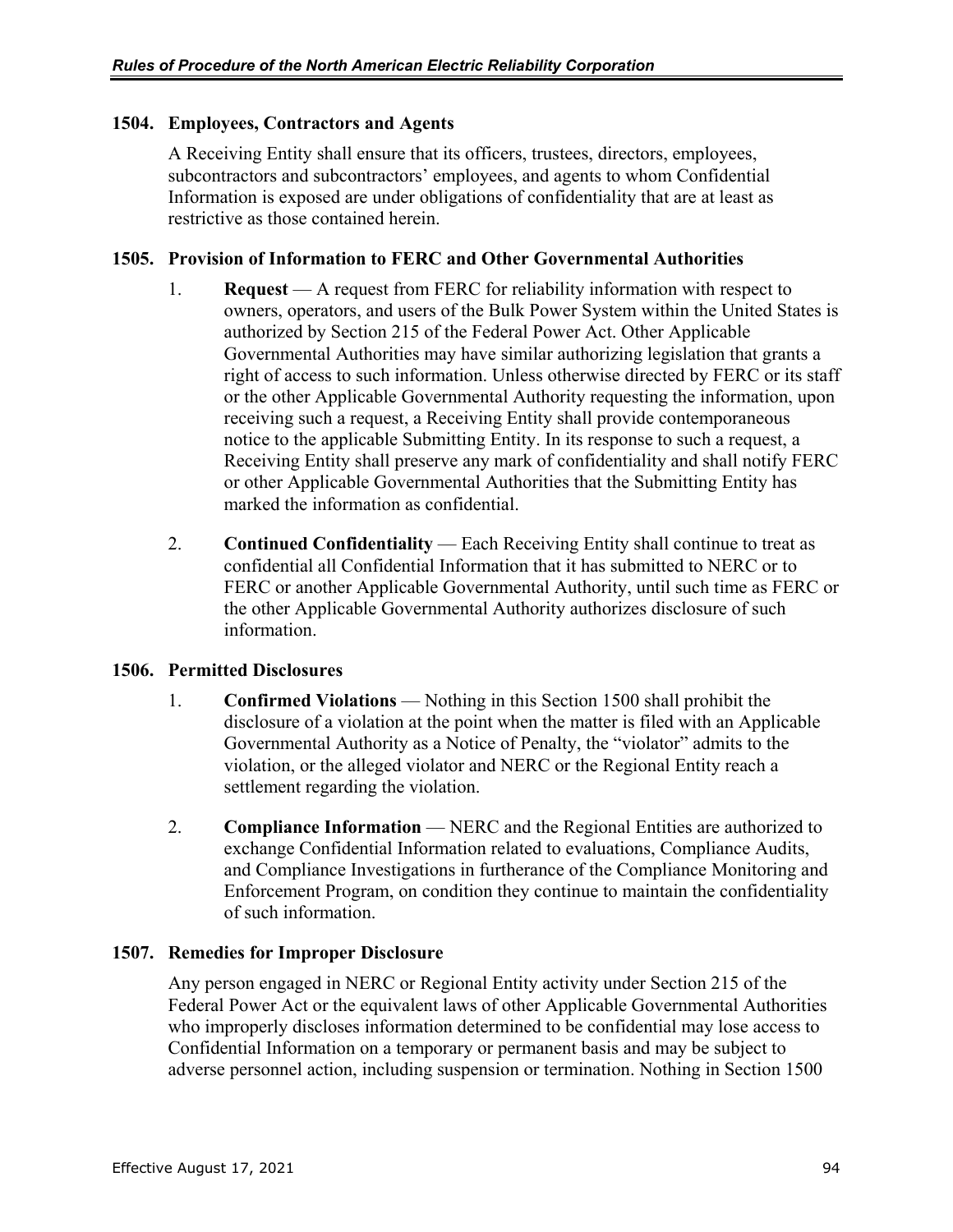### 1504. Employees, Contractors and Agents

A Receiving Entity shall ensure that its officers, trustees, directors, employees, subcontractors and subcontractors' employees, and agents to whom Confidential Information is exposed are under obligations of confidentiality that are at least as restrictive as those contained herein.

### 1505. Provision of Information to FERC and Other Governmental Authorities

1. **Request** — A request from FERC for reliability information with respect to owners, operators, and users of the Bulk Power System within the United States is authorized by Section 215 of the Federal Power Act. Other Applicable Governmental Authorities may have similar authorizing legislation that grants a right of access to such information. Unless otherwise directed by FERC or its staff or the other Applicable Governmental Authority requesting the information, upon receiving such a request, a Receiving Entity shall provide contemporaneous notice to the applicable Submitting Entity. In its response to such a request, a Receiving Entity shall preserve any mark of confidentiality and shall notify FERC or other Applicable Governmental Authorities that the Submitting Entity has marked the information as confidential.

2. **Continued Confidentiality** — Each Receiving Entity shall continue to treat as confidential all Confidential Information that it has submitted to NERC or to FERC or another Applicable Governmental Authority, until such time as FERC or the other Applicable Governmental Authority authorizes disclosure of such information.

### 1506. Permitted Disclosures

1. **Confirmed Violations** — Nothing in this Section 1500 shall prohibit the disclosure of a violation at the point when the matter is filed with an Applicable Governmental Authority as a Notice of Penalty, the "violator" admits to the violation, or the alleged violator and NERC or the Regional Entity reach a settlement regarding the violation.

2. **Compliance Information** — NERC and the Regional Entities are authorized to exchange Confidential Information related to evaluations, Compliance Audits, and Compliance Investigations in furtherance of the Compliance Monitoring and Enforcement Program, on condition they continue to maintain the confidentiality of such information.

### 1507. Remedies for Improper Disclosure

Any person engaged in NERC or Regional Entity activity under Section 215 of the Federal Power Act or the equivalent laws of other Applicable Governmental Authorities who improperly discloses information determined to be confidential may lose access to Confidential Information on a temporary or permanent basis and may be subject to adverse personnel action, including suspension or termination. Nothing in Section 1500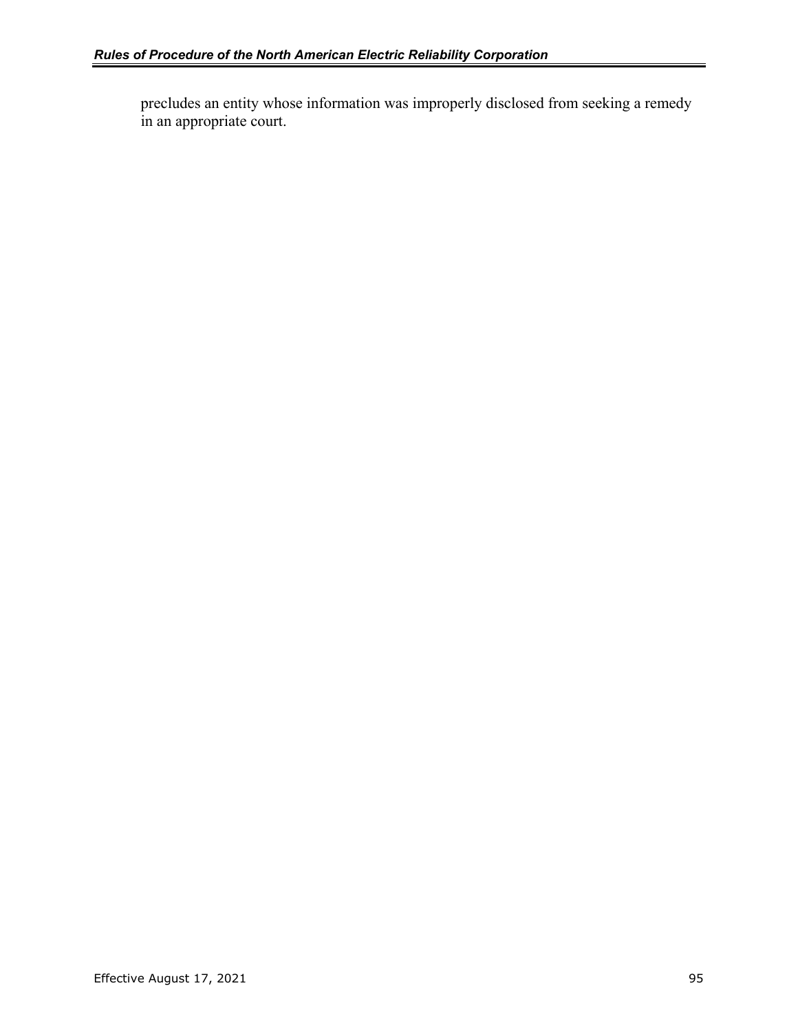precludes an entity whose information was improperly disclosed from seeking a remedy in an appropriate court.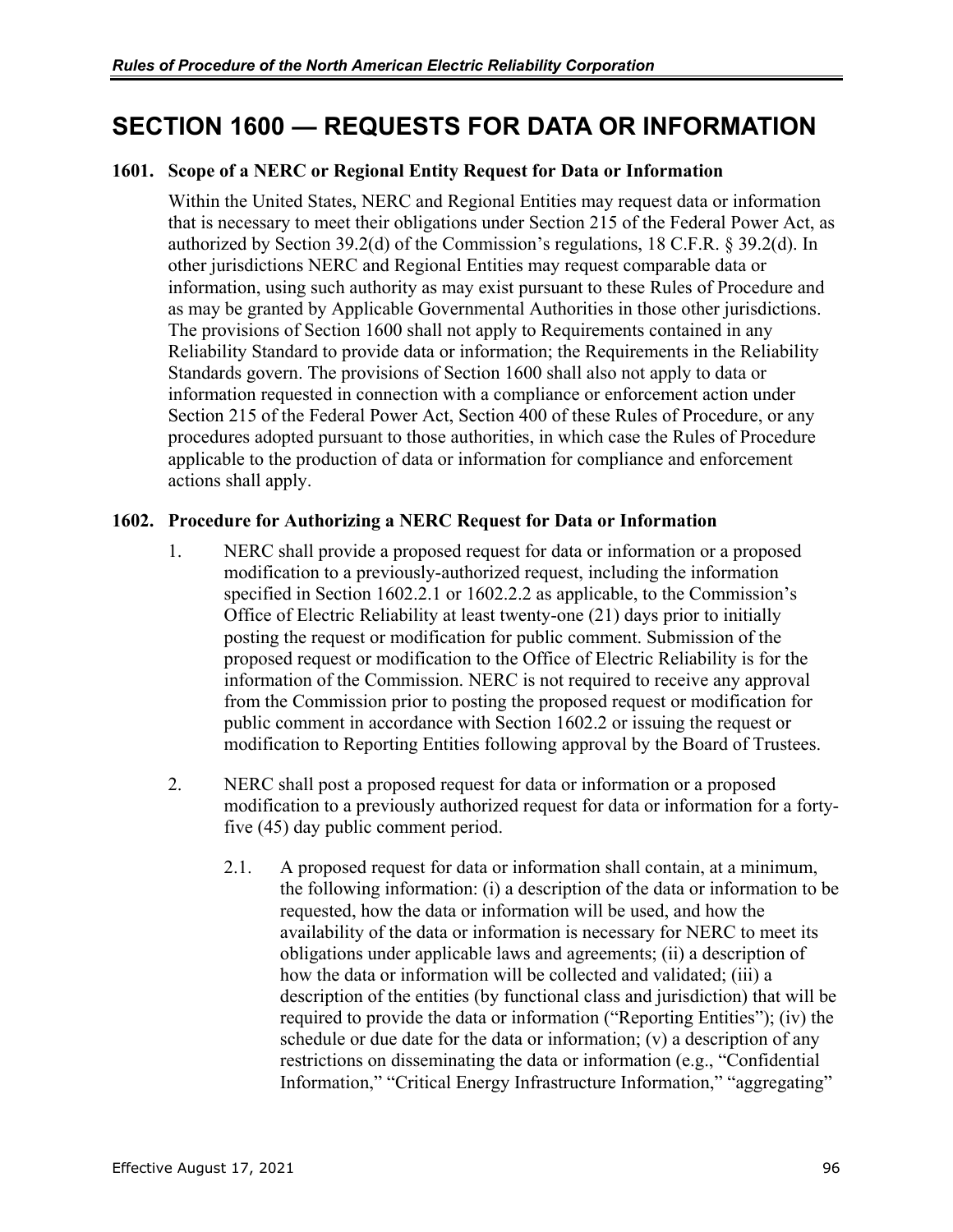# SECTION 1600 — REQUESTS FOR DATA OR INFORMATION

### 1601. Scope of a NERC or Regional Entity Request for Data or Information

Within the United States, NERC and Regional Entities may request data or information that is necessary to meet their obligations under Section 215 of the Federal Power Act, as authorized by Section 39.2(d) of the Commission's regulations, 18 C.F.R. § 39.2(d). In other jurisdictions NERC and Regional Entities may request comparable data or information, using such authority as may exist pursuant to these Rules of Procedure and as may be granted by Applicable Governmental Authorities in those other jurisdictions. The provisions of Section 1600 shall not apply to Requirements contained in any Reliability Standard to provide data or information; the Requirements in the Reliability Standards govern. The provisions of Section 1600 shall also not apply to data or information requested in connection with a compliance or enforcement action under Section 215 of the Federal Power Act, Section 400 of these Rules of Procedure, or any procedures adopted pursuant to those authorities, in which case the Rules of Procedure applicable to the production of data or information for compliance and enforcement actions shall apply.

### 1602. Procedure for Authorizing a NERC Request for Data or Information

1. NERC shall provide a proposed request for data or information or a proposed modification to a previously-authorized request, including the information specified in Section 1602.2.1 or 1602.2.2 as applicable, to the Commission's Office of Electric Reliability at least twenty-one (21) days prior to initially posting the request or modification for public comment. Submission of the proposed request or modification to the Office of Electric Reliability is for the information of the Commission. NERC is not required to receive any approval from the Commission prior to posting the proposed request or modification for public comment in accordance with Section 1602.2 or issuing the request or modification to Reporting Entities following approval by the Board of Trustees.

2. NERC shall post a proposed request for data or information or a proposed modification to a previously authorized request for data or information for a forty-five (45) day public comment period.

   2.1. A proposed request for data or information shall contain, at a minimum, the following information: (i) a description of the data or information to be requested, how the data or information will be used, and how the availability of the data or information is necessary for NERC to meet its obligations under applicable laws and agreements; (ii) a description of how the data or information will be collected and validated; (iii) a description of the entities (by functional class and jurisdiction) that will be required to provide the data or information ("Reporting Entities"); (iv) the schedule or due date for the data or information; (v) a description of any restrictions on disseminating the data or information (e.g., "Confidential Information," "Critical Energy Infrastructure Information," "aggregating"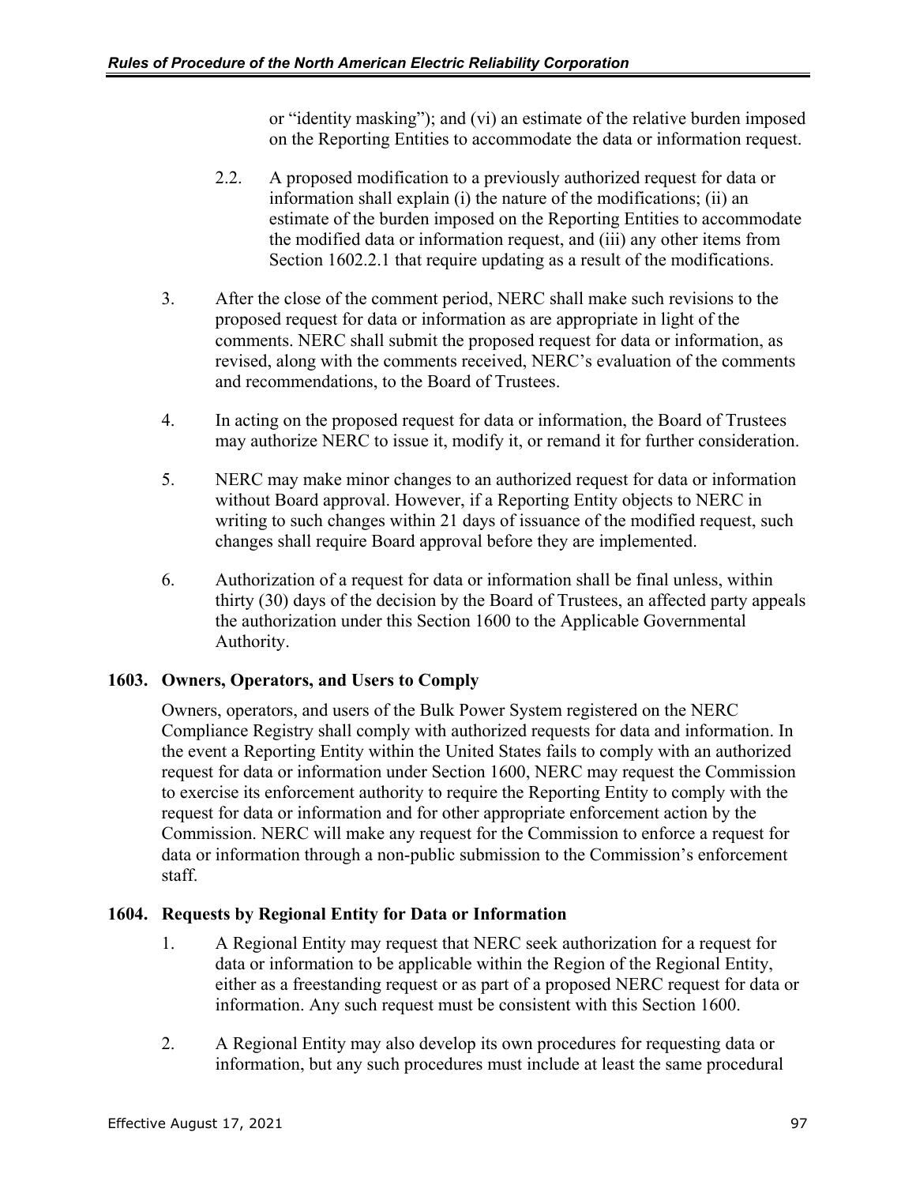or "identity masking"); and (vi) an estimate of the relative burden imposed on the Reporting Entities to accommodate the data or information request.

2.2. A proposed modification to a previously authorized request for data or information shall explain (i) the nature of the modifications; (ii) an estimate of the burden imposed on the Reporting Entities to accommodate the modified data or information request, and (iii) any other items from Section 1602.2.1 that require updating as a result of the modifications.

3. After the close of the comment period, NERC shall make such revisions to the proposed request for data or information as are appropriate in light of the comments. NERC shall submit the proposed request for data or information, as revised, along with the comments received, NERC's evaluation of the comments and recommendations, to the Board of Trustees.

4. In acting on the proposed request for data or information, the Board of Trustees may authorize NERC to issue it, modify it, or remand it for further consideration.

5. NERC may make minor changes to an authorized request for data or information without Board approval. However, if a Reporting Entity objects to NERC in writing to such changes within 21 days of issuance of the modified request, such changes shall require Board approval before they are implemented.

6. Authorization of a request for data or information shall be final unless, within thirty (30) days of the decision by the Board of Trustees, an affected party appeals the authorization under this Section 1600 to the Applicable Governmental Authority.

## 1603. Owners, Operators, and Users to Comply

Owners, operators, and users of the Bulk Power System registered on the NERC Compliance Registry shall comply with authorized requests for data and information. In the event a Reporting Entity within the United States fails to comply with an authorized request for data or information under Section 1600, NERC may request the Commission to exercise its enforcement authority to require the Reporting Entity to comply with the request for data or information and for other appropriate enforcement action by the Commission. NERC will make any request for the Commission to enforce a request for data or information through a non-public submission to the Commission's enforcement staff.

## 1604. Requests by Regional Entity for Data or Information

1. A Regional Entity may request that NERC seek authorization for a request for data or information to be applicable within the Region of the Regional Entity, either as a freestanding request or as part of a proposed NERC request for data or information. Any such request must be consistent with this Section 1600.

2. A Regional Entity may also develop its own procedures for requesting data or information, but any such procedures must include at least the same procedural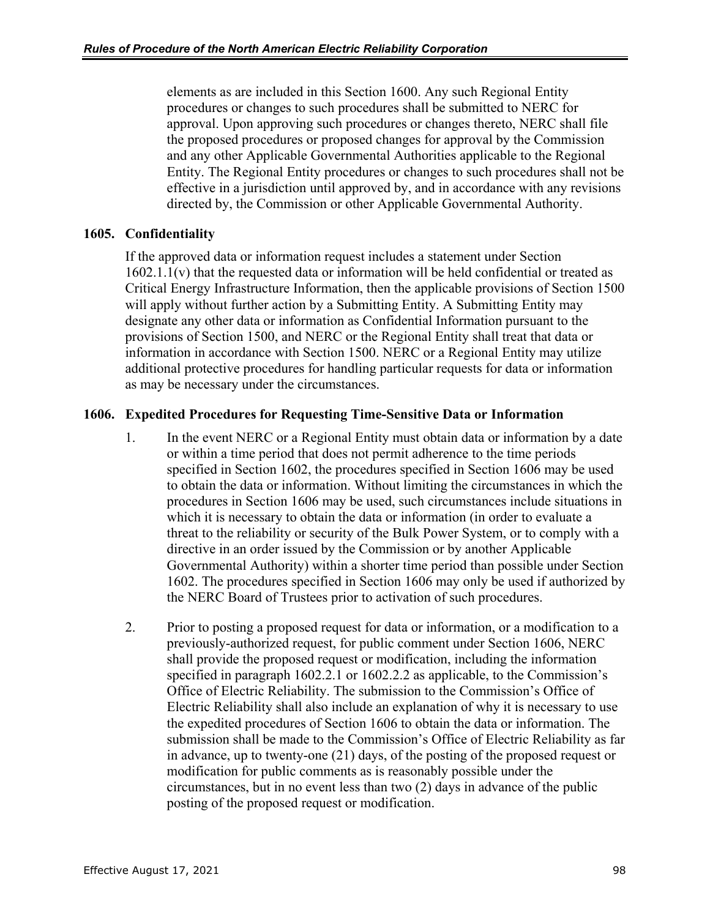elements as are included in this Section 1600. Any such Regional Entity procedures or changes to such procedures shall be submitted to NERC for approval. Upon approving such procedures or changes thereto, NERC shall file the proposed procedures or proposed changes for approval by the Commission and any other Applicable Governmental Authorities applicable to the Regional Entity. The Regional Entity procedures or changes to such procedures shall not be effective in a jurisdiction until approved by, and in accordance with any revisions directed by, the Commission or other Applicable Governmental Authority.

### 1605. Confidentiality

If the approved data or information request includes a statement under Section 1602.1.1(v) that the requested data or information will be held confidential or treated as Critical Energy Infrastructure Information, then the applicable provisions of Section 1500 will apply without further action by a Submitting Entity. A Submitting Entity may designate any other data or information as Confidential Information pursuant to the provisions of Section 1500, and NERC or the Regional Entity shall treat that data or information in accordance with Section 1500. NERC or a Regional Entity may utilize additional protective procedures for handling particular requests for data or information as may be necessary under the circumstances.

### 1606. Expedited Procedures for Requesting Time-Sensitive Data or Information

1. In the event NERC or a Regional Entity must obtain data or information by a date or within a time period that does not permit adherence to the time periods specified in Section 1602, the procedures specified in Section 1606 may be used to obtain the data or information. Without limiting the circumstances in which the procedures in Section 1606 may be used, such circumstances include situations in which it is necessary to obtain the data or information (in order to evaluate a threat to the reliability or security of the Bulk Power System, or to comply with a directive in an order issued by the Commission or by another Applicable Governmental Authority) within a shorter time period than possible under Section 1602. The procedures specified in Section 1606 may only be used if authorized by the NERC Board of Trustees prior to activation of such procedures.

2. Prior to posting a proposed request for data or information, or a modification to a previously-authorized request, for public comment under Section 1606, NERC shall provide the proposed request or modification, including the information specified in paragraph 1602.2.1 or 1602.2.2 as applicable, to the Commission's Office of Electric Reliability. The submission to the Commission's Office of Electric Reliability shall also include an explanation of why it is necessary to use the expedited procedures of Section 1606 to obtain the data or information. The submission shall be made to the Commission's Office of Electric Reliability as far in advance, up to twenty-one (21) days, of the posting of the proposed request or modification for public comments as is reasonably possible under the circumstances, but in no event less than two (2) days in advance of the public posting of the proposed request or modification.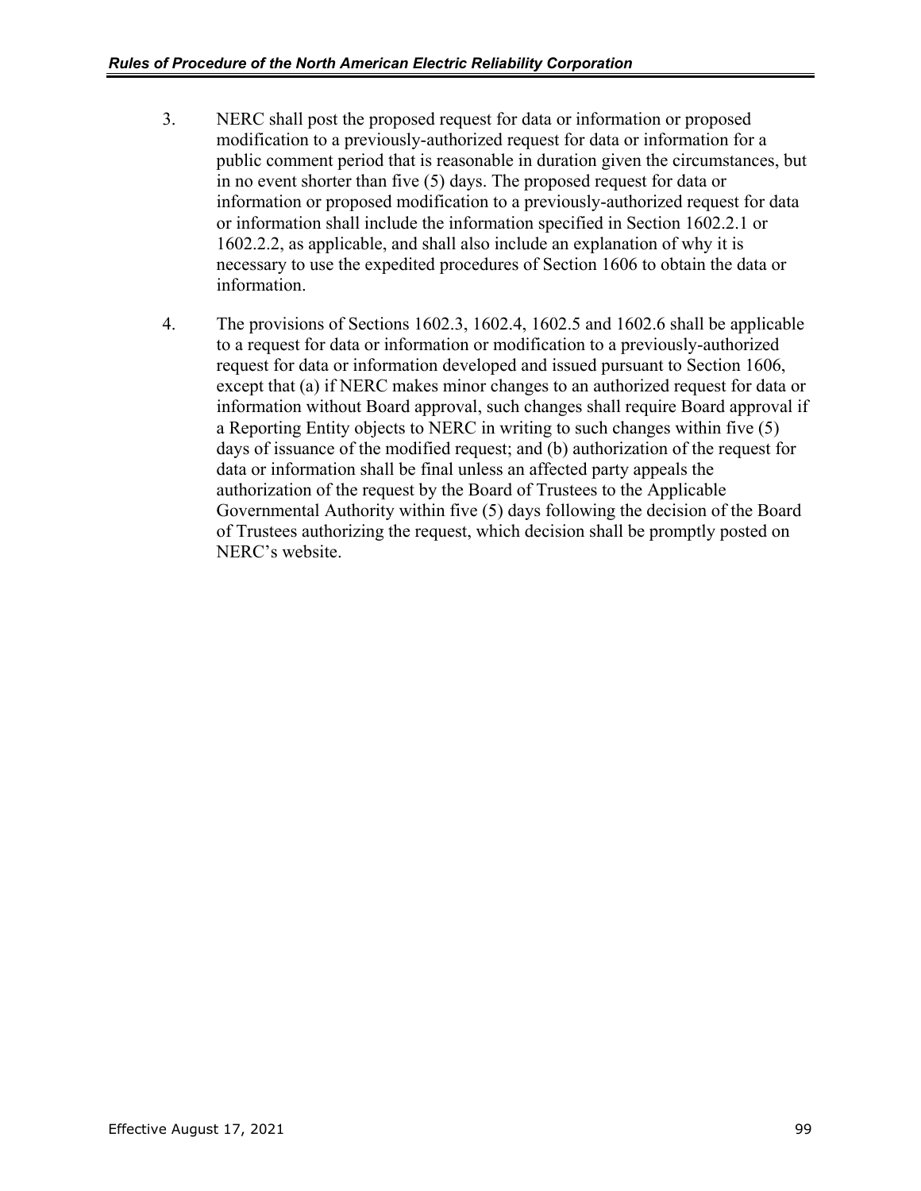3. NERC shall post the proposed request for data or information or proposed modification to a previously-authorized request for data or information for a public comment period that is reasonable in duration given the circumstances, but in no event shorter than five (5) days. The proposed request for data or information or proposed modification to a previously-authorized request for data or information shall include the information specified in Section 1602.2.1 or 1602.2.2, as applicable, and shall also include an explanation of why it is necessary to use the expedited procedures of Section 1606 to obtain the data or information.

4. The provisions of Sections 1602.3, 1602.4, 1602.5 and 1602.6 shall be applicable to a request for data or information or modification to a previously-authorized request for data or information developed and issued pursuant to Section 1606, except that (a) if NERC makes minor changes to an authorized request for data or information without Board approval, such changes shall require Board approval if a Reporting Entity objects to NERC in writing to such changes within five (5) days of issuance of the modified request; and (b) authorization of the request for data or information shall be final unless an affected party appeals the authorization of the request by the Board of Trustees to the Applicable Governmental Authority within five (5) days following the decision of the Board of Trustees authorizing the request, which decision shall be promptly posted on NERC's website.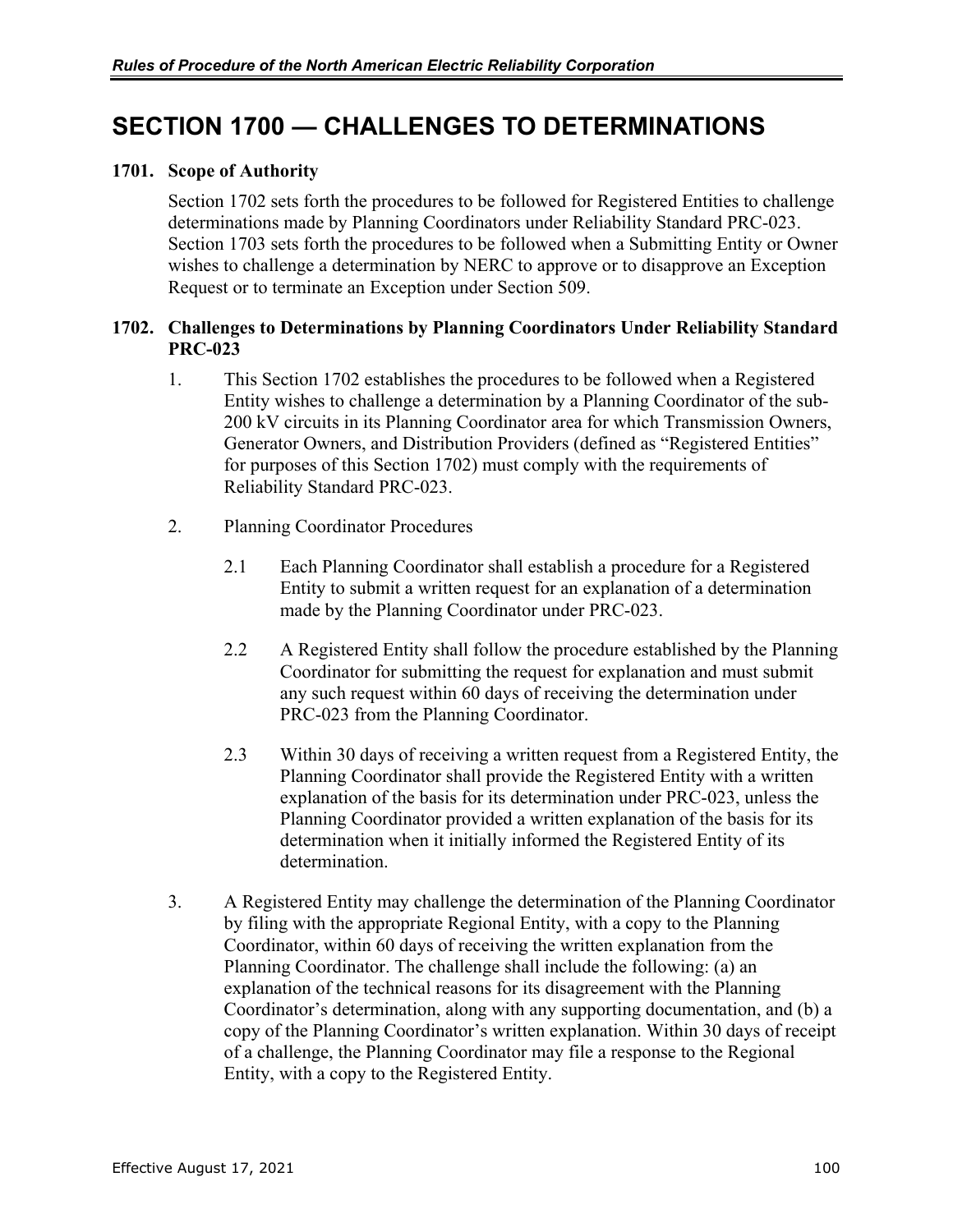# SECTION 1700 — CHALLENGES TO DETERMINATIONS

## 1701. Scope of Authority

Section 1702 sets forth the procedures to be followed for Registered Entities to challenge determinations made by Planning Coordinators under Reliability Standard PRC-023. Section 1703 sets forth the procedures to be followed when a Submitting Entity or Owner wishes to challenge a determination by NERC to approve or to disapprove an Exception Request or to terminate an Exception under Section 509.

## 1702. Challenges to Determinations by Planning Coordinators Under Reliability Standard PRC-023

1. This Section 1702 establishes the procedures to be followed when a Registered Entity wishes to challenge a determination by a Planning Coordinator of the sub-200 kV circuits in its Planning Coordinator area for which Transmission Owners, Generator Owners, and Distribution Providers (defined as "Registered Entities" for purposes of this Section 1702) must comply with the requirements of Reliability Standard PRC-023.

2. Planning Coordinator Procedures

   2.1 Each Planning Coordinator shall establish a procedure for a Registered Entity to submit a written request for an explanation of a determination made by the Planning Coordinator under PRC-023.

   2.2 A Registered Entity shall follow the procedure established by the Planning Coordinator for submitting the request for explanation and must submit any such request within 60 days of receiving the determination under PRC-023 from the Planning Coordinator.

   2.3 Within 30 days of receiving a written request from a Registered Entity, the Planning Coordinator shall provide the Registered Entity with a written explanation of the basis for its determination under PRC-023, unless the Planning Coordinator provided a written explanation of the basis for its determination when it initially informed the Registered Entity of its determination.

3. A Registered Entity may challenge the determination of the Planning Coordinator by filing with the appropriate Regional Entity, with a copy to the Planning Coordinator, within 60 days of receiving the written explanation from the Planning Coordinator. The challenge shall include the following: (a) an explanation of the technical reasons for its disagreement with the Planning Coordinator's determination, along with any supporting documentation, and (b) a copy of the Planning Coordinator's written explanation. Within 30 days of receipt of a challenge, the Planning Coordinator may file a response to the Regional Entity, with a copy to the Registered Entity.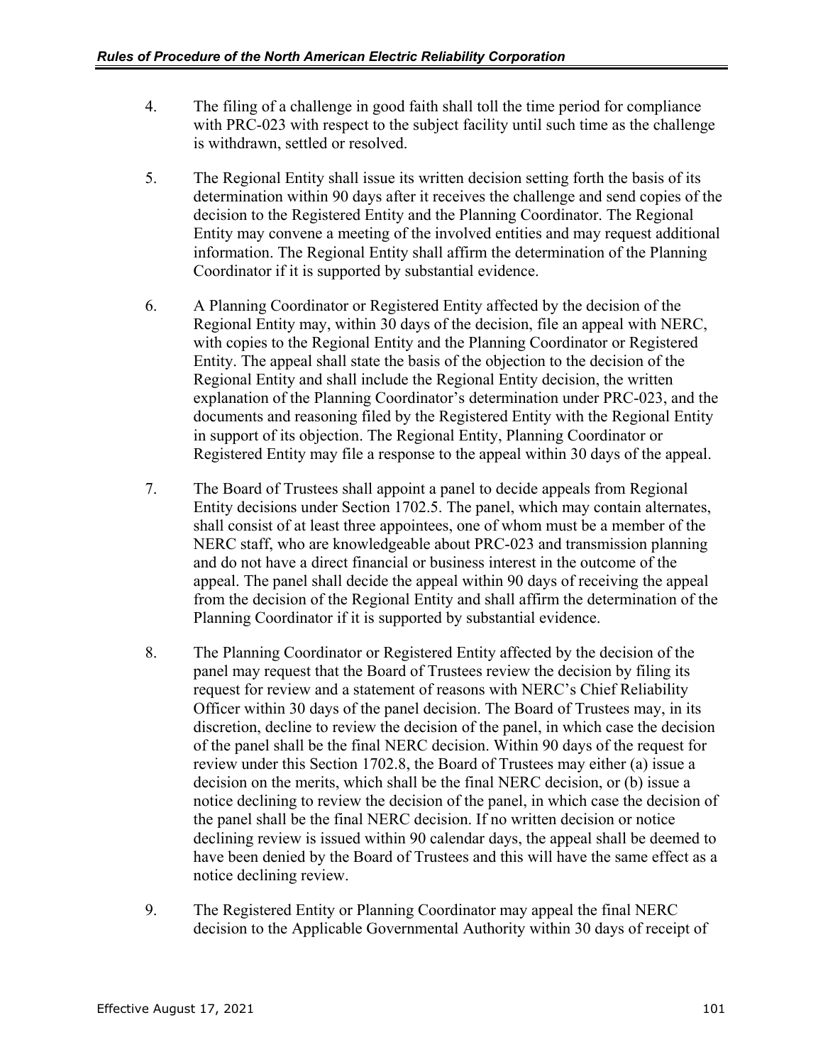4. The filing of a challenge in good faith shall toll the time period for compliance with PRC-023 with respect to the subject facility until such time as the challenge is withdrawn, settled or resolved.

5. The Regional Entity shall issue its written decision setting forth the basis of its determination within 90 days after it receives the challenge and send copies of the decision to the Registered Entity and the Planning Coordinator. The Regional Entity may convene a meeting of the involved entities and may request additional information. The Regional Entity shall affirm the determination of the Planning Coordinator if it is supported by substantial evidence.

6. A Planning Coordinator or Registered Entity affected by the decision of the Regional Entity may, within 30 days of the decision, file an appeal with NERC, with copies to the Regional Entity and the Planning Coordinator or Registered Entity. The appeal shall state the basis of the objection to the decision of the Regional Entity and shall include the Regional Entity decision, the written explanation of the Planning Coordinator's determination under PRC-023, and the documents and reasoning filed by the Registered Entity with the Regional Entity in support of its objection. The Regional Entity, Planning Coordinator or Registered Entity may file a response to the appeal within 30 days of the appeal.

7. The Board of Trustees shall appoint a panel to decide appeals from Regional Entity decisions under Section 1702.5. The panel, which may contain alternates, shall consist of at least three appointees, one of whom must be a member of the NERC staff, who are knowledgeable about PRC-023 and transmission planning and do not have a direct financial or business interest in the outcome of the appeal. The panel shall decide the appeal within 90 days of receiving the appeal from the decision of the Regional Entity and shall affirm the determination of the Planning Coordinator if it is supported by substantial evidence.

8. The Planning Coordinator or Registered Entity affected by the decision of the panel may request that the Board of Trustees review the decision by filing its request for review and a statement of reasons with NERC's Chief Reliability Officer within 30 days of the panel decision. The Board of Trustees may, in its discretion, decline to review the decision of the panel, in which case the decision of the panel shall be the final NERC decision. Within 90 days of the request for review under this Section 1702.8, the Board of Trustees may either (a) issue a decision on the merits, which shall be the final NERC decision, or (b) issue a notice declining to review the decision of the panel, in which case the decision of the panel shall be the final NERC decision. If no written decision or notice declining review is issued within 90 calendar days, the appeal shall be deemed to have been denied by the Board of Trustees and this will have the same effect as a notice declining review.

9. The Registered Entity or Planning Coordinator may appeal the final NERC decision to the Applicable Governmental Authority within 30 days of receipt of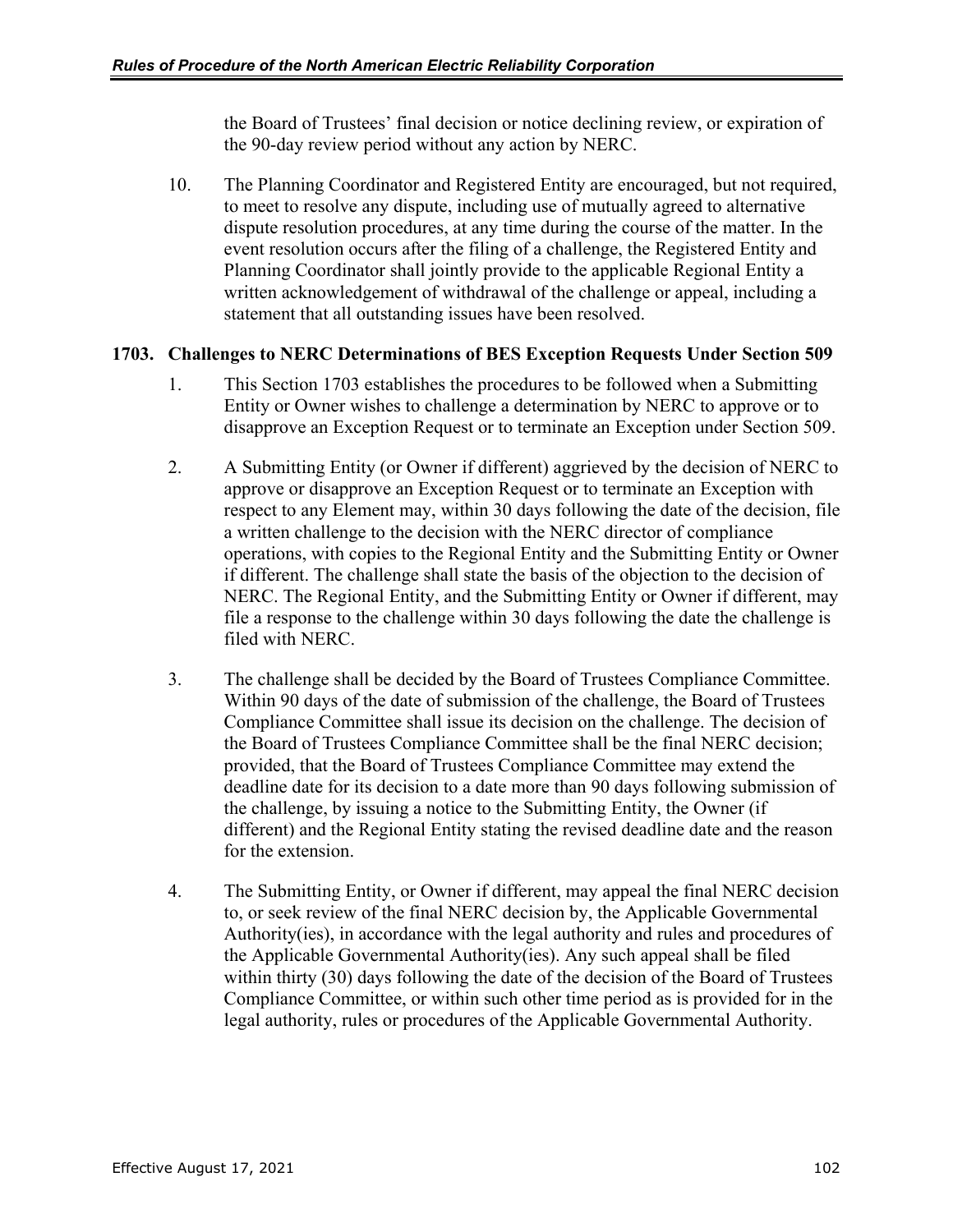the Board of Trustees' final decision or notice declining review, or expiration of the 90-day review period without any action by NERC.

10. The Planning Coordinator and Registered Entity are encouraged, but not required, to meet to resolve any dispute, including use of mutually agreed to alternative dispute resolution procedures, at any time during the course of the matter. In the event resolution occurs after the filing of a challenge, the Registered Entity and Planning Coordinator shall jointly provide to the applicable Regional Entity a written acknowledgement of withdrawal of the challenge or appeal, including a statement that all outstanding issues have been resolved.

### 1703. Challenges to NERC Determinations of BES Exception Requests Under Section 509

1. This Section 1703 establishes the procedures to be followed when a Submitting Entity or Owner wishes to challenge a determination by NERC to approve or to disapprove an Exception Request or to terminate an Exception under Section 509.

2. A Submitting Entity (or Owner if different) aggrieved by the decision of NERC to approve or disapprove an Exception Request or to terminate an Exception with respect to any Element may, within 30 days following the date of the decision, file a written challenge to the decision with the NERC director of compliance operations, with copies to the Regional Entity and the Submitting Entity or Owner if different. The challenge shall state the basis of the objection to the decision of NERC. The Regional Entity, and the Submitting Entity or Owner if different, may file a response to the challenge within 30 days following the date the challenge is filed with NERC.

3. The challenge shall be decided by the Board of Trustees Compliance Committee. Within 90 days of the date of submission of the challenge, the Board of Trustees Compliance Committee shall issue its decision on the challenge. The decision of the Board of Trustees Compliance Committee shall be the final NERC decision; provided, that the Board of Trustees Compliance Committee may extend the deadline date for its decision to a date more than 90 days following submission of the challenge, by issuing a notice to the Submitting Entity, the Owner (if different) and the Regional Entity stating the revised deadline date and the reason for the extension.

4. The Submitting Entity, or Owner if different, may appeal the final NERC decision to, or seek review of the final NERC decision by, the Applicable Governmental Authority(ies), in accordance with the legal authority and rules and procedures of the Applicable Governmental Authority(ies). Any such appeal shall be filed within thirty (30) days following the date of the decision of the Board of Trustees Compliance Committee, or within such other time period as is provided for in the legal authority, rules or procedures of the Applicable Governmental Authority.